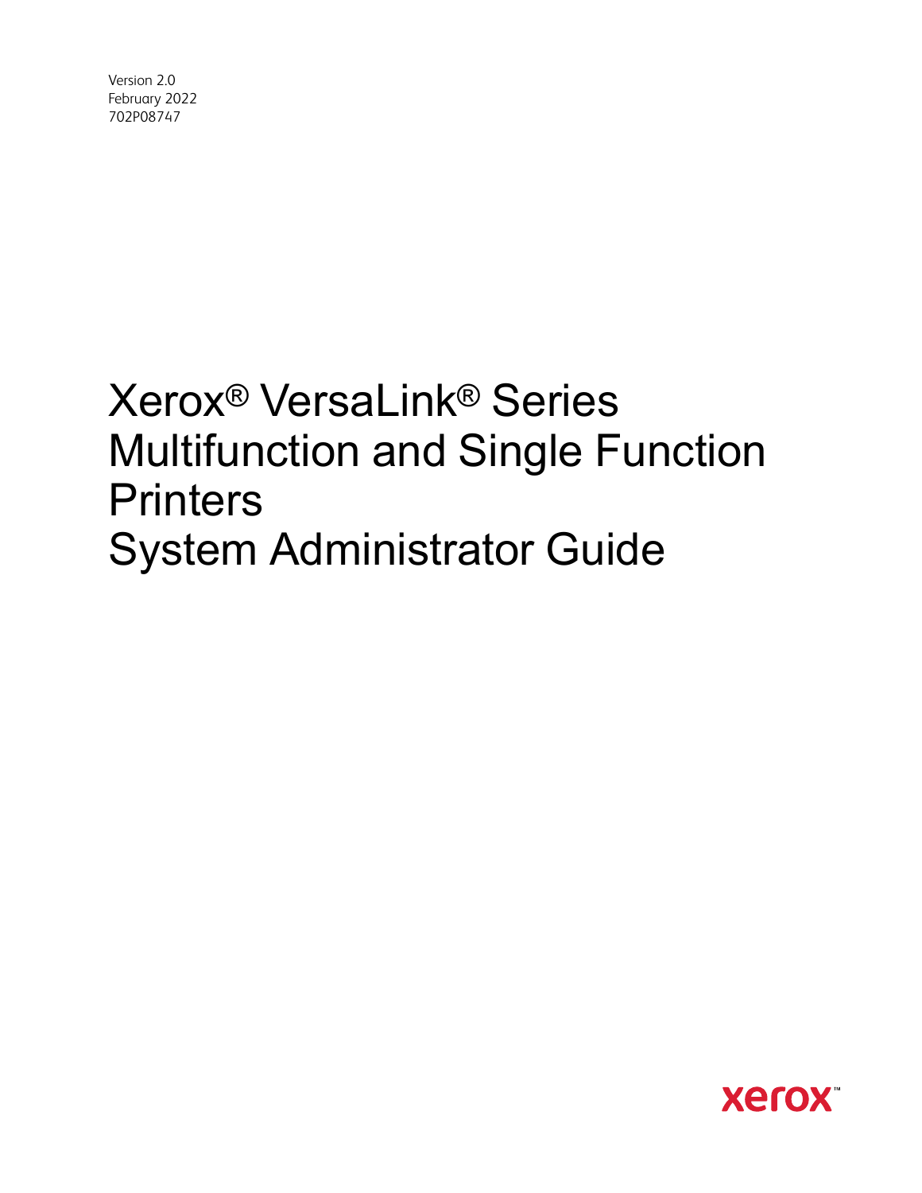Version 2.0
February 2022
702P08747

# Xerox® VersaLink® Series Multifunction and Single Function Printers System Administrator Guide

xerox™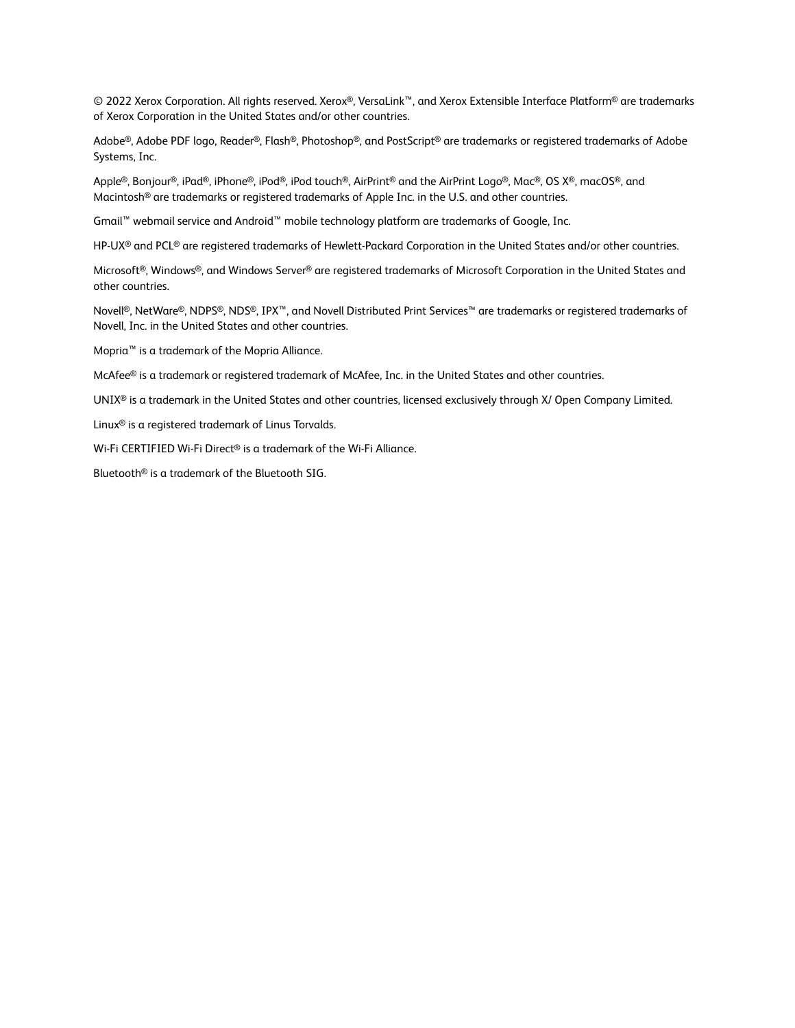© 2022 Xerox Corporation. All rights reserved. Xerox®, VersaLink™, and Xerox Extensible Interface Platform® are trademarks of Xerox Corporation in the United States and/or other countries.

Adobe®, Adobe PDF logo, Reader®, Flash®, Photoshop®, and PostScript® are trademarks or registered trademarks of Adobe Systems, Inc.

Apple®, Bonjour®, iPad®, iPhone®, iPod®, iPod touch®, AirPrint® and the AirPrint Logo®, Mac®, OS X®, macOS®, and Macintosh® are trademarks or registered trademarks of Apple Inc. in the U.S. and other countries.

Gmail™ webmail service and Android™ mobile technology platform are trademarks of Google, Inc.

HP-UX® and PCL® are registered trademarks of Hewlett-Packard Corporation in the United States and/or other countries.

Microsoft®, Windows®, and Windows Server® are registered trademarks of Microsoft Corporation in the United States and other countries.

Novell®, NetWare®, NDPS®, NDS®, IPX™, and Novell Distributed Print Services™ are trademarks or registered trademarks of Novell, Inc. in the United States and other countries.

Mopria™ is a trademark of the Mopria Alliance.

McAfee® is a trademark or registered trademark of McAfee, Inc. in the United States and other countries.

UNIX® is a trademark in the United States and other countries, licensed exclusively through X/ Open Company Limited.

Linux® is a registered trademark of Linus Torvalds.

Wi-Fi CERTIFIED Wi-Fi Direct® is a trademark of the Wi-Fi Alliance.

Bluetooth® is a trademark of the Bluetooth SIG.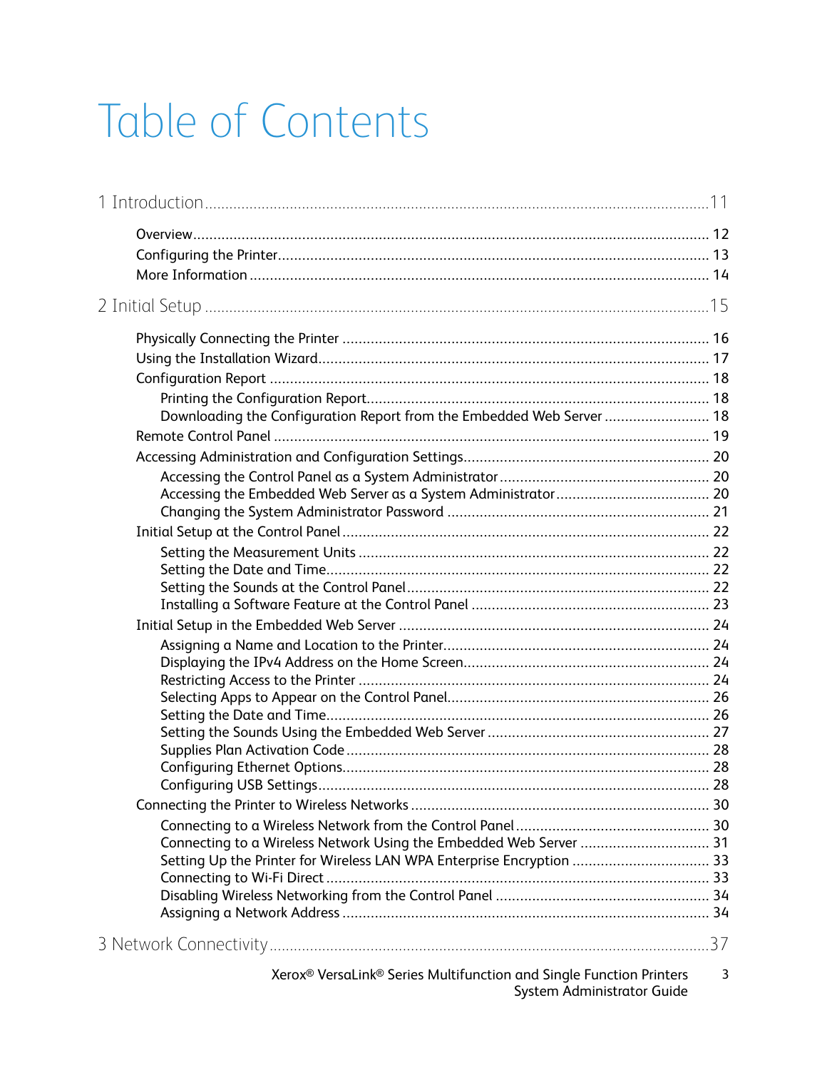# Table of Contents

1 Introduction ..... 11

- Overview ..... 12
- Configuring the Printer ..... 13
- More Information ..... 14

2 Initial Setup ..... 15

- Physically Connecting the Printer ..... 16
- Using the Installation Wizard ..... 17
- Configuration Report ..... 18
  - Printing the Configuration Report ..... 18
  - Downloading the Configuration Report from the Embedded Web Server ..... 18
- Remote Control Panel ..... 19
- Accessing Administration and Configuration Settings ..... 20
  - Accessing the Control Panel as a System Administrator ..... 20
  - Accessing the Embedded Web Server as a System Administrator ..... 20
  - Changing the System Administrator Password ..... 21
- Initial Setup at the Control Panel ..... 22
  - Setting the Measurement Units ..... 22
  - Setting the Date and Time ..... 22
  - Setting the Sounds at the Control Panel ..... 22
  - Installing a Software Feature at the Control Panel ..... 23
- Initial Setup in the Embedded Web Server ..... 24
  - Assigning a Name and Location to the Printer ..... 24
  - Displaying the IPv4 Address on the Home Screen ..... 24
  - Restricting Access to the Printer ..... 24
  - Selecting Apps to Appear on the Control Panel ..... 26
  - Setting the Date and Time ..... 26
  - Setting the Sounds Using the Embedded Web Server ..... 27
  - Supplies Plan Activation Code ..... 28
  - Configuring Ethernet Options ..... 28
  - Configuring USB Settings ..... 28
- Connecting the Printer to Wireless Networks ..... 30
  - Connecting to a Wireless Network from the Control Panel ..... 30
  - Connecting to a Wireless Network Using the Embedded Web Server ..... 31
  - Setting Up the Printer for Wireless LAN WPA Enterprise Encryption ..... 33
  - Connecting to Wi-Fi Direct ..... 33
  - Disabling Wireless Networking from the Control Panel ..... 34
  - Assigning a Network Address ..... 34

3 Network Connectivity ..... 37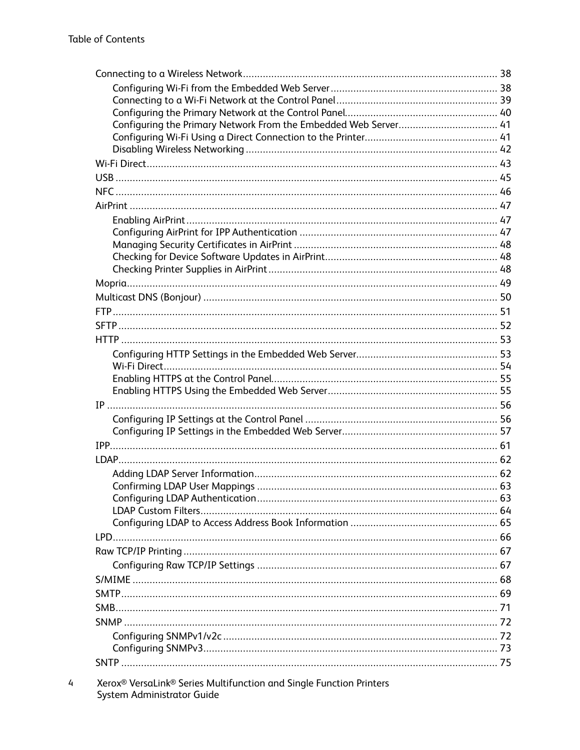Connecting to a Wireless Network .......................................................... 38

- Configuring Wi-Fi from the Embedded Web Server .......................................................... 38
- Connecting to a Wi-Fi Network at the Control Panel .......................................................... 39
- Configuring the Primary Network at the Control Panel .......................................................... 40
- Configuring the Primary Network From the Embedded Web Server .......................................................... 41
- Configuring Wi-Fi Using a Direct Connection to the Printer .......................................................... 41
- Disabling Wireless Networking .......................................................... 42

Wi-Fi Direct .......................................................... 43

USB .......................................................... 45

NFC .......................................................... 46

AirPrint .......................................................... 47

- Enabling AirPrint .......................................................... 47
- Configuring AirPrint for IPP Authentication .......................................................... 47
- Managing Security Certificates in AirPrint .......................................................... 48
- Checking for Device Software Updates in AirPrint .......................................................... 48
- Checking Printer Supplies in AirPrint .......................................................... 48

Mopria .......................................................... 49

Multicast DNS (Bonjour) .......................................................... 50

FTP .......................................................... 51

SFTP .......................................................... 52

HTTP .......................................................... 53

- Configuring HTTP Settings in the Embedded Web Server .......................................................... 53
- Wi-Fi Direct .......................................................... 54
- Enabling HTTPS at the Control Panel .......................................................... 55
- Enabling HTTPS Using the Embedded Web Server .......................................................... 55

IP .......................................................... 56

- Configuring IP Settings at the Control Panel .......................................................... 56
- Configuring IP Settings in the Embedded Web Server .......................................................... 57

IPP .......................................................... 61

LDAP .......................................................... 62

- Adding LDAP Server Information .......................................................... 62
- Confirming LDAP User Mappings .......................................................... 63
- Configuring LDAP Authentication .......................................................... 63
- LDAP Custom Filters .......................................................... 64
- Configuring LDAP to Access Address Book Information .......................................................... 65

LPD .......................................................... 66

Raw TCP/IP Printing .......................................................... 67

- Configuring Raw TCP/IP Settings .......................................................... 67

S/MIME .......................................................... 68

SMTP .......................................................... 69

SMB .......................................................... 71

SNMP .......................................................... 72

- Configuring SNMPv1/v2c .......................................................... 72
- Configuring SNMPv3 .......................................................... 73

SNTP .......................................................... 75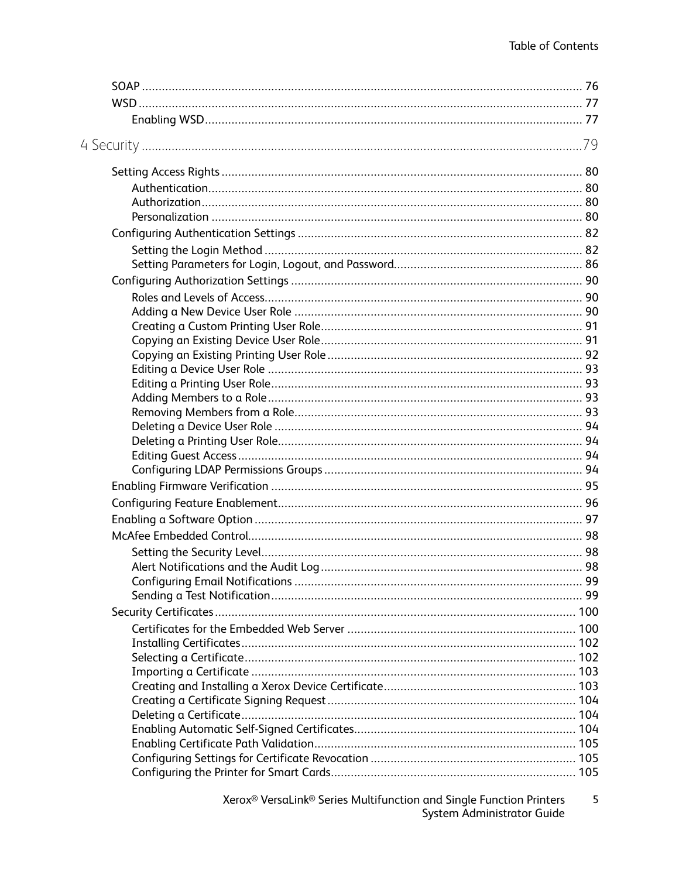- SOAP ... 76
- WSD ... 77
    - Enabling WSD ... 77

# 4 Security ... 79

- Setting Access Rights ... 80
    - Authentication ... 80
    - Authorization ... 80
    - Personalization ... 80
- Configuring Authentication Settings ... 82
    - Setting the Login Method ... 82
    - Setting Parameters for Login, Logout, and Password ... 86
- Configuring Authorization Settings ... 90
    - Roles and Levels of Access ... 90
    - Adding a New Device User Role ... 90
    - Creating a Custom Printing User Role ... 91
    - Copying an Existing Device User Role ... 91
    - Copying an Existing Printing User Role ... 92
    - Editing a Device User Role ... 93
    - Editing a Printing User Role ... 93
    - Adding Members to a Role ... 93
    - Removing Members from a Role ... 93
    - Deleting a Device User Role ... 94
    - Deleting a Printing User Role ... 94
    - Editing Guest Access ... 94
    - Configuring LDAP Permissions Groups ... 94
- Enabling Firmware Verification ... 95
- Configuring Feature Enablement ... 96
- Enabling a Software Option ... 97
- McAfee Embedded Control ... 98
    - Setting the Security Level ... 98
    - Alert Notifications and the Audit Log ... 98
    - Configuring Email Notifications ... 99
    - Sending a Test Notification ... 99
- Security Certificates ... 100
    - Certificates for the Embedded Web Server ... 100
    - Installing Certificates ... 102
    - Selecting a Certificate ... 102
    - Importing a Certificate ... 103
    - Creating and Installing a Xerox Device Certificate ... 103
    - Creating a Certificate Signing Request ... 104
    - Deleting a Certificate ... 104
    - Enabling Automatic Self-Signed Certificates ... 104
    - Enabling Certificate Path Validation ... 105
    - Configuring Settings for Certificate Revocation ... 105
    - Configuring the Printer for Smart Cards ... 105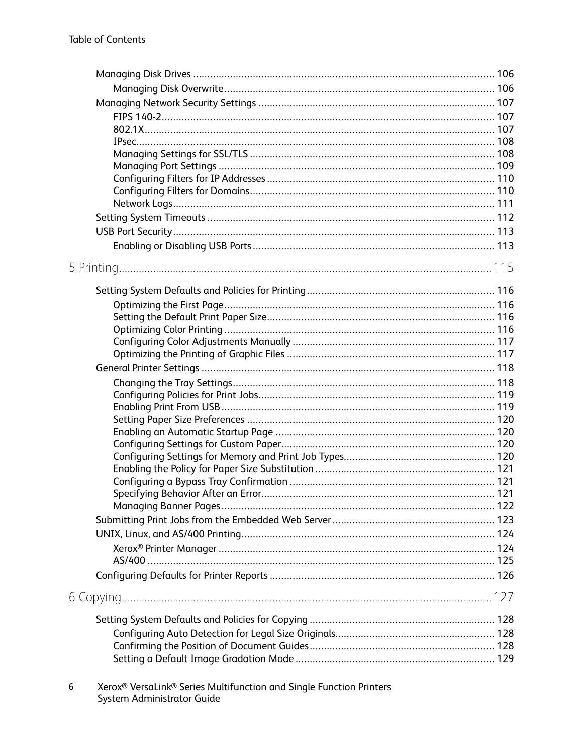- Managing Disk Drives ........ 106
  - Managing Disk Overwrite ........ 106
- Managing Network Security Settings ........ 107
  - FIPS 140-2 ........ 107
  - 802.1X ........ 107
  - IPsec ........ 108
  - Managing Settings for SSL/TLS ........ 108
  - Managing Port Settings ........ 109
  - Configuring Filters for IP Addresses ........ 110
  - Configuring Filters for Domains ........ 110
  - Network Logs ........ 111
- Setting System Timeouts ........ 112
- USB Port Security ........ 113
  - Enabling or Disabling USB Ports ........ 113

## 5 Printing ........ 115

- Setting System Defaults and Policies for Printing ........ 116
  - Optimizing the First Page ........ 116
  - Setting the Default Print Paper Size ........ 116
  - Optimizing Color Printing ........ 116
  - Configuring Color Adjustments Manually ........ 117
  - Optimizing the Printing of Graphic Files ........ 117
- General Printer Settings ........ 118
  - Changing the Tray Settings ........ 118
  - Configuring Policies for Print Jobs ........ 119
  - Enabling Print From USB ........ 119
  - Setting Paper Size Preferences ........ 120
  - Enabling an Automatic Startup Page ........ 120
  - Configuring Settings for Custom Paper ........ 120
  - Configuring Settings for Memory and Print Job Types ........ 120
  - Enabling the Policy for Paper Size Substitution ........ 121
  - Configuring a Bypass Tray Confirmation ........ 121
  - Specifying Behavior After an Error ........ 121
  - Managing Banner Pages ........ 122
- Submitting Print Jobs from the Embedded Web Server ........ 123
- UNIX, Linux, and AS/400 Printing ........ 124
  - Xerox® Printer Manager ........ 124
  - AS/400 ........ 125
- Configuring Defaults for Printer Reports ........ 126

## 6 Copying ........ 127

- Setting System Defaults and Policies for Copying ........ 128
  - Configuring Auto Detection for Legal Size Originals ........ 128
  - Confirming the Position of Document Guides ........ 128
  - Setting a Default Image Gradation Mode ........ 129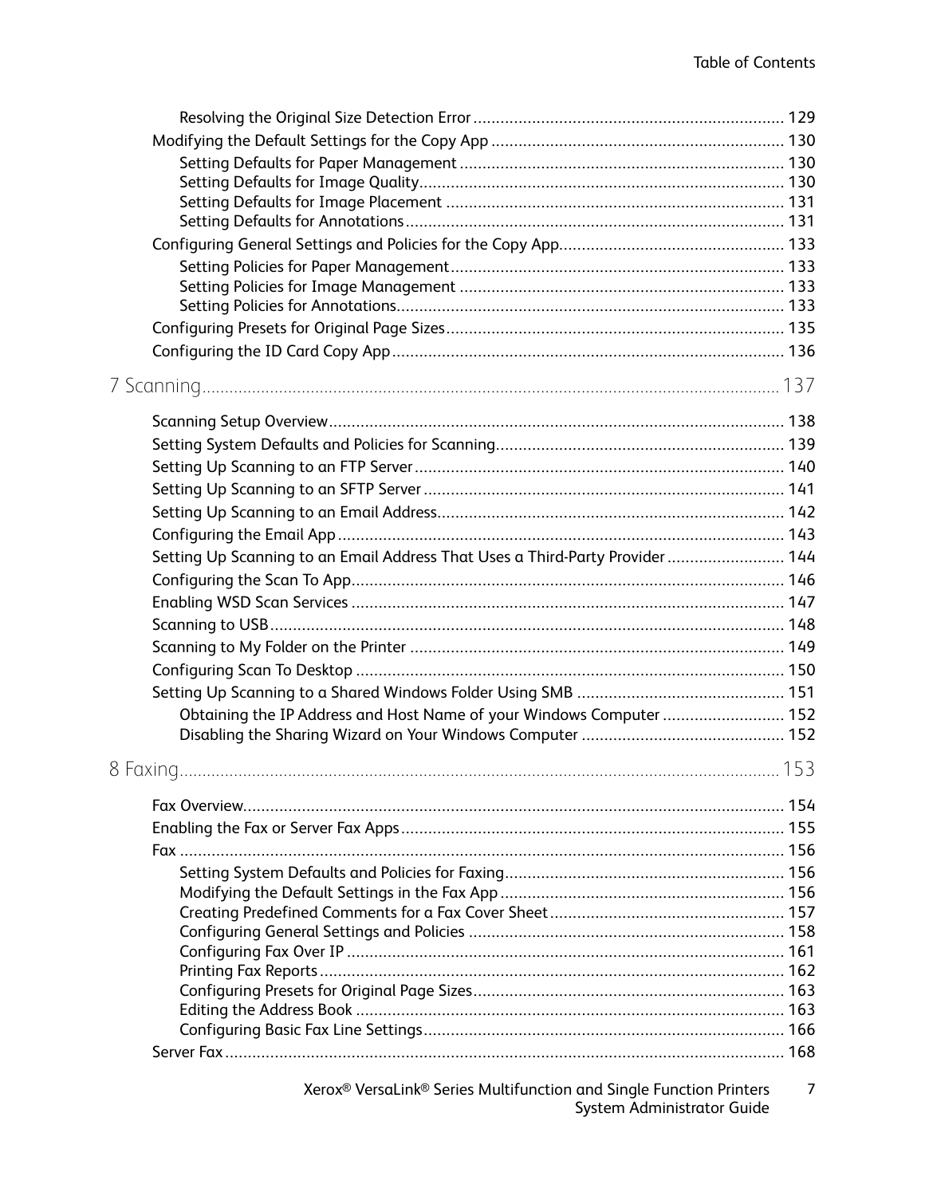- Resolving the Original Size Detection Error ..... 129
- Modifying the Default Settings for the Copy App ..... 130
  - Setting Defaults for Paper Management ..... 130
  - Setting Defaults for Image Quality ..... 130
  - Setting Defaults for Image Placement ..... 131
  - Setting Defaults for Annotations ..... 131
- Configuring General Settings and Policies for the Copy App ..... 133
  - Setting Policies for Paper Management ..... 133
  - Setting Policies for Image Management ..... 133
  - Setting Policies for Annotations ..... 133
- Configuring Presets for Original Page Sizes ..... 135
- Configuring the ID Card Copy App ..... 136

## 7 Scanning ..... 137

- Scanning Setup Overview ..... 138
- Setting System Defaults and Policies for Scanning ..... 139
- Setting Up Scanning to an FTP Server ..... 140
- Setting Up Scanning to an SFTP Server ..... 141
- Setting Up Scanning to an Email Address ..... 142
- Configuring the Email App ..... 143
- Setting Up Scanning to an Email Address That Uses a Third-Party Provider ..... 144
- Configuring the Scan To App ..... 146
- Enabling WSD Scan Services ..... 147
- Scanning to USB ..... 148
- Scanning to My Folder on the Printer ..... 149
- Configuring Scan To Desktop ..... 150
- Setting Up Scanning to a Shared Windows Folder Using SMB ..... 151
  - Obtaining the IP Address and Host Name of your Windows Computer ..... 152
  - Disabling the Sharing Wizard on Your Windows Computer ..... 152

## 8 Faxing ..... 153

- Fax Overview ..... 154
- Enabling the Fax or Server Fax Apps ..... 155
- Fax ..... 156
  - Setting System Defaults and Policies for Faxing ..... 156
  - Modifying the Default Settings in the Fax App ..... 156
  - Creating Predefined Comments for a Fax Cover Sheet ..... 157
  - Configuring General Settings and Policies ..... 158
  - Configuring Fax Over IP ..... 161
  - Printing Fax Reports ..... 162
  - Configuring Presets for Original Page Sizes ..... 163
  - Editing the Address Book ..... 163
  - Configuring Basic Fax Line Settings ..... 166
- Server Fax ..... 168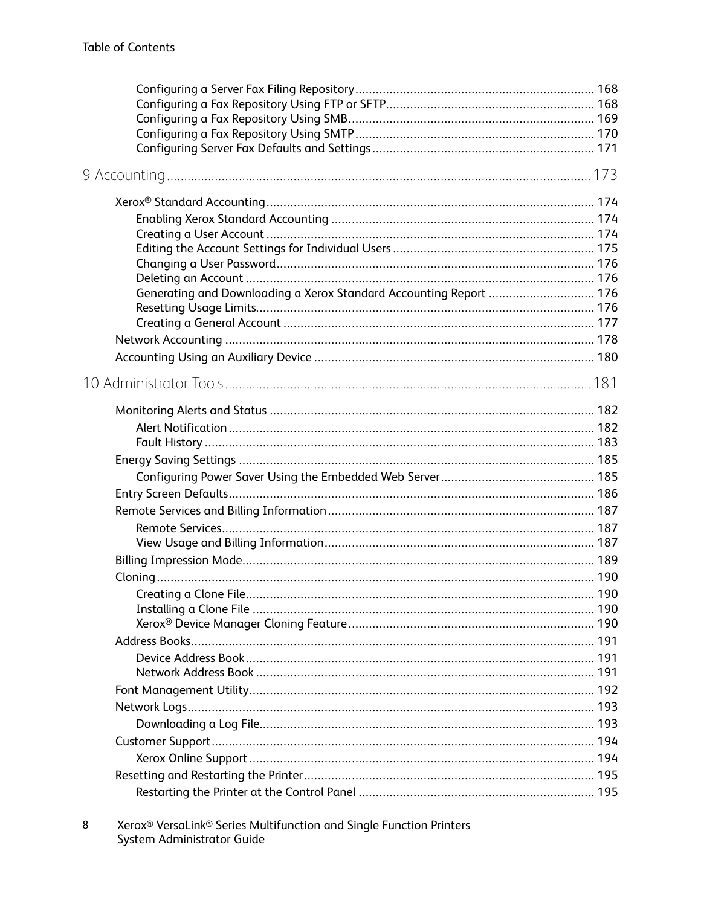- Configuring a Server Fax Filing Repository ..... 168
- Configuring a Fax Repository Using FTP or SFTP ..... 168
- Configuring a Fax Repository Using SMB ..... 169
- Configuring a Fax Repository Using SMTP ..... 170
- Configuring Server Fax Defaults and Settings ..... 171

## 9 Accounting ..... 173

- Xerox® Standard Accounting ..... 174
  - Enabling Xerox Standard Accounting ..... 174
  - Creating a User Account ..... 174
  - Editing the Account Settings for Individual Users ..... 175
  - Changing a User Password ..... 176
  - Deleting an Account ..... 176
  - Generating and Downloading a Xerox Standard Accounting Report ..... 176
  - Resetting Usage Limits ..... 176
  - Creating a General Account ..... 177
- Network Accounting ..... 178
- Accounting Using an Auxiliary Device ..... 180

## 10 Administrator Tools ..... 181

- Monitoring Alerts and Status ..... 182
  - Alert Notification ..... 182
  - Fault History ..... 183
- Energy Saving Settings ..... 185
  - Configuring Power Saver Using the Embedded Web Server ..... 185
- Entry Screen Defaults ..... 186
- Remote Services and Billing Information ..... 187
  - Remote Services ..... 187
  - View Usage and Billing Information ..... 187
- Billing Impression Mode ..... 189
- Cloning ..... 190
  - Creating a Clone File ..... 190
  - Installing a Clone File ..... 190
  - Xerox® Device Manager Cloning Feature ..... 190
- Address Books ..... 191
  - Device Address Book ..... 191
  - Network Address Book ..... 191
- Font Management Utility ..... 192
- Network Logs ..... 193
  - Downloading a Log File ..... 193
- Customer Support ..... 194
  - Xerox Online Support ..... 194
- Resetting and Restarting the Printer ..... 195
  - Restarting the Printer at the Control Panel ..... 195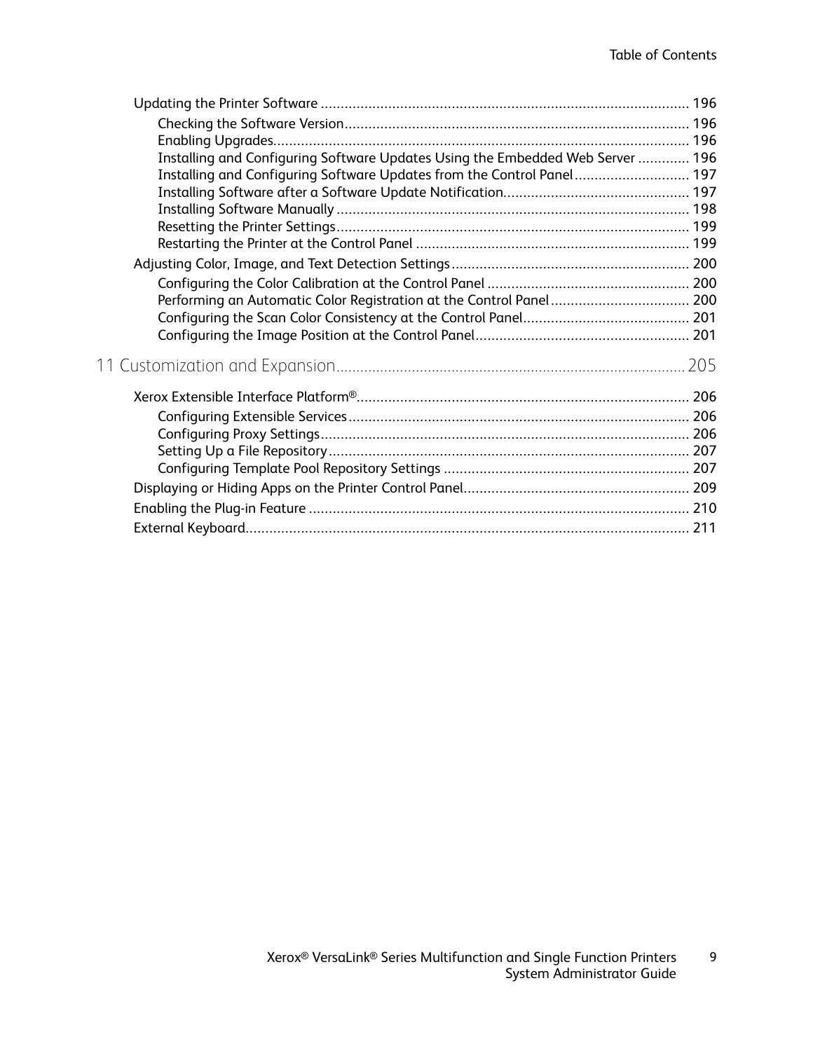- Updating the Printer Software ... 196
  - Checking the Software Version ... 196
  - Enabling Upgrades ... 196
  - Installing and Configuring Software Updates Using the Embedded Web Server ... 196
  - Installing and Configuring Software Updates from the Control Panel ... 197
  - Installing Software after a Software Update Notification ... 197
  - Installing Software Manually ... 198
  - Resetting the Printer Settings ... 199
  - Restarting the Printer at the Control Panel ... 199
- Adjusting Color, Image, and Text Detection Settings ... 200
  - Configuring the Color Calibration at the Control Panel ... 200
  - Performing an Automatic Color Registration at the Control Panel ... 200
  - Configuring the Scan Color Consistency at the Control Panel ... 201
  - Configuring the Image Position at the Control Panel ... 201

## 11 Customization and Expansion ... 205

- Xerox Extensible Interface Platform® ... 206
  - Configuring Extensible Services ... 206
  - Configuring Proxy Settings ... 206
  - Setting Up a File Repository ... 207
  - Configuring Template Pool Repository Settings ... 207
- Displaying or Hiding Apps on the Printer Control Panel ... 209
- Enabling the Plug-in Feature ... 210
- External Keyboard ... 211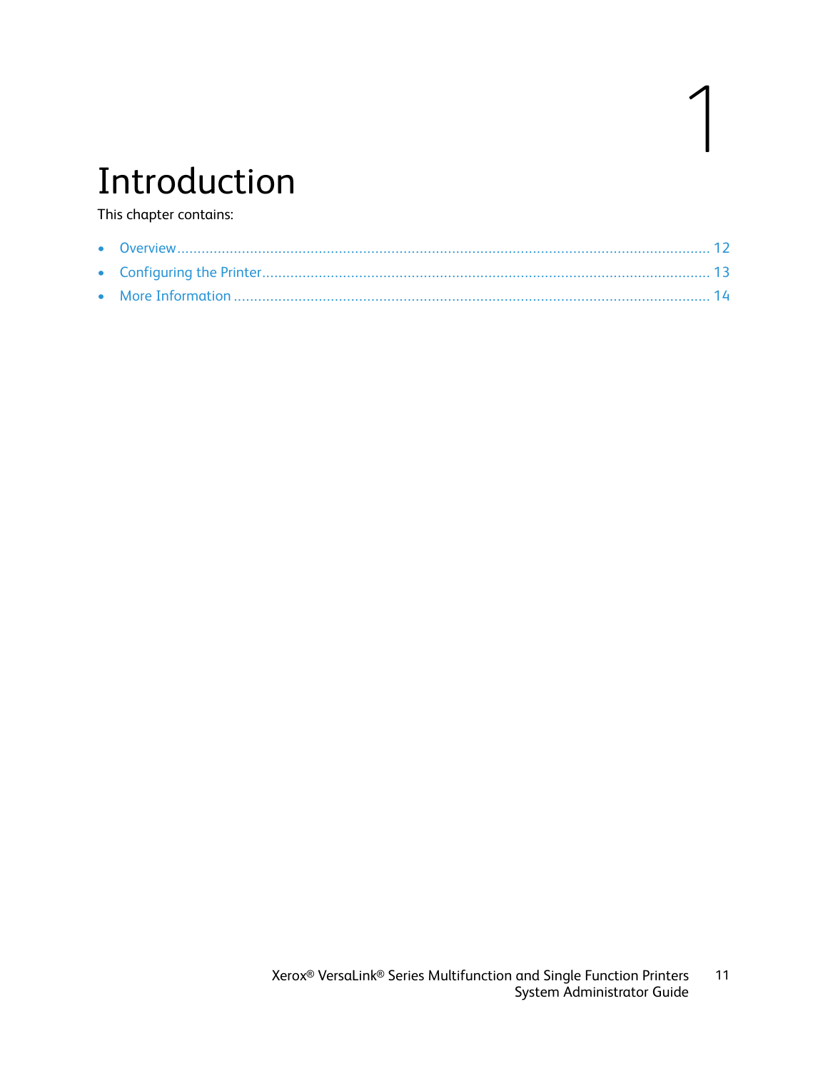# 1 Introduction

This chapter contains:

- Overview ........................................................................................................................... 12
- Configuring the Printer ..................................................................................................... 13
- More Information ............................................................................................................. 14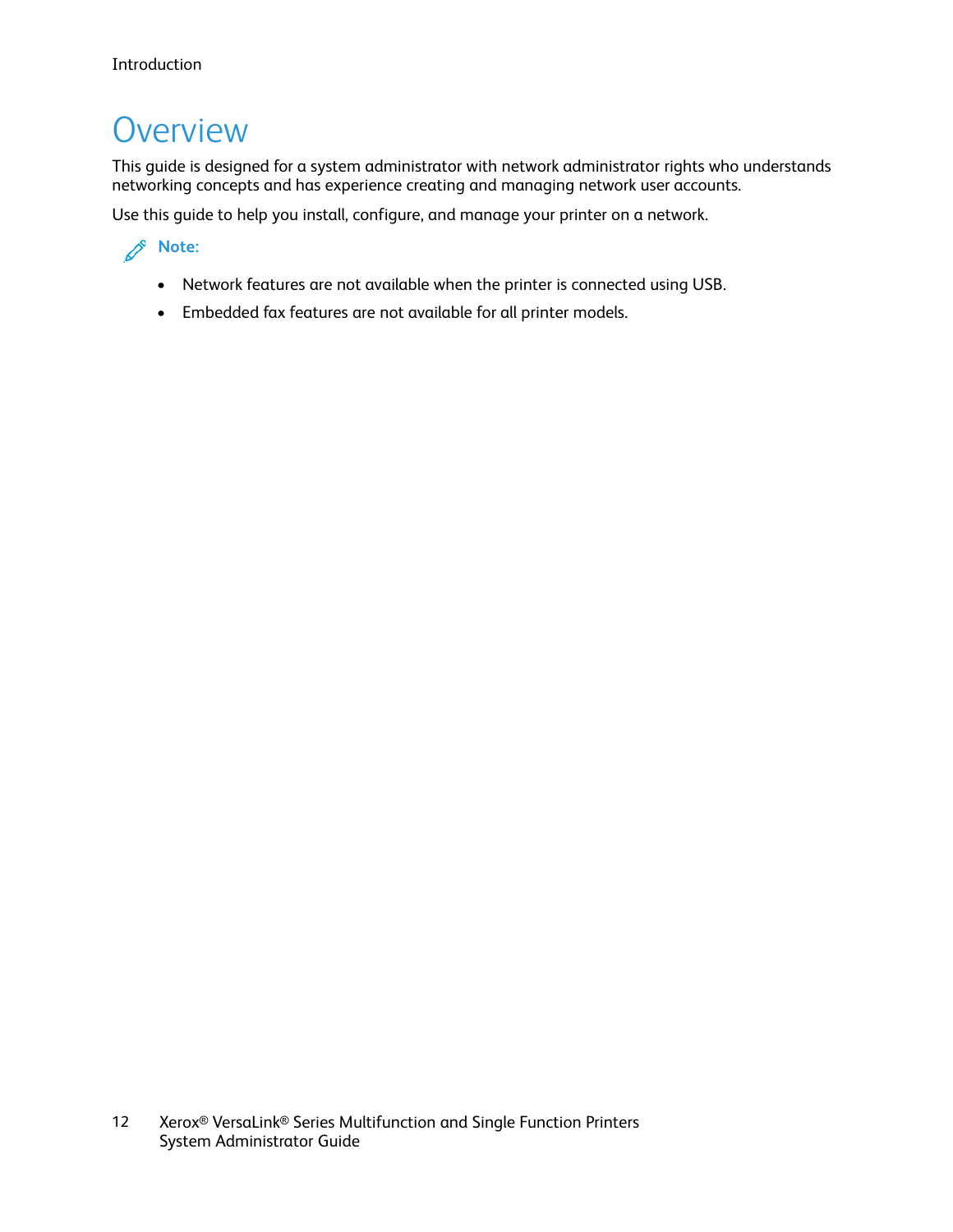# Overview

This guide is designed for a system administrator with network administrator rights who understands networking concepts and has experience creating and managing network user accounts.

Use this guide to help you install, configure, and manage your printer on a network.

**Note:**

- Network features are not available when the printer is connected using USB.
- Embedded fax features are not available for all printer models.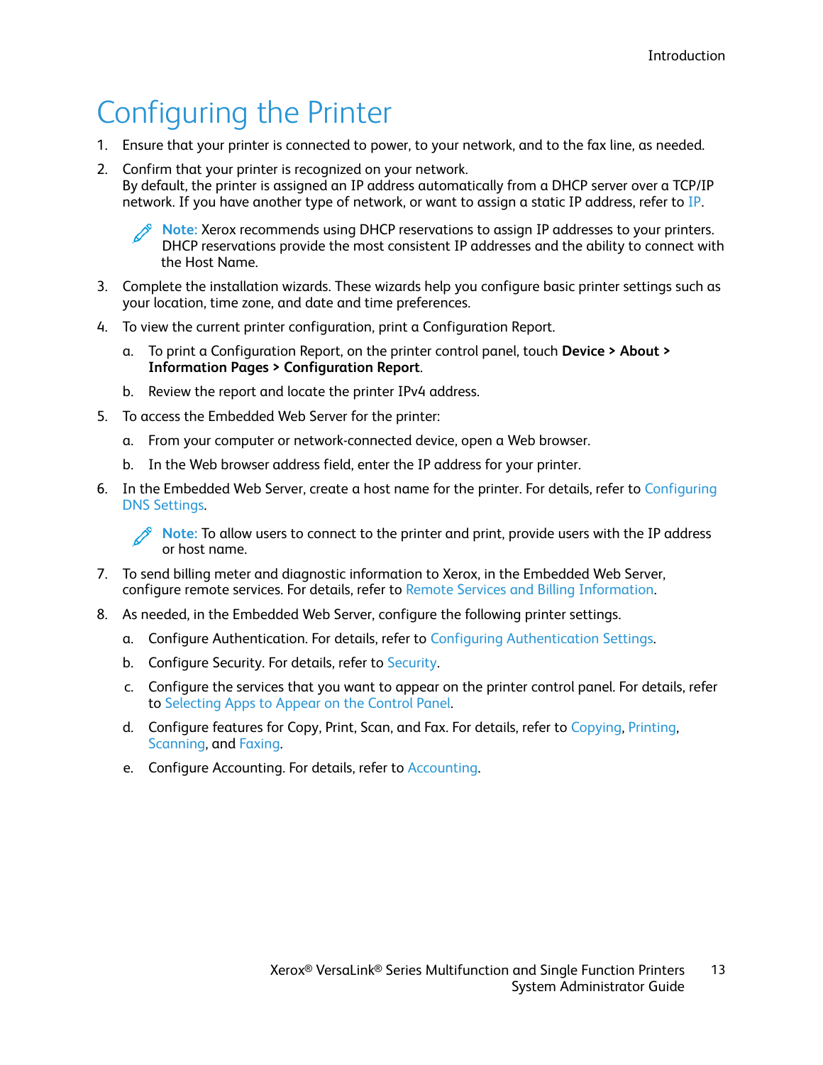# Configuring the Printer

1. Ensure that your printer is connected to power, to your network, and to the fax line, as needed.
2. Confirm that your printer is recognized on your network.
   By default, the printer is assigned an IP address automatically from a DHCP server over a TCP/IP network. If you have another type of network, or want to assign a static IP address, refer to IP.

   **Note:** Xerox recommends using DHCP reservations to assign IP addresses to your printers. DHCP reservations provide the most consistent IP addresses and the ability to connect with the Host Name.

3. Complete the installation wizards. These wizards help you configure basic printer settings such as your location, time zone, and date and time preferences.
4. To view the current printer configuration, print a Configuration Report.
   a. To print a Configuration Report, on the printer control panel, touch **Device > About > Information Pages > Configuration Report**.
   b. Review the report and locate the printer IPv4 address.
5. To access the Embedded Web Server for the printer:
   a. From your computer or network-connected device, open a Web browser.
   b. In the Web browser address field, enter the IP address for your printer.
6. In the Embedded Web Server, create a host name for the printer. For details, refer to Configuring DNS Settings.

   **Note:** To allow users to connect to the printer and print, provide users with the IP address or host name.

7. To send billing meter and diagnostic information to Xerox, in the Embedded Web Server, configure remote services. For details, refer to Remote Services and Billing Information.
8. As needed, in the Embedded Web Server, configure the following printer settings.
   a. Configure Authentication. For details, refer to Configuring Authentication Settings.
   b. Configure Security. For details, refer to Security.
   c. Configure the services that you want to appear on the printer control panel. For details, refer to Selecting Apps to Appear on the Control Panel.
   d. Configure features for Copy, Print, Scan, and Fax. For details, refer to Copying, Printing, Scanning, and Faxing.
   e. Configure Accounting. For details, refer to Accounting.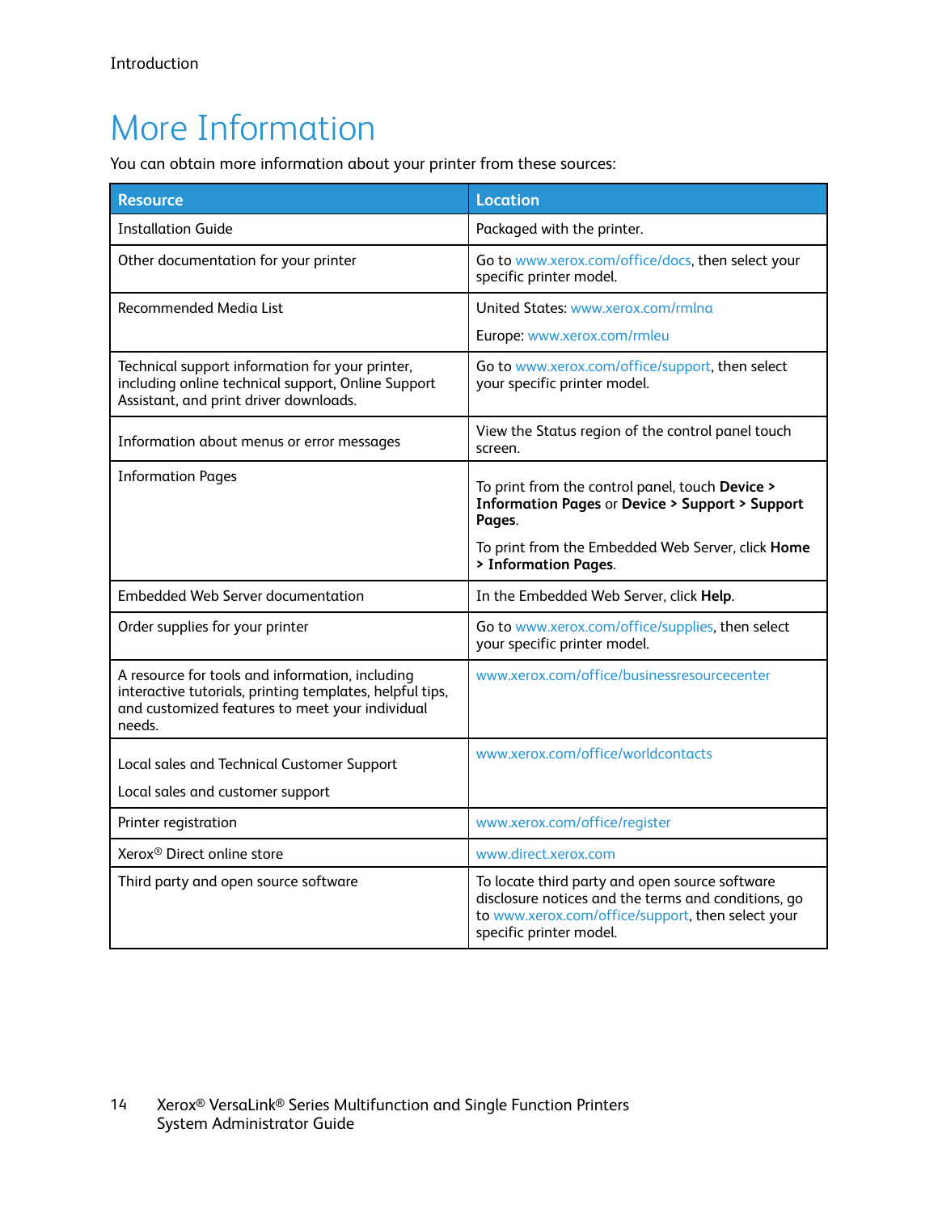# More Information

You can obtain more information about your printer from these sources:

| Resource | Location |
|---|---|
| Installation Guide | Packaged with the printer. |
| Other documentation for your printer | Go to www.xerox.com/office/docs, then select your specific printer model. |
| Recommended Media List | United States: www.xerox.com/rmlna<br><br>Europe: www.xerox.com/rmleu |
| Technical support information for your printer, including online technical support, Online Support Assistant, and print driver downloads. | Go to www.xerox.com/office/support, then select your specific printer model. |
| Information about menus or error messages | View the Status region of the control panel touch screen. |
| Information Pages | To print from the control panel, touch **Device > Information Pages** or **Device > Support > Support Pages**.<br><br>To print from the Embedded Web Server, click **Home > Information Pages**. |
| Embedded Web Server documentation | In the Embedded Web Server, click **Help**. |
| Order supplies for your printer | Go to www.xerox.com/office/supplies, then select your specific printer model. |
| A resource for tools and information, including interactive tutorials, printing templates, helpful tips, and customized features to meet your individual needs. | www.xerox.com/office/businessresourcecenter |
| Local sales and Technical Customer Support<br><br>Local sales and customer support | www.xerox.com/office/worldcontacts |
| Printer registration | www.xerox.com/office/register |
| Xerox® Direct online store | www.direct.xerox.com |
| Third party and open source software | To locate third party and open source software disclosure notices and the terms and conditions, go to www.xerox.com/office/support, then select your specific printer model. |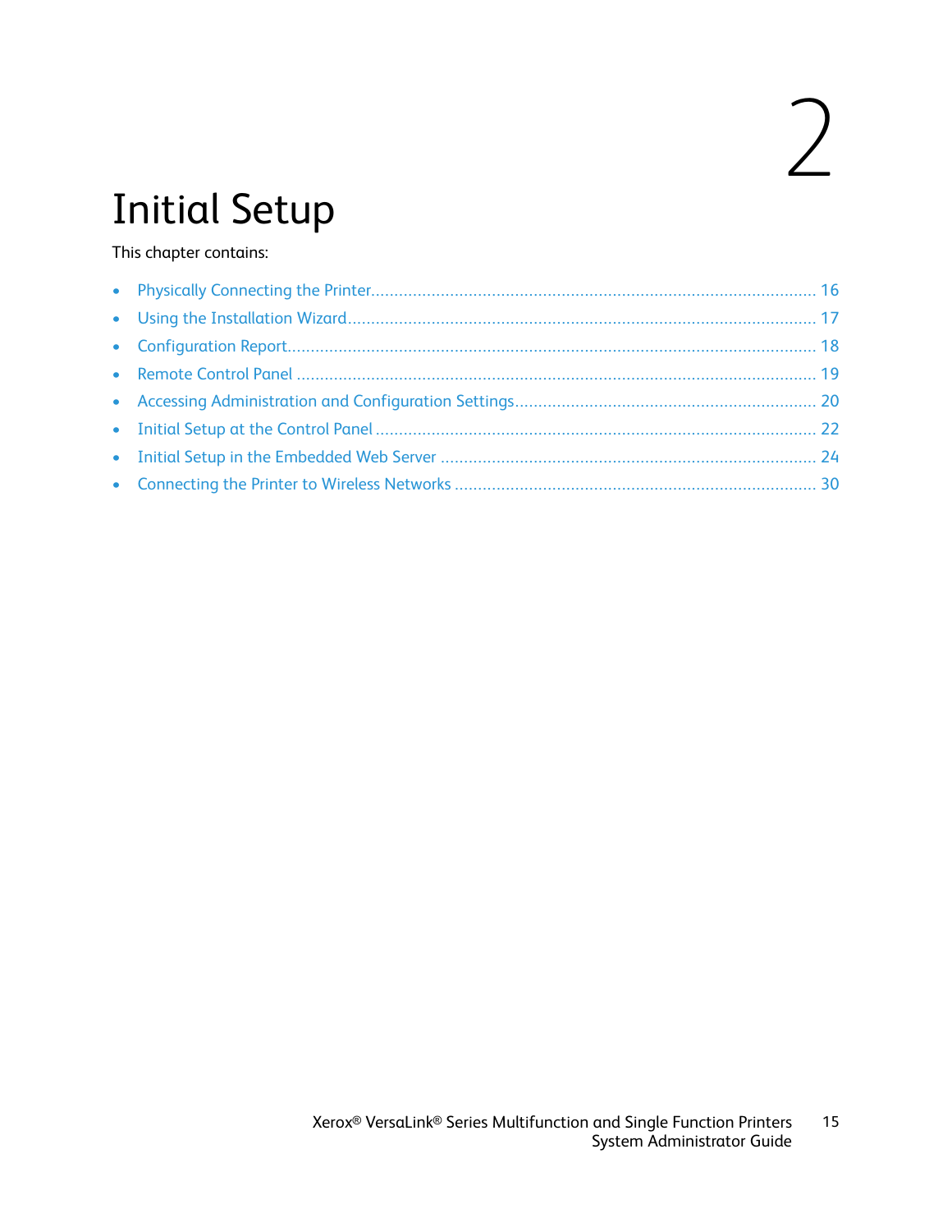# 2 Initial Setup

This chapter contains:

- Physically Connecting the Printer ..... 16
- Using the Installation Wizard ..... 17
- Configuration Report ..... 18
- Remote Control Panel ..... 19
- Accessing Administration and Configuration Settings ..... 20
- Initial Setup at the Control Panel ..... 22
- Initial Setup in the Embedded Web Server ..... 24
- Connecting the Printer to Wireless Networks ..... 30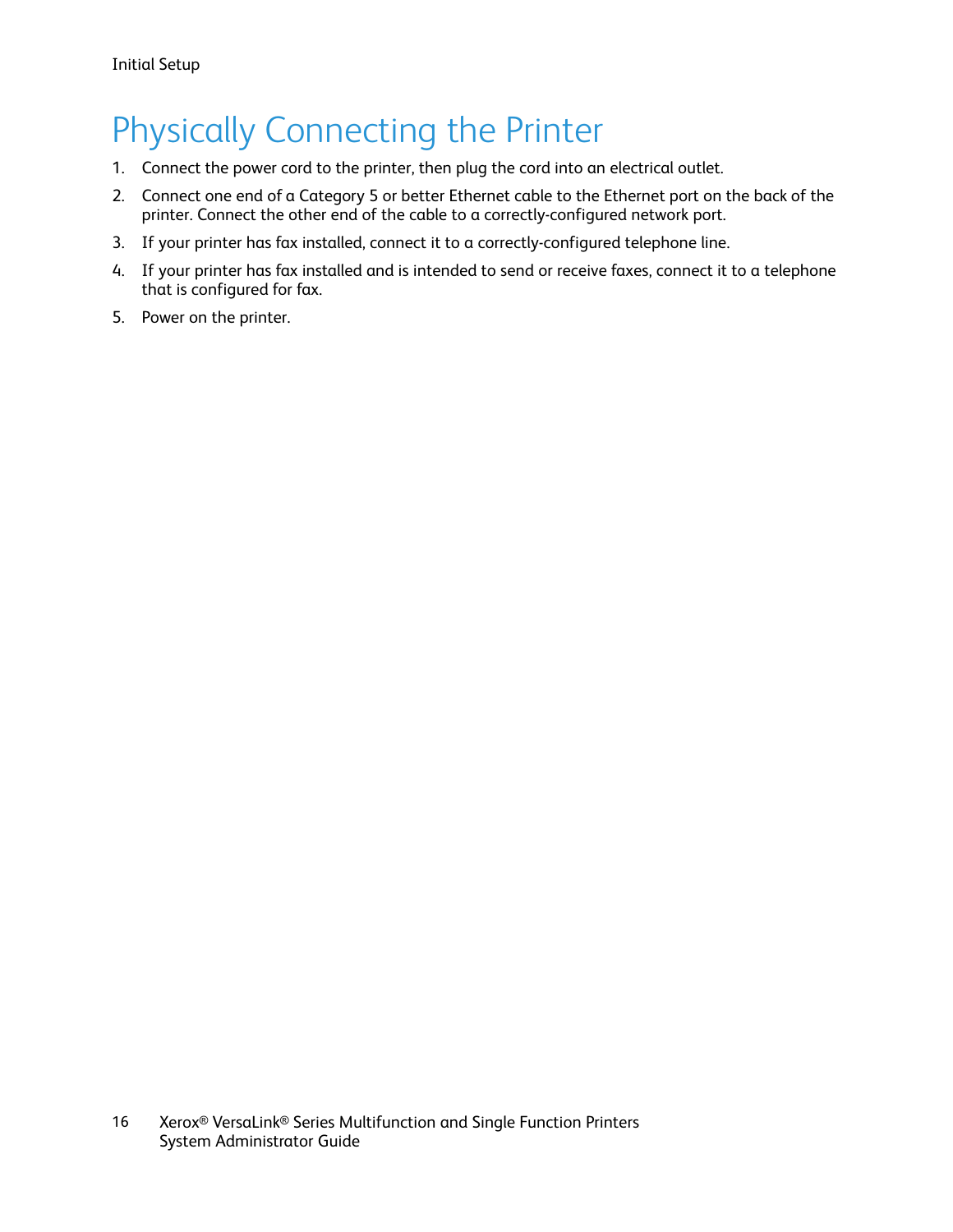# Physically Connecting the Printer

1. Connect the power cord to the printer, then plug the cord into an electrical outlet.
2. Connect one end of a Category 5 or better Ethernet cable to the Ethernet port on the back of the printer. Connect the other end of the cable to a correctly-configured network port.
3. If your printer has fax installed, connect it to a correctly-configured telephone line.
4. If your printer has fax installed and is intended to send or receive faxes, connect it to a telephone that is configured for fax.
5. Power on the printer.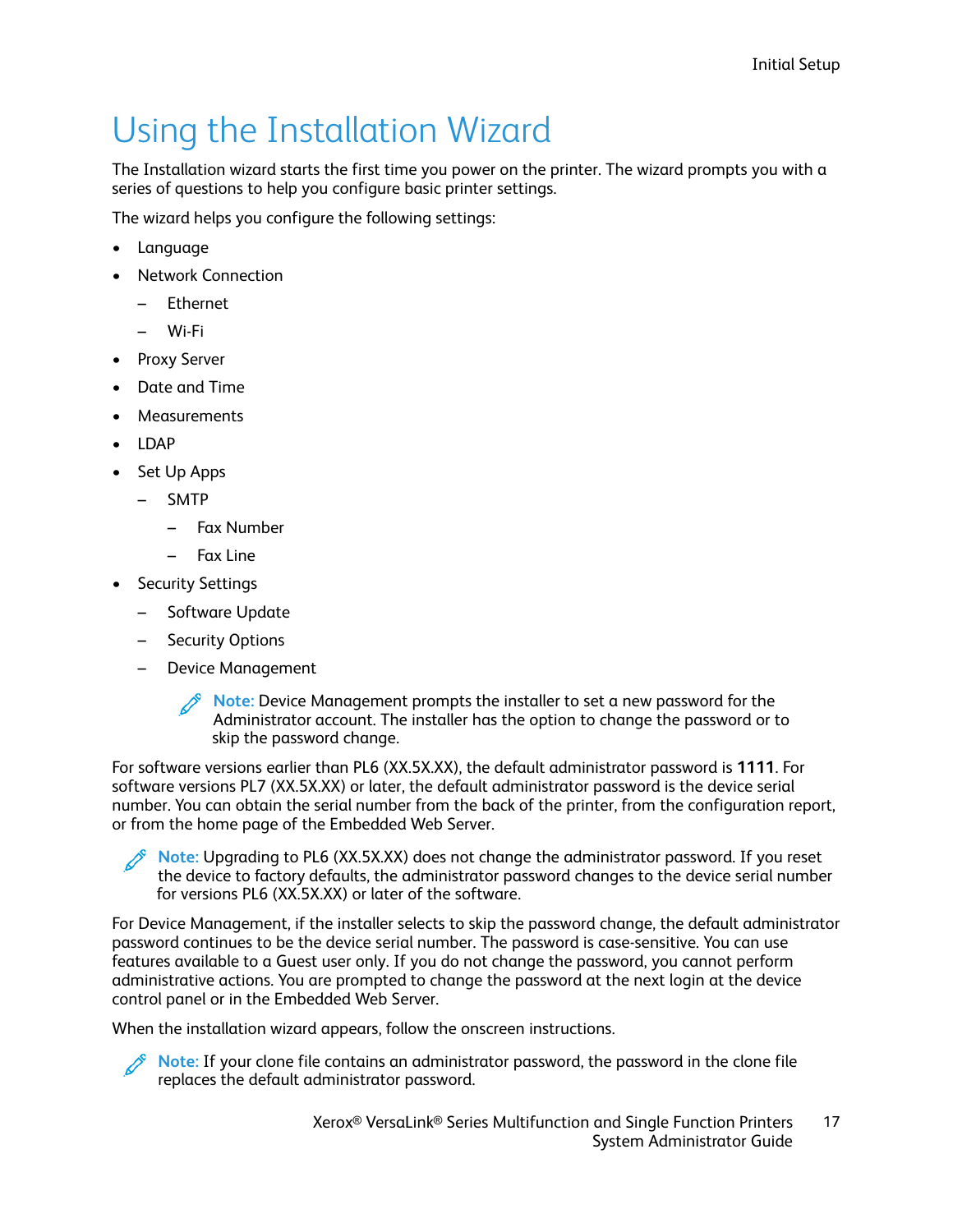# Using the Installation Wizard

The Installation wizard starts the first time you power on the printer. The wizard prompts you with a series of questions to help you configure basic printer settings.

The wizard helps you configure the following settings:

- Language
- Network Connection
  - Ethernet
  - Wi-Fi
- Proxy Server
- Date and Time
- Measurements
- LDAP
- Set Up Apps
  - SMTP
    - Fax Number
    - Fax Line
- Security Settings
  - Software Update
  - Security Options
  - Device Management

  **Note:** Device Management prompts the installer to set a new password for the Administrator account. The installer has the option to change the password or to skip the password change.

For software versions earlier than PL6 (XX.5X.XX), the default administrator password is **1111**. For software versions PL7 (XX.5X.XX) or later, the default administrator password is the device serial number. You can obtain the serial number from the back of the printer, from the configuration report, or from the home page of the Embedded Web Server.

**Note:** Upgrading to PL6 (XX.5X.XX) does not change the administrator password. If you reset the device to factory defaults, the administrator password changes to the device serial number for versions PL6 (XX.5X.XX) or later of the software.

For Device Management, if the installer selects to skip the password change, the default administrator password continues to be the device serial number. The password is case-sensitive. You can use features available to a Guest user only. If you do not change the password, you cannot perform administrative actions. You are prompted to change the password at the next login at the device control panel or in the Embedded Web Server.

When the installation wizard appears, follow the onscreen instructions.

**Note:** If your clone file contains an administrator password, the password in the clone file replaces the default administrator password.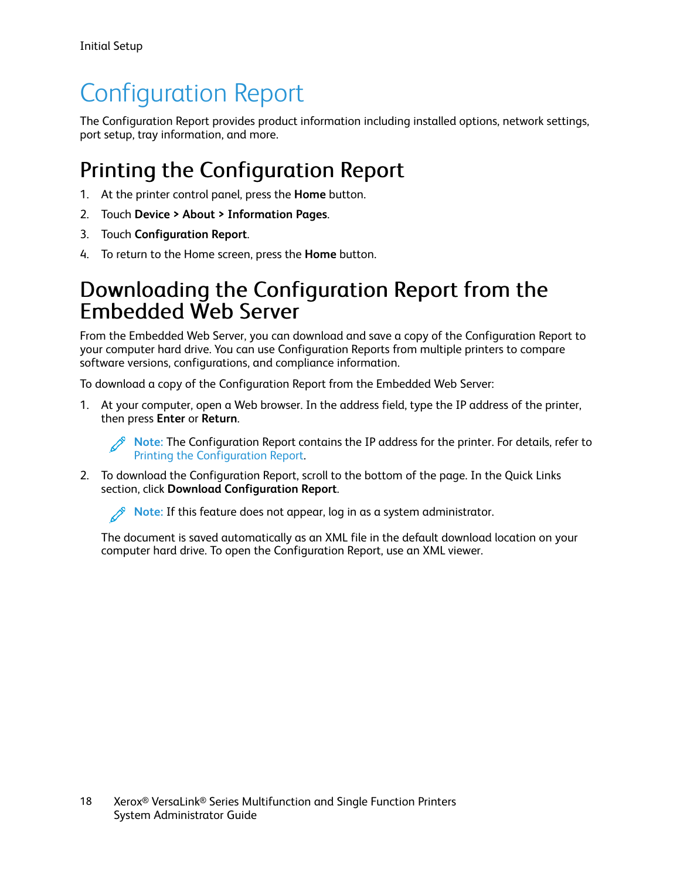# Configuration Report

The Configuration Report provides product information including installed options, network settings, port setup, tray information, and more.

## Printing the Configuration Report

1. At the printer control panel, press the **Home** button.
2. Touch **Device > About > Information Pages**.
3. Touch **Configuration Report**.
4. To return to the Home screen, press the **Home** button.

## Downloading the Configuration Report from the Embedded Web Server

From the Embedded Web Server, you can download and save a copy of the Configuration Report to your computer hard drive. You can use Configuration Reports from multiple printers to compare software versions, configurations, and compliance information.

To download a copy of the Configuration Report from the Embedded Web Server:

1. At your computer, open a Web browser. In the address field, type the IP address of the printer, then press **Enter** or **Return**.

   **Note:** The Configuration Report contains the IP address for the printer. For details, refer to Printing the Configuration Report.

2. To download the Configuration Report, scroll to the bottom of the page. In the Quick Links section, click **Download Configuration Report**.

   **Note:** If this feature does not appear, log in as a system administrator.

   The document is saved automatically as an XML file in the default download location on your computer hard drive. To open the Configuration Report, use an XML viewer.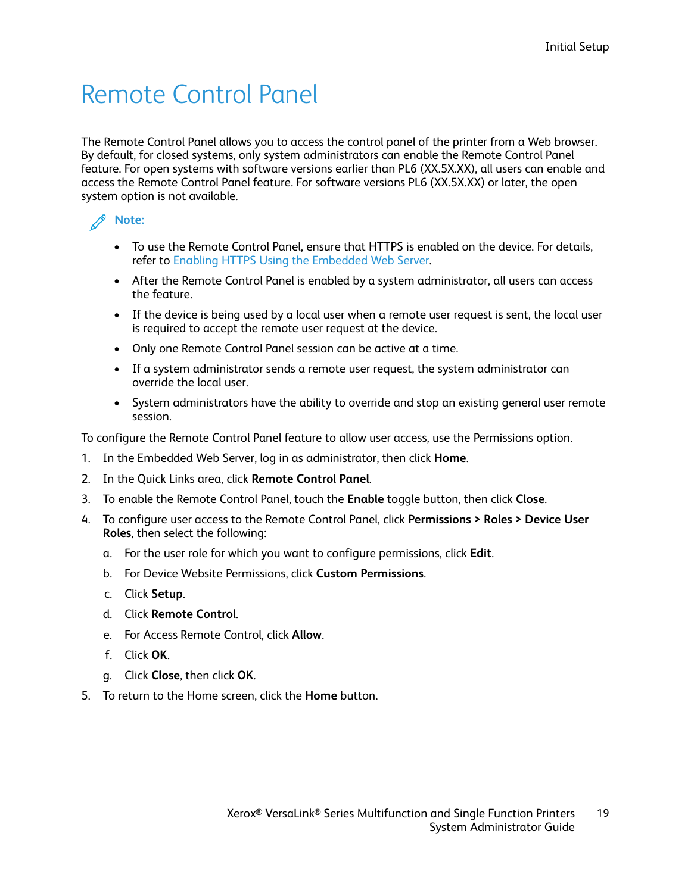# Remote Control Panel

The Remote Control Panel allows you to access the control panel of the printer from a Web browser. By default, for closed systems, only system administrators can enable the Remote Control Panel feature. For open systems with software versions earlier than PL6 (XX.5X.XX), all users can enable and access the Remote Control Panel feature. For software versions PL6 (XX.5X.XX) or later, the open system option is not available.

**Note:**

- To use the Remote Control Panel, ensure that HTTPS is enabled on the device. For details, refer to Enabling HTTPS Using the Embedded Web Server.
- After the Remote Control Panel is enabled by a system administrator, all users can access the feature.
- If the device is being used by a local user when a remote user request is sent, the local user is required to accept the remote user request at the device.
- Only one Remote Control Panel session can be active at a time.
- If a system administrator sends a remote user request, the system administrator can override the local user.
- System administrators have the ability to override and stop an existing general user remote session.

To configure the Remote Control Panel feature to allow user access, use the Permissions option.

1. In the Embedded Web Server, log in as administrator, then click **Home**.
2. In the Quick Links area, click **Remote Control Panel**.
3. To enable the Remote Control Panel, touch the **Enable** toggle button, then click **Close**.
4. To configure user access to the Remote Control Panel, click **Permissions > Roles > Device User Roles**, then select the following:
   a. For the user role for which you want to configure permissions, click **Edit**.
   b. For Device Website Permissions, click **Custom Permissions**.
   c. Click **Setup**.
   d. Click **Remote Control**.
   e. For Access Remote Control, click **Allow**.
   f. Click **OK**.
   g. Click **Close**, then click **OK**.
5. To return to the Home screen, click the **Home** button.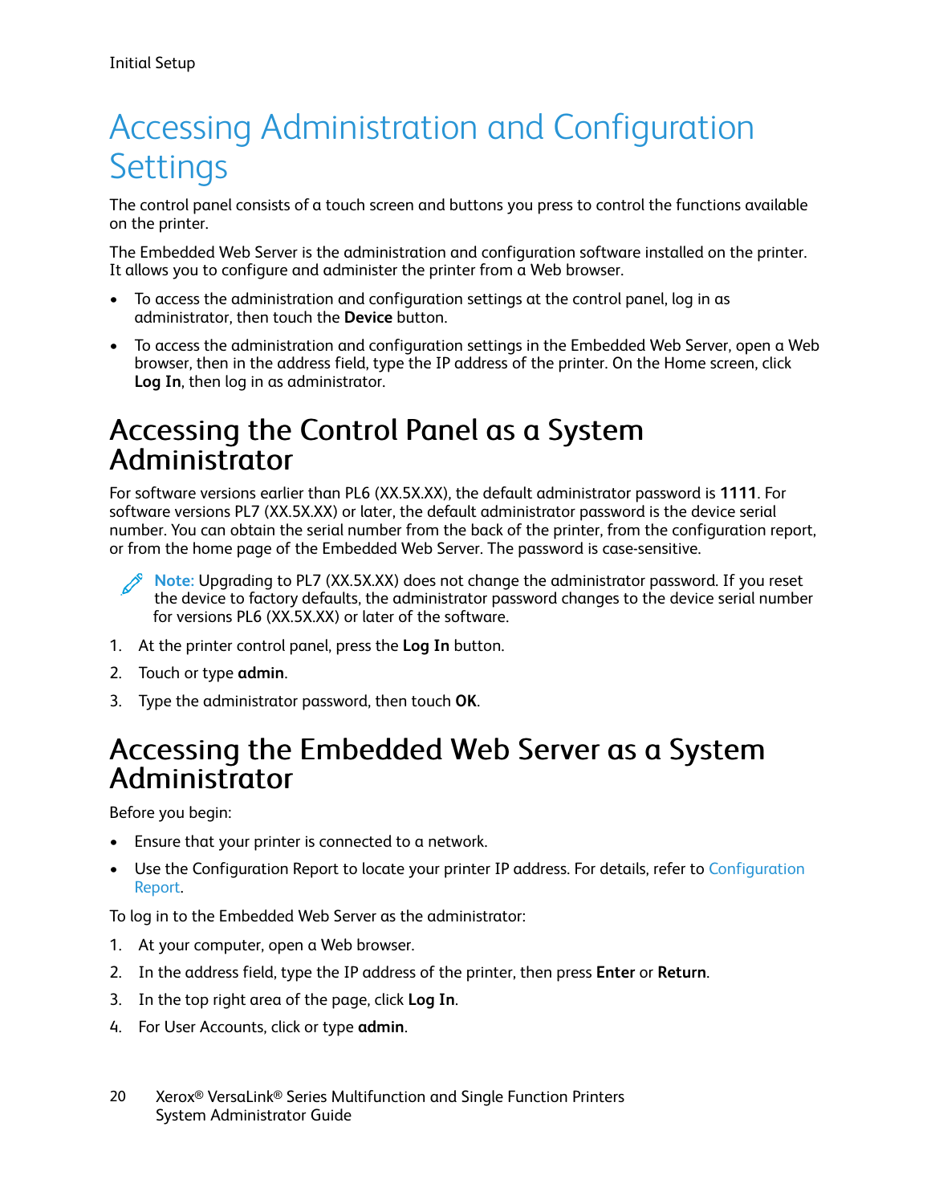# Accessing Administration and Configuration Settings

The control panel consists of a touch screen and buttons you press to control the functions available on the printer.

The Embedded Web Server is the administration and configuration software installed on the printer. It allows you to configure and administer the printer from a Web browser.

- To access the administration and configuration settings at the control panel, log in as administrator, then touch the **Device** button.
- To access the administration and configuration settings in the Embedded Web Server, open a Web browser, then in the address field, type the IP address of the printer. On the Home screen, click **Log In**, then log in as administrator.

## Accessing the Control Panel as a System Administrator

For software versions earlier than PL6 (XX.5X.XX), the default administrator password is **1111**. For software versions PL7 (XX.5X.XX) or later, the default administrator password is the device serial number. You can obtain the serial number from the back of the printer, from the configuration report, or from the home page of the Embedded Web Server. The password is case-sensitive.

**Note:** Upgrading to PL7 (XX.5X.XX) does not change the administrator password. If you reset the device to factory defaults, the administrator password changes to the device serial number for versions PL6 (XX.5X.XX) or later of the software.

1. At the printer control panel, press the **Log In** button.
2. Touch or type **admin**.
3. Type the administrator password, then touch **OK**.

## Accessing the Embedded Web Server as a System Administrator

Before you begin:

- Ensure that your printer is connected to a network.
- Use the Configuration Report to locate your printer IP address. For details, refer to Configuration Report.

To log in to the Embedded Web Server as the administrator:

1. At your computer, open a Web browser.
2. In the address field, type the IP address of the printer, then press **Enter** or **Return**.
3. In the top right area of the page, click **Log In**.
4. For User Accounts, click or type **admin**.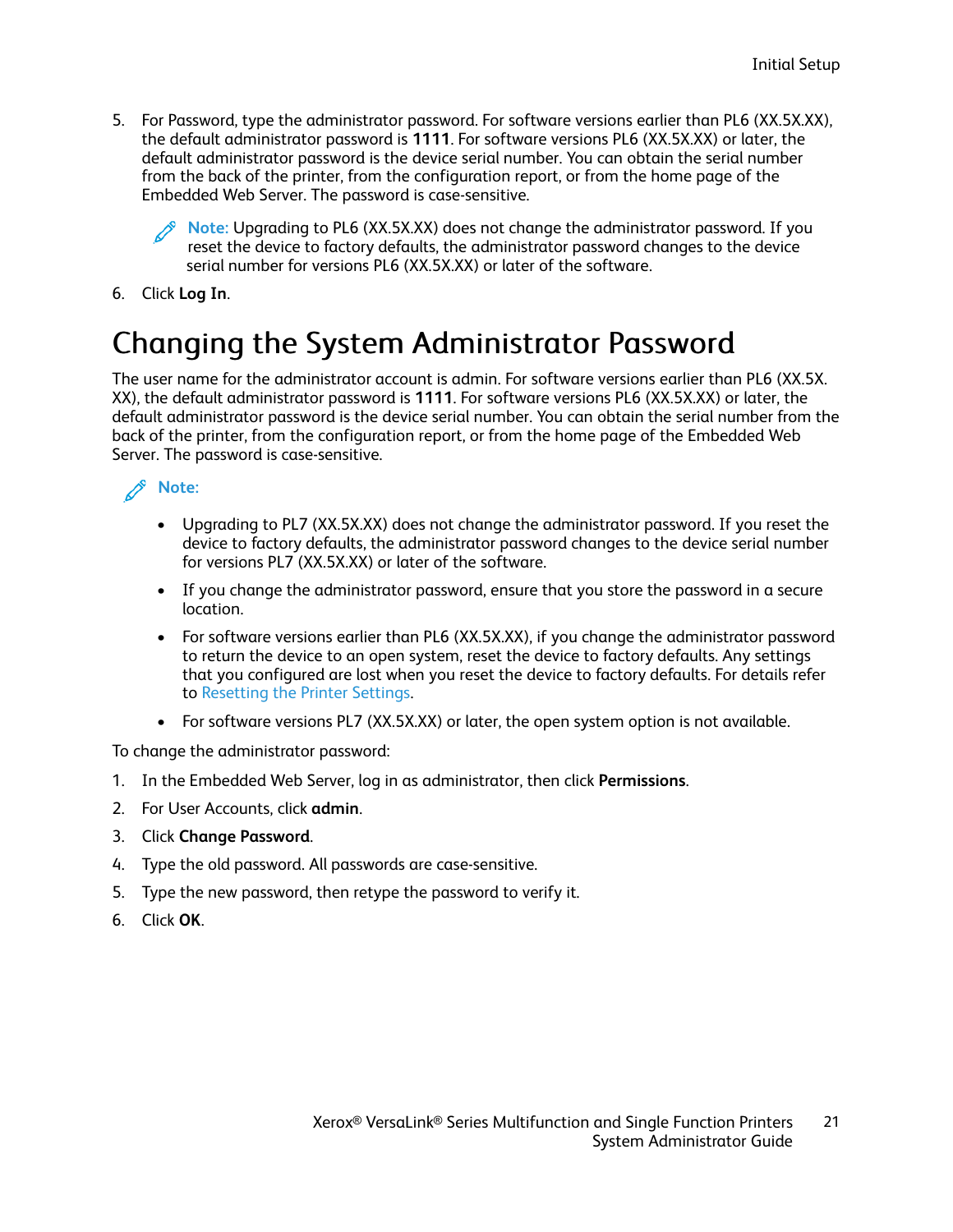5. For Password, type the administrator password. For software versions earlier than PL6 (XX.5X.XX), the default administrator password is **1111**. For software versions PL6 (XX.5X.XX) or later, the default administrator password is the device serial number. You can obtain the serial number from the back of the printer, from the configuration report, or from the home page of the Embedded Web Server. The password is case-sensitive.

   **Note:** Upgrading to PL6 (XX.5X.XX) does not change the administrator password. If you reset the device to factory defaults, the administrator password changes to the device serial number for versions PL6 (XX.5X.XX) or later of the software.

6. Click **Log In**.

# Changing the System Administrator Password

The user name for the administrator account is admin. For software versions earlier than PL6 (XX.5X.XX), the default administrator password is **1111**. For software versions PL6 (XX.5X.XX) or later, the default administrator password is the device serial number. You can obtain the serial number from the back of the printer, from the configuration report, or from the home page of the Embedded Web Server. The password is case-sensitive.

**Note:**

- Upgrading to PL7 (XX.5X.XX) does not change the administrator password. If you reset the device to factory defaults, the administrator password changes to the device serial number for versions PL7 (XX.5X.XX) or later of the software.
- If you change the administrator password, ensure that you store the password in a secure location.
- For software versions earlier than PL6 (XX.5X.XX), if you change the administrator password to return the device to an open system, reset the device to factory defaults. Any settings that you configured are lost when you reset the device to factory defaults. For details refer to Resetting the Printer Settings.
- For software versions PL7 (XX.5X.XX) or later, the open system option is not available.

To change the administrator password:

1. In the Embedded Web Server, log in as administrator, then click **Permissions**.
2. For User Accounts, click **admin**.
3. Click **Change Password**.
4. Type the old password. All passwords are case-sensitive.
5. Type the new password, then retype the password to verify it.
6. Click **OK**.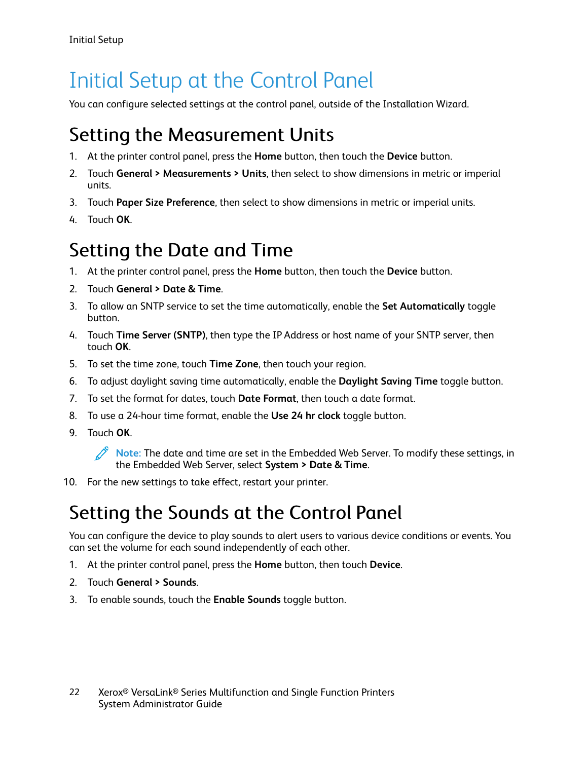# Initial Setup at the Control Panel

You can configure selected settings at the control panel, outside of the Installation Wizard.

## Setting the Measurement Units

1. At the printer control panel, press the **Home** button, then touch the **Device** button.
2. Touch **General > Measurements > Units**, then select to show dimensions in metric or imperial units.
3. Touch **Paper Size Preference**, then select to show dimensions in metric or imperial units.
4. Touch **OK**.

## Setting the Date and Time

1. At the printer control panel, press the **Home** button, then touch the **Device** button.
2. Touch **General > Date & Time**.
3. To allow an SNTP service to set the time automatically, enable the **Set Automatically** toggle button.
4. Touch **Time Server (SNTP)**, then type the IP Address or host name of your SNTP server, then touch **OK**.
5. To set the time zone, touch **Time Zone**, then touch your region.
6. To adjust daylight saving time automatically, enable the **Daylight Saving Time** toggle button.
7. To set the format for dates, touch **Date Format**, then touch a date format.
8. To use a 24-hour time format, enable the **Use 24 hr clock** toggle button.
9. Touch **OK**.

   **Note:** The date and time are set in the Embedded Web Server. To modify these settings, in the Embedded Web Server, select **System > Date & Time**.

10. For the new settings to take effect, restart your printer.

## Setting the Sounds at the Control Panel

You can configure the device to play sounds to alert users to various device conditions or events. You can set the volume for each sound independently of each other.

1. At the printer control panel, press the **Home** button, then touch **Device**.
2. Touch **General > Sounds**.
3. To enable sounds, touch the **Enable Sounds** toggle button.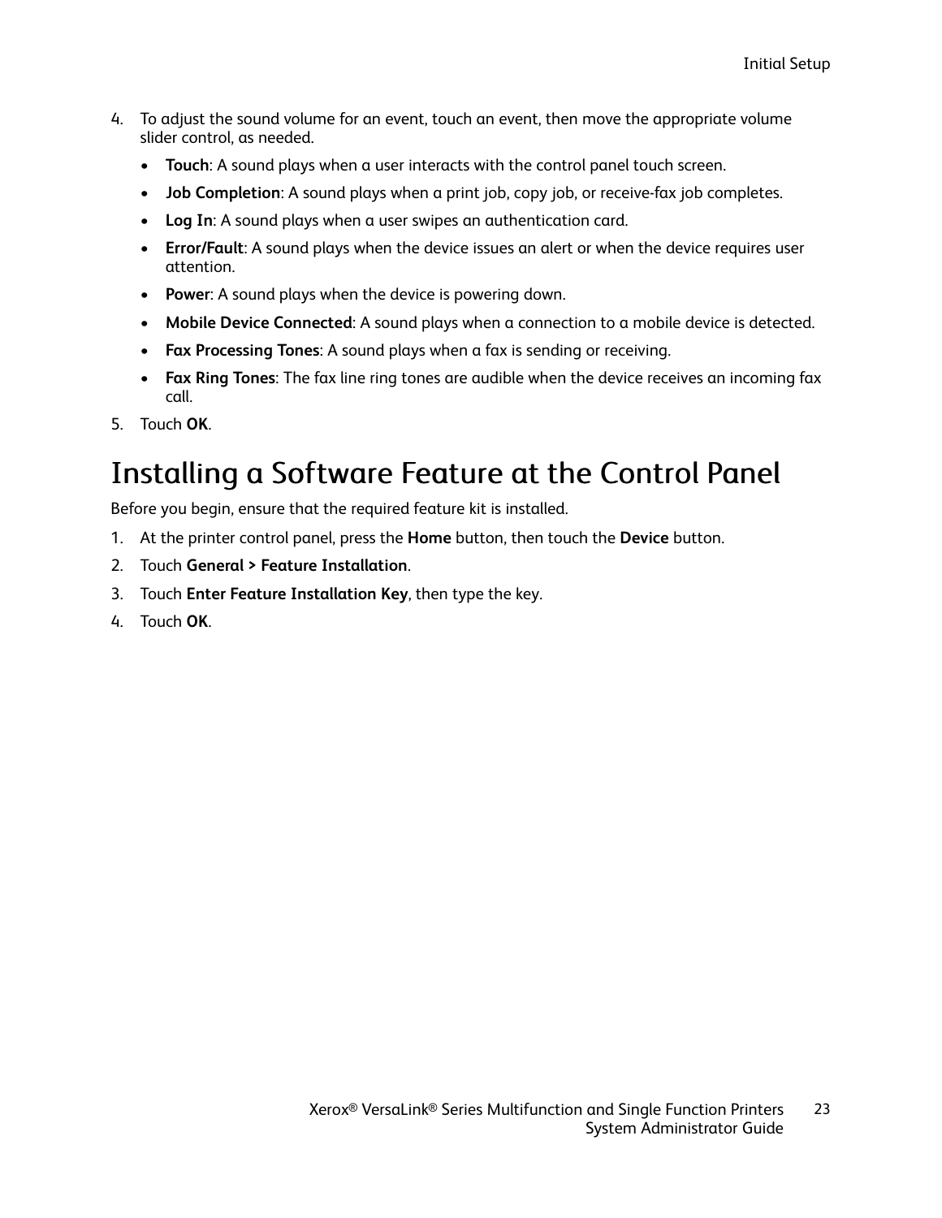4. To adjust the sound volume for an event, touch an event, then move the appropriate volume slider control, as needed.
   - **Touch**: A sound plays when a user interacts with the control panel touch screen.
   - **Job Completion**: A sound plays when a print job, copy job, or receive-fax job completes.
   - **Log In**: A sound plays when a user swipes an authentication card.
   - **Error/Fault**: A sound plays when the device issues an alert or when the device requires user attention.
   - **Power**: A sound plays when the device is powering down.
   - **Mobile Device Connected**: A sound plays when a connection to a mobile device is detected.
   - **Fax Processing Tones**: A sound plays when a fax is sending or receiving.
   - **Fax Ring Tones**: The fax line ring tones are audible when the device receives an incoming fax call.
5. Touch **OK**.

# Installing a Software Feature at the Control Panel

Before you begin, ensure that the required feature kit is installed.

1. At the printer control panel, press the **Home** button, then touch the **Device** button.
2. Touch **General > Feature Installation**.
3. Touch **Enter Feature Installation Key**, then type the key.
4. Touch **OK**.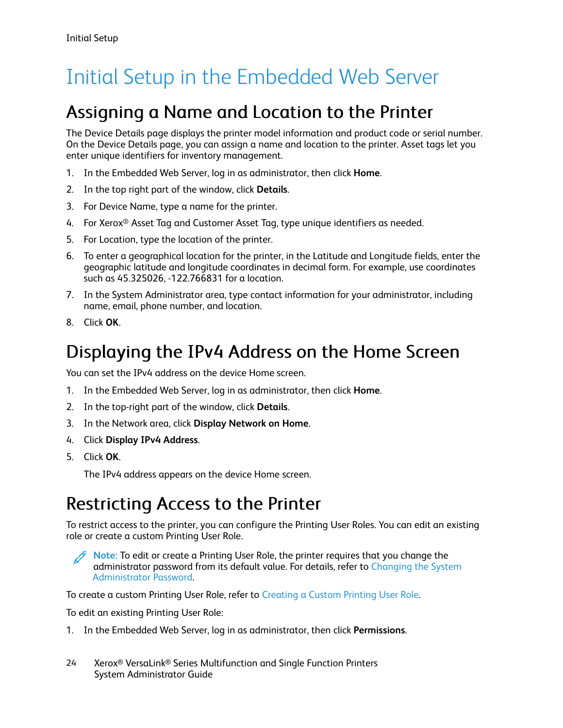# Initial Setup in the Embedded Web Server

## Assigning a Name and Location to the Printer

The Device Details page displays the printer model information and product code or serial number. On the Device Details page, you can assign a name and location to the printer. Asset tags let you enter unique identifiers for inventory management.

1. In the Embedded Web Server, log in as administrator, then click **Home**.
2. In the top right part of the window, click **Details**.
3. For Device Name, type a name for the printer.
4. For Xerox® Asset Tag and Customer Asset Tag, type unique identifiers as needed.
5. For Location, type the location of the printer.
6. To enter a geographical location for the printer, in the Latitude and Longitude fields, enter the geographic latitude and longitude coordinates in decimal form. For example, use coordinates such as 45.325026, -122.766831 for a location.
7. In the System Administrator area, type contact information for your administrator, including name, email, phone number, and location.
8. Click **OK**.

## Displaying the IPv4 Address on the Home Screen

You can set the IPv4 address on the device Home screen.

1. In the Embedded Web Server, log in as administrator, then click **Home**.
2. In the top-right part of the window, click **Details**.
3. In the Network area, click **Display Network on Home**.
4. Click **Display IPv4 Address**.
5. Click **OK**.

   The IPv4 address appears on the device Home screen.

## Restricting Access to the Printer

To restrict access to the printer, you can configure the Printing User Roles. You can edit an existing role or create a custom Printing User Role.

> **Note:** To edit or create a Printing User Role, the printer requires that you change the administrator password from its default value. For details, refer to Changing the System Administrator Password.

To create a custom Printing User Role, refer to Creating a Custom Printing User Role.

To edit an existing Printing User Role:

1. In the Embedded Web Server, log in as administrator, then click **Permissions**.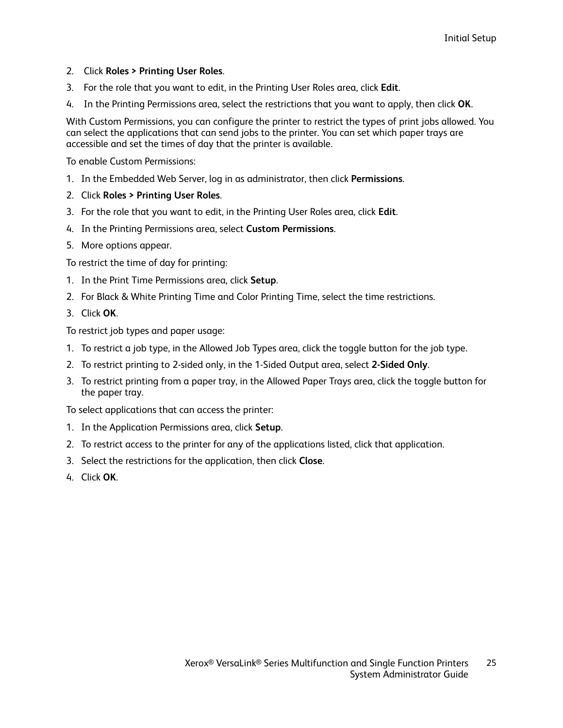2. Click **Roles > Printing User Roles**.
3. For the role that you want to edit, in the Printing User Roles area, click **Edit**.
4. In the Printing Permissions area, select the restrictions that you want to apply, then click **OK**.

With Custom Permissions, you can configure the printer to restrict the types of print jobs allowed. You can select the applications that can send jobs to the printer. You can set which paper trays are accessible and set the times of day that the printer is available.

To enable Custom Permissions:

1. In the Embedded Web Server, log in as administrator, then click **Permissions**.
2. Click **Roles > Printing User Roles**.
3. For the role that you want to edit, in the Printing User Roles area, click **Edit**.
4. In the Printing Permissions area, select **Custom Permissions**.
5. More options appear.

To restrict the time of day for printing:

1. In the Print Time Permissions area, click **Setup**.
2. For Black & White Printing Time and Color Printing Time, select the time restrictions.
3. Click **OK**.

To restrict job types and paper usage:

1. To restrict a job type, in the Allowed Job Types area, click the toggle button for the job type.
2. To restrict printing to 2-sided only, in the 1-Sided Output area, select **2-Sided Only**.
3. To restrict printing from a paper tray, in the Allowed Paper Trays area, click the toggle button for the paper tray.

To select applications that can access the printer:

1. In the Application Permissions area, click **Setup**.
2. To restrict access to the printer for any of the applications listed, click that application.
3. Select the restrictions for the application, then click **Close**.
4. Click **OK**.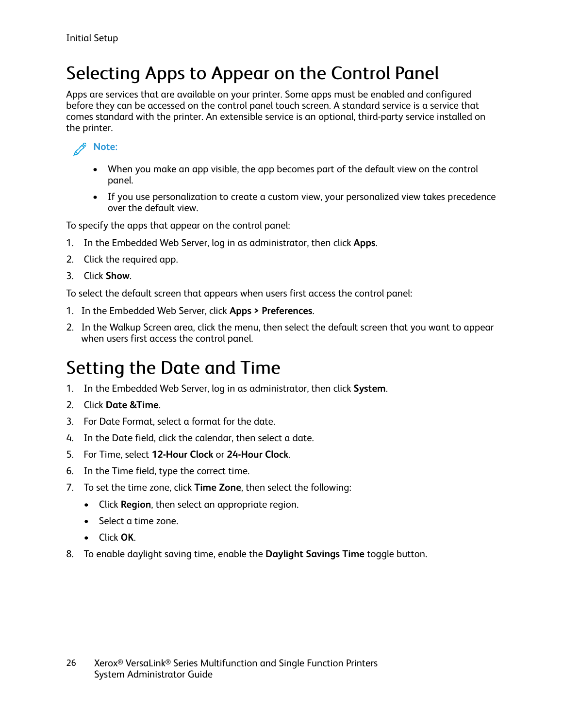# Selecting Apps to Appear on the Control Panel

Apps are services that are available on your printer. Some apps must be enabled and configured before they can be accessed on the control panel touch screen. A standard service is a service that comes standard with the printer. An extensible service is an optional, third-party service installed on the printer.

**Note:**

- When you make an app visible, the app becomes part of the default view on the control panel.
- If you use personalization to create a custom view, your personalized view takes precedence over the default view.

To specify the apps that appear on the control panel:

1. In the Embedded Web Server, log in as administrator, then click **Apps**.
2. Click the required app.
3. Click **Show**.

To select the default screen that appears when users first access the control panel:

1. In the Embedded Web Server, click **Apps > Preferences**.
2. In the Walkup Screen area, click the menu, then select the default screen that you want to appear when users first access the control panel.

# Setting the Date and Time

1. In the Embedded Web Server, log in as administrator, then click **System**.
2. Click **Date &Time**.
3. For Date Format, select a format for the date.
4. In the Date field, click the calendar, then select a date.
5. For Time, select **12-Hour Clock** or **24-Hour Clock**.
6. In the Time field, type the correct time.
7. To set the time zone, click **Time Zone**, then select the following:
   - Click **Region**, then select an appropriate region.
   - Select a time zone.
   - Click **OK**.
8. To enable daylight saving time, enable the **Daylight Savings Time** toggle button.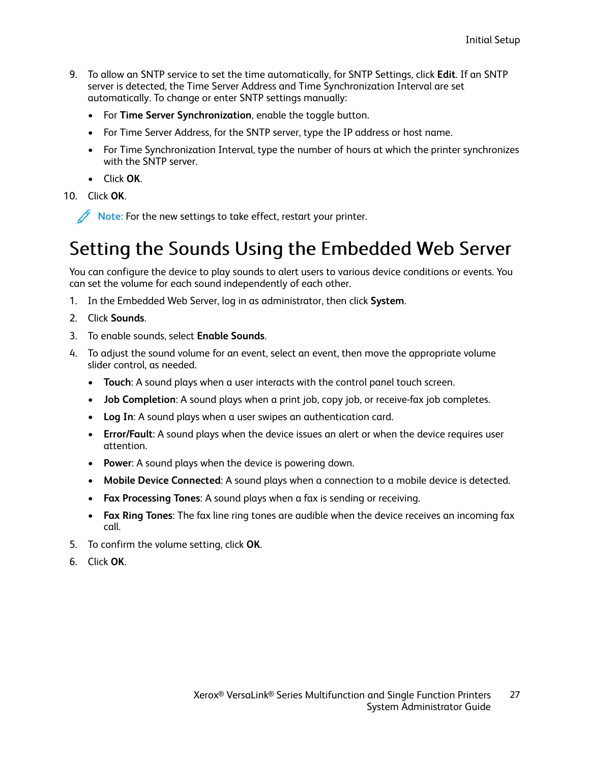9. To allow an SNTP service to set the time automatically, for SNTP Settings, click **Edit**. If an SNTP server is detected, the Time Server Address and Time Synchronization Interval are set automatically. To change or enter SNTP settings manually:
   - For **Time Server Synchronization**, enable the toggle button.
   - For Time Server Address, for the SNTP server, type the IP address or host name.
   - For Time Synchronization Interval, type the number of hours at which the printer synchronizes with the SNTP server.
   - Click **OK**.
10. Click **OK**.

> **Note:** For the new settings to take effect, restart your printer.

## Setting the Sounds Using the Embedded Web Server

You can configure the device to play sounds to alert users to various device conditions or events. You can set the volume for each sound independently of each other.

1. In the Embedded Web Server, log in as administrator, then click **System**.
2. Click **Sounds**.
3. To enable sounds, select **Enable Sounds**.
4. To adjust the sound volume for an event, select an event, then move the appropriate volume slider control, as needed.
   - **Touch**: A sound plays when a user interacts with the control panel touch screen.
   - **Job Completion**: A sound plays when a print job, copy job, or receive-fax job completes.
   - **Log In**: A sound plays when a user swipes an authentication card.
   - **Error/Fault**: A sound plays when the device issues an alert or when the device requires user attention.
   - **Power**: A sound plays when the device is powering down.
   - **Mobile Device Connected**: A sound plays when a connection to a mobile device is detected.
   - **Fax Processing Tones**: A sound plays when a fax is sending or receiving.
   - **Fax Ring Tones**: The fax line ring tones are audible when the device receives an incoming fax call.
5. To confirm the volume setting, click **OK**.
6. Click **OK**.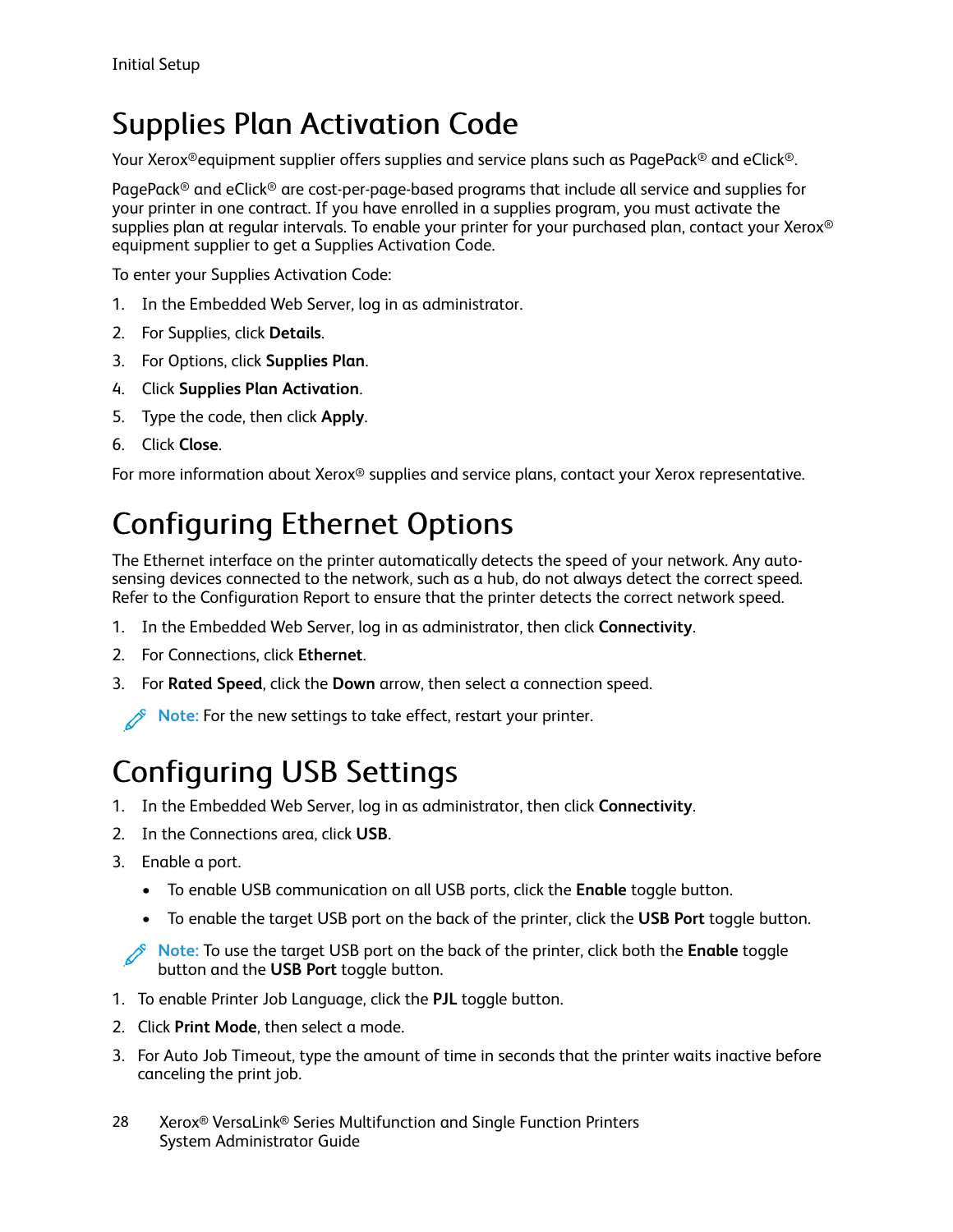# Supplies Plan Activation Code

Your Xerox®equipment supplier offers supplies and service plans such as PagePack® and eClick®.

PagePack® and eClick® are cost-per-page-based programs that include all service and supplies for your printer in one contract. If you have enrolled in a supplies program, you must activate the supplies plan at regular intervals. To enable your printer for your purchased plan, contact your Xerox® equipment supplier to get a Supplies Activation Code.

To enter your Supplies Activation Code:

1. In the Embedded Web Server, log in as administrator.
2. For Supplies, click **Details**.
3. For Options, click **Supplies Plan**.
4. Click **Supplies Plan Activation**.
5. Type the code, then click **Apply**.
6. Click **Close**.

For more information about Xerox® supplies and service plans, contact your Xerox representative.

# Configuring Ethernet Options

The Ethernet interface on the printer automatically detects the speed of your network. Any auto-sensing devices connected to the network, such as a hub, do not always detect the correct speed. Refer to the Configuration Report to ensure that the printer detects the correct network speed.

1. In the Embedded Web Server, log in as administrator, then click **Connectivity**.
2. For Connections, click **Ethernet**.
3. For **Rated Speed**, click the **Down** arrow, then select a connection speed.

**Note:** For the new settings to take effect, restart your printer.

# Configuring USB Settings

1. In the Embedded Web Server, log in as administrator, then click **Connectivity**.
2. In the Connections area, click **USB**.
3. Enable a port.
   - To enable USB communication on all USB ports, click the **Enable** toggle button.
   - To enable the target USB port on the back of the printer, click the **USB Port** toggle button.

**Note:** To use the target USB port on the back of the printer, click both the **Enable** toggle button and the **USB Port** toggle button.

1. To enable Printer Job Language, click the **PJL** toggle button.
2. Click **Print Mode**, then select a mode.
3. For Auto Job Timeout, type the amount of time in seconds that the printer waits inactive before canceling the print job.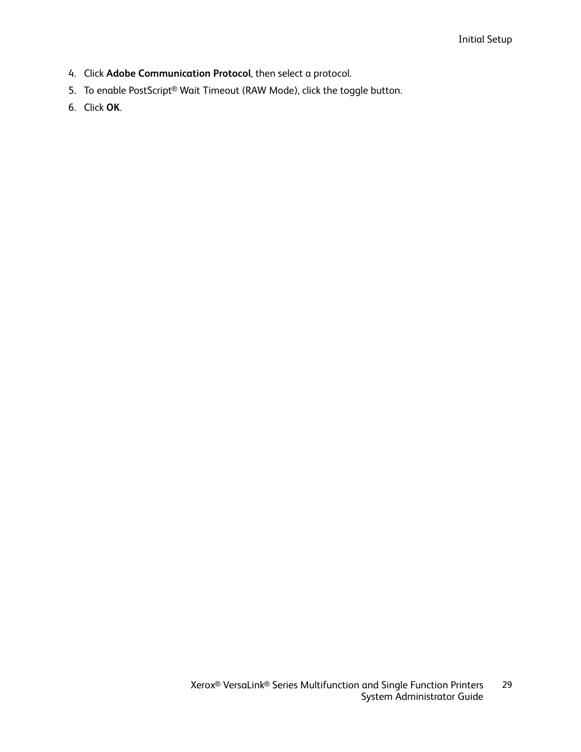4. Click **Adobe Communication Protocol**, then select a protocol.
5. To enable PostScript® Wait Timeout (RAW Mode), click the toggle button.
6. Click **OK**.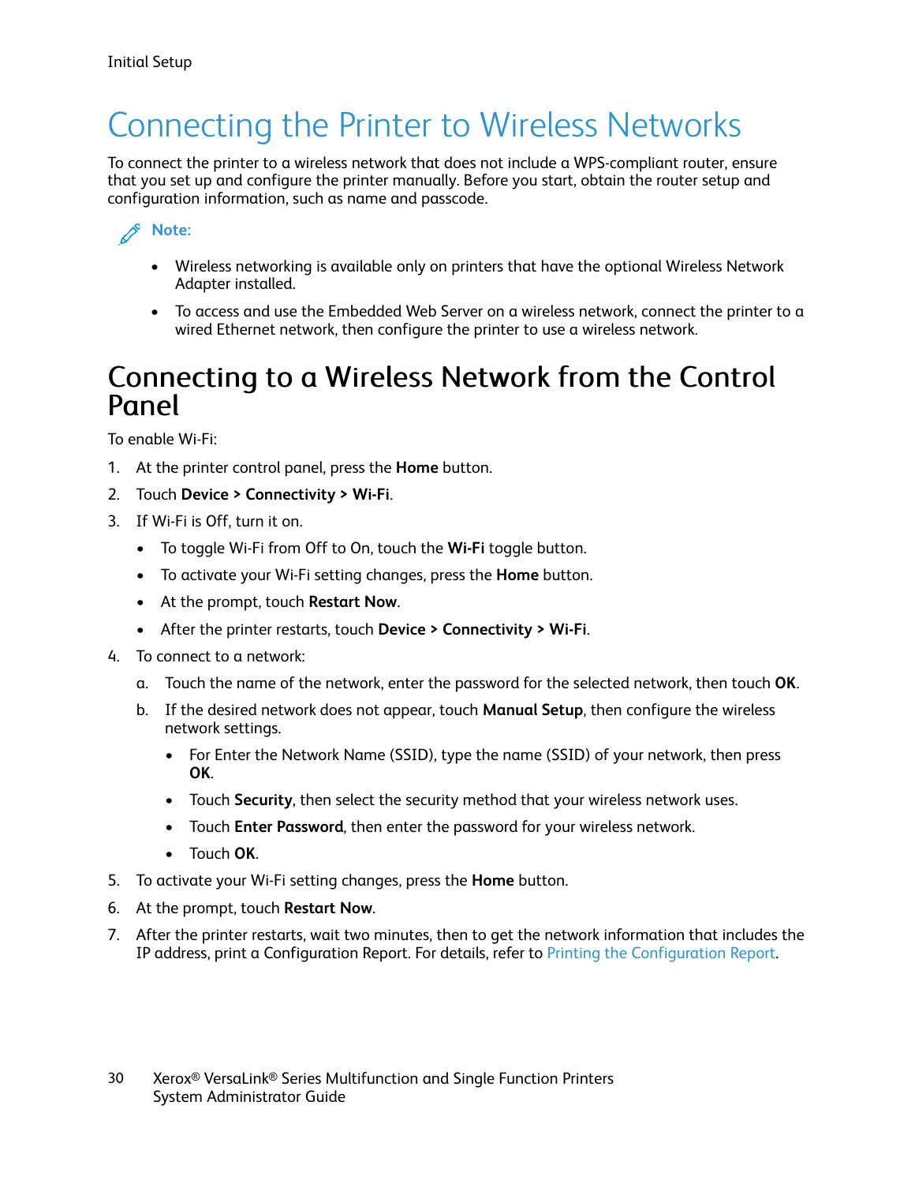# Connecting the Printer to Wireless Networks

To connect the printer to a wireless network that does not include a WPS-compliant router, ensure that you set up and configure the printer manually. Before you start, obtain the router setup and configuration information, such as name and passcode.

**Note:**

- Wireless networking is available only on printers that have the optional Wireless Network Adapter installed.
- To access and use the Embedded Web Server on a wireless network, connect the printer to a wired Ethernet network, then configure the printer to use a wireless network.

## Connecting to a Wireless Network from the Control Panel

To enable Wi-Fi:

1. At the printer control panel, press the **Home** button.
2. Touch **Device** > **Connectivity** > **Wi-Fi**.
3. If Wi-Fi is Off, turn it on.
   - To toggle Wi-Fi from Off to On, touch the **Wi-Fi** toggle button.
   - To activate your Wi-Fi setting changes, press the **Home** button.
   - At the prompt, touch **Restart Now**.
   - After the printer restarts, touch **Device** > **Connectivity** > **Wi-Fi**.
4. To connect to a network:
   a. Touch the name of the network, enter the password for the selected network, then touch **OK**.
   b. If the desired network does not appear, touch **Manual Setup**, then configure the wireless network settings.
      - For Enter the Network Name (SSID), type the name (SSID) of your network, then press **OK**.
      - Touch **Security**, then select the security method that your wireless network uses.
      - Touch **Enter Password**, then enter the password for your wireless network.
      - Touch **OK**.
5. To activate your Wi-Fi setting changes, press the **Home** button.
6. At the prompt, touch **Restart Now**.
7. After the printer restarts, wait two minutes, then to get the network information that includes the IP address, print a Configuration Report. For details, refer to Printing the Configuration Report.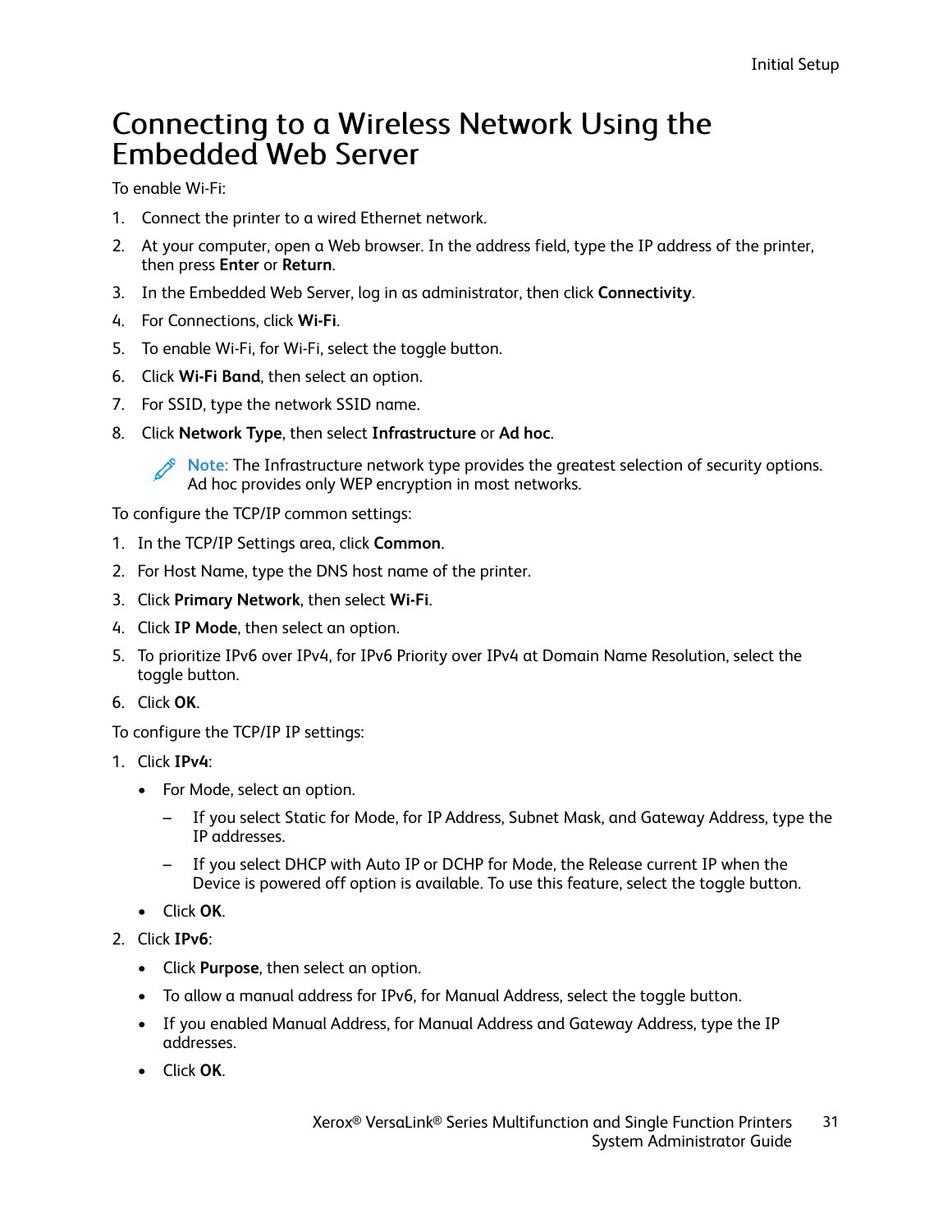# Connecting to a Wireless Network Using the Embedded Web Server

To enable Wi-Fi:

1. Connect the printer to a wired Ethernet network.
2. At your computer, open a Web browser. In the address field, type the IP address of the printer, then press **Enter** or **Return**.
3. In the Embedded Web Server, log in as administrator, then click **Connectivity**.
4. For Connections, click **Wi-Fi**.
5. To enable Wi-Fi, for Wi-Fi, select the toggle button.
6. Click **Wi-Fi Band**, then select an option.
7. For SSID, type the network SSID name.
8. Click **Network Type**, then select **Infrastructure** or **Ad hoc**.

   Note: The Infrastructure network type provides the greatest selection of security options. Ad hoc provides only WEP encryption in most networks.

To configure the TCP/IP common settings:

1. In the TCP/IP Settings area, click **Common**.
2. For Host Name, type the DNS host name of the printer.
3. Click **Primary Network**, then select **Wi-Fi**.
4. Click **IP Mode**, then select an option.
5. To prioritize IPv6 over IPv4, for IPv6 Priority over IPv4 at Domain Name Resolution, select the toggle button.
6. Click **OK**.

To configure the TCP/IP IP settings:

1. Click **IPv4**:
   - For Mode, select an option.
     - If you select Static for Mode, for IP Address, Subnet Mask, and Gateway Address, type the IP addresses.
     - If you select DHCP with Auto IP or DCHP for Mode, the Release current IP when the Device is powered off option is available. To use this feature, select the toggle button.
   - Click **OK**.
2. Click **IPv6**:
   - Click **Purpose**, then select an option.
   - To allow a manual address for IPv6, for Manual Address, select the toggle button.
   - If you enabled Manual Address, for Manual Address and Gateway Address, type the IP addresses.
   - Click **OK**.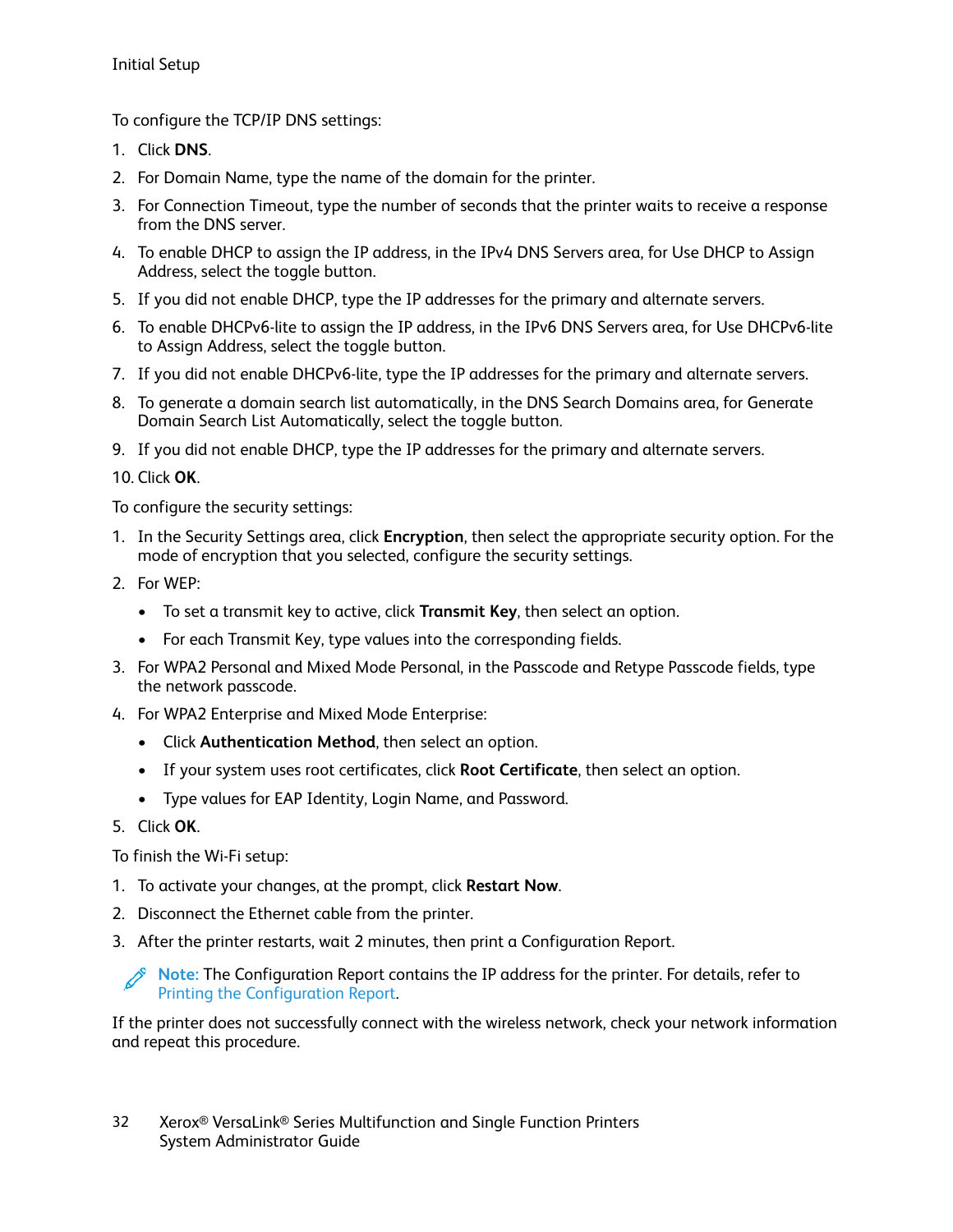To configure the TCP/IP DNS settings:

1. Click **DNS**.
2. For Domain Name, type the name of the domain for the printer.
3. For Connection Timeout, type the number of seconds that the printer waits to receive a response from the DNS server.
4. To enable DHCP to assign the IP address, in the IPv4 DNS Servers area, for Use DHCP to Assign Address, select the toggle button.
5. If you did not enable DHCP, type the IP addresses for the primary and alternate servers.
6. To enable DHCPv6-lite to assign the IP address, in the IPv6 DNS Servers area, for Use DHCPv6-lite to Assign Address, select the toggle button.
7. If you did not enable DHCPv6-lite, type the IP addresses for the primary and alternate servers.
8. To generate a domain search list automatically, in the DNS Search Domains area, for Generate Domain Search List Automatically, select the toggle button.
9. If you did not enable DHCP, type the IP addresses for the primary and alternate servers.
10. Click **OK**.

To configure the security settings:

1. In the Security Settings area, click **Encryption**, then select the appropriate security option. For the mode of encryption that you selected, configure the security settings.
2. For WEP:
   - To set a transmit key to active, click **Transmit Key**, then select an option.
   - For each Transmit Key, type values into the corresponding fields.
3. For WPA2 Personal and Mixed Mode Personal, in the Passcode and Retype Passcode fields, type the network passcode.
4. For WPA2 Enterprise and Mixed Mode Enterprise:
   - Click **Authentication Method**, then select an option.
   - If your system uses root certificates, click **Root Certificate**, then select an option.
   - Type values for EAP Identity, Login Name, and Password.
5. Click **OK**.

To finish the Wi-Fi setup:

1. To activate your changes, at the prompt, click **Restart Now**.
2. Disconnect the Ethernet cable from the printer.
3. After the printer restarts, wait 2 minutes, then print a Configuration Report.

> **Note:** The Configuration Report contains the IP address for the printer. For details, refer to Printing the Configuration Report.

If the printer does not successfully connect with the wireless network, check your network information and repeat this procedure.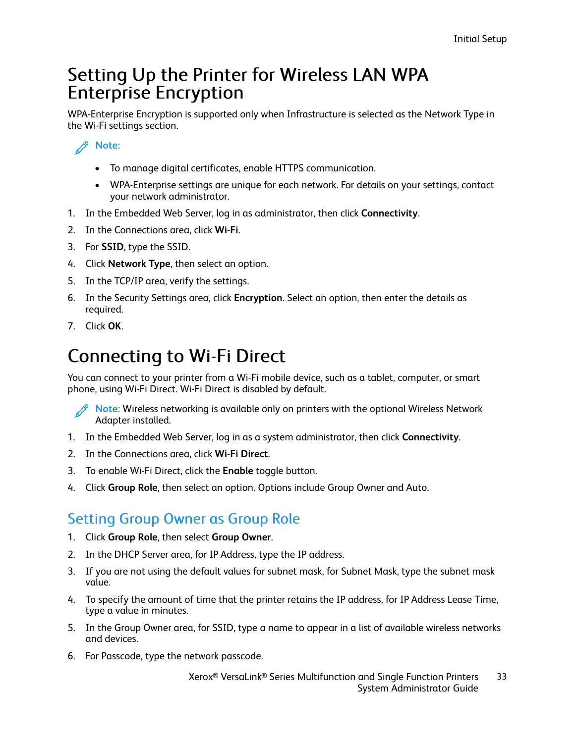# Setting Up the Printer for Wireless LAN WPA Enterprise Encryption

WPA-Enterprise Encryption is supported only when Infrastructure is selected as the Network Type in the Wi-Fi settings section.

> **Note:**
>
> - To manage digital certificates, enable HTTPS communication.
> - WPA-Enterprise settings are unique for each network. For details on your settings, contact your network administrator.

1. In the Embedded Web Server, log in as administrator, then click **Connectivity**.
2. In the Connections area, click **Wi-Fi**.
3. For **SSID**, type the SSID.
4. Click **Network Type**, then select an option.
5. In the TCP/IP area, verify the settings.
6. In the Security Settings area, click **Encryption**. Select an option, then enter the details as required.
7. Click **OK**.

# Connecting to Wi-Fi Direct

You can connect to your printer from a Wi-Fi mobile device, such as a tablet, computer, or smart phone, using Wi-Fi Direct. Wi-Fi Direct is disabled by default.

> **Note:** Wireless networking is available only on printers with the optional Wireless Network Adapter installed.

1. In the Embedded Web Server, log in as a system administrator, then click **Connectivity**.
2. In the Connections area, click **Wi-Fi Direct**.
3. To enable Wi-Fi Direct, click the **Enable** toggle button.
4. Click **Group Role**, then select an option. Options include Group Owner and Auto.

## Setting Group Owner as Group Role

1. Click **Group Role**, then select **Group Owner**.
2. In the DHCP Server area, for IP Address, type the IP address.
3. If you are not using the default values for subnet mask, for Subnet Mask, type the subnet mask value.
4. To specify the amount of time that the printer retains the IP address, for IP Address Lease Time, type a value in minutes.
5. In the Group Owner area, for SSID, type a name to appear in a list of available wireless networks and devices.
6. For Passcode, type the network passcode.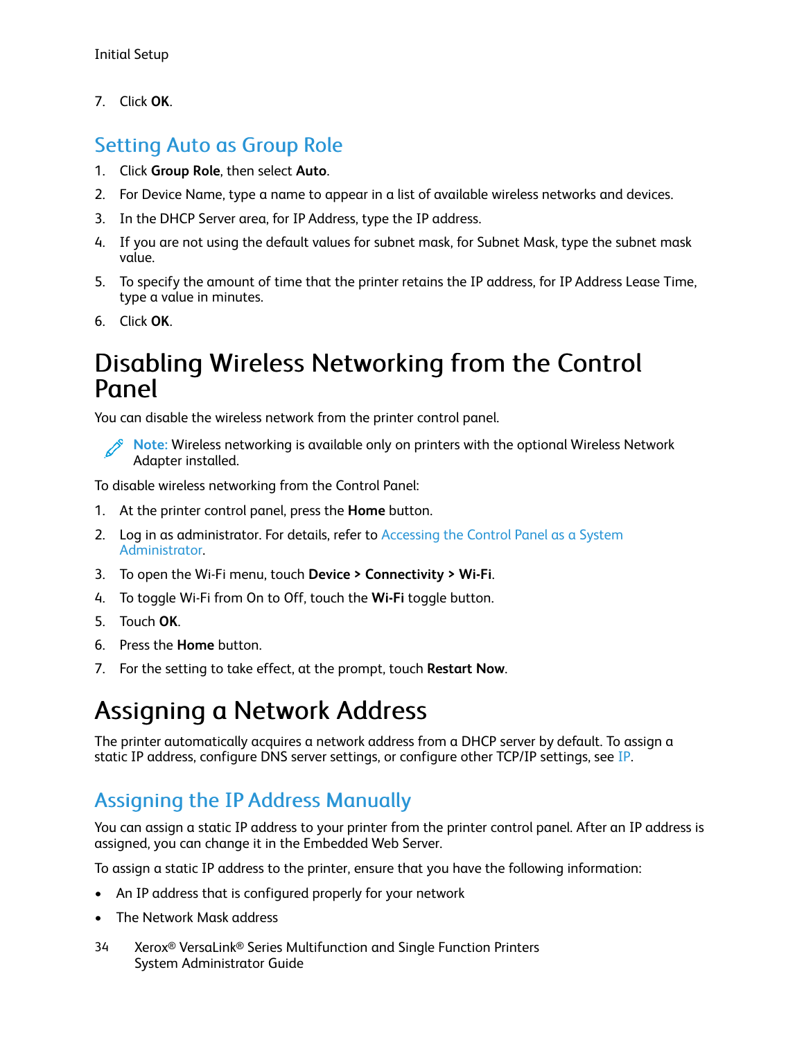7. Click **OK**.

## Setting Auto as Group Role

1. Click **Group Role**, then select **Auto**.
2. For Device Name, type a name to appear in a list of available wireless networks and devices.
3. In the DHCP Server area, for IP Address, type the IP address.
4. If you are not using the default values for subnet mask, for Subnet Mask, type the subnet mask value.
5. To specify the amount of time that the printer retains the IP address, for IP Address Lease Time, type a value in minutes.
6. Click **OK**.

# Disabling Wireless Networking from the Control Panel

You can disable the wireless network from the printer control panel.

**Note:** Wireless networking is available only on printers with the optional Wireless Network Adapter installed.

To disable wireless networking from the Control Panel:

1. At the printer control panel, press the **Home** button.
2. Log in as administrator. For details, refer to Accessing the Control Panel as a System Administrator.
3. To open the Wi-Fi menu, touch **Device > Connectivity > Wi-Fi**.
4. To toggle Wi-Fi from On to Off, touch the **Wi-Fi** toggle button.
5. Touch **OK**.
6. Press the **Home** button.
7. For the setting to take effect, at the prompt, touch **Restart Now**.

# Assigning a Network Address

The printer automatically acquires a network address from a DHCP server by default. To assign a static IP address, configure DNS server settings, or configure other TCP/IP settings, see IP.

## Assigning the IP Address Manually

You can assign a static IP address to your printer from the printer control panel. After an IP address is assigned, you can change it in the Embedded Web Server.

To assign a static IP address to the printer, ensure that you have the following information:

- An IP address that is configured properly for your network
- The Network Mask address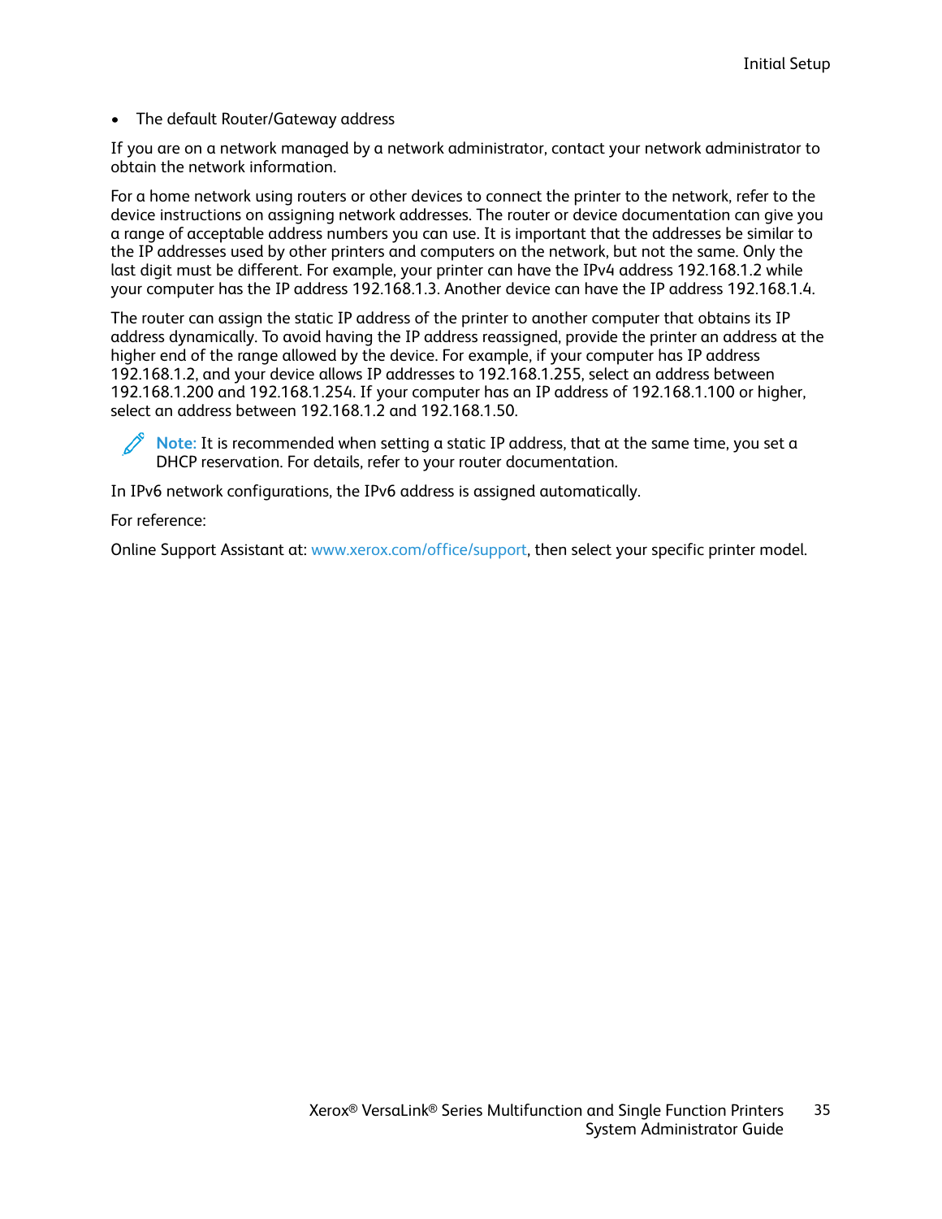- The default Router/Gateway address

If you are on a network managed by a network administrator, contact your network administrator to obtain the network information.

For a home network using routers or other devices to connect the printer to the network, refer to the device instructions on assigning network addresses. The router or device documentation can give you a range of acceptable address numbers you can use. It is important that the addresses be similar to the IP addresses used by other printers and computers on the network, but not the same. Only the last digit must be different. For example, your printer can have the IPv4 address 192.168.1.2 while your computer has the IP address 192.168.1.3. Another device can have the IP address 192.168.1.4.

The router can assign the static IP address of the printer to another computer that obtains its IP address dynamically. To avoid having the IP address reassigned, provide the printer an address at the higher end of the range allowed by the device. For example, if your computer has IP address 192.168.1.2, and your device allows IP addresses to 192.168.1.255, select an address between 192.168.1.200 and 192.168.1.254. If your computer has an IP address of 192.168.1.100 or higher, select an address between 192.168.1.2 and 192.168.1.50.

**Note:** It is recommended when setting a static IP address, that at the same time, you set a DHCP reservation. For details, refer to your router documentation.

In IPv6 network configurations, the IPv6 address is assigned automatically.

For reference:

Online Support Assistant at: www.xerox.com/office/support, then select your specific printer model.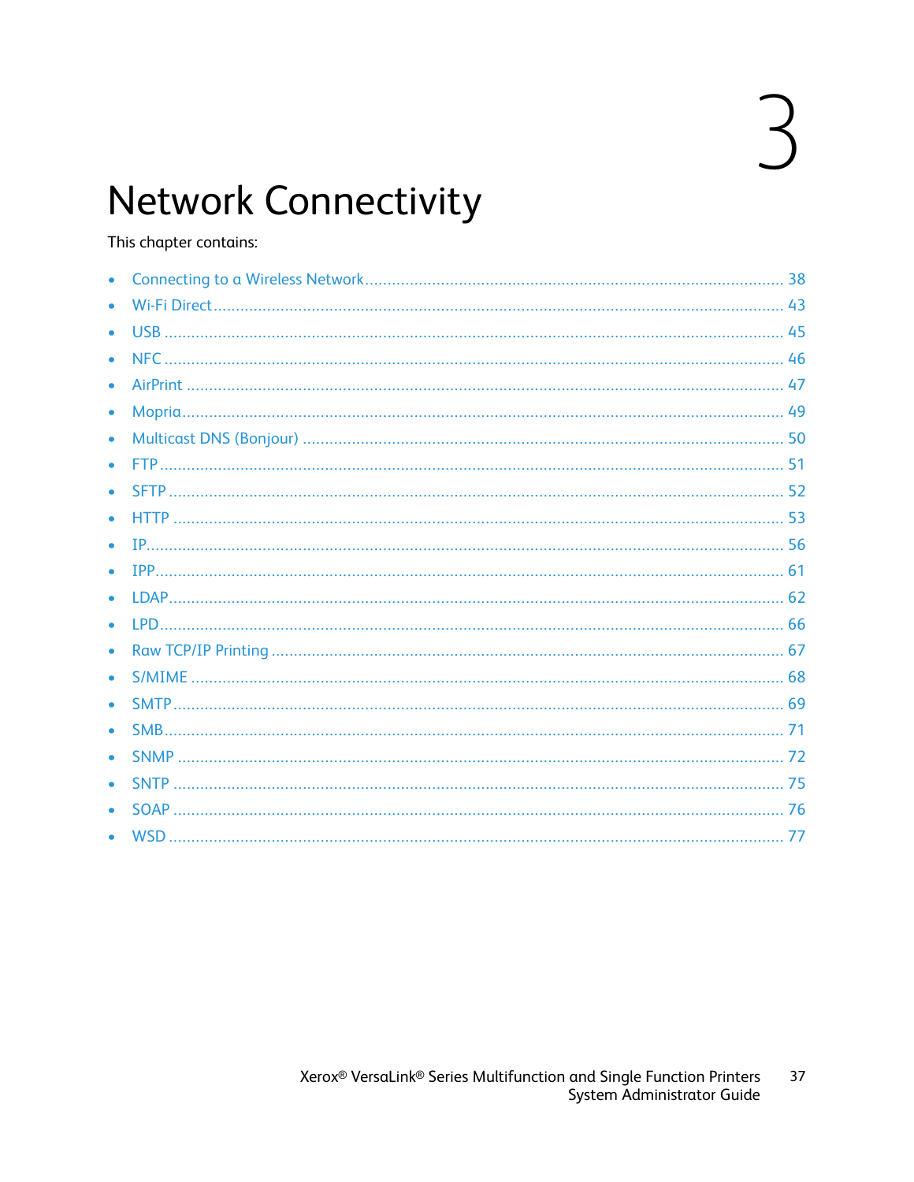# 3 Network Connectivity

This chapter contains:

- Connecting to a Wireless Network ........ 38
- Wi-Fi Direct ........ 43
- USB ........ 45
- NFC ........ 46
- AirPrint ........ 47
- Mopria ........ 49
- Multicast DNS (Bonjour) ........ 50
- FTP ........ 51
- SFTP ........ 52
- HTTP ........ 53
- IP ........ 56
- IPP ........ 61
- LDAP ........ 62
- LPD ........ 66
- Raw TCP/IP Printing ........ 67
- S/MIME ........ 68
- SMTP ........ 69
- SMB ........ 71
- SNMP ........ 72
- SNTP ........ 75
- SOAP ........ 76
- WSD ........ 77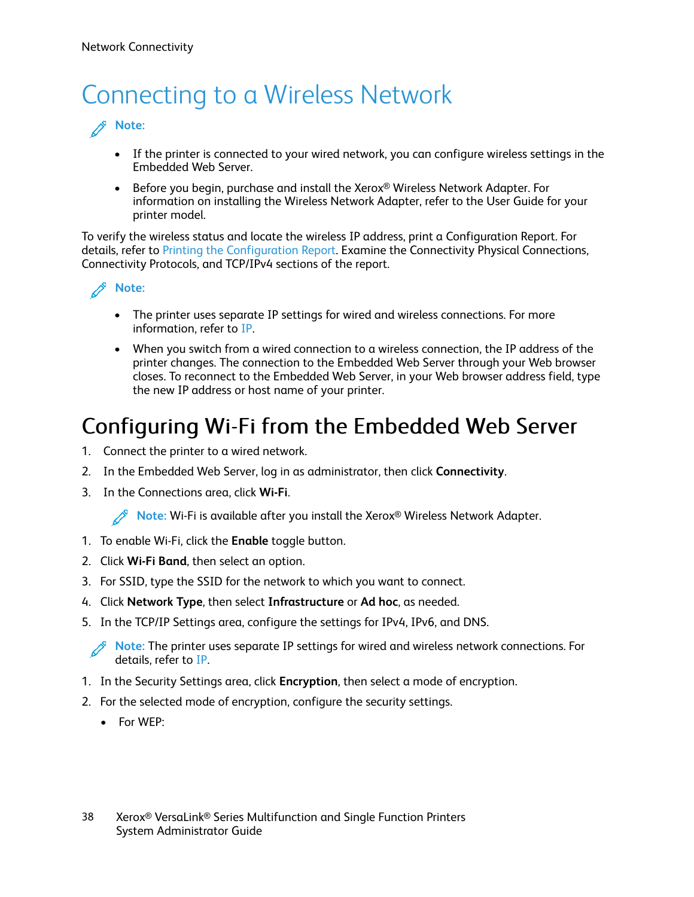# Connecting to a Wireless Network

**Note:**

- If the printer is connected to your wired network, you can configure wireless settings in the Embedded Web Server.
- Before you begin, purchase and install the Xerox® Wireless Network Adapter. For information on installing the Wireless Network Adapter, refer to the User Guide for your printer model.

To verify the wireless status and locate the wireless IP address, print a Configuration Report. For details, refer to Printing the Configuration Report. Examine the Connectivity Physical Connections, Connectivity Protocols, and TCP/IPv4 sections of the report.

**Note:**

- The printer uses separate IP settings for wired and wireless connections. For more information, refer to IP.
- When you switch from a wired connection to a wireless connection, the IP address of the printer changes. The connection to the Embedded Web Server through your Web browser closes. To reconnect to the Embedded Web Server, in your Web browser address field, type the new IP address or host name of your printer.

## Configuring Wi-Fi from the Embedded Web Server

1. Connect the printer to a wired network.
2. In the Embedded Web Server, log in as administrator, then click **Connectivity**.
3. In the Connections area, click **Wi-Fi**.

   **Note:** Wi-Fi is available after you install the Xerox® Wireless Network Adapter.

1. To enable Wi-Fi, click the **Enable** toggle button.
2. Click **Wi-Fi Band**, then select an option.
3. For SSID, type the SSID for the network to which you want to connect.
4. Click **Network Type**, then select **Infrastructure** or **Ad hoc**, as needed.
5. In the TCP/IP Settings area, configure the settings for IPv4, IPv6, and DNS.

**Note:** The printer uses separate IP settings for wired and wireless network connections. For details, refer to IP.

1. In the Security Settings area, click **Encryption**, then select a mode of encryption.
2. For the selected mode of encryption, configure the security settings.
   - For WEP: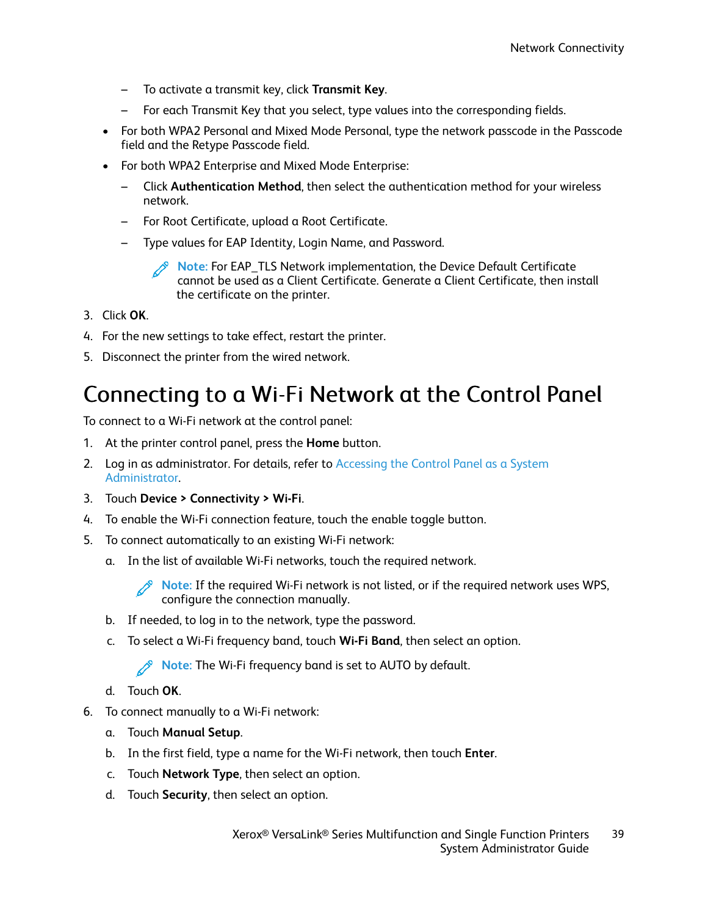- To activate a transmit key, click **Transmit Key**.
    - For each Transmit Key that you select, type values into the corresponding fields.
- For both WPA2 Personal and Mixed Mode Personal, type the network passcode in the Passcode field and the Retype Passcode field.
- For both WPA2 Enterprise and Mixed Mode Enterprise:
    - Click **Authentication Method**, then select the authentication method for your wireless network.
    - For Root Certificate, upload a Root Certificate.
    - Type values for EAP Identity, Login Name, and Password.

      **Note:** For EAP_TLS Network implementation, the Device Default Certificate cannot be used as a Client Certificate. Generate a Client Certificate, then install the certificate on the printer.

3. Click **OK**.
4. For the new settings to take effect, restart the printer.
5. Disconnect the printer from the wired network.

# Connecting to a Wi-Fi Network at the Control Panel

To connect to a Wi-Fi network at the control panel:

1. At the printer control panel, press the **Home** button.
2. Log in as administrator. For details, refer to Accessing the Control Panel as a System Administrator.
3. Touch **Device** > **Connectivity** > **Wi-Fi**.
4. To enable the Wi-Fi connection feature, touch the enable toggle button.
5. To connect automatically to an existing Wi-Fi network:
    a. In the list of available Wi-Fi networks, touch the required network.

       **Note:** If the required Wi-Fi network is not listed, or if the required network uses WPS, configure the connection manually.

    b. If needed, to log in to the network, type the password.

    c. To select a Wi-Fi frequency band, touch **Wi-Fi Band**, then select an option.

       **Note:** The Wi-Fi frequency band is set to AUTO by default.

    d. Touch **OK**.
6. To connect manually to a Wi-Fi network:
    a. Touch **Manual Setup**.

    b. In the first field, type a name for the Wi-Fi network, then touch **Enter**.

    c. Touch **Network Type**, then select an option.

    d. Touch **Security**, then select an option.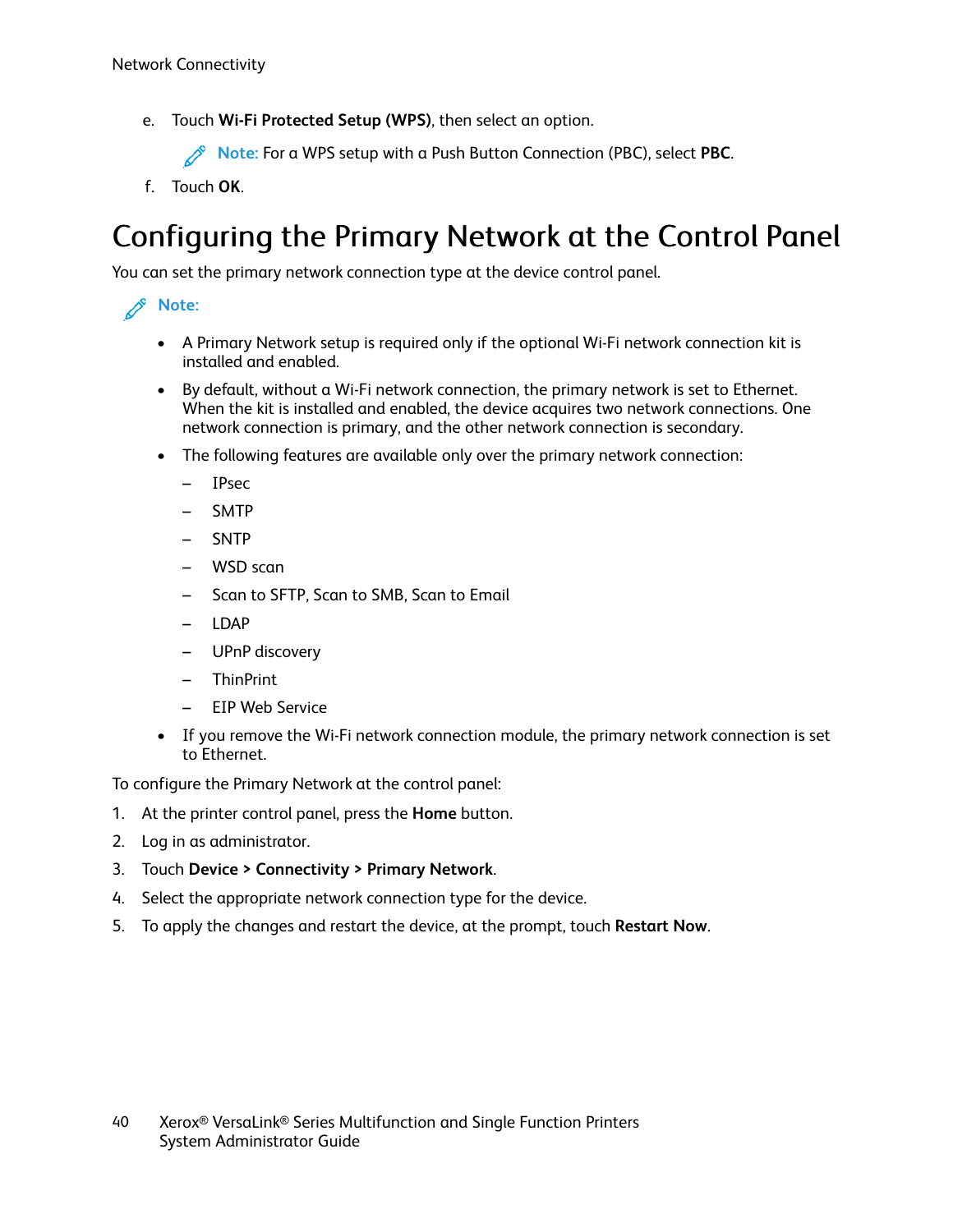e. Touch **Wi-Fi Protected Setup (WPS)**, then select an option.

   **Note:** For a WPS setup with a Push Button Connection (PBC), select **PBC**.

f. Touch **OK**.

## Configuring the Primary Network at the Control Panel

You can set the primary network connection type at the device control panel.

**Note:**

- A Primary Network setup is required only if the optional Wi-Fi network connection kit is installed and enabled.
- By default, without a Wi-Fi network connection, the primary network is set to Ethernet. When the kit is installed and enabled, the device acquires two network connections. One network connection is primary, and the other network connection is secondary.
- The following features are available only over the primary network connection:
  - IPsec
  - SMTP
  - SNTP
  - WSD scan
  - Scan to SFTP, Scan to SMB, Scan to Email
  - LDAP
  - UPnP discovery
  - ThinPrint
  - EIP Web Service
- If you remove the Wi-Fi network connection module, the primary network connection is set to Ethernet.

To configure the Primary Network at the control panel:

1. At the printer control panel, press the **Home** button.
2. Log in as administrator.
3. Touch **Device > Connectivity > Primary Network**.
4. Select the appropriate network connection type for the device.
5. To apply the changes and restart the device, at the prompt, touch **Restart Now**.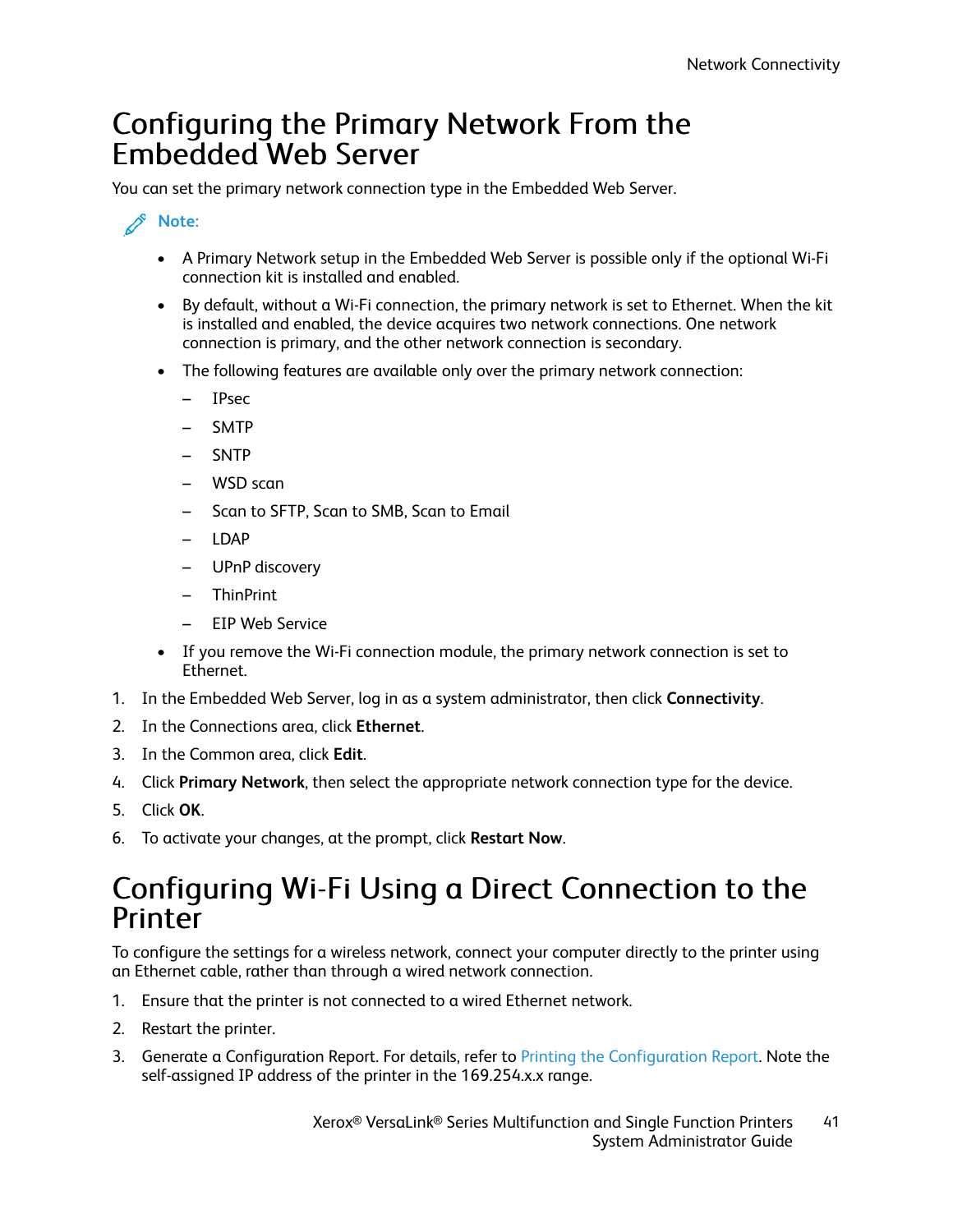## Configuring the Primary Network From the Embedded Web Server

You can set the primary network connection type in the Embedded Web Server.

**Note:**

- A Primary Network setup in the Embedded Web Server is possible only if the optional Wi-Fi connection kit is installed and enabled.
- By default, without a Wi-Fi connection, the primary network is set to Ethernet. When the kit is installed and enabled, the device acquires two network connections. One network connection is primary, and the other network connection is secondary.
- The following features are available only over the primary network connection:
  - IPsec
  - SMTP
  - SNTP
  - WSD scan
  - Scan to SFTP, Scan to SMB, Scan to Email
  - LDAP
  - UPnP discovery
  - ThinPrint
  - EIP Web Service
- If you remove the Wi-Fi connection module, the primary network connection is set to Ethernet.

1. In the Embedded Web Server, log in as a system administrator, then click **Connectivity**.
2. In the Connections area, click **Ethernet**.
3. In the Common area, click **Edit**.
4. Click **Primary Network**, then select the appropriate network connection type for the device.
5. Click **OK**.
6. To activate your changes, at the prompt, click **Restart Now**.

## Configuring Wi-Fi Using a Direct Connection to the Printer

To configure the settings for a wireless network, connect your computer directly to the printer using an Ethernet cable, rather than through a wired network connection.

1. Ensure that the printer is not connected to a wired Ethernet network.
2. Restart the printer.
3. Generate a Configuration Report. For details, refer to Printing the Configuration Report. Note the self-assigned IP address of the printer in the 169.254.x.x range.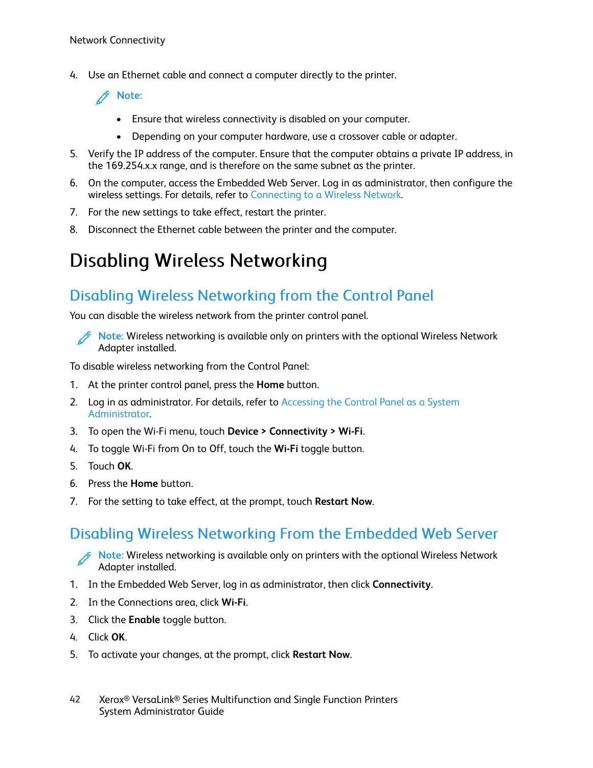4. Use an Ethernet cable and connect a computer directly to the printer.

   **Note:**

   - Ensure that wireless connectivity is disabled on your computer.
   - Depending on your computer hardware, use a crossover cable or adapter.

5. Verify the IP address of the computer. Ensure that the computer obtains a private IP address, in the 169.254.x.x range, and is therefore on the same subnet as the printer.
6. On the computer, access the Embedded Web Server. Log in as administrator, then configure the wireless settings. For details, refer to Connecting to a Wireless Network.
7. For the new settings to take effect, restart the printer.
8. Disconnect the Ethernet cable between the printer and the computer.

# Disabling Wireless Networking

## Disabling Wireless Networking from the Control Panel

You can disable the wireless network from the printer control panel.

**Note:** Wireless networking is available only on printers with the optional Wireless Network Adapter installed.

To disable wireless networking from the Control Panel:

1. At the printer control panel, press the **Home** button.
2. Log in as administrator. For details, refer to Accessing the Control Panel as a System Administrator.
3. To open the Wi-Fi menu, touch **Device** > **Connectivity** > **Wi-Fi**.
4. To toggle Wi-Fi from On to Off, touch the **Wi-Fi** toggle button.
5. Touch **OK**.
6. Press the **Home** button.
7. For the setting to take effect, at the prompt, touch **Restart Now**.

## Disabling Wireless Networking From the Embedded Web Server

**Note:** Wireless networking is available only on printers with the optional Wireless Network Adapter installed.

1. In the Embedded Web Server, log in as administrator, then click **Connectivity**.
2. In the Connections area, click **Wi-Fi**.
3. Click the **Enable** toggle button.
4. Click **OK**.
5. To activate your changes, at the prompt, click **Restart Now**.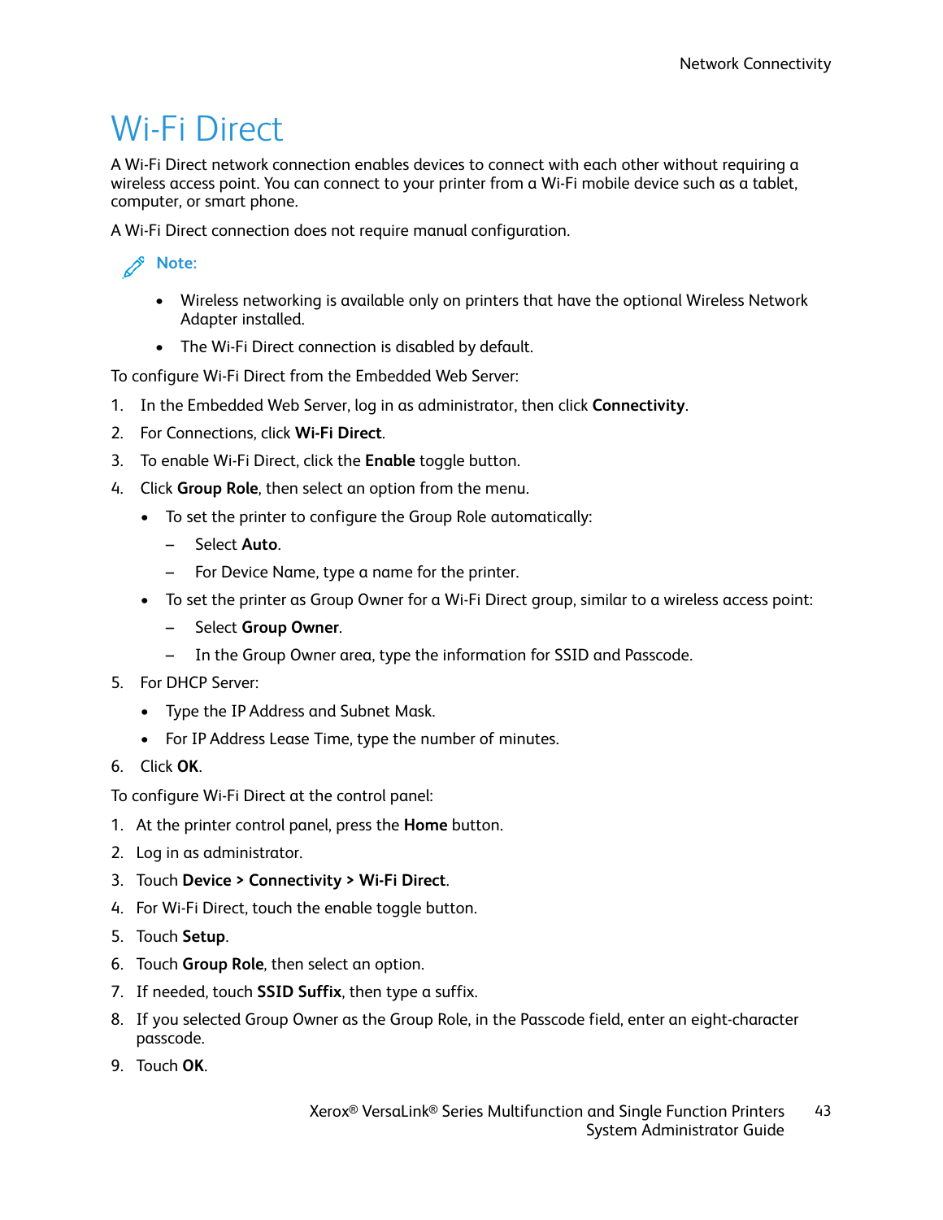# Wi-Fi Direct

A Wi-Fi Direct network connection enables devices to connect with each other without requiring a wireless access point. You can connect to your printer from a Wi-Fi mobile device such as a tablet, computer, or smart phone.

A Wi-Fi Direct connection does not require manual configuration.

**Note:**

- Wireless networking is available only on printers that have the optional Wireless Network Adapter installed.
- The Wi-Fi Direct connection is disabled by default.

To configure Wi-Fi Direct from the Embedded Web Server:

1. In the Embedded Web Server, log in as administrator, then click **Connectivity**.
2. For Connections, click **Wi-Fi Direct**.
3. To enable Wi-Fi Direct, click the **Enable** toggle button.
4. Click **Group Role**, then select an option from the menu.
   - To set the printer to configure the Group Role automatically:
     – Select **Auto**.
     – For Device Name, type a name for the printer.
   - To set the printer as Group Owner for a Wi-Fi Direct group, similar to a wireless access point:
     – Select **Group Owner**.
     – In the Group Owner area, type the information for SSID and Passcode.
5. For DHCP Server:
   - Type the IP Address and Subnet Mask.
   - For IP Address Lease Time, type the number of minutes.
6. Click **OK**.

To configure Wi-Fi Direct at the control panel:

1. At the printer control panel, press the **Home** button.
2. Log in as administrator.
3. Touch **Device** > **Connectivity** > **Wi-Fi Direct**.
4. For Wi-Fi Direct, touch the enable toggle button.
5. Touch **Setup**.
6. Touch **Group Role**, then select an option.
7. If needed, touch **SSID Suffix**, then type a suffix.
8. If you selected Group Owner as the Group Role, in the Passcode field, enter an eight-character passcode.
9. Touch **OK**.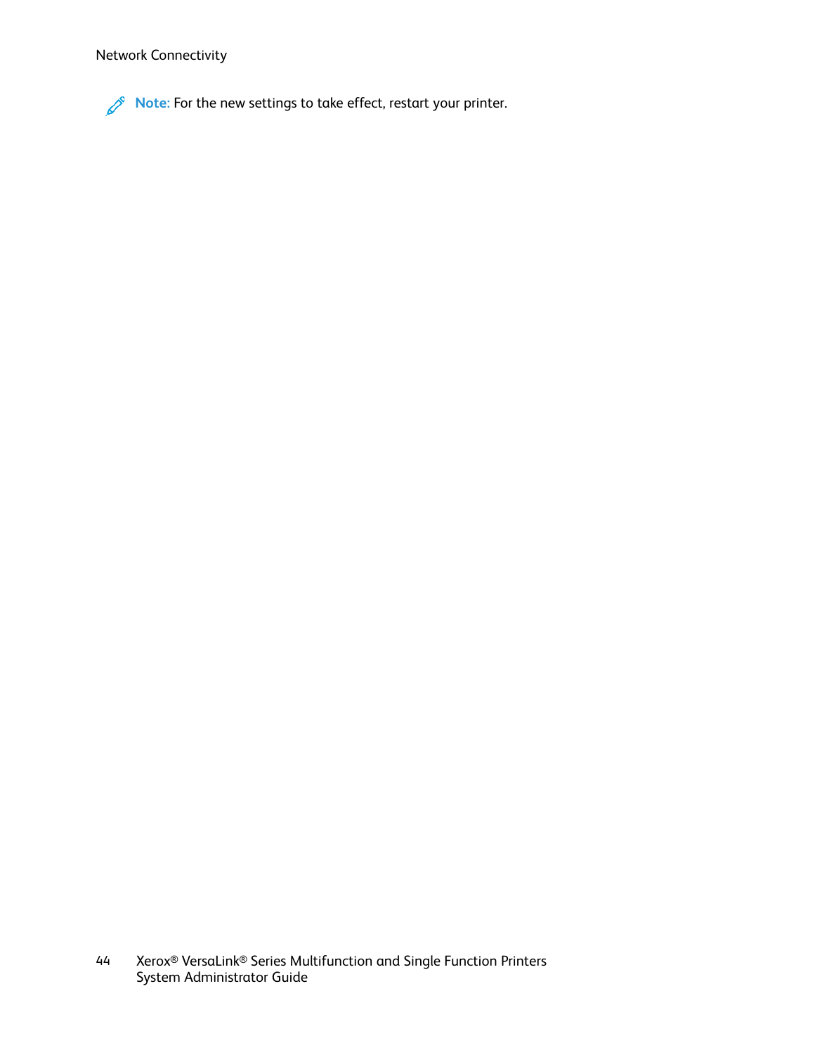**Note:** For the new settings to take effect, restart your printer.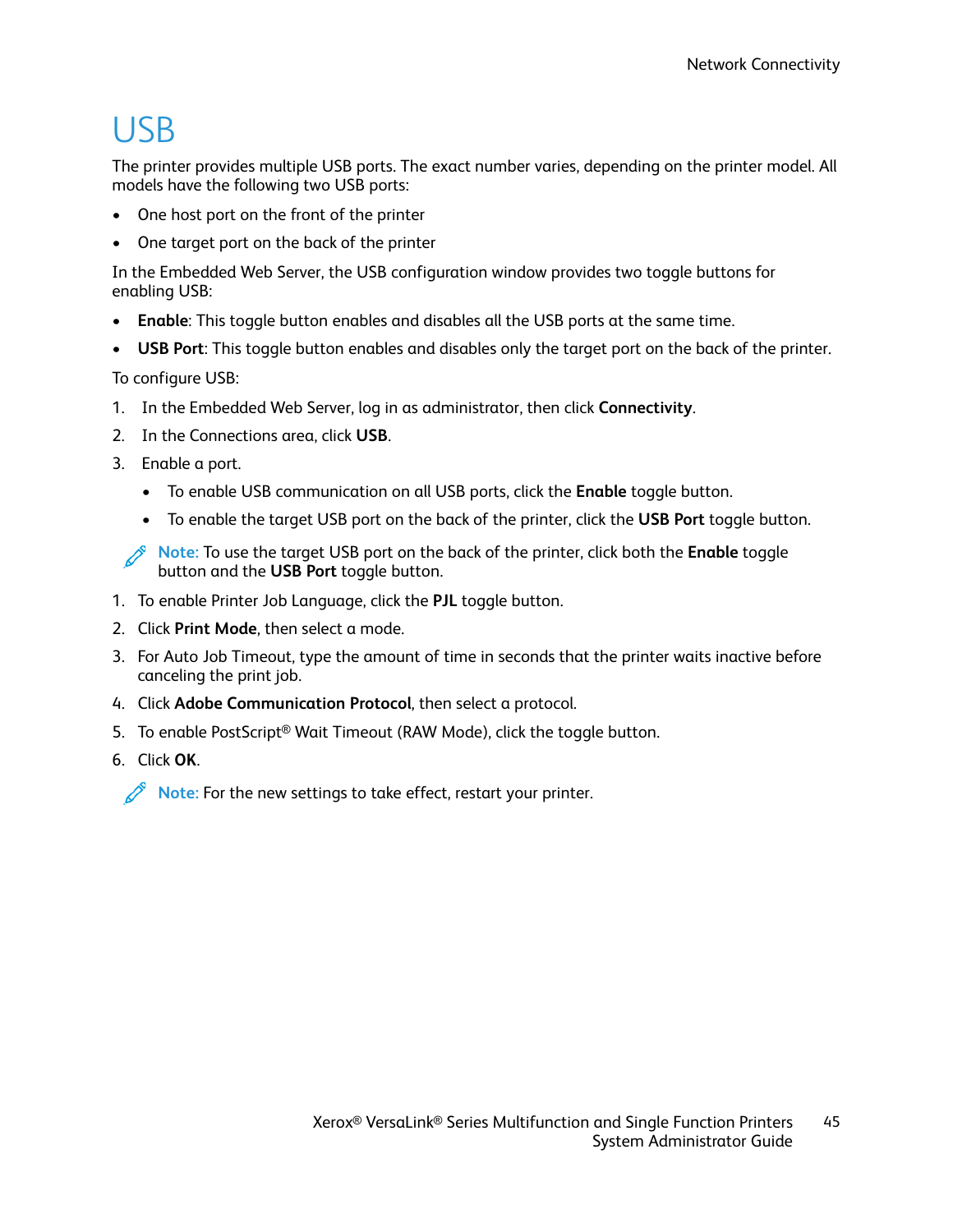# USB

The printer provides multiple USB ports. The exact number varies, depending on the printer model. All models have the following two USB ports:

- One host port on the front of the printer
- One target port on the back of the printer

In the Embedded Web Server, the USB configuration window provides two toggle buttons for enabling USB:

- **Enable**: This toggle button enables and disables all the USB ports at the same time.
- **USB Port**: This toggle button enables and disables only the target port on the back of the printer.

To configure USB:

1. In the Embedded Web Server, log in as administrator, then click **Connectivity**.
2. In the Connections area, click **USB**.
3. Enable a port.
   - To enable USB communication on all USB ports, click the **Enable** toggle button.
   - To enable the target USB port on the back of the printer, click the **USB Port** toggle button.

> **Note:** To use the target USB port on the back of the printer, click both the **Enable** toggle button and the **USB Port** toggle button.

1. To enable Printer Job Language, click the **PJL** toggle button.
2. Click **Print Mode**, then select a mode.
3. For Auto Job Timeout, type the amount of time in seconds that the printer waits inactive before canceling the print job.
4. Click **Adobe Communication Protocol**, then select a protocol.
5. To enable PostScript® Wait Timeout (RAW Mode), click the toggle button.
6. Click **OK**.

> **Note:** For the new settings to take effect, restart your printer.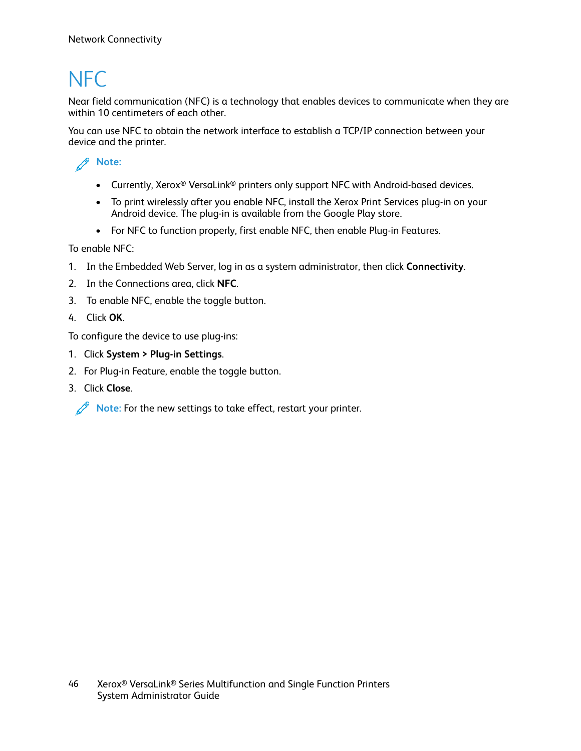# NFC

Near field communication (NFC) is a technology that enables devices to communicate when they are within 10 centimeters of each other.

You can use NFC to obtain the network interface to establish a TCP/IP connection between your device and the printer.

**Note:**

- Currently, Xerox® VersaLink® printers only support NFC with Android-based devices.
- To print wirelessly after you enable NFC, install the Xerox Print Services plug-in on your Android device. The plug-in is available from the Google Play store.
- For NFC to function properly, first enable NFC, then enable Plug-in Features.

To enable NFC:

1. In the Embedded Web Server, log in as a system administrator, then click **Connectivity**.
2. In the Connections area, click **NFC**.
3. To enable NFC, enable the toggle button.
4. Click **OK**.

To configure the device to use plug-ins:

1. Click **System > Plug-in Settings**.
2. For Plug-in Feature, enable the toggle button.
3. Click **Close**.

**Note:** For the new settings to take effect, restart your printer.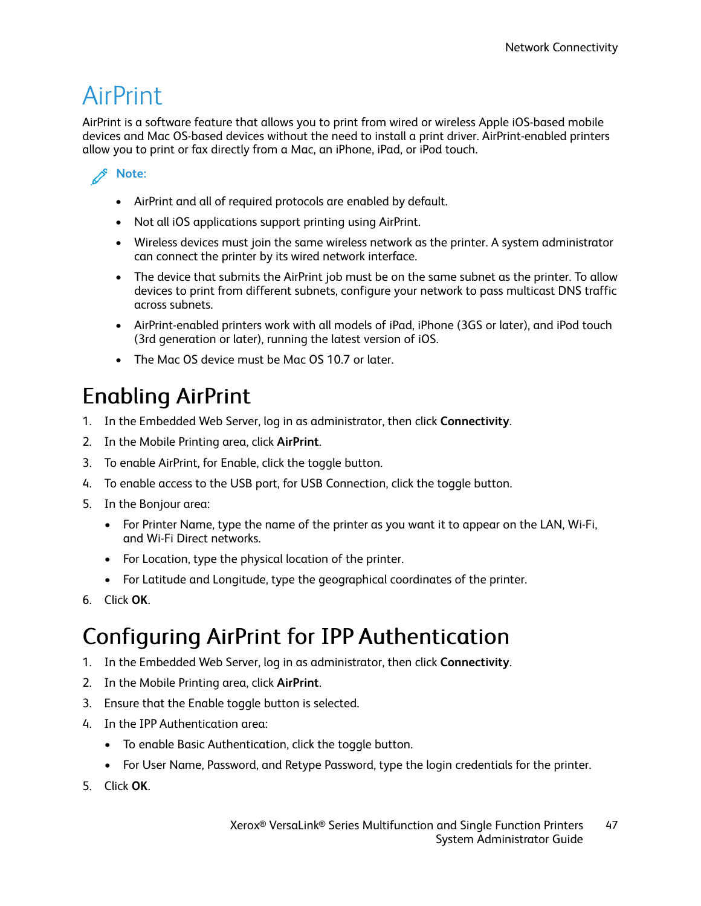# AirPrint

AirPrint is a software feature that allows you to print from wired or wireless Apple iOS-based mobile devices and Mac OS-based devices without the need to install a print driver. AirPrint-enabled printers allow you to print or fax directly from a Mac, an iPhone, iPad, or iPod touch.

**Note:**

- AirPrint and all of required protocols are enabled by default.
- Not all iOS applications support printing using AirPrint.
- Wireless devices must join the same wireless network as the printer. A system administrator can connect the printer by its wired network interface.
- The device that submits the AirPrint job must be on the same subnet as the printer. To allow devices to print from different subnets, configure your network to pass multicast DNS traffic across subnets.
- AirPrint-enabled printers work with all models of iPad, iPhone (3GS or later), and iPod touch (3rd generation or later), running the latest version of iOS.
- The Mac OS device must be Mac OS 10.7 or later.

## Enabling AirPrint

1. In the Embedded Web Server, log in as administrator, then click **Connectivity**.
2. In the Mobile Printing area, click **AirPrint**.
3. To enable AirPrint, for Enable, click the toggle button.
4. To enable access to the USB port, for USB Connection, click the toggle button.
5. In the Bonjour area:
   - For Printer Name, type the name of the printer as you want it to appear on the LAN, Wi-Fi, and Wi-Fi Direct networks.
   - For Location, type the physical location of the printer.
   - For Latitude and Longitude, type the geographical coordinates of the printer.
6. Click **OK**.

## Configuring AirPrint for IPP Authentication

1. In the Embedded Web Server, log in as administrator, then click **Connectivity**.
2. In the Mobile Printing area, click **AirPrint**.
3. Ensure that the Enable toggle button is selected.
4. In the IPP Authentication area:
   - To enable Basic Authentication, click the toggle button.
   - For User Name, Password, and Retype Password, type the login credentials for the printer.
5. Click **OK**.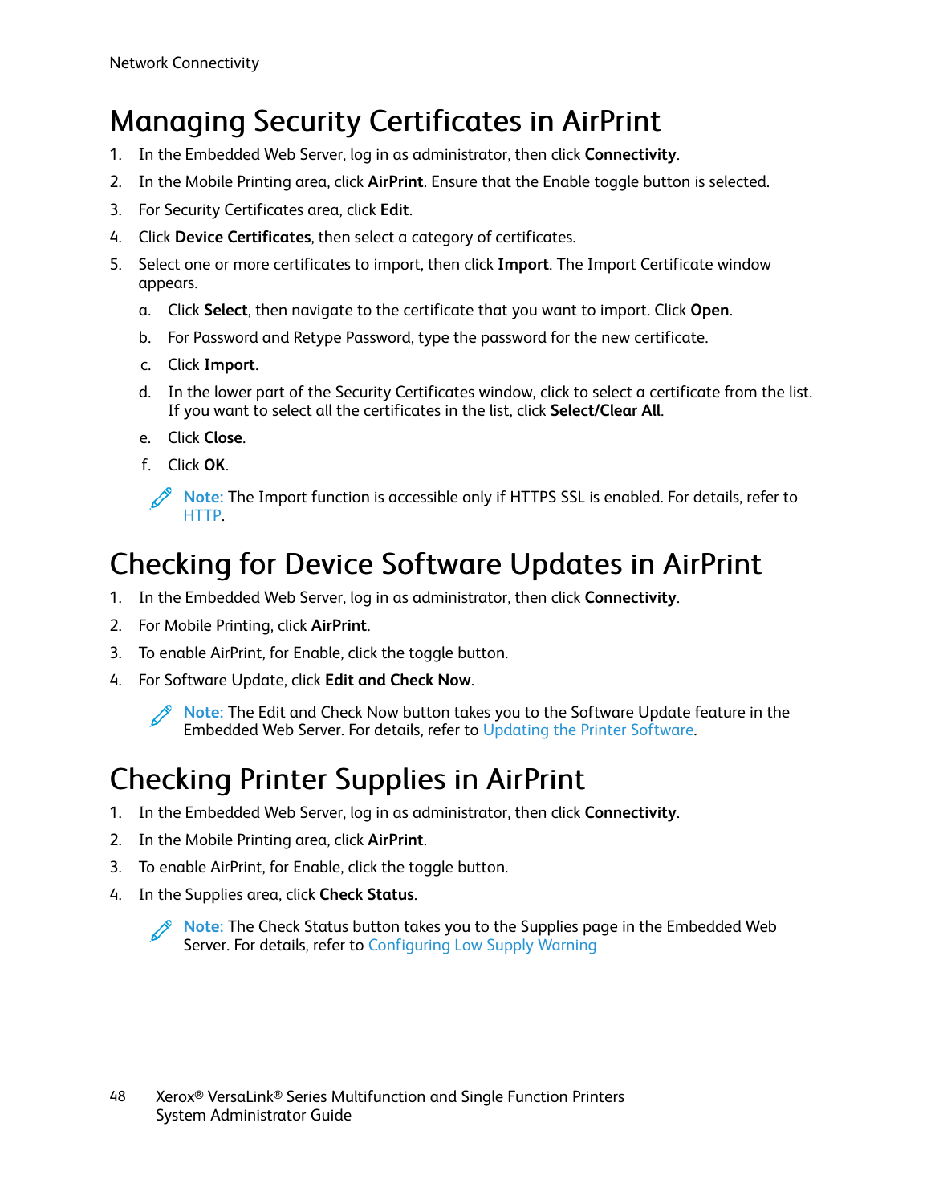# Managing Security Certificates in AirPrint

1. In the Embedded Web Server, log in as administrator, then click **Connectivity**.
2. In the Mobile Printing area, click **AirPrint**. Ensure that the Enable toggle button is selected.
3. For Security Certificates area, click **Edit**.
4. Click **Device Certificates**, then select a category of certificates.
5. Select one or more certificates to import, then click **Import**. The Import Certificate window appears.
   a. Click **Select**, then navigate to the certificate that you want to import. Click **Open**.
   b. For Password and Retype Password, type the password for the new certificate.
   c. Click **Import**.
   d. In the lower part of the Security Certificates window, click to select a certificate from the list. If you want to select all the certificates in the list, click **Select/Clear All**.
   e. Click **Close**.
   f. Click **OK**.

   **Note:** The Import function is accessible only if HTTPS SSL is enabled. For details, refer to HTTP.

# Checking for Device Software Updates in AirPrint

1. In the Embedded Web Server, log in as administrator, then click **Connectivity**.
2. For Mobile Printing, click **AirPrint**.
3. To enable AirPrint, for Enable, click the toggle button.
4. For Software Update, click **Edit and Check Now**.

   **Note:** The Edit and Check Now button takes you to the Software Update feature in the Embedded Web Server. For details, refer to Updating the Printer Software.

# Checking Printer Supplies in AirPrint

1. In the Embedded Web Server, log in as administrator, then click **Connectivity**.
2. In the Mobile Printing area, click **AirPrint**.
3. To enable AirPrint, for Enable, click the toggle button.
4. In the Supplies area, click **Check Status**.

   **Note:** The Check Status button takes you to the Supplies page in the Embedded Web Server. For details, refer to Configuring Low Supply Warning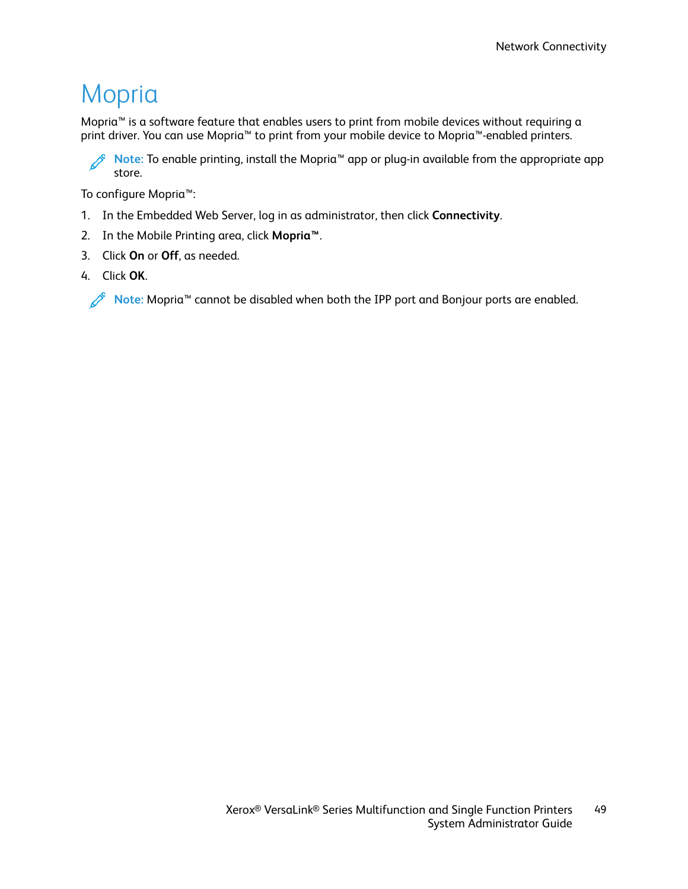# Mopria

Mopria™ is a software feature that enables users to print from mobile devices without requiring a print driver. You can use Mopria™ to print from your mobile device to Mopria™-enabled printers.

**Note:** To enable printing, install the Mopria™ app or plug-in available from the appropriate app store.

To configure Mopria™:

1. In the Embedded Web Server, log in as administrator, then click **Connectivity**.
2. In the Mobile Printing area, click **Mopria™**.
3. Click **On** or **Off**, as needed.
4. Click **OK**.

**Note:** Mopria™ cannot be disabled when both the IPP port and Bonjour ports are enabled.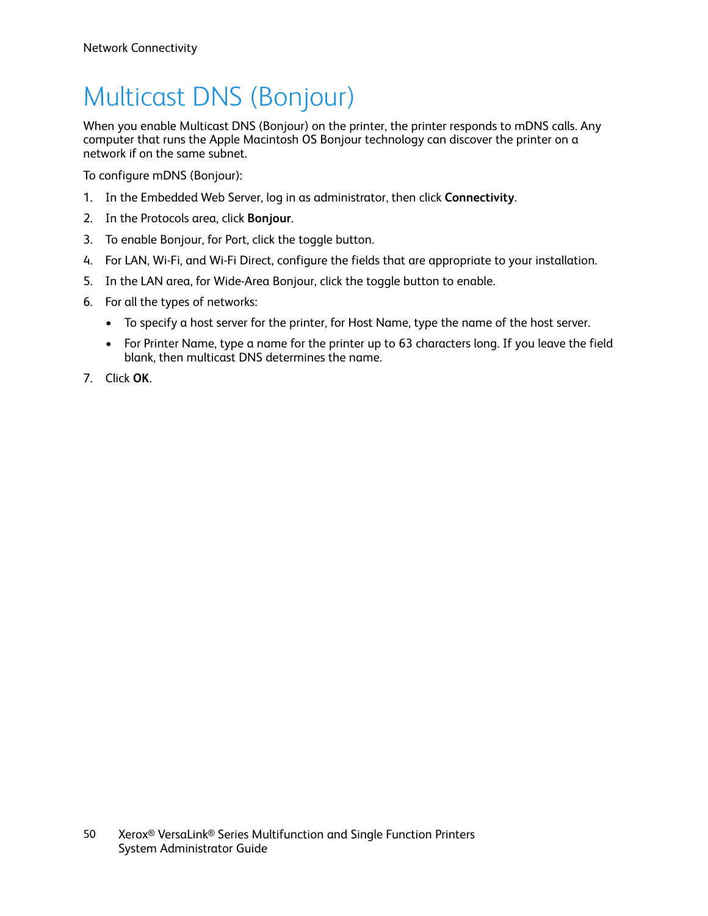# Multicast DNS (Bonjour)

When you enable Multicast DNS (Bonjour) on the printer, the printer responds to mDNS calls. Any computer that runs the Apple Macintosh OS Bonjour technology can discover the printer on a network if on the same subnet.

To configure mDNS (Bonjour):

1. In the Embedded Web Server, log in as administrator, then click **Connectivity**.
2. In the Protocols area, click **Bonjour**.
3. To enable Bonjour, for Port, click the toggle button.
4. For LAN, Wi-Fi, and Wi-Fi Direct, configure the fields that are appropriate to your installation.
5. In the LAN area, for Wide-Area Bonjour, click the toggle button to enable.
6. For all the types of networks:
   - To specify a host server for the printer, for Host Name, type the name of the host server.
   - For Printer Name, type a name for the printer up to 63 characters long. If you leave the field blank, then multicast DNS determines the name.
7. Click **OK**.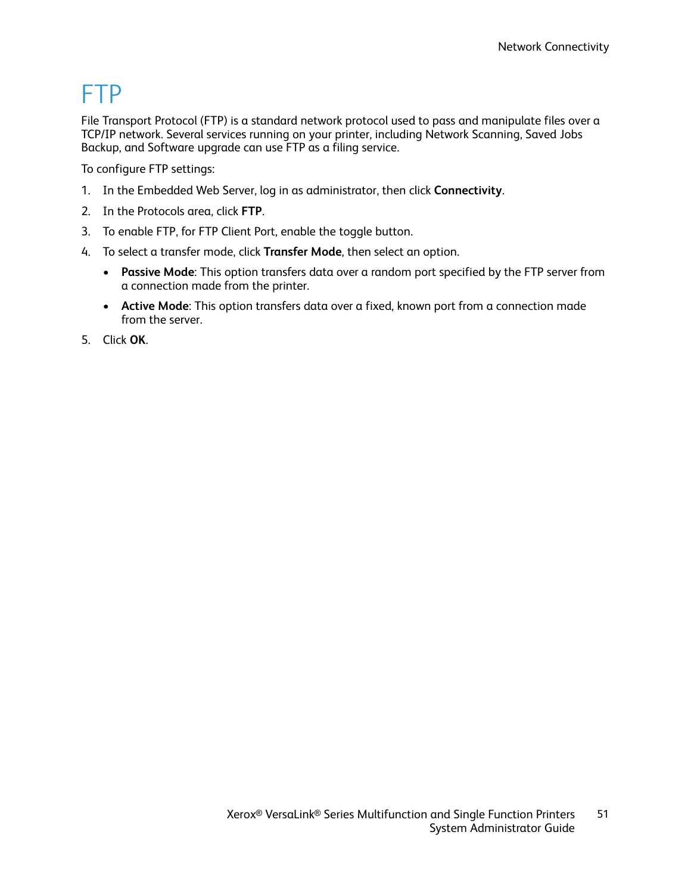# FTP

File Transport Protocol (FTP) is a standard network protocol used to pass and manipulate files over a TCP/IP network. Several services running on your printer, including Network Scanning, Saved Jobs Backup, and Software upgrade can use FTP as a filing service.

To configure FTP settings:

1. In the Embedded Web Server, log in as administrator, then click **Connectivity**.
2. In the Protocols area, click **FTP**.
3. To enable FTP, for FTP Client Port, enable the toggle button.
4. To select a transfer mode, click **Transfer Mode**, then select an option.
   - **Passive Mode**: This option transfers data over a random port specified by the FTP server from a connection made from the printer.
   - **Active Mode**: This option transfers data over a fixed, known port from a connection made from the server.
5. Click **OK**.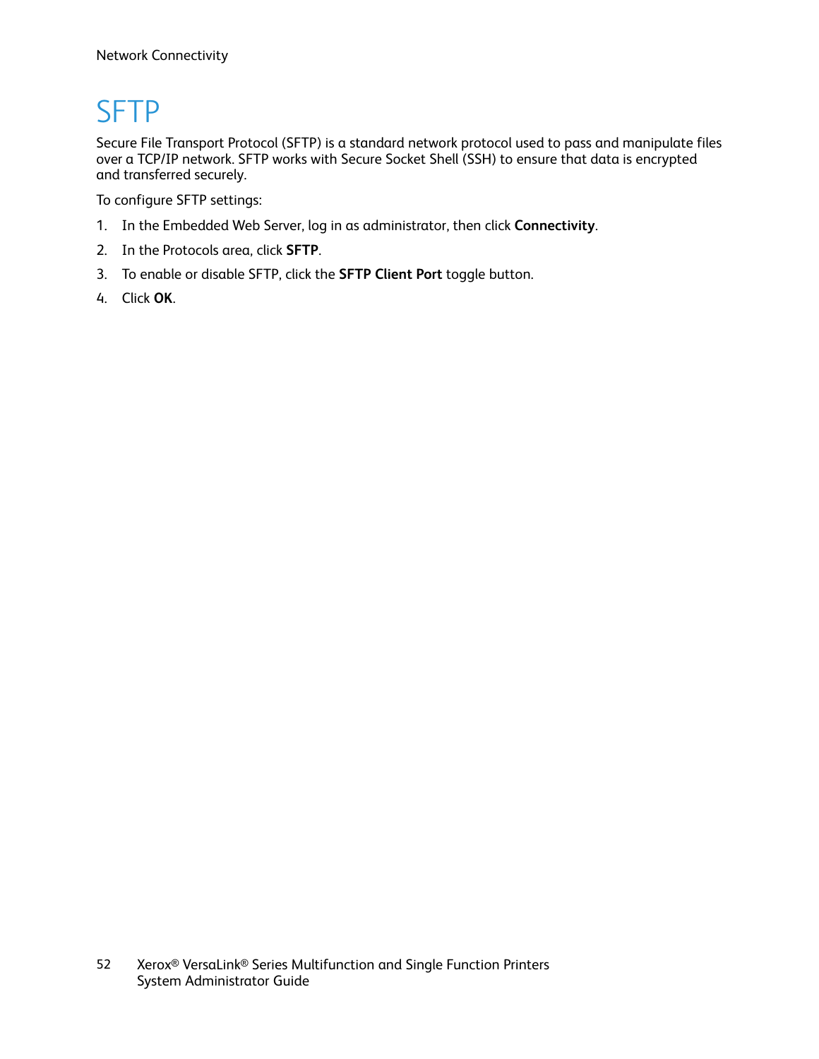# SFTP

Secure File Transport Protocol (SFTP) is a standard network protocol used to pass and manipulate files over a TCP/IP network. SFTP works with Secure Socket Shell (SSH) to ensure that data is encrypted and transferred securely.

To configure SFTP settings:

1. In the Embedded Web Server, log in as administrator, then click **Connectivity**.
2. In the Protocols area, click **SFTP**.
3. To enable or disable SFTP, click the **SFTP Client Port** toggle button.
4. Click **OK**.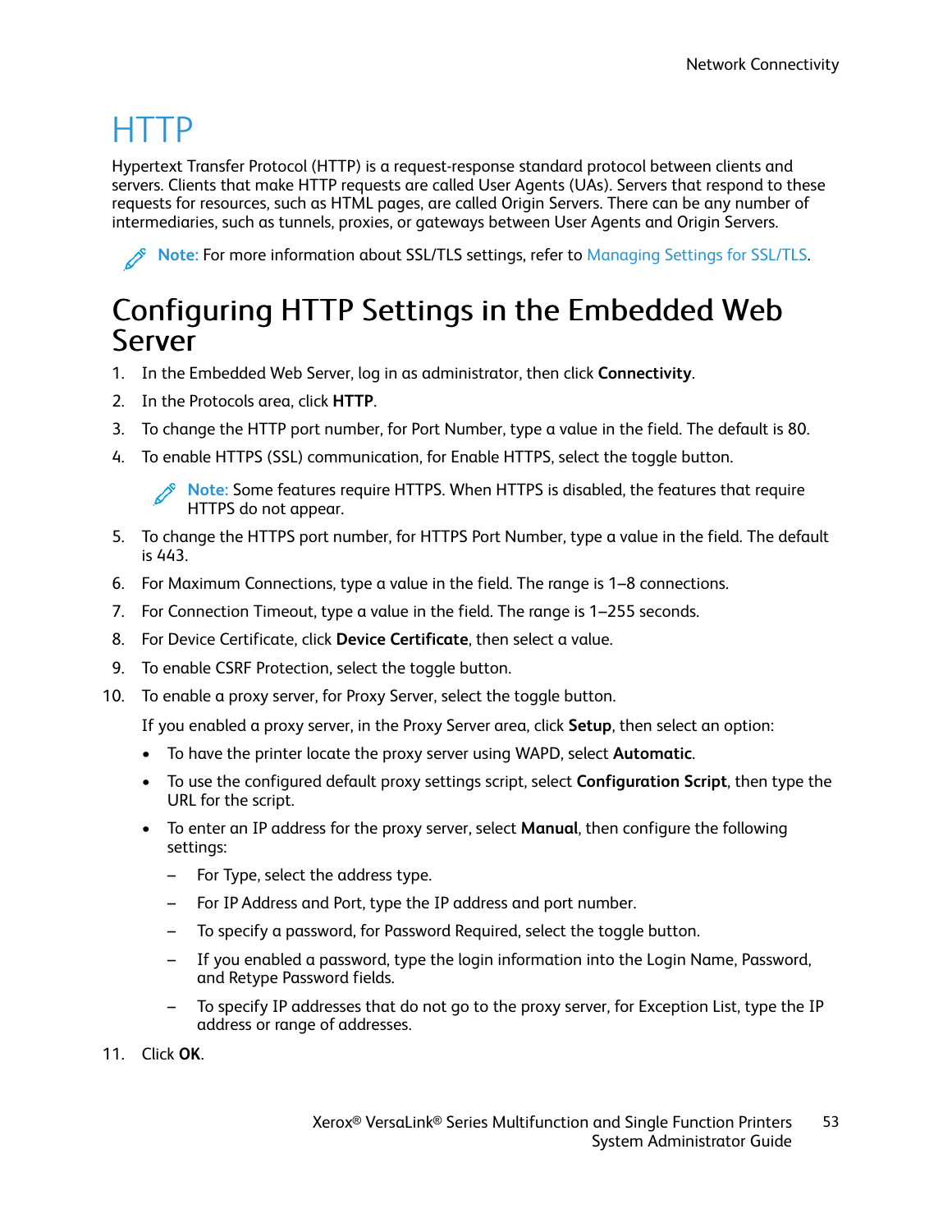// HTTP

Hypertext Transfer Protocol (HTTP) is a request-response standard protocol between clients and servers. Clients that make HTTP requests are called User Agents (UAs). Servers that respond to these requests for resources, such as HTML pages, are called Origin Servers. There can be any number of intermediaries, such as tunnels, proxies, or gateways between User Agents and Origin Servers.

**Note:** For more information about SSL/TLS settings, refer to Managing Settings for SSL/TLS.

## Configuring HTTP Settings in the Embedded Web Server

1. In the Embedded Web Server, log in as administrator, then click **Connectivity**.
2. In the Protocols area, click **HTTP**.
3. To change the HTTP port number, for Port Number, type a value in the field. The default is 80.
4. To enable HTTPS (SSL) communication, for Enable HTTPS, select the toggle button.

   **Note:** Some features require HTTPS. When HTTPS is disabled, the features that require HTTPS do not appear.
5. To change the HTTPS port number, for HTTPS Port Number, type a value in the field. The default is 443.
6. For Maximum Connections, type a value in the field. The range is 1–8 connections.
7. For Connection Timeout, type a value in the field. The range is 1–255 seconds.
8. For Device Certificate, click **Device Certificate**, then select a value.
9. To enable CSRF Protection, select the toggle button.
10. To enable a proxy server, for Proxy Server, select the toggle button.

    If you enabled a proxy server, in the Proxy Server area, click **Setup**, then select an option:

    - To have the printer locate the proxy server using WAPD, select **Automatic**.
    - To use the configured default proxy settings script, select **Configuration Script**, then type the URL for the script.
    - To enter an IP address for the proxy server, select **Manual**, then configure the following settings:
      - For Type, select the address type.
      - For IP Address and Port, type the IP address and port number.
      - To specify a password, for Password Required, select the toggle button.
      - If you enabled a password, type the login information into the Login Name, Password, and Retype Password fields.
      - To specify IP addresses that do not go to the proxy server, for Exception List, type the IP address or range of addresses.
11. Click **OK**.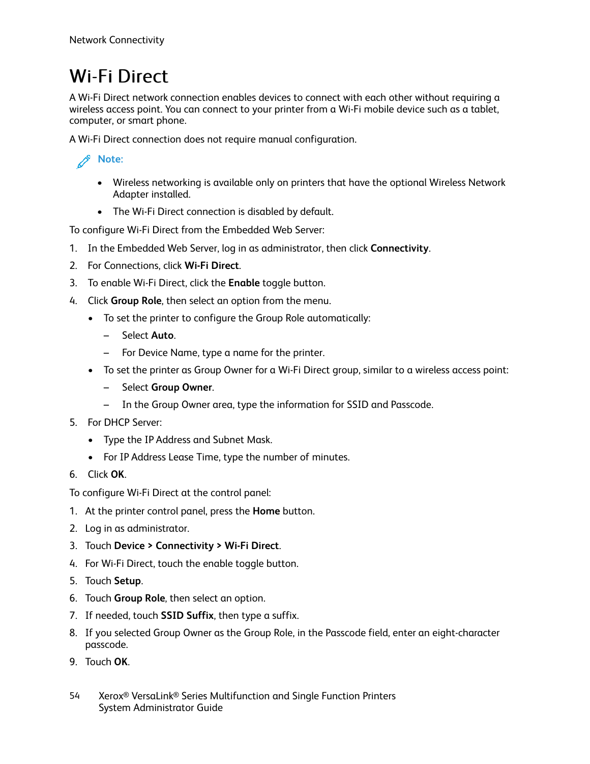# Wi-Fi Direct

A Wi-Fi Direct network connection enables devices to connect with each other without requiring a wireless access point. You can connect to your printer from a Wi-Fi mobile device such as a tablet, computer, or smart phone.

A Wi-Fi Direct connection does not require manual configuration.

**Note:**

- Wireless networking is available only on printers that have the optional Wireless Network Adapter installed.
- The Wi-Fi Direct connection is disabled by default.

To configure Wi-Fi Direct from the Embedded Web Server:

1. In the Embedded Web Server, log in as administrator, then click **Connectivity**.
2. For Connections, click **Wi-Fi Direct**.
3. To enable Wi-Fi Direct, click the **Enable** toggle button.
4. Click **Group Role**, then select an option from the menu.
   - To set the printer to configure the Group Role automatically:
     - Select **Auto**.
     - For Device Name, type a name for the printer.
   - To set the printer as Group Owner for a Wi-Fi Direct group, similar to a wireless access point:
     - Select **Group Owner**.
     - In the Group Owner area, type the information for SSID and Passcode.
5. For DHCP Server:
   - Type the IP Address and Subnet Mask.
   - For IP Address Lease Time, type the number of minutes.
6. Click **OK**.

To configure Wi-Fi Direct at the control panel:

1. At the printer control panel, press the **Home** button.
2. Log in as administrator.
3. Touch **Device** > **Connectivity** > **Wi-Fi Direct**.
4. For Wi-Fi Direct, touch the enable toggle button.
5. Touch **Setup**.
6. Touch **Group Role**, then select an option.
7. If needed, touch **SSID Suffix**, then type a suffix.
8. If you selected Group Owner as the Group Role, in the Passcode field, enter an eight-character passcode.
9. Touch **OK**.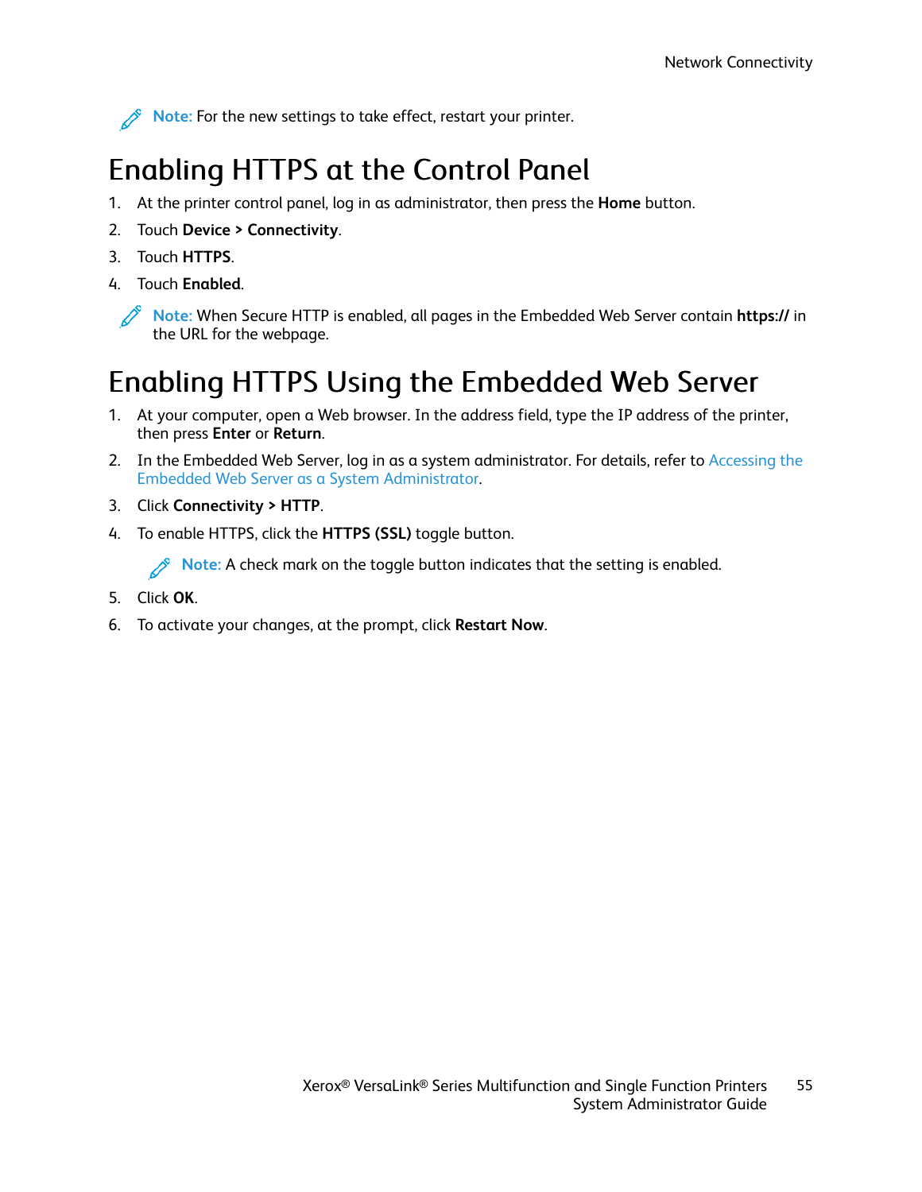**Note:** For the new settings to take effect, restart your printer.

## Enabling HTTPS at the Control Panel

1. At the printer control panel, log in as administrator, then press the **Home** button.
2. Touch **Device > Connectivity**.
3. Touch **HTTPS**.
4. Touch **Enabled**.

**Note:** When Secure HTTP is enabled, all pages in the Embedded Web Server contain **https://** in the URL for the webpage.

## Enabling HTTPS Using the Embedded Web Server

1. At your computer, open a Web browser. In the address field, type the IP address of the printer, then press **Enter** or **Return**.
2. In the Embedded Web Server, log in as a system administrator. For details, refer to Accessing the Embedded Web Server as a System Administrator.
3. Click **Connectivity > HTTP**.
4. To enable HTTPS, click the **HTTPS (SSL)** toggle button.

   **Note:** A check mark on the toggle button indicates that the setting is enabled.

5. Click **OK**.
6. To activate your changes, at the prompt, click **Restart Now**.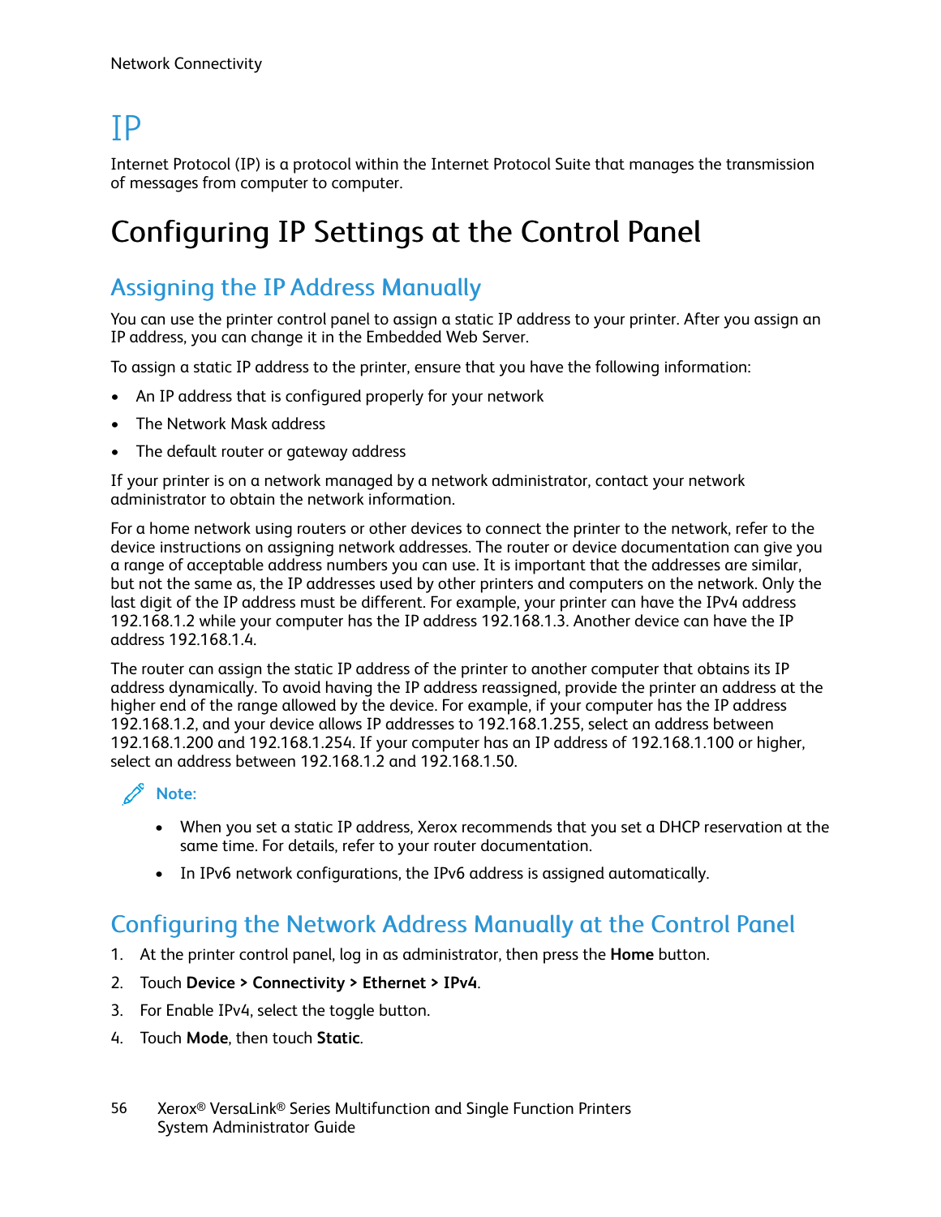# IP

Internet Protocol (IP) is a protocol within the Internet Protocol Suite that manages the transmission of messages from computer to computer.

## Configuring IP Settings at the Control Panel

### Assigning the IP Address Manually

You can use the printer control panel to assign a static IP address to your printer. After you assign an IP address, you can change it in the Embedded Web Server.

To assign a static IP address to the printer, ensure that you have the following information:

- An IP address that is configured properly for your network
- The Network Mask address
- The default router or gateway address

If your printer is on a network managed by a network administrator, contact your network administrator to obtain the network information.

For a home network using routers or other devices to connect the printer to the network, refer to the device instructions on assigning network addresses. The router or device documentation can give you a range of acceptable address numbers you can use. It is important that the addresses are similar, but not the same as, the IP addresses used by other printers and computers on the network. Only the last digit of the IP address must be different. For example, your printer can have the IPv4 address 192.168.1.2 while your computer has the IP address 192.168.1.3. Another device can have the IP address 192.168.1.4.

The router can assign the static IP address of the printer to another computer that obtains its IP address dynamically. To avoid having the IP address reassigned, provide the printer an address at the higher end of the range allowed by the device. For example, if your computer has the IP address 192.168.1.2, and your device allows IP addresses to 192.168.1.255, select an address between 192.168.1.200 and 192.168.1.254. If your computer has an IP address of 192.168.1.100 or higher, select an address between 192.168.1.2 and 192.168.1.50.

**Note:**

- When you set a static IP address, Xerox recommends that you set a DHCP reservation at the same time. For details, refer to your router documentation.
- In IPv6 network configurations, the IPv6 address is assigned automatically.

### Configuring the Network Address Manually at the Control Panel

1. At the printer control panel, log in as administrator, then press the **Home** button.
2. Touch **Device > Connectivity > Ethernet > IPv4**.
3. For Enable IPv4, select the toggle button.
4. Touch **Mode**, then touch **Static**.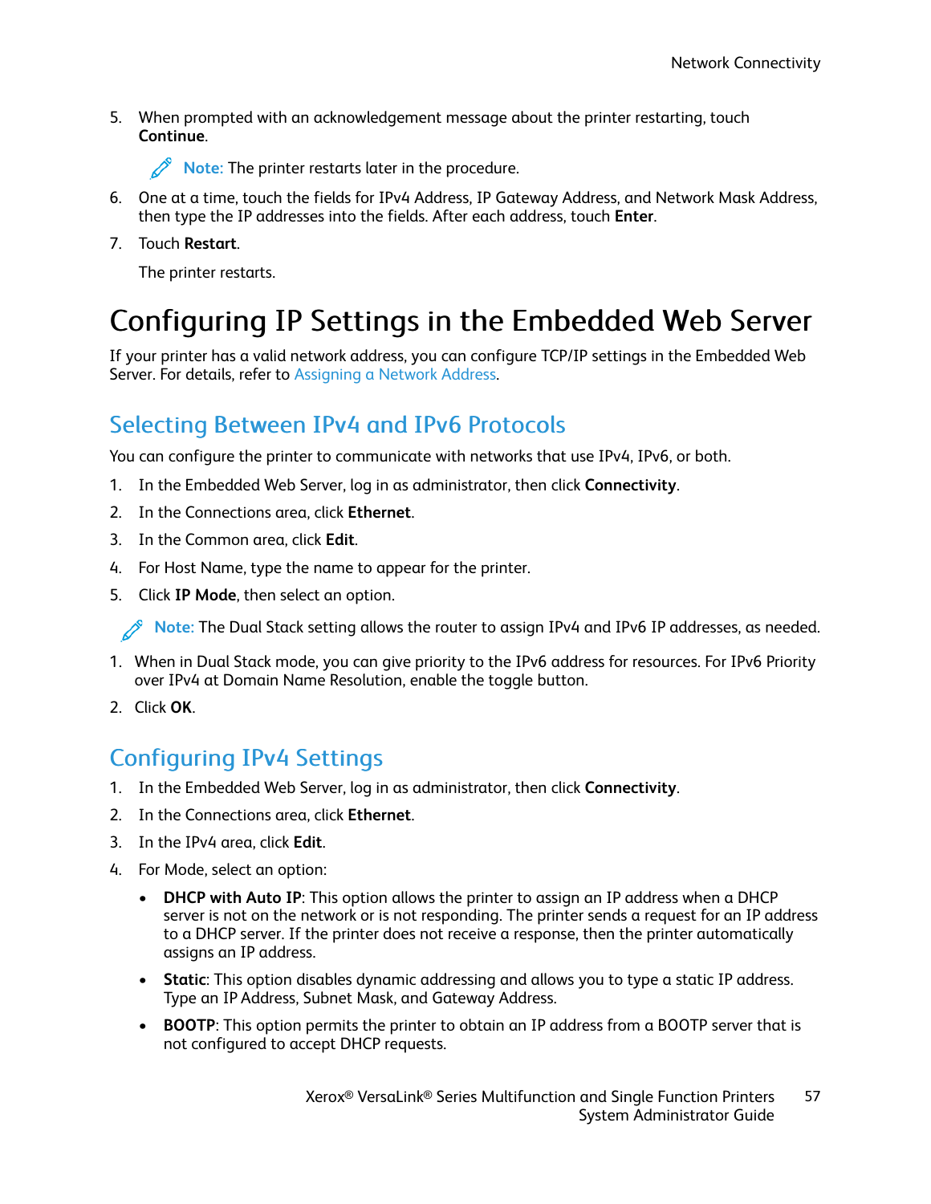5. When prompted with an acknowledgement message about the printer restarting, touch **Continue**.

   Note: The printer restarts later in the procedure.

6. One at a time, touch the fields for IPv4 Address, IP Gateway Address, and Network Mask Address, then type the IP addresses into the fields. After each address, touch **Enter**.
7. Touch **Restart**.

   The printer restarts.

# Configuring IP Settings in the Embedded Web Server

If your printer has a valid network address, you can configure TCP/IP settings in the Embedded Web Server. For details, refer to Assigning a Network Address.

## Selecting Between IPv4 and IPv6 Protocols

You can configure the printer to communicate with networks that use IPv4, IPv6, or both.

1. In the Embedded Web Server, log in as administrator, then click **Connectivity**.
2. In the Connections area, click **Ethernet**.
3. In the Common area, click **Edit**.
4. For Host Name, type the name to appear for the printer.
5. Click **IP Mode**, then select an option.

Note: The Dual Stack setting allows the router to assign IPv4 and IPv6 IP addresses, as needed.

1. When in Dual Stack mode, you can give priority to the IPv6 address for resources. For IPv6 Priority over IPv4 at Domain Name Resolution, enable the toggle button.
2. Click **OK**.

## Configuring IPv4 Settings

1. In the Embedded Web Server, log in as administrator, then click **Connectivity**.
2. In the Connections area, click **Ethernet**.
3. In the IPv4 area, click **Edit**.
4. For Mode, select an option:
   - **DHCP with Auto IP**: This option allows the printer to assign an IP address when a DHCP server is not on the network or is not responding. The printer sends a request for an IP address to a DHCP server. If the printer does not receive a response, then the printer automatically assigns an IP address.
   - **Static**: This option disables dynamic addressing and allows you to type a static IP address. Type an IP Address, Subnet Mask, and Gateway Address.
   - **BOOTP**: This option permits the printer to obtain an IP address from a BOOTP server that is not configured to accept DHCP requests.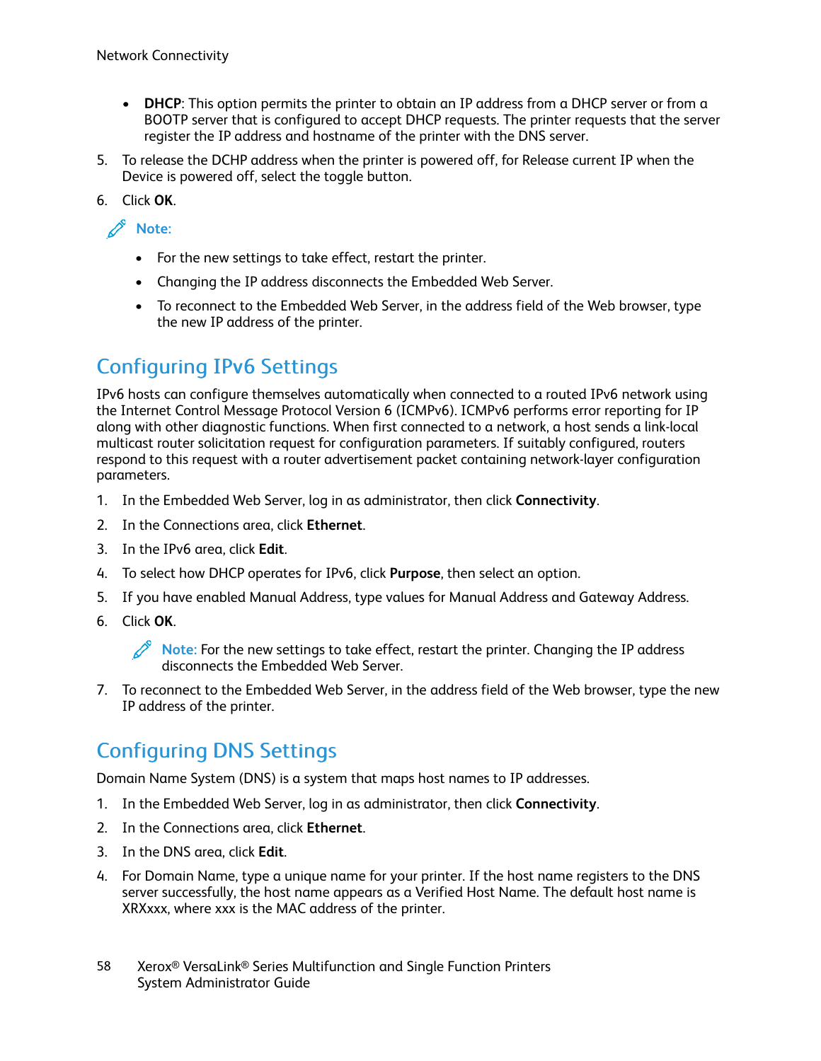- **DHCP**: This option permits the printer to obtain an IP address from a DHCP server or from a BOOTP server that is configured to accept DHCP requests. The printer requests that the server register the IP address and hostname of the printer with the DNS server.

5. To release the DCHP address when the printer is powered off, for Release current IP when the Device is powered off, select the toggle button.
6. Click **OK**.

**Note:**

- For the new settings to take effect, restart the printer.
- Changing the IP address disconnects the Embedded Web Server.
- To reconnect to the Embedded Web Server, in the address field of the Web browser, type the new IP address of the printer.

## Configuring IPv6 Settings

IPv6 hosts can configure themselves automatically when connected to a routed IPv6 network using the Internet Control Message Protocol Version 6 (ICMPv6). ICMPv6 performs error reporting for IP along with other diagnostic functions. When first connected to a network, a host sends a link-local multicast router solicitation request for configuration parameters. If suitably configured, routers respond to this request with a router advertisement packet containing network-layer configuration parameters.

1. In the Embedded Web Server, log in as administrator, then click **Connectivity**.
2. In the Connections area, click **Ethernet**.
3. In the IPv6 area, click **Edit**.
4. To select how DHCP operates for IPv6, click **Purpose**, then select an option.
5. If you have enabled Manual Address, type values for Manual Address and Gateway Address.
6. Click **OK**.

   **Note:** For the new settings to take effect, restart the printer. Changing the IP address disconnects the Embedded Web Server.

7. To reconnect to the Embedded Web Server, in the address field of the Web browser, type the new IP address of the printer.

## Configuring DNS Settings

Domain Name System (DNS) is a system that maps host names to IP addresses.

1. In the Embedded Web Server, log in as administrator, then click **Connectivity**.
2. In the Connections area, click **Ethernet**.
3. In the DNS area, click **Edit**.
4. For Domain Name, type a unique name for your printer. If the host name registers to the DNS server successfully, the host name appears as a Verified Host Name. The default host name is XRXxxx, where xxx is the MAC address of the printer.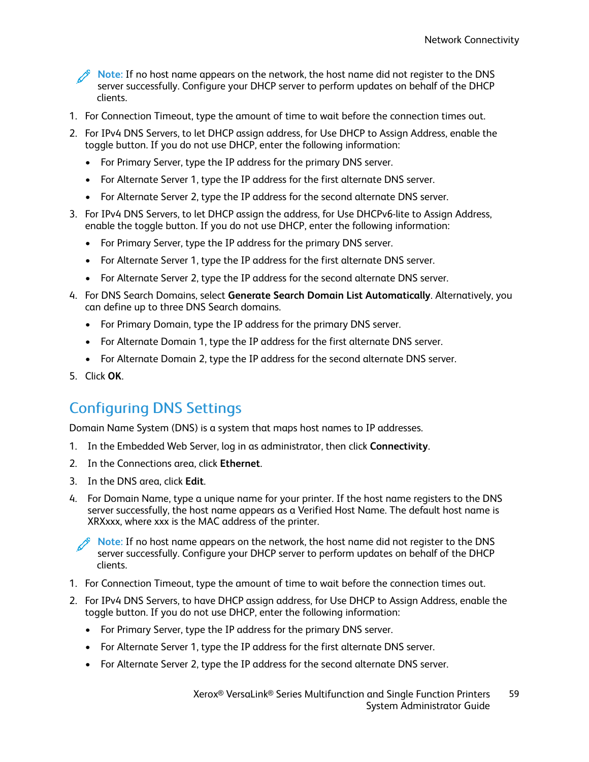**Note:** If no host name appears on the network, the host name did not register to the DNS server successfully. Configure your DHCP server to perform updates on behalf of the DHCP clients.

1. For Connection Timeout, type the amount of time to wait before the connection times out.
2. For IPv4 DNS Servers, to let DHCP assign address, for Use DHCP to Assign Address, enable the toggle button. If you do not use DHCP, enter the following information:
   - For Primary Server, type the IP address for the primary DNS server.
   - For Alternate Server 1, type the IP address for the first alternate DNS server.
   - For Alternate Server 2, type the IP address for the second alternate DNS server.
3. For IPv4 DNS Servers, to let DHCP assign the address, for Use DHCPv6-lite to Assign Address, enable the toggle button. If you do not use DHCP, enter the following information:
   - For Primary Server, type the IP address for the primary DNS server.
   - For Alternate Server 1, type the IP address for the first alternate DNS server.
   - For Alternate Server 2, type the IP address for the second alternate DNS server.
4. For DNS Search Domains, select **Generate Search Domain List Automatically**. Alternatively, you can define up to three DNS Search domains.
   - For Primary Domain, type the IP address for the primary DNS server.
   - For Alternate Domain 1, type the IP address for the first alternate DNS server.
   - For Alternate Domain 2, type the IP address for the second alternate DNS server.
5. Click **OK**.

## Configuring DNS Settings

Domain Name System (DNS) is a system that maps host names to IP addresses.

1. In the Embedded Web Server, log in as administrator, then click **Connectivity**.
2. In the Connections area, click **Ethernet**.
3. In the DNS area, click **Edit**.
4. For Domain Name, type a unique name for your printer. If the host name registers to the DNS server successfully, the host name appears as a Verified Host Name. The default host name is XRXxxx, where xxx is the MAC address of the printer.

**Note:** If no host name appears on the network, the host name did not register to the DNS server successfully. Configure your DHCP server to perform updates on behalf of the DHCP clients.

1. For Connection Timeout, type the amount of time to wait before the connection times out.
2. For IPv4 DNS Servers, to have DHCP assign address, for Use DHCP to Assign Address, enable the toggle button. If you do not use DHCP, enter the following information:
   - For Primary Server, type the IP address for the primary DNS server.
   - For Alternate Server 1, type the IP address for the first alternate DNS server.
   - For Alternate Server 2, type the IP address for the second alternate DNS server.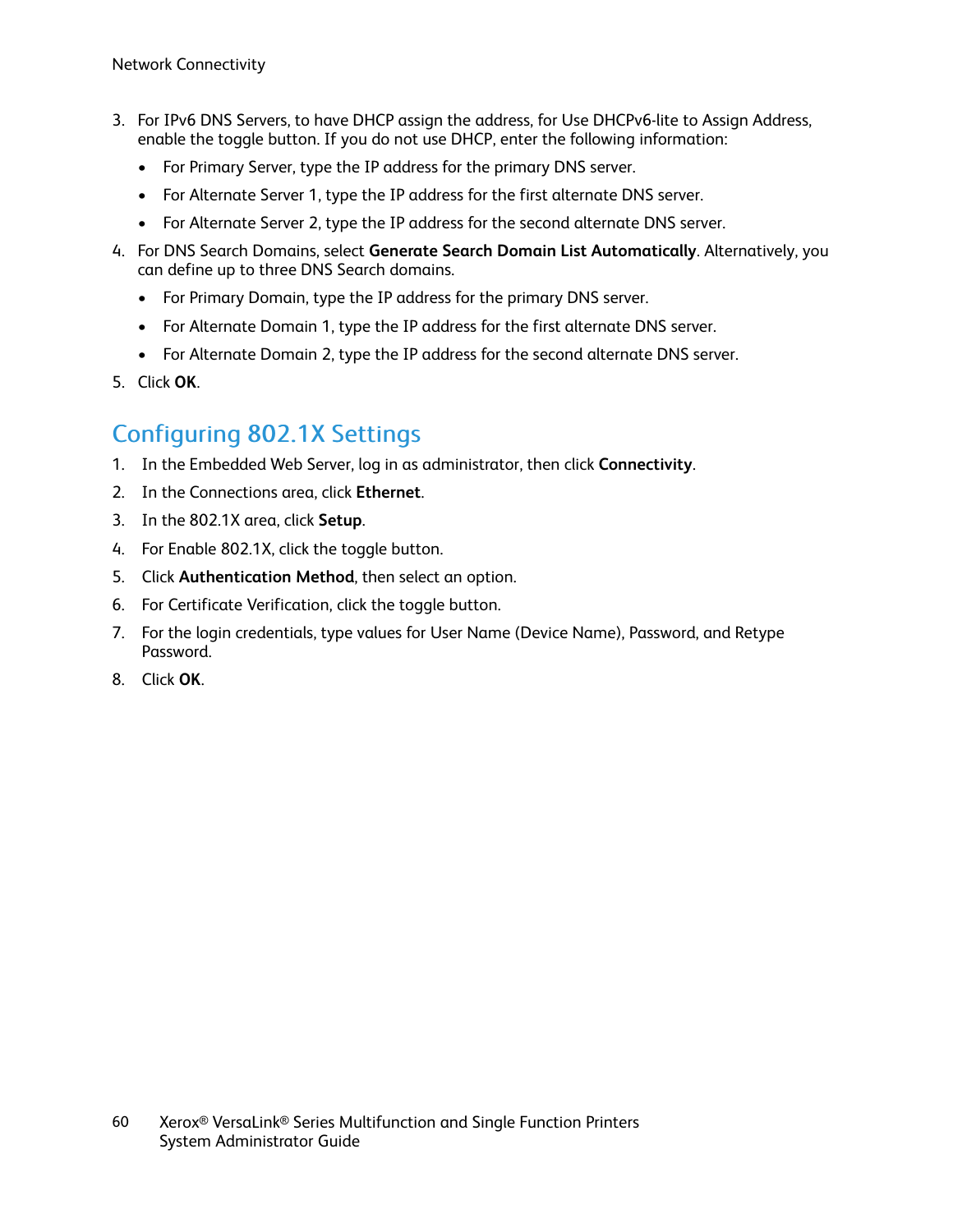3. For IPv6 DNS Servers, to have DHCP assign the address, for Use DHCPv6-lite to Assign Address, enable the toggle button. If you do not use DHCP, enter the following information:
   - For Primary Server, type the IP address for the primary DNS server.
   - For Alternate Server 1, type the IP address for the first alternate DNS server.
   - For Alternate Server 2, type the IP address for the second alternate DNS server.
4. For DNS Search Domains, select **Generate Search Domain List Automatically**. Alternatively, you can define up to three DNS Search domains.
   - For Primary Domain, type the IP address for the primary DNS server.
   - For Alternate Domain 1, type the IP address for the first alternate DNS server.
   - For Alternate Domain 2, type the IP address for the second alternate DNS server.
5. Click **OK**.

## Configuring 802.1X Settings

1. In the Embedded Web Server, log in as administrator, then click **Connectivity**.
2. In the Connections area, click **Ethernet**.
3. In the 802.1X area, click **Setup**.
4. For Enable 802.1X, click the toggle button.
5. Click **Authentication Method**, then select an option.
6. For Certificate Verification, click the toggle button.
7. For the login credentials, type values for User Name (Device Name), Password, and Retype Password.
8. Click **OK**.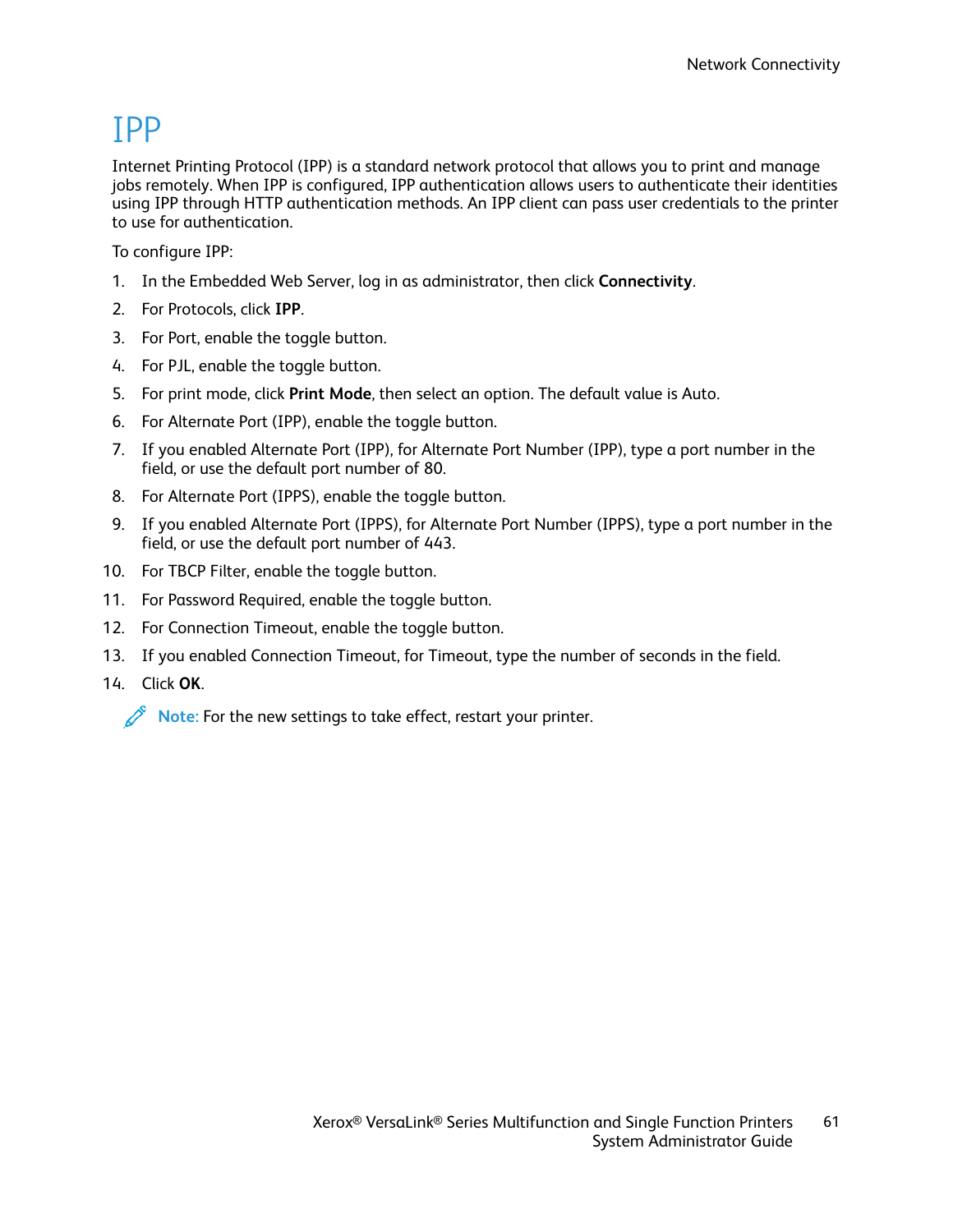# IPP

Internet Printing Protocol (IPP) is a standard network protocol that allows you to print and manage jobs remotely. When IPP is configured, IPP authentication allows users to authenticate their identities using IPP through HTTP authentication methods. An IPP client can pass user credentials to the printer to use for authentication.

To configure IPP:

1. In the Embedded Web Server, log in as administrator, then click **Connectivity**.
2. For Protocols, click **IPP**.
3. For Port, enable the toggle button.
4. For PJL, enable the toggle button.
5. For print mode, click **Print Mode**, then select an option. The default value is Auto.
6. For Alternate Port (IPP), enable the toggle button.
7. If you enabled Alternate Port (IPP), for Alternate Port Number (IPP), type a port number in the field, or use the default port number of 80.
8. For Alternate Port (IPPS), enable the toggle button.
9. If you enabled Alternate Port (IPPS), for Alternate Port Number (IPPS), type a port number in the field, or use the default port number of 443.
10. For TBCP Filter, enable the toggle button.
11. For Password Required, enable the toggle button.
12. For Connection Timeout, enable the toggle button.
13. If you enabled Connection Timeout, for Timeout, type the number of seconds in the field.
14. Click **OK**.

**Note:** For the new settings to take effect, restart your printer.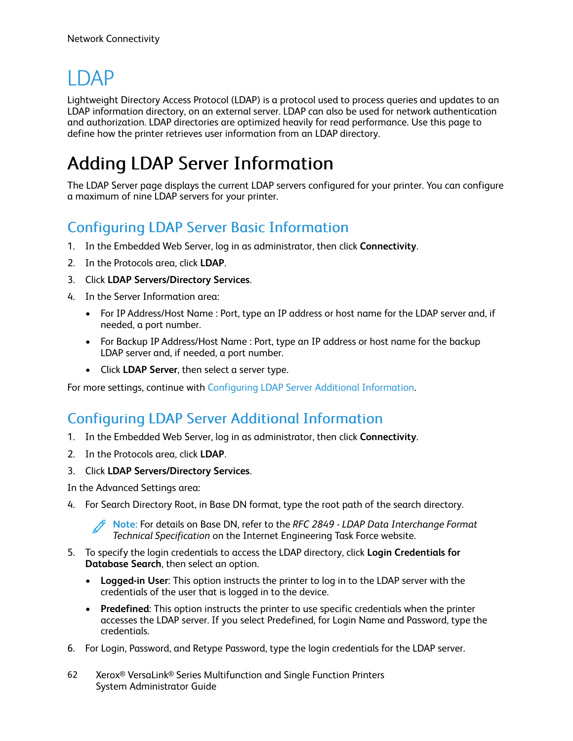# LDAP

Lightweight Directory Access Protocol (LDAP) is a protocol used to process queries and updates to an LDAP information directory, on an external server. LDAP can also be used for network authentication and authorization. LDAP directories are optimized heavily for read performance. Use this page to define how the printer retrieves user information from an LDAP directory.

## Adding LDAP Server Information

The LDAP Server page displays the current LDAP servers configured for your printer. You can configure a maximum of nine LDAP servers for your printer.

### Configuring LDAP Server Basic Information

1. In the Embedded Web Server, log in as administrator, then click **Connectivity**.
2. In the Protocols area, click **LDAP**.
3. Click **LDAP Servers/Directory Services**.
4. In the Server Information area:
   - For IP Address/Host Name : Port, type an IP address or host name for the LDAP server and, if needed, a port number.
   - For Backup IP Address/Host Name : Port, type an IP address or host name for the backup LDAP server and, if needed, a port number.
   - Click **LDAP Server**, then select a server type.

For more settings, continue with Configuring LDAP Server Additional Information.

### Configuring LDAP Server Additional Information

1. In the Embedded Web Server, log in as administrator, then click **Connectivity**.
2. In the Protocols area, click **LDAP**.
3. Click **LDAP Servers/Directory Services**.

In the Advanced Settings area:

4. For Search Directory Root, in Base DN format, type the root path of the search directory.

   **Note:** For details on Base DN, refer to the *RFC 2849 - LDAP Data Interchange Format Technical Specification* on the Internet Engineering Task Force website.

5. To specify the login credentials to access the LDAP directory, click **Login Credentials for Database Search**, then select an option.
   - **Logged-in User**: This option instructs the printer to log in to the LDAP server with the credentials of the user that is logged in to the device.
   - **Predefined**: This option instructs the printer to use specific credentials when the printer accesses the LDAP server. If you select Predefined, for Login Name and Password, type the credentials.
6. For Login, Password, and Retype Password, type the login credentials for the LDAP server.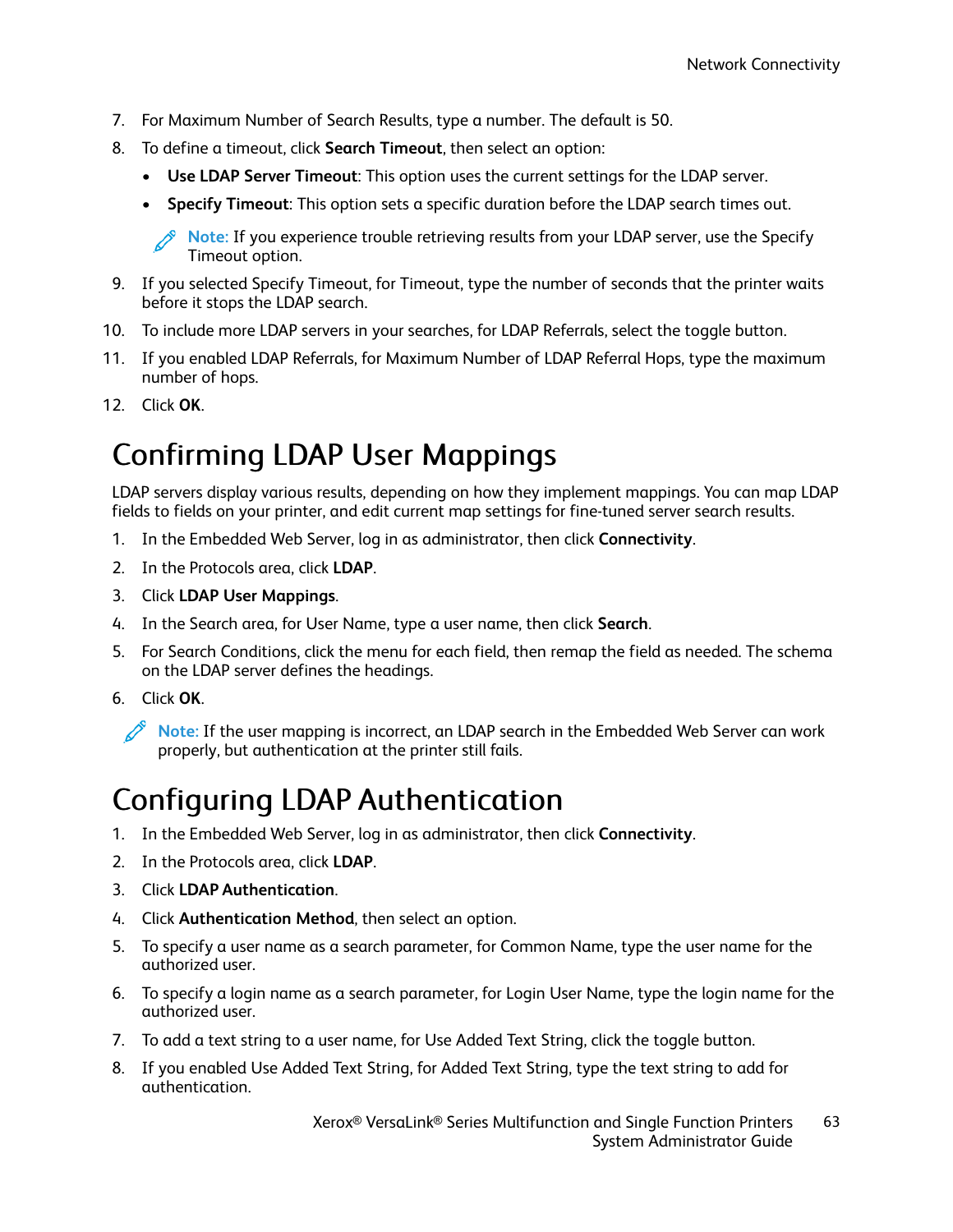7. For Maximum Number of Search Results, type a number. The default is 50.
8. To define a timeout, click **Search Timeout**, then select an option:
   - **Use LDAP Server Timeout**: This option uses the current settings for the LDAP server.
   - **Specify Timeout**: This option sets a specific duration before the LDAP search times out.

   **Note:** If you experience trouble retrieving results from your LDAP server, use the Specify Timeout option.
9. If you selected Specify Timeout, for Timeout, type the number of seconds that the printer waits before it stops the LDAP search.
10. To include more LDAP servers in your searches, for LDAP Referrals, select the toggle button.
11. If you enabled LDAP Referrals, for Maximum Number of LDAP Referral Hops, type the maximum number of hops.
12. Click **OK**.

# Confirming LDAP User Mappings

LDAP servers display various results, depending on how they implement mappings. You can map LDAP fields to fields on your printer, and edit current map settings for fine-tuned server search results.

1. In the Embedded Web Server, log in as administrator, then click **Connectivity**.
2. In the Protocols area, click **LDAP**.
3. Click **LDAP User Mappings**.
4. In the Search area, for User Name, type a user name, then click **Search**.
5. For Search Conditions, click the menu for each field, then remap the field as needed. The schema on the LDAP server defines the headings.
6. Click **OK**.

**Note:** If the user mapping is incorrect, an LDAP search in the Embedded Web Server can work properly, but authentication at the printer still fails.

# Configuring LDAP Authentication

1. In the Embedded Web Server, log in as administrator, then click **Connectivity**.
2. In the Protocols area, click **LDAP**.
3. Click **LDAP Authentication**.
4. Click **Authentication Method**, then select an option.
5. To specify a user name as a search parameter, for Common Name, type the user name for the authorized user.
6. To specify a login name as a search parameter, for Login User Name, type the login name for the authorized user.
7. To add a text string to a user name, for Use Added Text String, click the toggle button.
8. If you enabled Use Added Text String, for Added Text String, type the text string to add for authentication.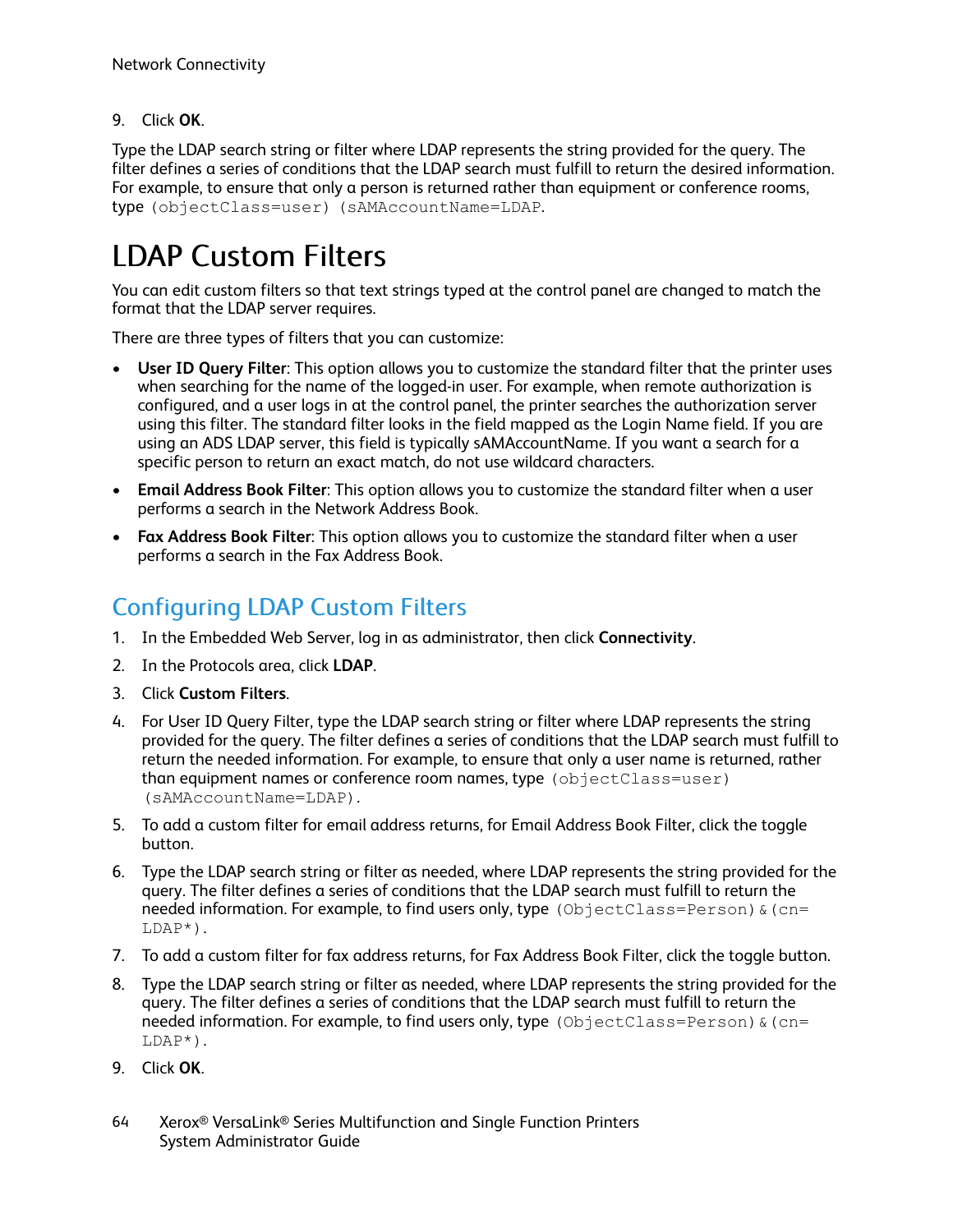9. Click **OK**.

Type the LDAP search string or filter where LDAP represents the string provided for the query. The filter defines a series of conditions that the LDAP search must fulfill to return the desired information. For example, to ensure that only a person is returned rather than equipment or conference rooms, type `(objectClass=user) (sAMAccountName=LDAP`.

# LDAP Custom Filters

You can edit custom filters so that text strings typed at the control panel are changed to match the format that the LDAP server requires.

There are three types of filters that you can customize:

- **User ID Query Filter**: This option allows you to customize the standard filter that the printer uses when searching for the name of the logged-in user. For example, when remote authorization is configured, and a user logs in at the control panel, the printer searches the authorization server using this filter. The standard filter looks in the field mapped as the Login Name field. If you are using an ADS LDAP server, this field is typically sAMAccountName. If you want a search for a specific person to return an exact match, do not use wildcard characters.
- **Email Address Book Filter**: This option allows you to customize the standard filter when a user performs a search in the Network Address Book.
- **Fax Address Book Filter**: This option allows you to customize the standard filter when a user performs a search in the Fax Address Book.

## Configuring LDAP Custom Filters

1. In the Embedded Web Server, log in as administrator, then click **Connectivity**.
2. In the Protocols area, click **LDAP**.
3. Click **Custom Filters**.
4. For User ID Query Filter, type the LDAP search string or filter where LDAP represents the string provided for the query. The filter defines a series of conditions that the LDAP search must fulfill to return the needed information. For example, to ensure that only a user name is returned, rather than equipment names or conference room names, type `(objectClass=user) (sAMAccountName=LDAP)`.
5. To add a custom filter for email address returns, for Email Address Book Filter, click the toggle button.
6. Type the LDAP search string or filter as needed, where LDAP represents the string provided for the query. The filter defines a series of conditions that the LDAP search must fulfill to return the needed information. For example, to find users only, type `(ObjectClass=Person)&(cn=LDAP*)`.
7. To add a custom filter for fax address returns, for Fax Address Book Filter, click the toggle button.
8. Type the LDAP search string or filter as needed, where LDAP represents the string provided for the query. The filter defines a series of conditions that the LDAP search must fulfill to return the needed information. For example, to find users only, type `(ObjectClass=Person)&(cn=LDAP*)`.
9. Click **OK**.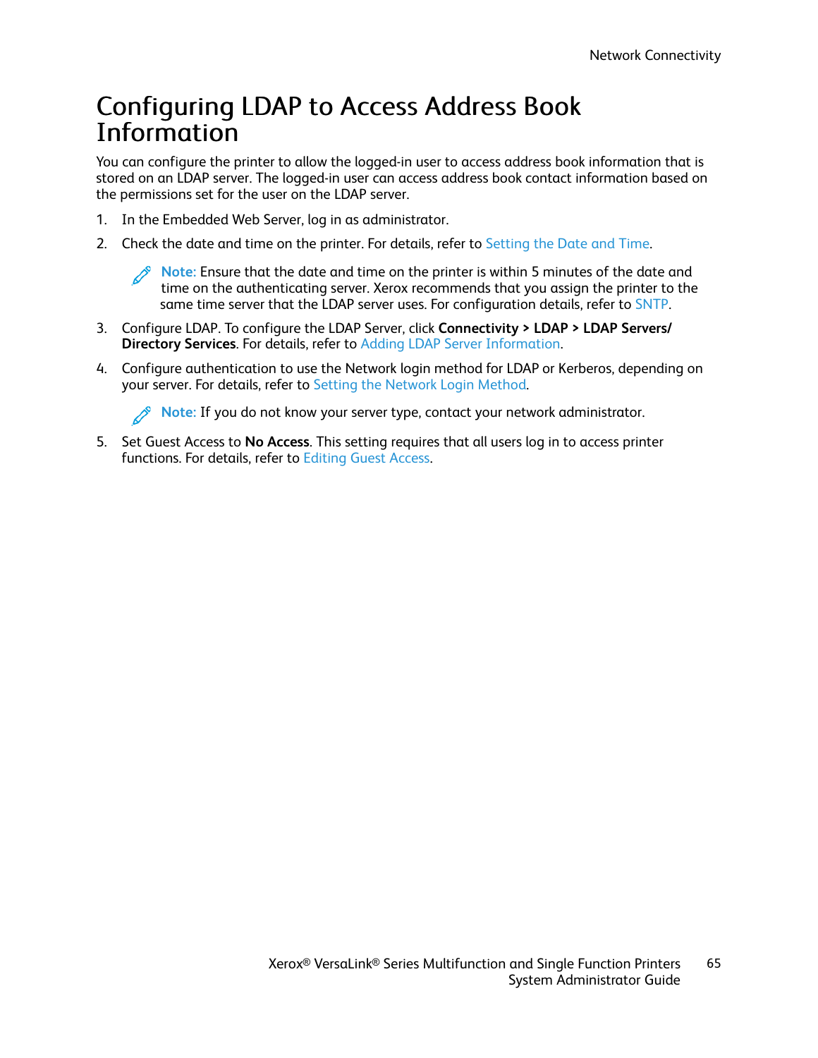# Configuring LDAP to Access Address Book Information

You can configure the printer to allow the logged-in user to access address book information that is stored on an LDAP server. The logged-in user can access address book contact information based on the permissions set for the user on the LDAP server.

1. In the Embedded Web Server, log in as administrator.
2. Check the date and time on the printer. For details, refer to Setting the Date and Time.

   **Note:** Ensure that the date and time on the printer is within 5 minutes of the date and time on the authenticating server. Xerox recommends that you assign the printer to the same time server that the LDAP server uses. For configuration details, refer to SNTP.

3. Configure LDAP. To configure the LDAP Server, click **Connectivity > LDAP > LDAP Servers/ Directory Services**. For details, refer to Adding LDAP Server Information.
4. Configure authentication to use the Network login method for LDAP or Kerberos, depending on your server. For details, refer to Setting the Network Login Method.

   **Note:** If you do not know your server type, contact your network administrator.

5. Set Guest Access to **No Access**. This setting requires that all users log in to access printer functions. For details, refer to Editing Guest Access.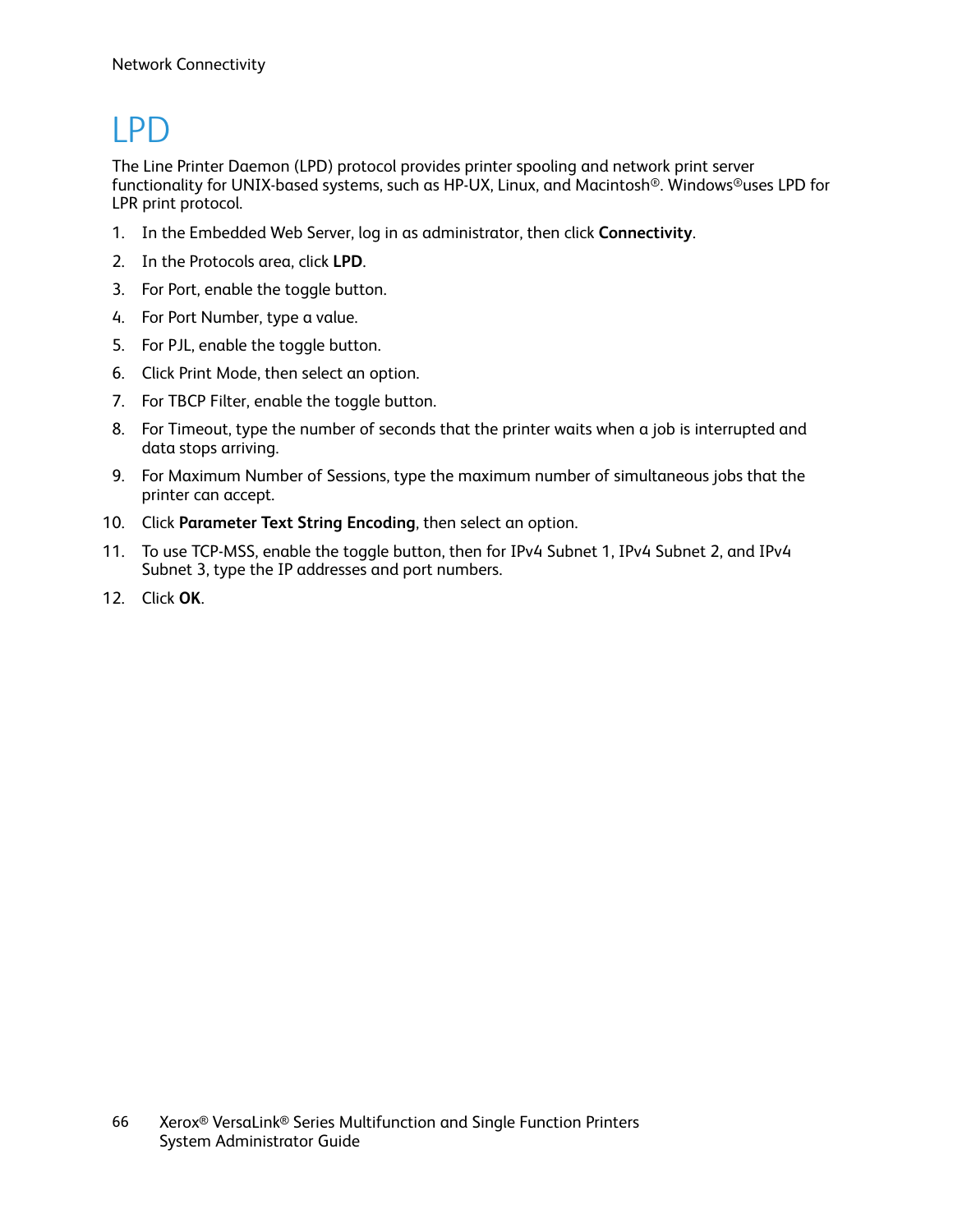# LPD

The Line Printer Daemon (LPD) protocol provides printer spooling and network print server functionality for UNIX-based systems, such as HP-UX, Linux, and Macintosh®. Windows®uses LPD for LPR print protocol.

1. In the Embedded Web Server, log in as administrator, then click **Connectivity**.
2. In the Protocols area, click **LPD**.
3. For Port, enable the toggle button.
4. For Port Number, type a value.
5. For PJL, enable the toggle button.
6. Click Print Mode, then select an option.
7. For TBCP Filter, enable the toggle button.
8. For Timeout, type the number of seconds that the printer waits when a job is interrupted and data stops arriving.
9. For Maximum Number of Sessions, type the maximum number of simultaneous jobs that the printer can accept.
10. Click **Parameter Text String Encoding**, then select an option.
11. To use TCP-MSS, enable the toggle button, then for IPv4 Subnet 1, IPv4 Subnet 2, and IPv4 Subnet 3, type the IP addresses and port numbers.
12. Click **OK**.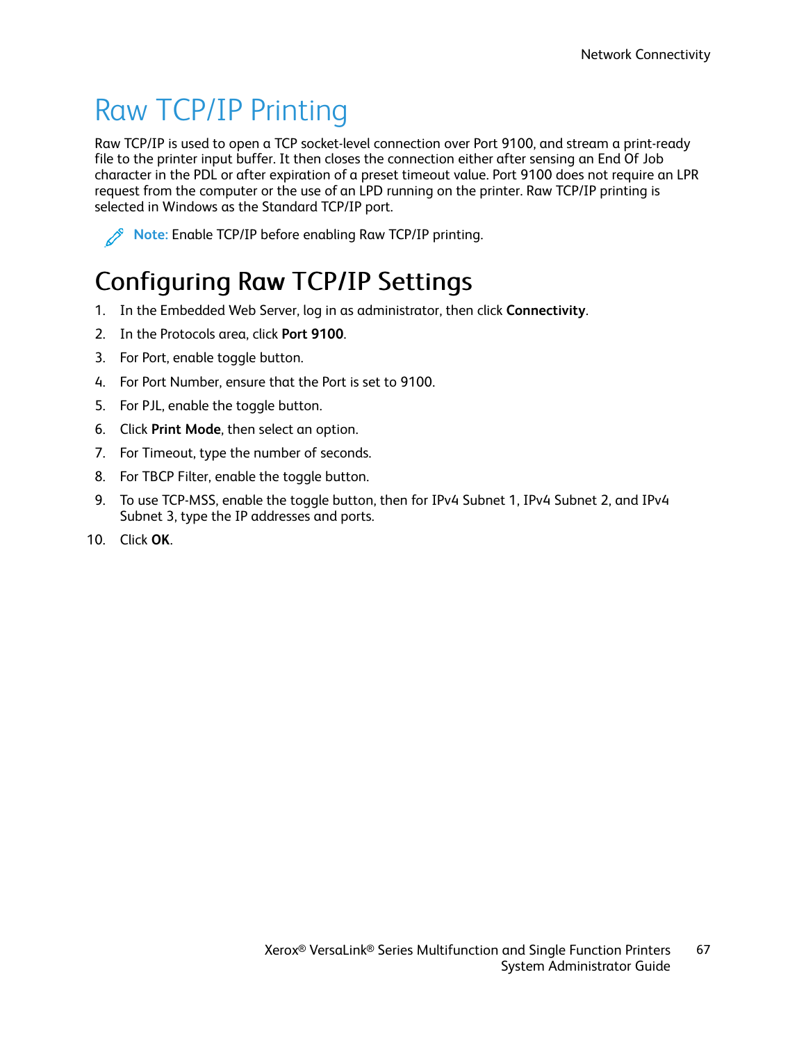# Raw TCP/IP Printing

Raw TCP/IP is used to open a TCP socket-level connection over Port 9100, and stream a print-ready file to the printer input buffer. It then closes the connection either after sensing an End Of Job character in the PDL or after expiration of a preset timeout value. Port 9100 does not require an LPR request from the computer or the use of an LPD running on the printer. Raw TCP/IP printing is selected in Windows as the Standard TCP/IP port.

**Note:** Enable TCP/IP before enabling Raw TCP/IP printing.

## Configuring Raw TCP/IP Settings

1. In the Embedded Web Server, log in as administrator, then click **Connectivity**.
2. In the Protocols area, click **Port 9100**.
3. For Port, enable toggle button.
4. For Port Number, ensure that the Port is set to 9100.
5. For PJL, enable the toggle button.
6. Click **Print Mode**, then select an option.
7. For Timeout, type the number of seconds.
8. For TBCP Filter, enable the toggle button.
9. To use TCP-MSS, enable the toggle button, then for IPv4 Subnet 1, IPv4 Subnet 2, and IPv4 Subnet 3, type the IP addresses and ports.
10. Click **OK**.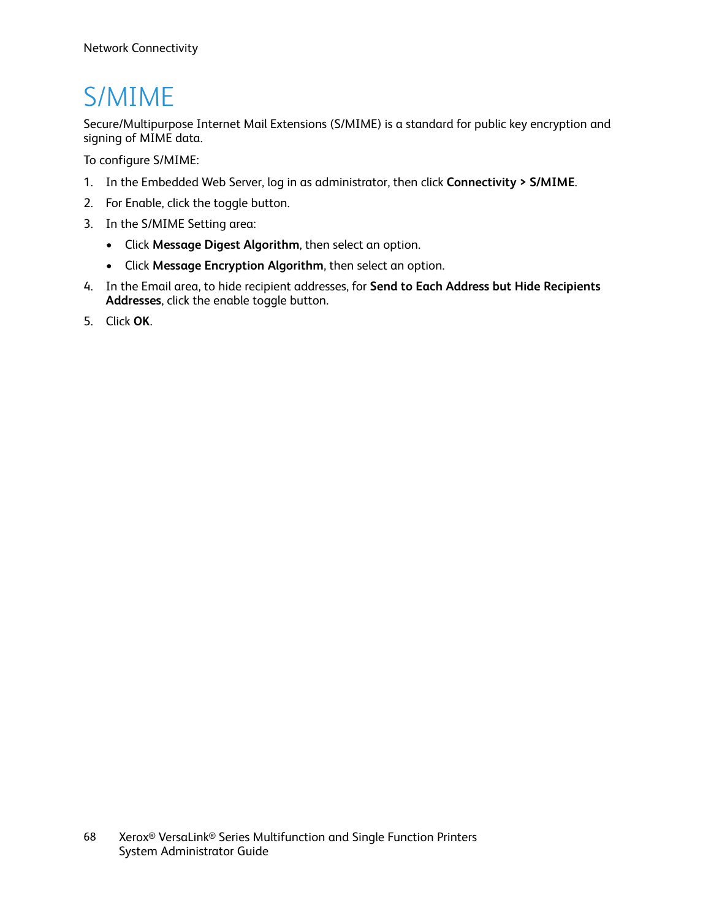# S/MIME

Secure/Multipurpose Internet Mail Extensions (S/MIME) is a standard for public key encryption and signing of MIME data.

To configure S/MIME:

1. In the Embedded Web Server, log in as administrator, then click **Connectivity > S/MIME**.
2. For Enable, click the toggle button.
3. In the S/MIME Setting area:
   - Click **Message Digest Algorithm**, then select an option.
   - Click **Message Encryption Algorithm**, then select an option.
4. In the Email area, to hide recipient addresses, for **Send to Each Address but Hide Recipients Addresses**, click the enable toggle button.
5. Click **OK**.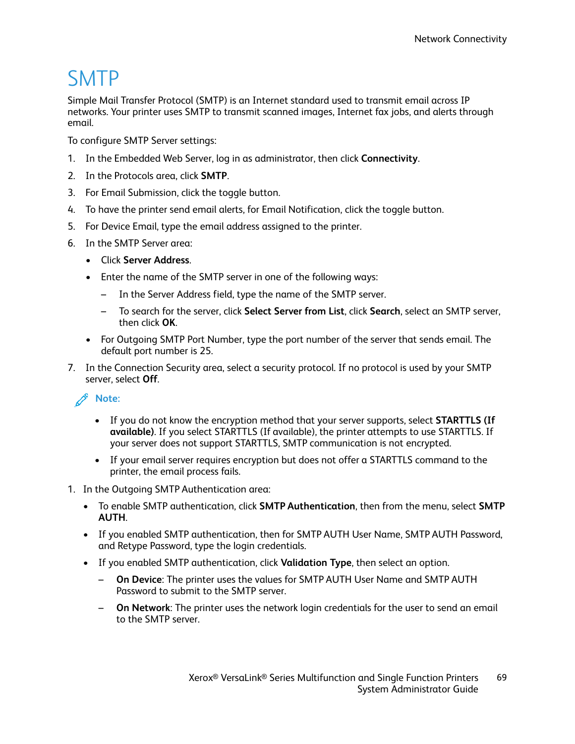# SMTP

Simple Mail Transfer Protocol (SMTP) is an Internet standard used to transmit email across IP networks. Your printer uses SMTP to transmit scanned images, Internet fax jobs, and alerts through email.

To configure SMTP Server settings:

1. In the Embedded Web Server, log in as administrator, then click **Connectivity**.
2. In the Protocols area, click **SMTP**.
3. For Email Submission, click the toggle button.
4. To have the printer send email alerts, for Email Notification, click the toggle button.
5. For Device Email, type the email address assigned to the printer.
6. In the SMTP Server area:
   - Click **Server Address**.
   - Enter the name of the SMTP server in one of the following ways:
     – In the Server Address field, type the name of the SMTP server.
     – To search for the server, click **Select Server from List**, click **Search**, select an SMTP server, then click **OK**.
   - For Outgoing SMTP Port Number, type the port number of the server that sends email. The default port number is 25.
7. In the Connection Security area, select a security protocol. If no protocol is used by your SMTP server, select **Off**.

**Note:**

- If you do not know the encryption method that your server supports, select **STARTTLS (If available)**. If you select STARTTLS (If available), the printer attempts to use STARTTLS. If your server does not support STARTTLS, SMTP communication is not encrypted.
- If your email server requires encryption but does not offer a STARTTLS command to the printer, the email process fails.

1. In the Outgoing SMTP Authentication area:
   - To enable SMTP authentication, click **SMTP Authentication**, then from the menu, select **SMTP AUTH**.
   - If you enabled SMTP authentication, then for SMTP AUTH User Name, SMTP AUTH Password, and Retype Password, type the login credentials.
   - If you enabled SMTP authentication, click **Validation Type**, then select an option.
     – **On Device**: The printer uses the values for SMTP AUTH User Name and SMTP AUTH Password to submit to the SMTP server.
     – **On Network**: The printer uses the network login credentials for the user to send an email to the SMTP server.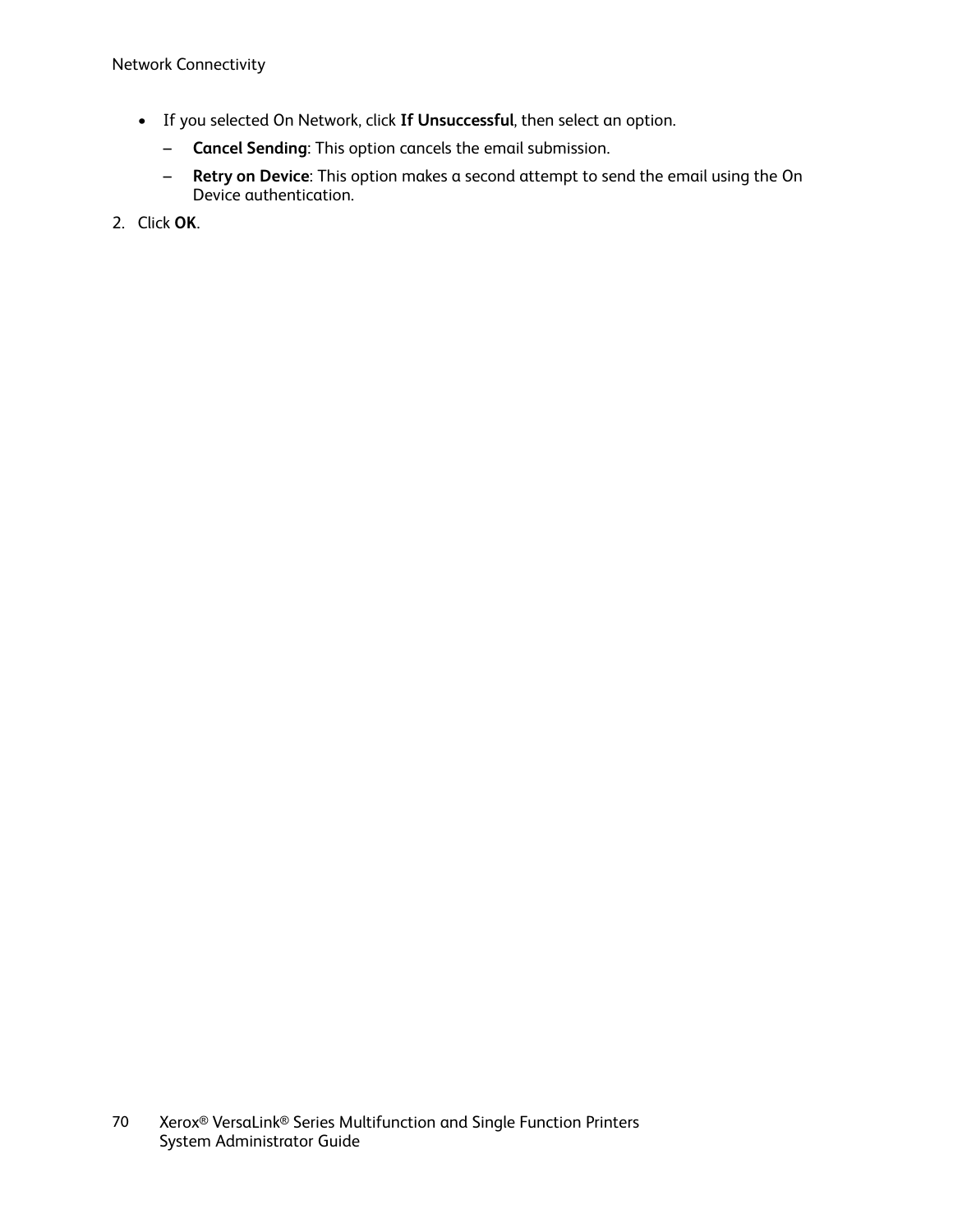- If you selected On Network, click **If Unsuccessful**, then select an option.
  - **Cancel Sending**: This option cancels the email submission.
  - **Retry on Device**: This option makes a second attempt to send the email using the On Device authentication.

2. Click **OK**.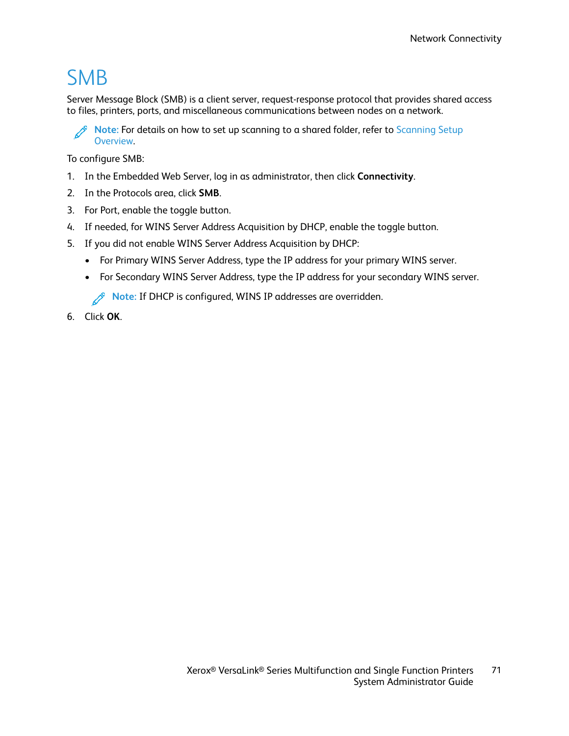# SMB

Server Message Block (SMB) is a client server, request-response protocol that provides shared access to files, printers, ports, and miscellaneous communications between nodes on a network.

> **Note:** For details on how to set up scanning to a shared folder, refer to Scanning Setup Overview.

To configure SMB:

1. In the Embedded Web Server, log in as administrator, then click **Connectivity**.
2. In the Protocols area, click **SMB**.
3. For Port, enable the toggle button.
4. If needed, for WINS Server Address Acquisition by DHCP, enable the toggle button.
5. If you did not enable WINS Server Address Acquisition by DHCP:
   - For Primary WINS Server Address, type the IP address for your primary WINS server.
   - For Secondary WINS Server Address, type the IP address for your secondary WINS server.

   > **Note:** If DHCP is configured, WINS IP addresses are overridden.
6. Click **OK**.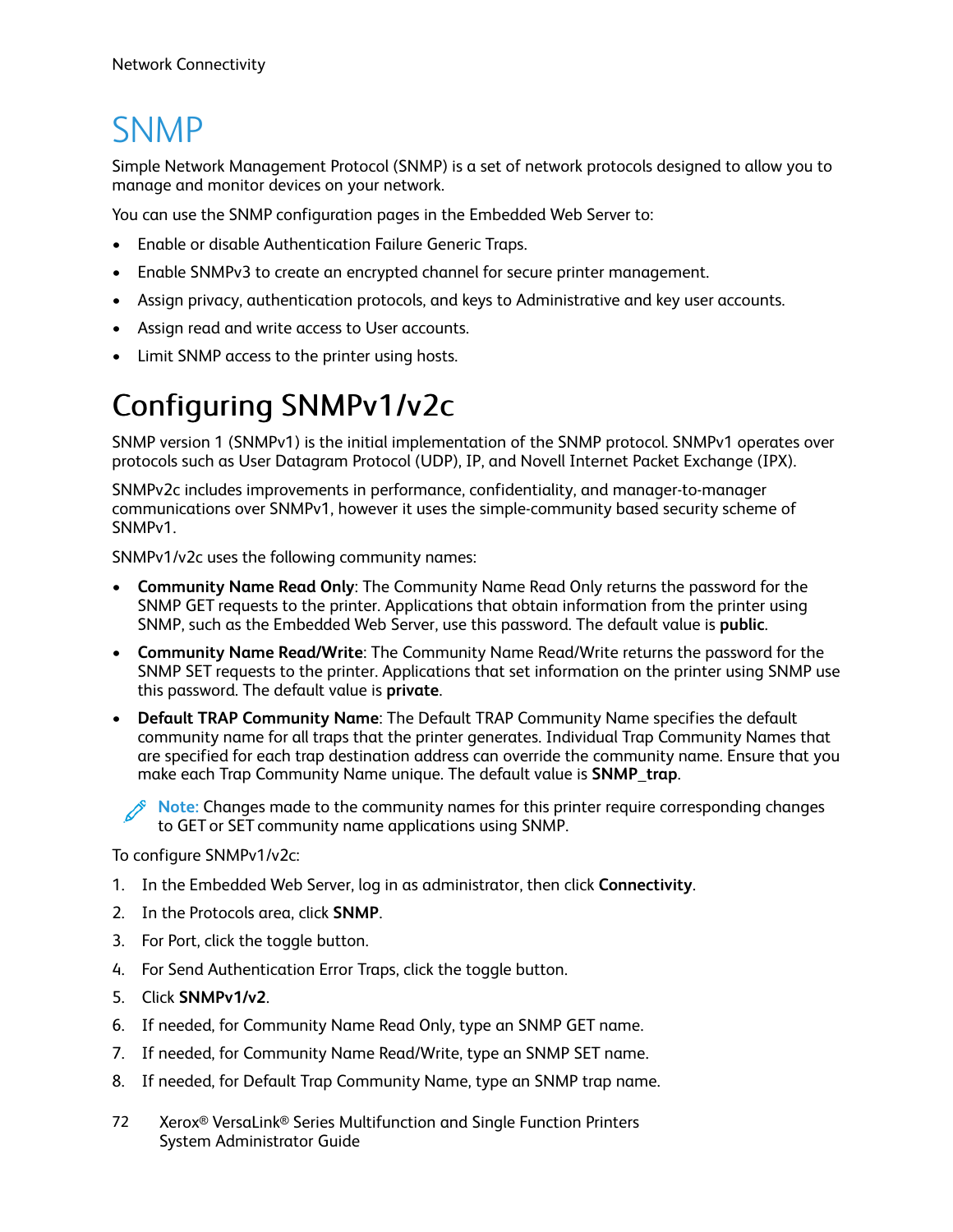# SNMP

Simple Network Management Protocol (SNMP) is a set of network protocols designed to allow you to manage and monitor devices on your network.

You can use the SNMP configuration pages in the Embedded Web Server to:

- Enable or disable Authentication Failure Generic Traps.
- Enable SNMPv3 to create an encrypted channel for secure printer management.
- Assign privacy, authentication protocols, and keys to Administrative and key user accounts.
- Assign read and write access to User accounts.
- Limit SNMP access to the printer using hosts.

## Configuring SNMPv1/v2c

SNMP version 1 (SNMPv1) is the initial implementation of the SNMP protocol. SNMPv1 operates over protocols such as User Datagram Protocol (UDP), IP, and Novell Internet Packet Exchange (IPX).

SNMPv2c includes improvements in performance, confidentiality, and manager-to-manager communications over SNMPv1, however it uses the simple-community based security scheme of SNMPv1.

SNMPv1/v2c uses the following community names:

- **Community Name Read Only**: The Community Name Read Only returns the password for the SNMP GET requests to the printer. Applications that obtain information from the printer using SNMP, such as the Embedded Web Server, use this password. The default value is **public**.
- **Community Name Read/Write**: The Community Name Read/Write returns the password for the SNMP SET requests to the printer. Applications that set information on the printer using SNMP use this password. The default value is **private**.
- **Default TRAP Community Name**: The Default TRAP Community Name specifies the default community name for all traps that the printer generates. Individual Trap Community Names that are specified for each trap destination address can override the community name. Ensure that you make each Trap Community Name unique. The default value is **SNMP_trap**.

**Note:** Changes made to the community names for this printer require corresponding changes to GET or SET community name applications using SNMP.

To configure SNMPv1/v2c:

1. In the Embedded Web Server, log in as administrator, then click **Connectivity**.
2. In the Protocols area, click **SNMP**.
3. For Port, click the toggle button.
4. For Send Authentication Error Traps, click the toggle button.
5. Click **SNMPv1/v2**.
6. If needed, for Community Name Read Only, type an SNMP GET name.
7. If needed, for Community Name Read/Write, type an SNMP SET name.
8. If needed, for Default Trap Community Name, type an SNMP trap name.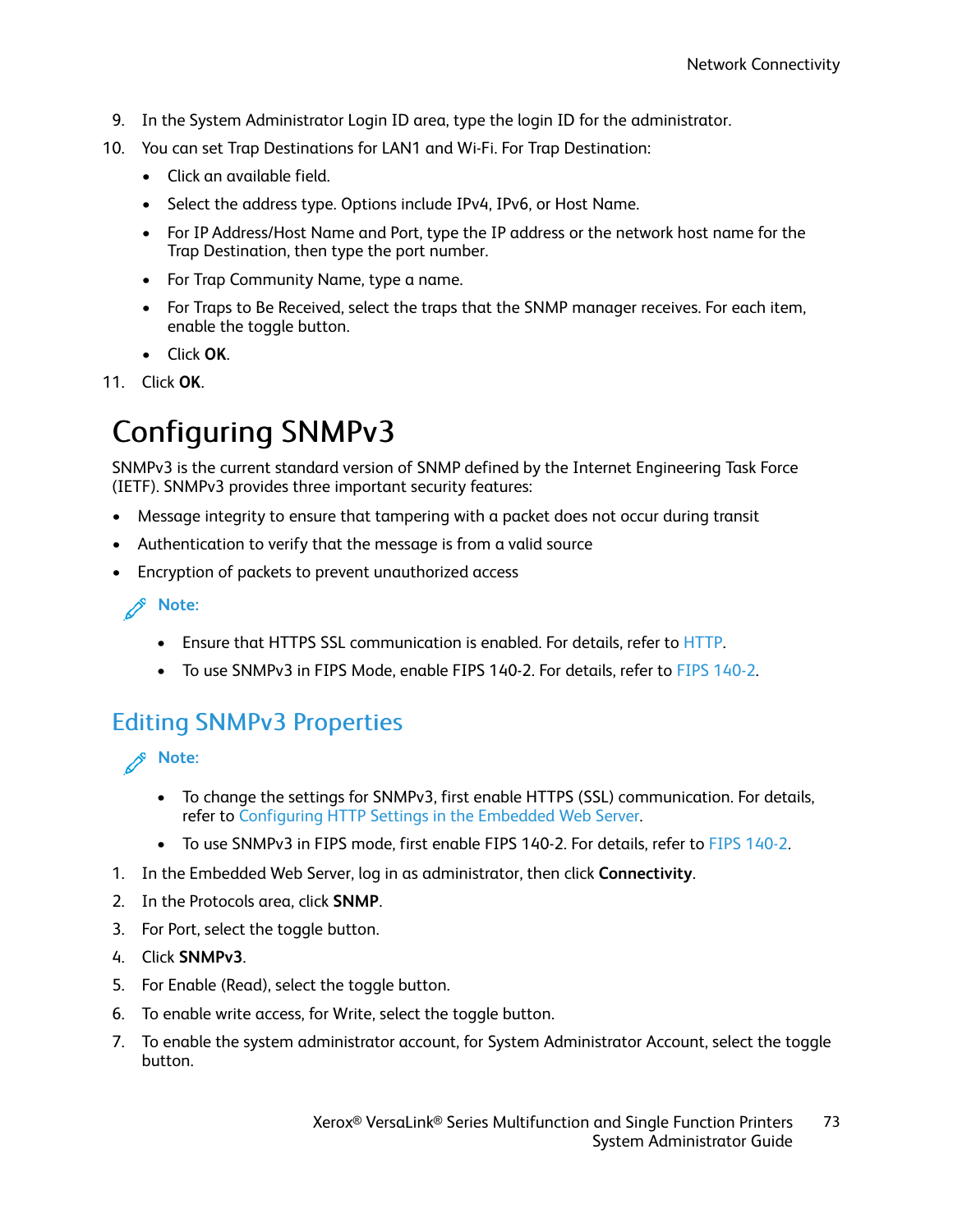9. In the System Administrator Login ID area, type the login ID for the administrator.
10. You can set Trap Destinations for LAN1 and Wi-Fi. For Trap Destination:
    - Click an available field.
    - Select the address type. Options include IPv4, IPv6, or Host Name.
    - For IP Address/Host Name and Port, type the IP address or the network host name for the Trap Destination, then type the port number.
    - For Trap Community Name, type a name.
    - For Traps to Be Received, select the traps that the SNMP manager receives. For each item, enable the toggle button.
    - Click **OK**.
11. Click **OK**.

# Configuring SNMPv3

SNMPv3 is the current standard version of SNMP defined by the Internet Engineering Task Force (IETF). SNMPv3 provides three important security features:

- Message integrity to ensure that tampering with a packet does not occur during transit
- Authentication to verify that the message is from a valid source
- Encryption of packets to prevent unauthorized access

**Note:**

- Ensure that HTTPS SSL communication is enabled. For details, refer to HTTP.
- To use SNMPv3 in FIPS Mode, enable FIPS 140-2. For details, refer to FIPS 140-2.

## Editing SNMPv3 Properties

**Note:**

- To change the settings for SNMPv3, first enable HTTPS (SSL) communication. For details, refer to Configuring HTTP Settings in the Embedded Web Server.
- To use SNMPv3 in FIPS mode, first enable FIPS 140-2. For details, refer to FIPS 140-2.

1. In the Embedded Web Server, log in as administrator, then click **Connectivity**.
2. In the Protocols area, click **SNMP**.
3. For Port, select the toggle button.
4. Click **SNMPv3**.
5. For Enable (Read), select the toggle button.
6. To enable write access, for Write, select the toggle button.
7. To enable the system administrator account, for System Administrator Account, select the toggle button.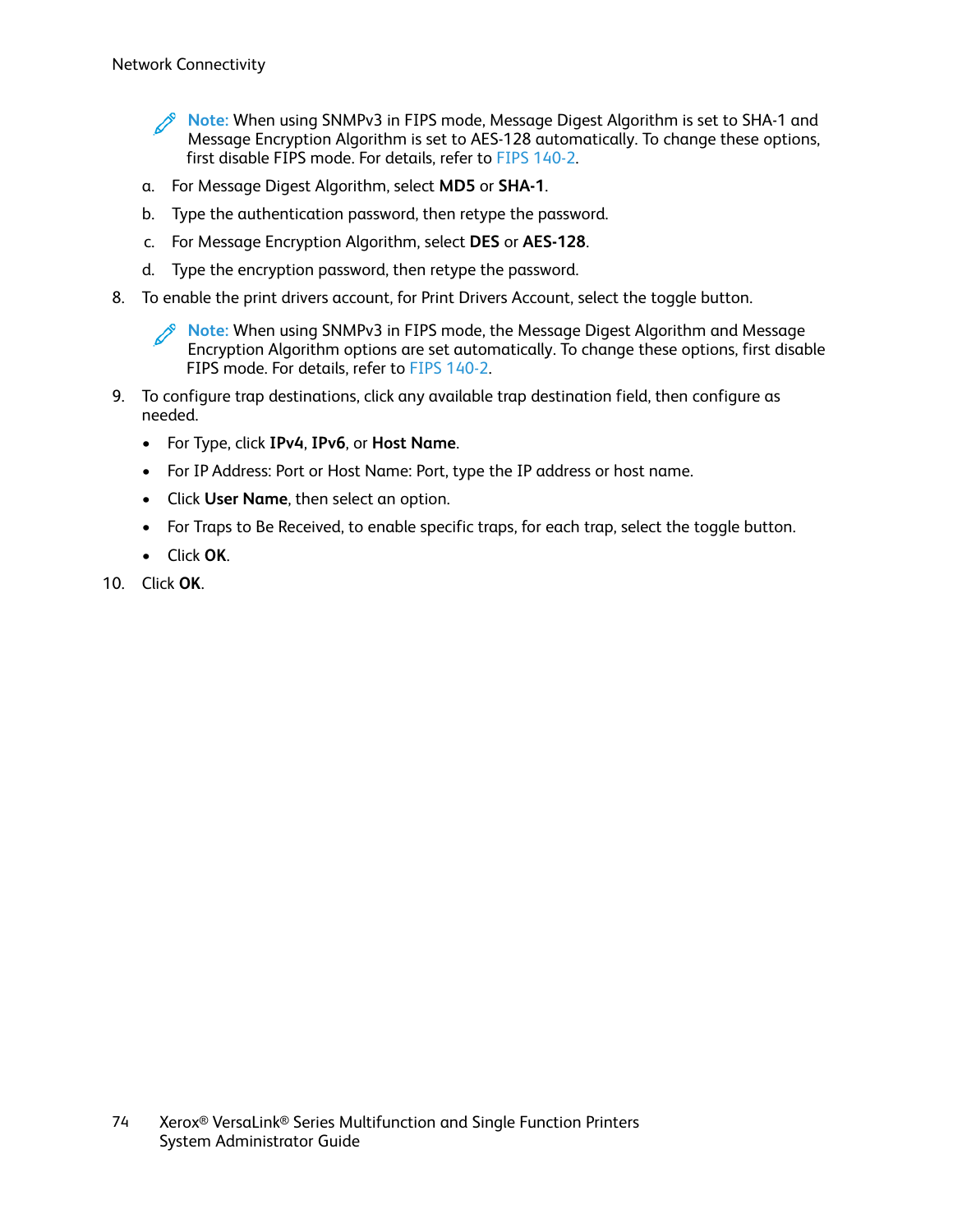**Note:** When using SNMPv3 in FIPS mode, Message Digest Algorithm is set to SHA-1 and Message Encryption Algorithm is set to AES-128 automatically. To change these options, first disable FIPS mode. For details, refer to FIPS 140-2.

a. For Message Digest Algorithm, select **MD5** or **SHA-1**.

b. Type the authentication password, then retype the password.

c. For Message Encryption Algorithm, select **DES** or **AES-128**.

d. Type the encryption password, then retype the password.

8. To enable the print drivers account, for Print Drivers Account, select the toggle button.

   **Note:** When using SNMPv3 in FIPS mode, the Message Digest Algorithm and Message Encryption Algorithm options are set automatically. To change these options, first disable FIPS mode. For details, refer to FIPS 140-2.

9. To configure trap destinations, click any available trap destination field, then configure as needed.
   - For Type, click **IPv4**, **IPv6**, or **Host Name**.
   - For IP Address: Port or Host Name: Port, type the IP address or host name.
   - Click **User Name**, then select an option.
   - For Traps to Be Received, to enable specific traps, for each trap, select the toggle button.
   - Click **OK**.

10. Click **OK**.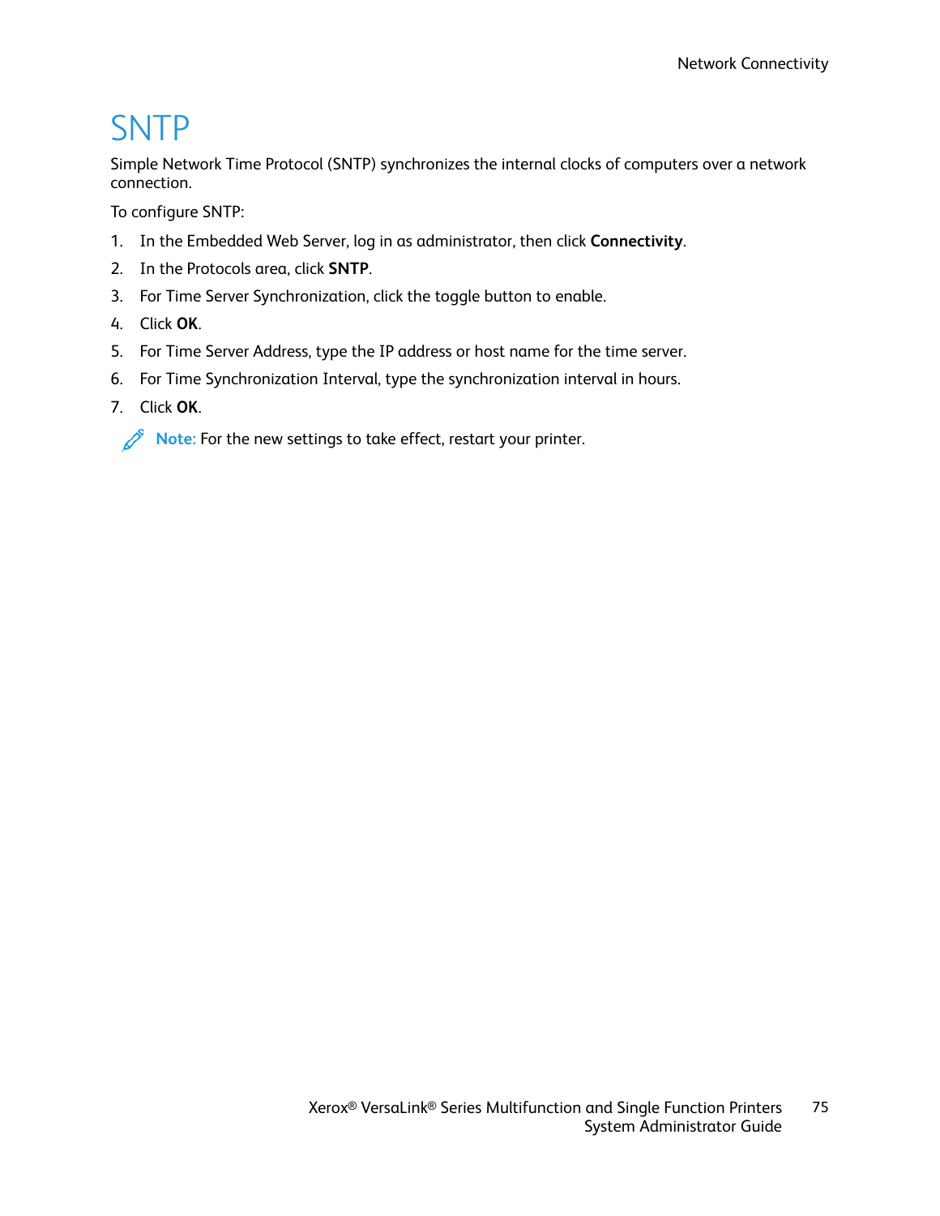# SNTP

Simple Network Time Protocol (SNTP) synchronizes the internal clocks of computers over a network connection.

To configure SNTP:

1. In the Embedded Web Server, log in as administrator, then click **Connectivity**.
2. In the Protocols area, click **SNTP**.
3. For Time Server Synchronization, click the toggle button to enable.
4. Click **OK**.
5. For Time Server Address, type the IP address or host name for the time server.
6. For Time Synchronization Interval, type the synchronization interval in hours.
7. Click **OK**.

**Note:** For the new settings to take effect, restart your printer.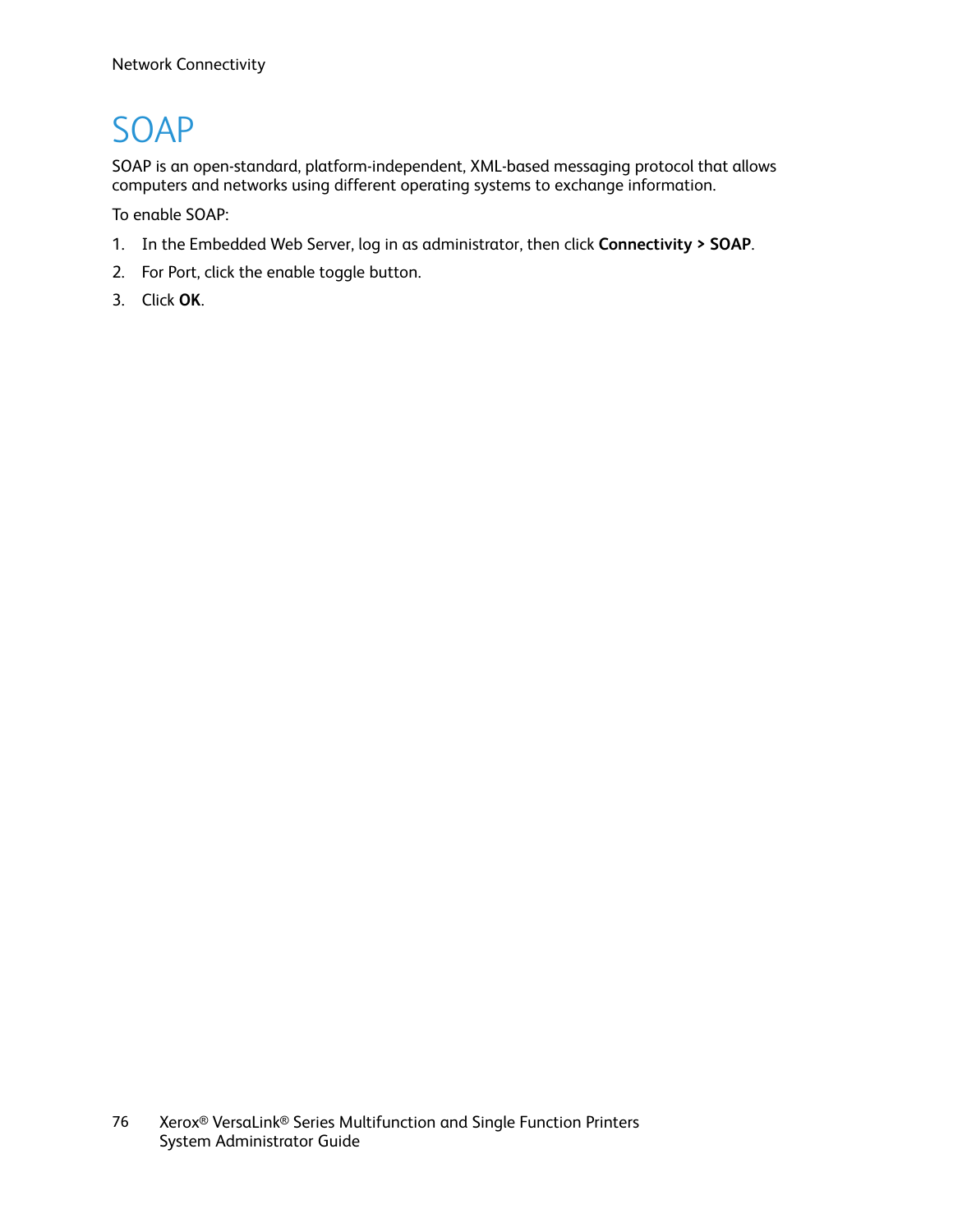# SOAP

SOAP is an open-standard, platform-independent, XML-based messaging protocol that allows computers and networks using different operating systems to exchange information.

To enable SOAP:

1. In the Embedded Web Server, log in as administrator, then click **Connectivity > SOAP**.
2. For Port, click the enable toggle button.
3. Click **OK**.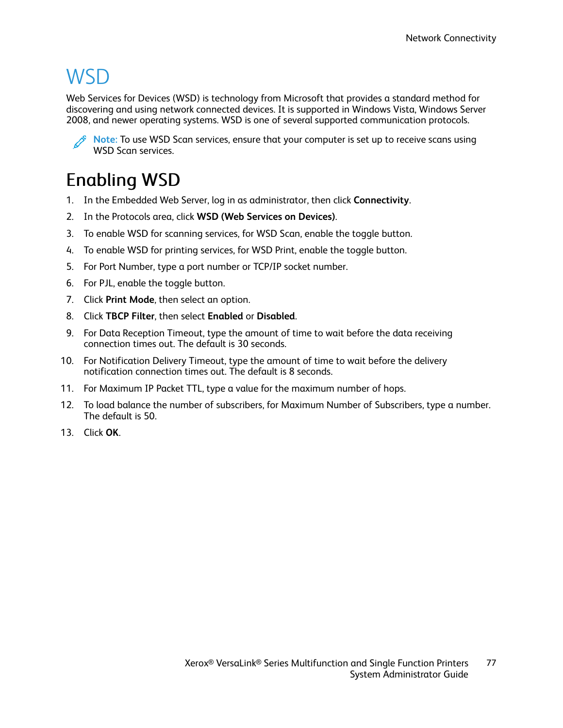# WSD

Web Services for Devices (WSD) is technology from Microsoft that provides a standard method for discovering and using network connected devices. It is supported in Windows Vista, Windows Server 2008, and newer operating systems. WSD is one of several supported communication protocols.

> **Note:** To use WSD Scan services, ensure that your computer is set up to receive scans using WSD Scan services.

## Enabling WSD

1. In the Embedded Web Server, log in as administrator, then click **Connectivity**.
2. In the Protocols area, click **WSD (Web Services on Devices)**.
3. To enable WSD for scanning services, for WSD Scan, enable the toggle button.
4. To enable WSD for printing services, for WSD Print, enable the toggle button.
5. For Port Number, type a port number or TCP/IP socket number.
6. For PJL, enable the toggle button.
7. Click **Print Mode**, then select an option.
8. Click **TBCP Filter**, then select **Enabled** or **Disabled**.
9. For Data Reception Timeout, type the amount of time to wait before the data receiving connection times out. The default is 30 seconds.
10. For Notification Delivery Timeout, type the amount of time to wait before the delivery notification connection times out. The default is 8 seconds.
11. For Maximum IP Packet TTL, type a value for the maximum number of hops.
12. To load balance the number of subscribers, for Maximum Number of Subscribers, type a number. The default is 50.
13. Click **OK**.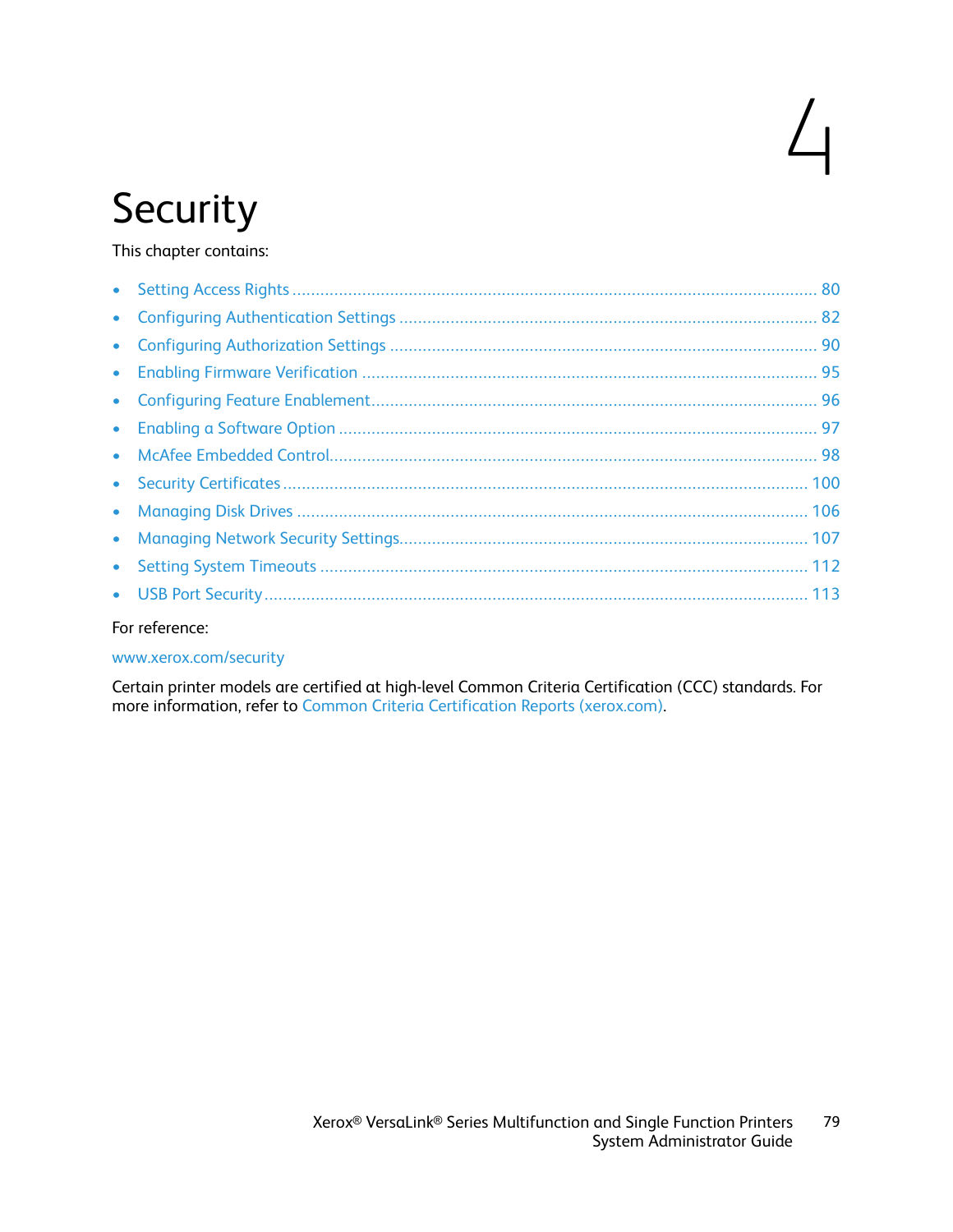# 4 Security

This chapter contains:

- Setting Access Rights ........ 80
- Configuring Authentication Settings ........ 82
- Configuring Authorization Settings ........ 90
- Enabling Firmware Verification ........ 95
- Configuring Feature Enablement ........ 96
- Enabling a Software Option ........ 97
- McAfee Embedded Control ........ 98
- Security Certificates ........ 100
- Managing Disk Drives ........ 106
- Managing Network Security Settings ........ 107
- Setting System Timeouts ........ 112
- USB Port Security ........ 113

For reference:

www.xerox.com/security

Certain printer models are certified at high-level Common Criteria Certification (CCC) standards. For more information, refer to Common Criteria Certification Reports (xerox.com).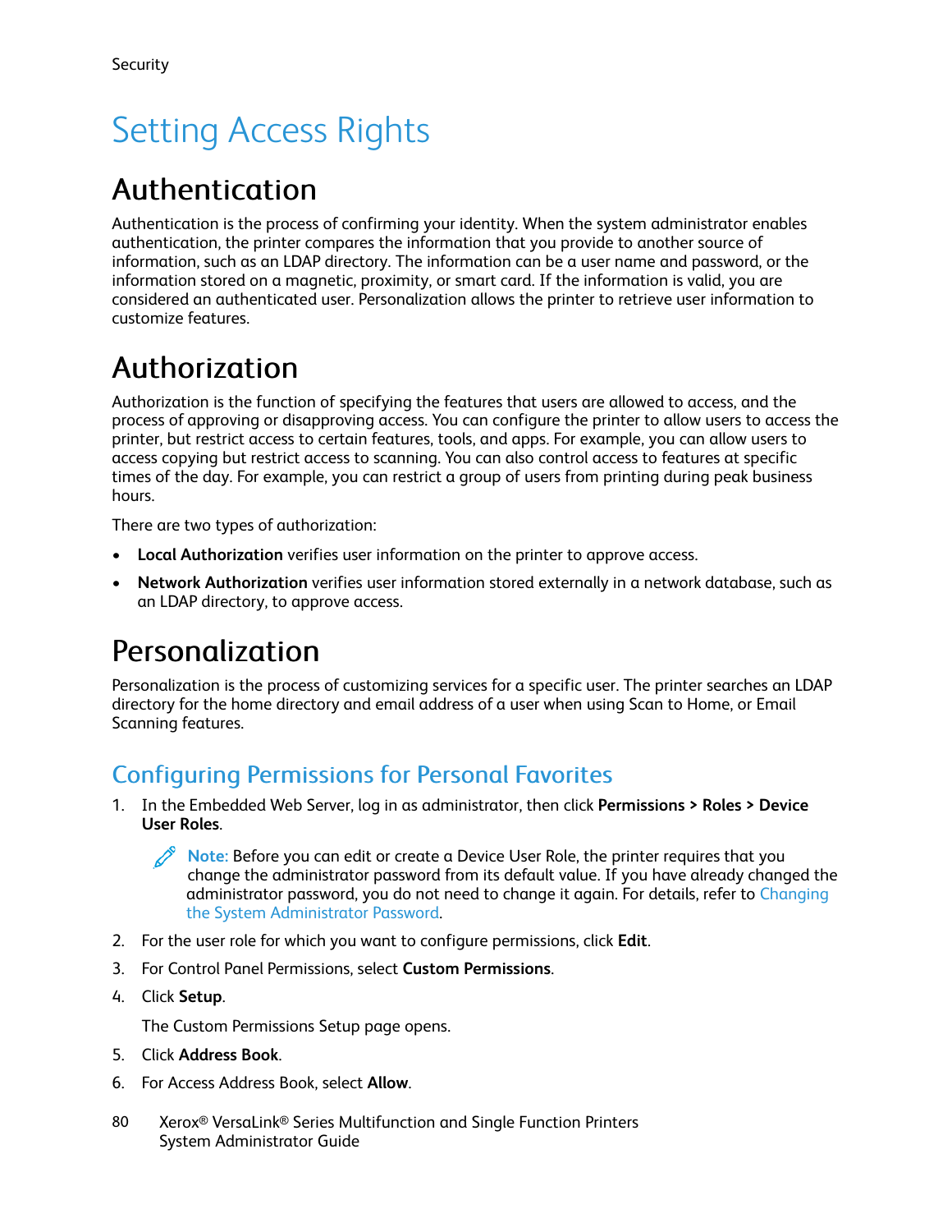# Setting Access Rights

## Authentication

Authentication is the process of confirming your identity. When the system administrator enables authentication, the printer compares the information that you provide to another source of information, such as an LDAP directory. The information can be a user name and password, or the information stored on a magnetic, proximity, or smart card. If the information is valid, you are considered an authenticated user. Personalization allows the printer to retrieve user information to customize features.

## Authorization

Authorization is the function of specifying the features that users are allowed to access, and the process of approving or disapproving access. You can configure the printer to allow users to access the printer, but restrict access to certain features, tools, and apps. For example, you can allow users to access copying but restrict access to scanning. You can also control access to features at specific times of the day. For example, you can restrict a group of users from printing during peak business hours.

There are two types of authorization:

- **Local Authorization** verifies user information on the printer to approve access.
- **Network Authorization** verifies user information stored externally in a network database, such as an LDAP directory, to approve access.

## Personalization

Personalization is the process of customizing services for a specific user. The printer searches an LDAP directory for the home directory and email address of a user when using Scan to Home, or Email Scanning features.

### Configuring Permissions for Personal Favorites

1. In the Embedded Web Server, log in as administrator, then click **Permissions > Roles > Device User Roles**.

   **Note:** Before you can edit or create a Device User Role, the printer requires that you change the administrator password from its default value. If you have already changed the administrator password, you do not need to change it again. For details, refer to Changing the System Administrator Password.

2. For the user role for which you want to configure permissions, click **Edit**.
3. For Control Panel Permissions, select **Custom Permissions**.
4. Click **Setup**.

   The Custom Permissions Setup page opens.

5. Click **Address Book**.
6. For Access Address Book, select **Allow**.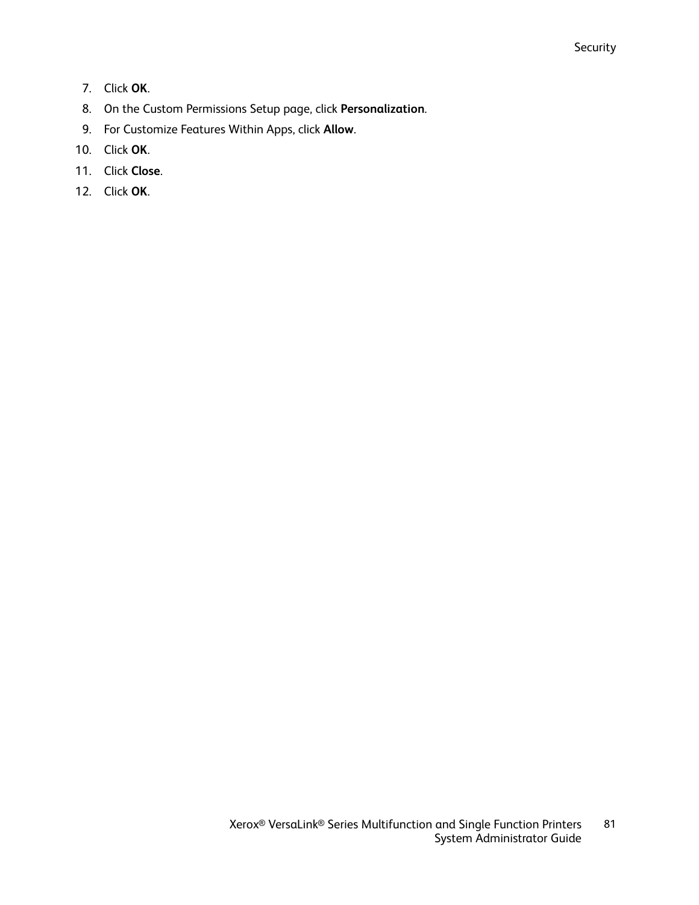7. Click **OK**.
8. On the Custom Permissions Setup page, click **Personalization**.
9. For Customize Features Within Apps, click **Allow**.
10. Click **OK**.
11. Click **Close**.
12. Click **OK**.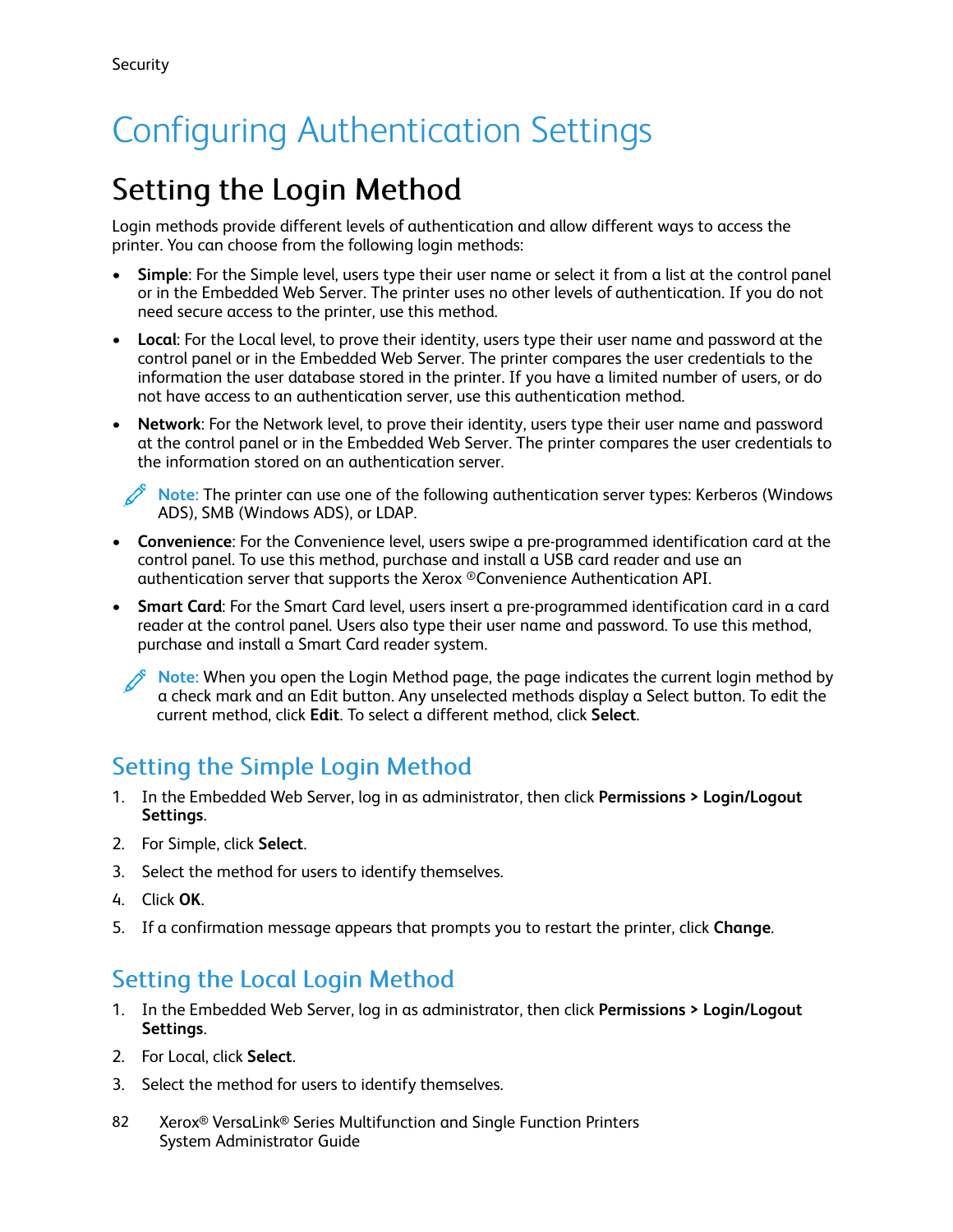# Configuring Authentication Settings

## Setting the Login Method

Login methods provide different levels of authentication and allow different ways to access the printer. You can choose from the following login methods:

- **Simple**: For the Simple level, users type their user name or select it from a list at the control panel or in the Embedded Web Server. The printer uses no other levels of authentication. If you do not need secure access to the printer, use this method.
- **Local**: For the Local level, to prove their identity, users type their user name and password at the control panel or in the Embedded Web Server. The printer compares the user credentials to the information the user database stored in the printer. If you have a limited number of users, or do not have access to an authentication server, use this authentication method.
- **Network**: For the Network level, to prove their identity, users type their user name and password at the control panel or in the Embedded Web Server. The printer compares the user credentials to the information stored on an authentication server.

  Note: The printer can use one of the following authentication server types: Kerberos (Windows ADS), SMB (Windows ADS), or LDAP.

- **Convenience**: For the Convenience level, users swipe a pre-programmed identification card at the control panel. To use this method, purchase and install a USB card reader and use an authentication server that supports the Xerox ®Convenience Authentication API.
- **Smart Card**: For the Smart Card level, users insert a pre-programmed identification card in a card reader at the control panel. Users also type their user name and password. To use this method, purchase and install a Smart Card reader system.

  Note: When you open the Login Method page, the page indicates the current login method by a check mark and an Edit button. Any unselected methods display a Select button. To edit the current method, click **Edit**. To select a different method, click **Select**.

### Setting the Simple Login Method

1. In the Embedded Web Server, log in as administrator, then click **Permissions > Login/Logout Settings**.
2. For Simple, click **Select**.
3. Select the method for users to identify themselves.
4. Click **OK**.
5. If a confirmation message appears that prompts you to restart the printer, click **Change**.

### Setting the Local Login Method

1. In the Embedded Web Server, log in as administrator, then click **Permissions > Login/Logout Settings**.
2. For Local, click **Select**.
3. Select the method for users to identify themselves.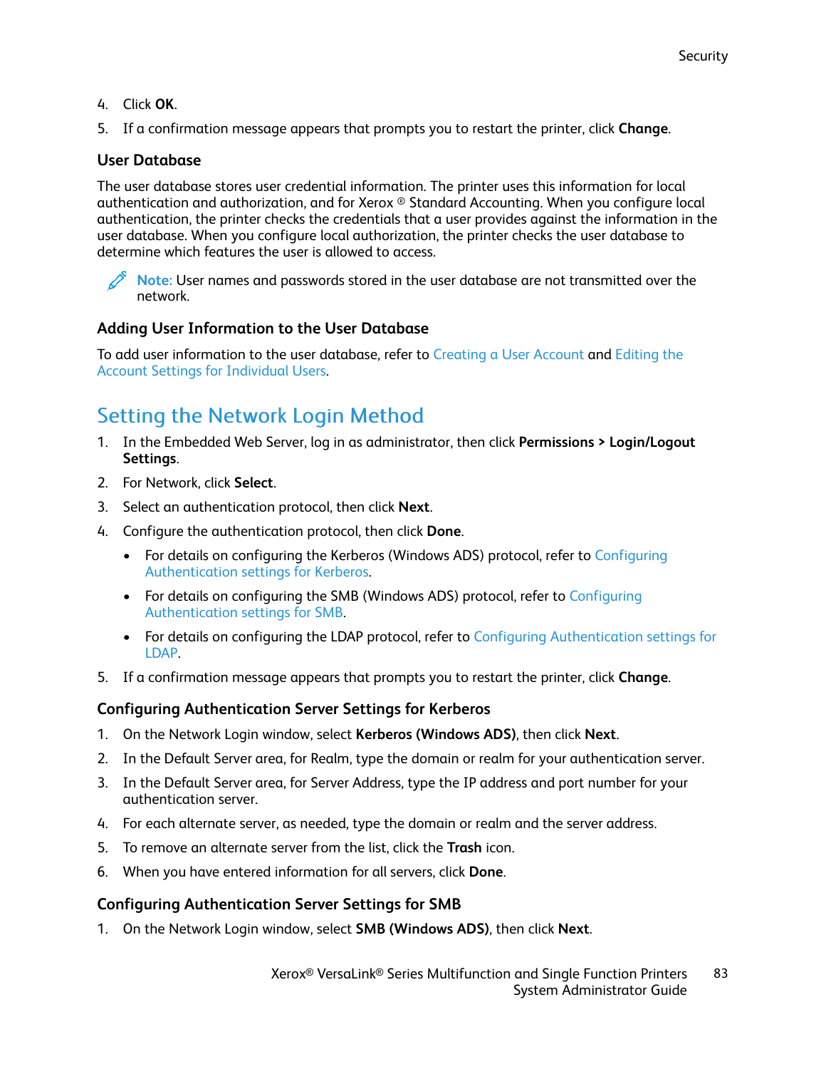4. Click **OK**.
5. If a confirmation message appears that prompts you to restart the printer, click **Change**.

### User Database

The user database stores user credential information. The printer uses this information for local authentication and authorization, and for Xerox ® Standard Accounting. When you configure local authentication, the printer checks the credentials that a user provides against the information in the user database. When you configure local authorization, the printer checks the user database to determine which features the user is allowed to access.

> **Note:** User names and passwords stored in the user database are not transmitted over the network.

### Adding User Information to the User Database

To add user information to the user database, refer to Creating a User Account and Editing the Account Settings for Individual Users.

## Setting the Network Login Method

1. In the Embedded Web Server, log in as administrator, then click **Permissions > Login/Logout Settings**.
2. For Network, click **Select**.
3. Select an authentication protocol, then click **Next**.
4. Configure the authentication protocol, then click **Done**.
   - For details on configuring the Kerberos (Windows ADS) protocol, refer to Configuring Authentication settings for Kerberos.
   - For details on configuring the SMB (Windows ADS) protocol, refer to Configuring Authentication settings for SMB.
   - For details on configuring the LDAP protocol, refer to Configuring Authentication settings for LDAP.
5. If a confirmation message appears that prompts you to restart the printer, click **Change**.

### Configuring Authentication Server Settings for Kerberos

1. On the Network Login window, select **Kerberos (Windows ADS)**, then click **Next**.
2. In the Default Server area, for Realm, type the domain or realm for your authentication server.
3. In the Default Server area, for Server Address, type the IP address and port number for your authentication server.
4. For each alternate server, as needed, type the domain or realm and the server address.
5. To remove an alternate server from the list, click the **Trash** icon.
6. When you have entered information for all servers, click **Done**.

### Configuring Authentication Server Settings for SMB

1. On the Network Login window, select **SMB (Windows ADS)**, then click **Next**.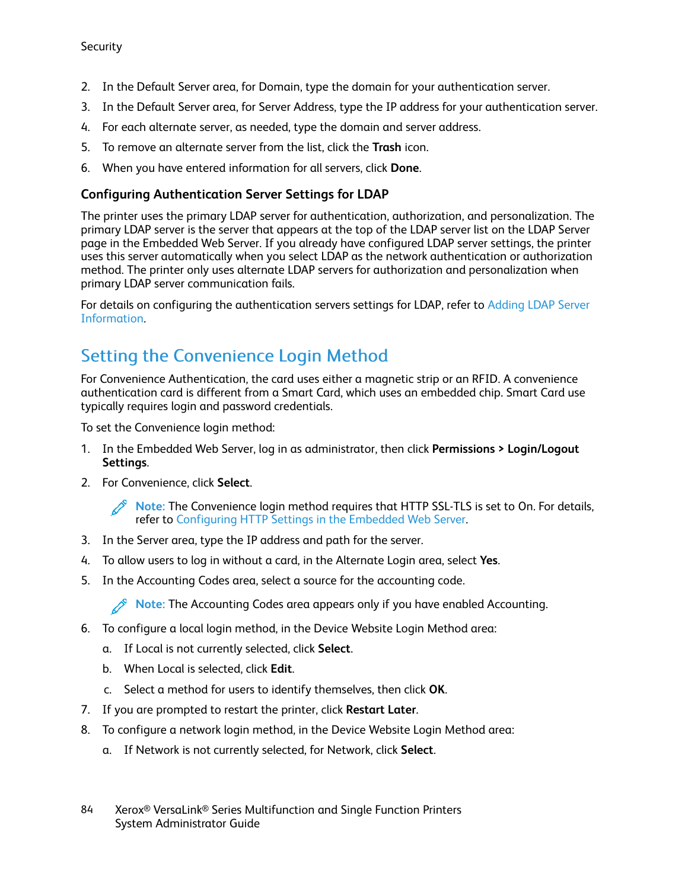2. In the Default Server area, for Domain, type the domain for your authentication server.
3. In the Default Server area, for Server Address, type the IP address for your authentication server.
4. For each alternate server, as needed, type the domain and server address.
5. To remove an alternate server from the list, click the **Trash** icon.
6. When you have entered information for all servers, click **Done**.

### Configuring Authentication Server Settings for LDAP

The printer uses the primary LDAP server for authentication, authorization, and personalization. The primary LDAP server is the server that appears at the top of the LDAP server list on the LDAP Server page in the Embedded Web Server. If you already have configured LDAP server settings, the printer uses this server automatically when you select LDAP as the network authentication or authorization method. The printer only uses alternate LDAP servers for authorization and personalization when primary LDAP server communication fails.

For details on configuring the authentication servers settings for LDAP, refer to Adding LDAP Server Information.

## Setting the Convenience Login Method

For Convenience Authentication, the card uses either a magnetic strip or an RFID. A convenience authentication card is different from a Smart Card, which uses an embedded chip. Smart Card use typically requires login and password credentials.

To set the Convenience login method:

1. In the Embedded Web Server, log in as administrator, then click **Permissions > Login/Logout Settings**.
2. For Convenience, click **Select**.

   Note: The Convenience login method requires that HTTP SSL-TLS is set to On. For details, refer to Configuring HTTP Settings in the Embedded Web Server.

3. In the Server area, type the IP address and path for the server.
4. To allow users to log in without a card, in the Alternate Login area, select **Yes**.
5. In the Accounting Codes area, select a source for the accounting code.

   Note: The Accounting Codes area appears only if you have enabled Accounting.

6. To configure a local login method, in the Device Website Login Method area:
   a. If Local is not currently selected, click **Select**.
   b. When Local is selected, click **Edit**.
   c. Select a method for users to identify themselves, then click **OK**.
7. If you are prompted to restart the printer, click **Restart Later**.
8. To configure a network login method, in the Device Website Login Method area:
   a. If Network is not currently selected, for Network, click **Select**.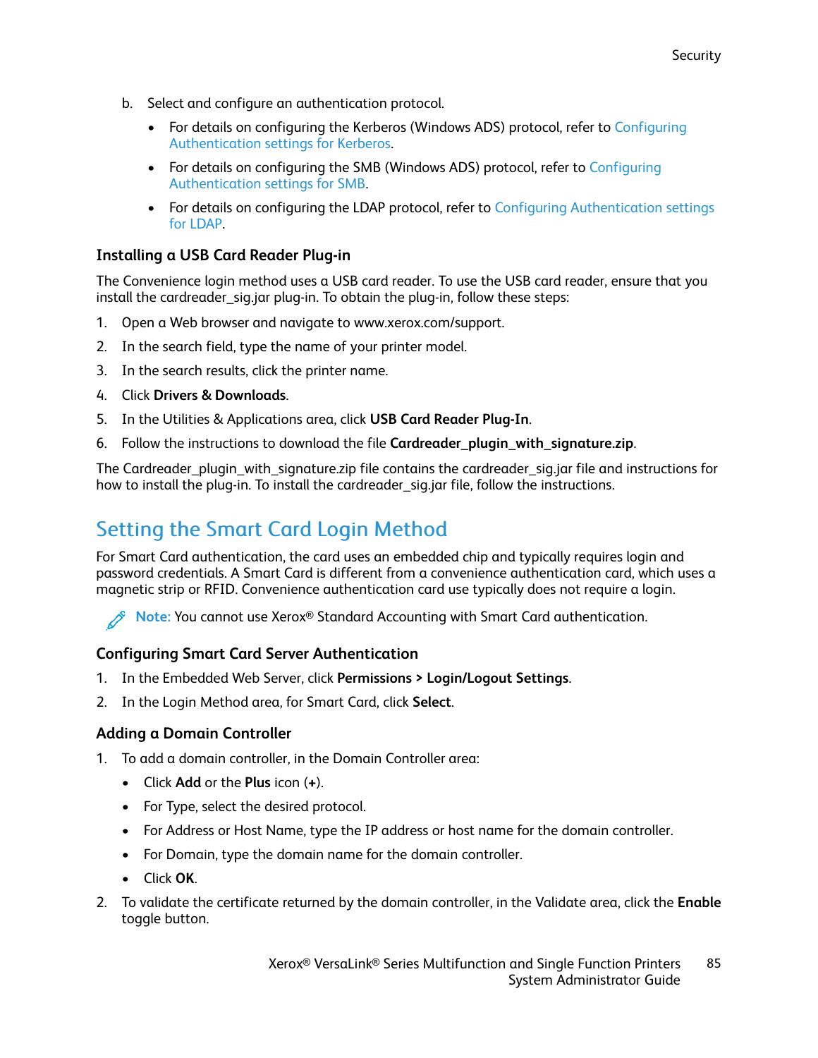b. Select and configure an authentication protocol.

   - For details on configuring the Kerberos (Windows ADS) protocol, refer to Configuring Authentication settings for Kerberos.
   - For details on configuring the SMB (Windows ADS) protocol, refer to Configuring Authentication settings for SMB.
   - For details on configuring the LDAP protocol, refer to Configuring Authentication settings for LDAP.

### Installing a USB Card Reader Plug-in

The Convenience login method uses a USB card reader. To use the USB card reader, ensure that you install the cardreader_sig.jar plug-in. To obtain the plug-in, follow these steps:

1. Open a Web browser and navigate to www.xerox.com/support.
2. In the search field, type the name of your printer model.
3. In the search results, click the printer name.
4. Click **Drivers & Downloads**.
5. In the Utilities & Applications area, click **USB Card Reader Plug-In**.
6. Follow the instructions to download the file **Cardreader_plugin_with_signature.zip**.

The Cardreader_plugin_with_signature.zip file contains the cardreader_sig.jar file and instructions for how to install the plug-in. To install the cardreader_sig.jar file, follow the instructions.

## Setting the Smart Card Login Method

For Smart Card authentication, the card uses an embedded chip and typically requires login and password credentials. A Smart Card is different from a convenience authentication card, which uses a magnetic strip or RFID. Convenience authentication card use typically does not require a login.

**Note:** You cannot use Xerox® Standard Accounting with Smart Card authentication.

### Configuring Smart Card Server Authentication

1. In the Embedded Web Server, click **Permissions > Login/Logout Settings**.
2. In the Login Method area, for Smart Card, click **Select**.

### Adding a Domain Controller

1. To add a domain controller, in the Domain Controller area:
   - Click **Add** or the **Plus** icon (**+**).
   - For Type, select the desired protocol.
   - For Address or Host Name, type the IP address or host name for the domain controller.
   - For Domain, type the domain name for the domain controller.
   - Click **OK**.
2. To validate the certificate returned by the domain controller, in the Validate area, click the **Enable** toggle button.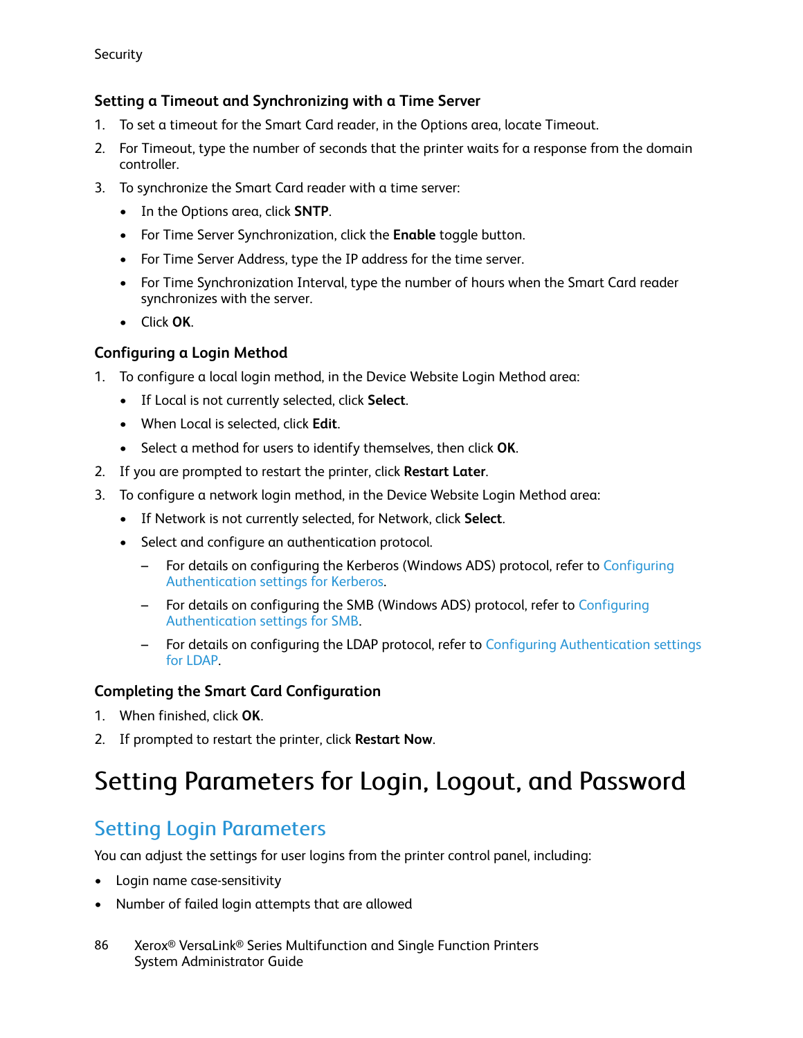#### Setting a Timeout and Synchronizing with a Time Server

1. To set a timeout for the Smart Card reader, in the Options area, locate Timeout.
2. For Timeout, type the number of seconds that the printer waits for a response from the domain controller.
3. To synchronize the Smart Card reader with a time server:
   - In the Options area, click **SNTP**.
   - For Time Server Synchronization, click the **Enable** toggle button.
   - For Time Server Address, type the IP address for the time server.
   - For Time Synchronization Interval, type the number of hours when the Smart Card reader synchronizes with the server.
   - Click **OK**.

#### Configuring a Login Method

1. To configure a local login method, in the Device Website Login Method area:
   - If Local is not currently selected, click **Select**.
   - When Local is selected, click **Edit**.
   - Select a method for users to identify themselves, then click **OK**.
2. If you are prompted to restart the printer, click **Restart Later**.
3. To configure a network login method, in the Device Website Login Method area:
   - If Network is not currently selected, for Network, click **Select**.
   - Select and configure an authentication protocol.
     - For details on configuring the Kerberos (Windows ADS) protocol, refer to Configuring Authentication settings for Kerberos.
     - For details on configuring the SMB (Windows ADS) protocol, refer to Configuring Authentication settings for SMB.
     - For details on configuring the LDAP protocol, refer to Configuring Authentication settings for LDAP.

#### Completing the Smart Card Configuration

1. When finished, click **OK**.
2. If prompted to restart the printer, click **Restart Now**.

# Setting Parameters for Login, Logout, and Password

## Setting Login Parameters

You can adjust the settings for user logins from the printer control panel, including:

- Login name case-sensitivity
- Number of failed login attempts that are allowed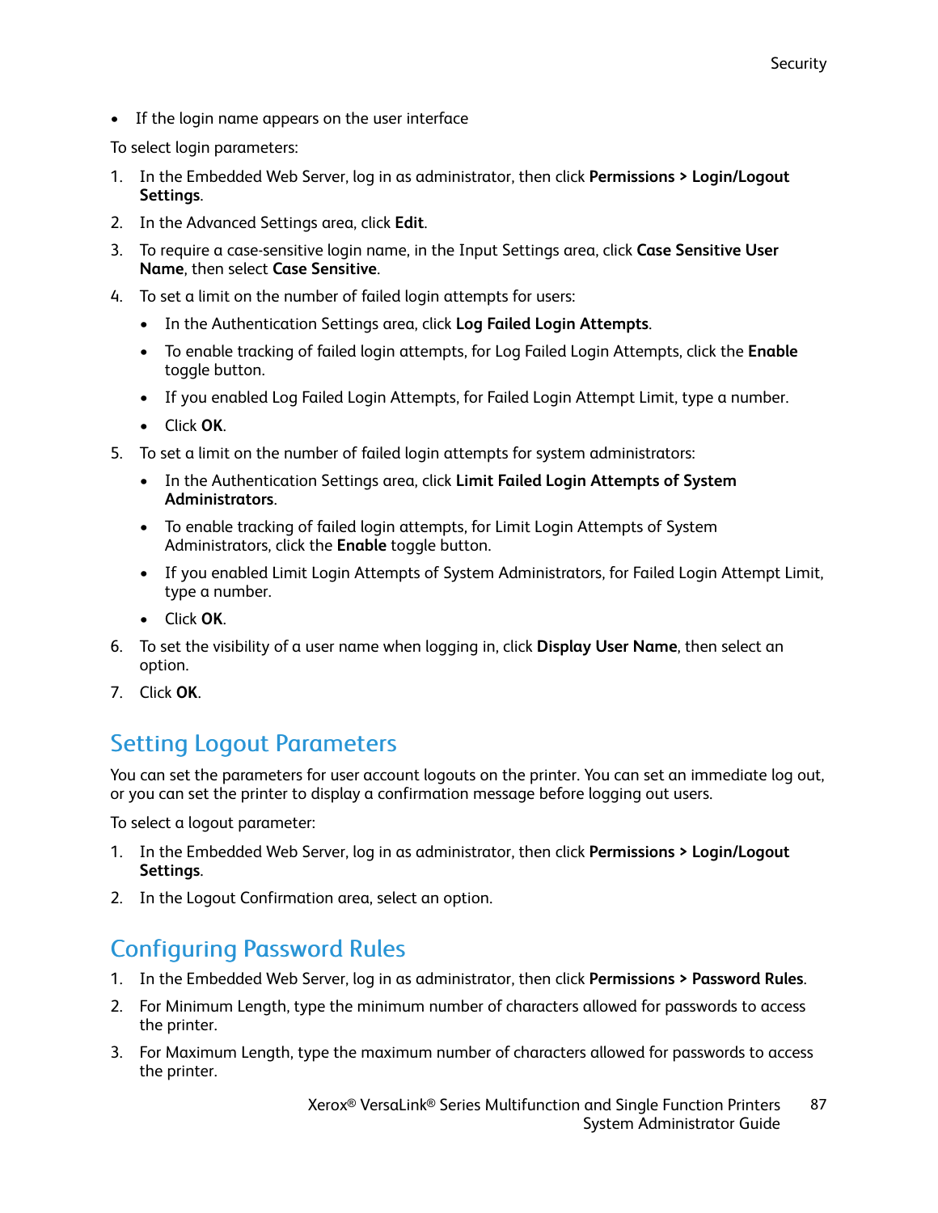- If the login name appears on the user interface

To select login parameters:

1. In the Embedded Web Server, log in as administrator, then click **Permissions > Login/Logout Settings**.
2. In the Advanced Settings area, click **Edit**.
3. To require a case-sensitive login name, in the Input Settings area, click **Case Sensitive User Name**, then select **Case Sensitive**.
4. To set a limit on the number of failed login attempts for users:
   - In the Authentication Settings area, click **Log Failed Login Attempts**.
   - To enable tracking of failed login attempts, for Log Failed Login Attempts, click the **Enable** toggle button.
   - If you enabled Log Failed Login Attempts, for Failed Login Attempt Limit, type a number.
   - Click **OK**.
5. To set a limit on the number of failed login attempts for system administrators:
   - In the Authentication Settings area, click **Limit Failed Login Attempts of System Administrators**.
   - To enable tracking of failed login attempts, for Limit Login Attempts of System Administrators, click the **Enable** toggle button.
   - If you enabled Limit Login Attempts of System Administrators, for Failed Login Attempt Limit, type a number.
   - Click **OK**.
6. To set the visibility of a user name when logging in, click **Display User Name**, then select an option.
7. Click **OK**.

## Setting Logout Parameters

You can set the parameters for user account logouts on the printer. You can set an immediate log out, or you can set the printer to display a confirmation message before logging out users.

To select a logout parameter:

1. In the Embedded Web Server, log in as administrator, then click **Permissions > Login/Logout Settings**.
2. In the Logout Confirmation area, select an option.

## Configuring Password Rules

1. In the Embedded Web Server, log in as administrator, then click **Permissions > Password Rules**.
2. For Minimum Length, type the minimum number of characters allowed for passwords to access the printer.
3. For Maximum Length, type the maximum number of characters allowed for passwords to access the printer.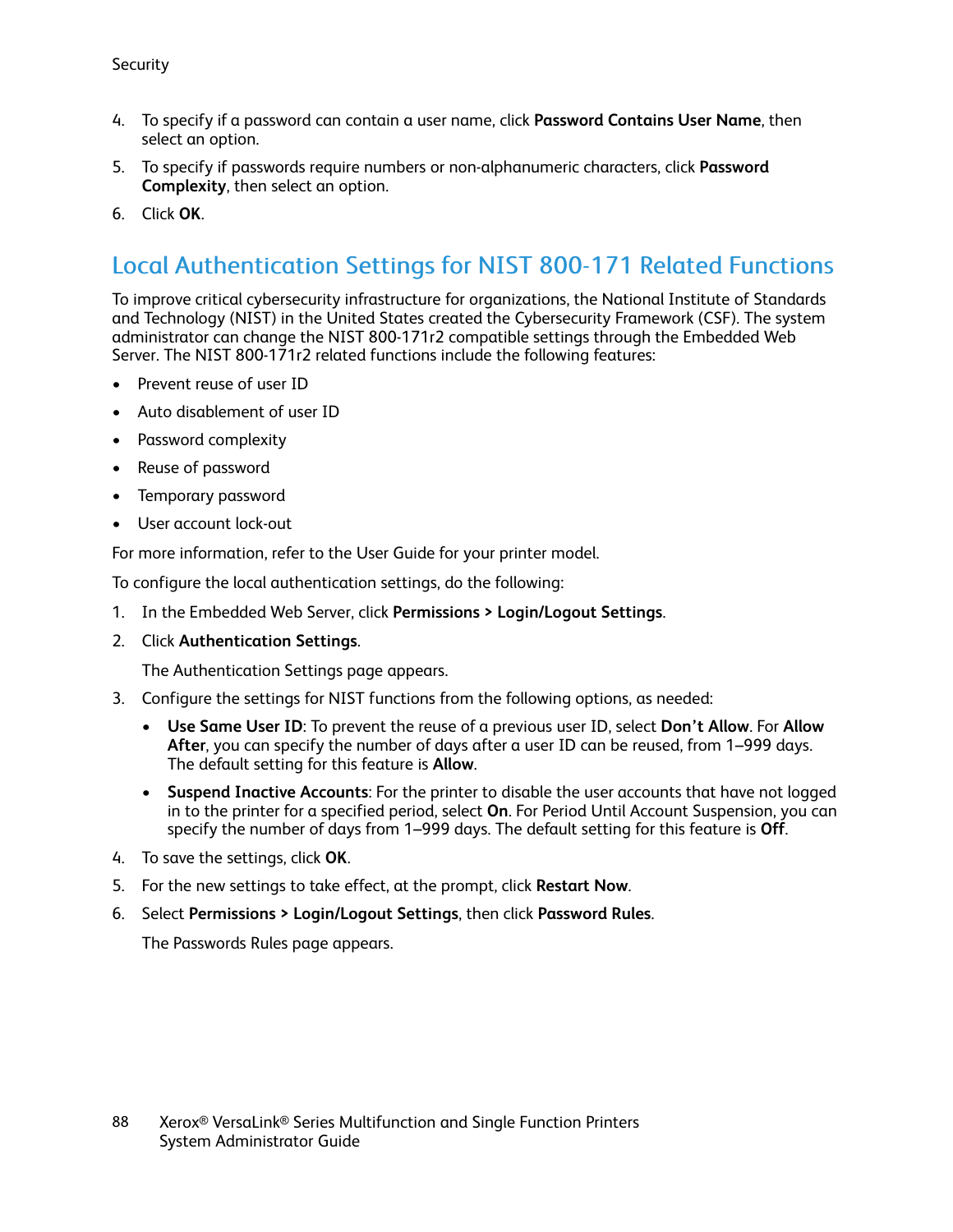4. To specify if a password can contain a user name, click **Password Contains User Name**, then select an option.
5. To specify if passwords require numbers or non-alphanumeric characters, click **Password Complexity**, then select an option.
6. Click **OK**.

## Local Authentication Settings for NIST 800-171 Related Functions

To improve critical cybersecurity infrastructure for organizations, the National Institute of Standards and Technology (NIST) in the United States created the Cybersecurity Framework (CSF). The system administrator can change the NIST 800-171r2 compatible settings through the Embedded Web Server. The NIST 800-171r2 related functions include the following features:

- Prevent reuse of user ID
- Auto disablement of user ID
- Password complexity
- Reuse of password
- Temporary password
- User account lock-out

For more information, refer to the User Guide for your printer model.

To configure the local authentication settings, do the following:

1. In the Embedded Web Server, click **Permissions > Login/Logout Settings**.
2. Click **Authentication Settings**.

   The Authentication Settings page appears.
3. Configure the settings for NIST functions from the following options, as needed:
   - **Use Same User ID**: To prevent the reuse of a previous user ID, select **Don't Allow**. For **Allow After**, you can specify the number of days after a user ID can be reused, from 1–999 days. The default setting for this feature is **Allow**.
   - **Suspend Inactive Accounts**: For the printer to disable the user accounts that have not logged in to the printer for a specified period, select **On**. For Period Until Account Suspension, you can specify the number of days from 1–999 days. The default setting for this feature is **Off**.
4. To save the settings, click **OK**.
5. For the new settings to take effect, at the prompt, click **Restart Now**.
6. Select **Permissions > Login/Logout Settings**, then click **Password Rules**.

   The Passwords Rules page appears.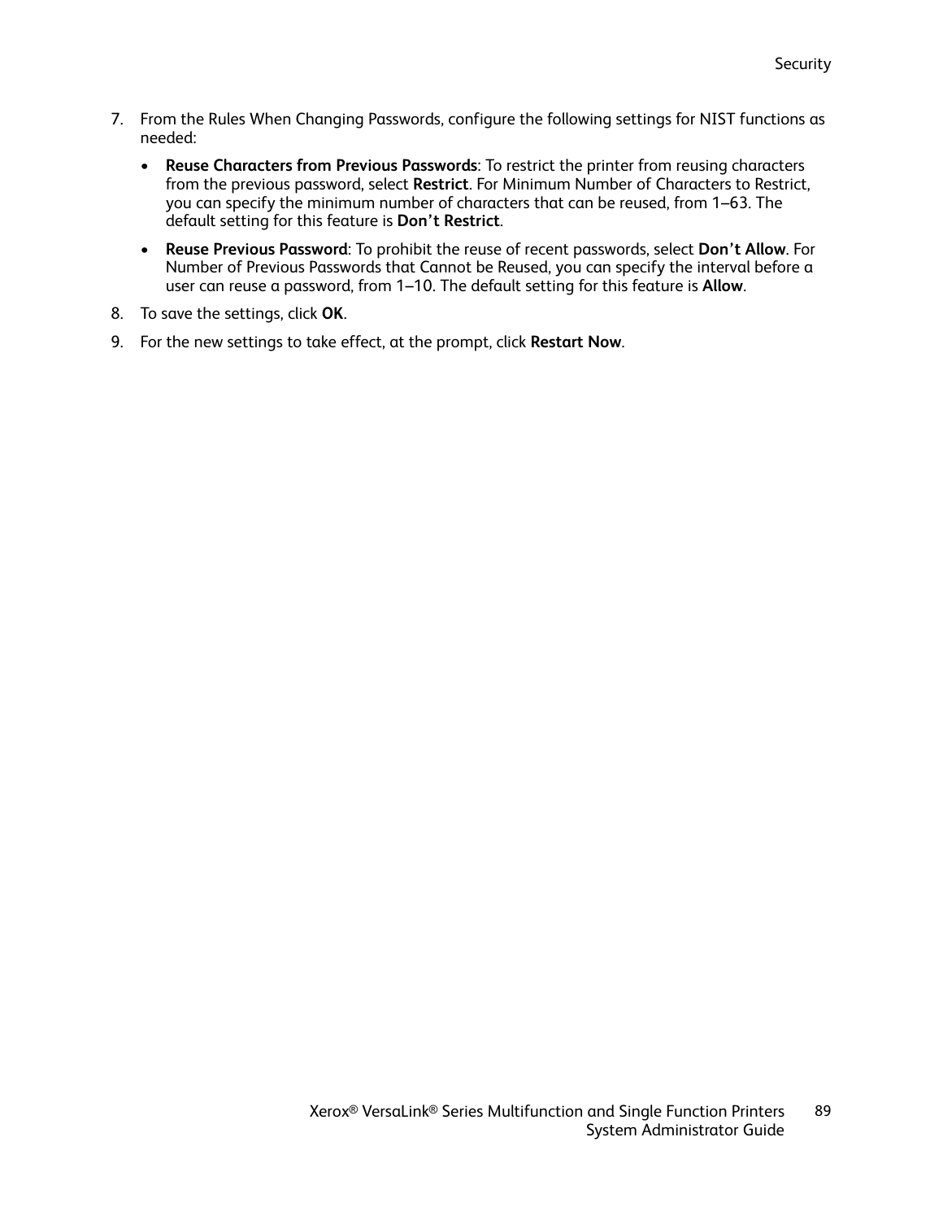7. From the Rules When Changing Passwords, configure the following settings for NIST functions as needed:

   - **Reuse Characters from Previous Passwords**: To restrict the printer from reusing characters from the previous password, select **Restrict**. For Minimum Number of Characters to Restrict, you can specify the minimum number of characters that can be reused, from 1–63. The default setting for this feature is **Don't Restrict**.
   - **Reuse Previous Password**: To prohibit the reuse of recent passwords, select **Don't Allow**. For Number of Previous Passwords that Cannot be Reused, you can specify the interval before a user can reuse a password, from 1–10. The default setting for this feature is **Allow**.

8. To save the settings, click **OK**.
9. For the new settings to take effect, at the prompt, click **Restart Now**.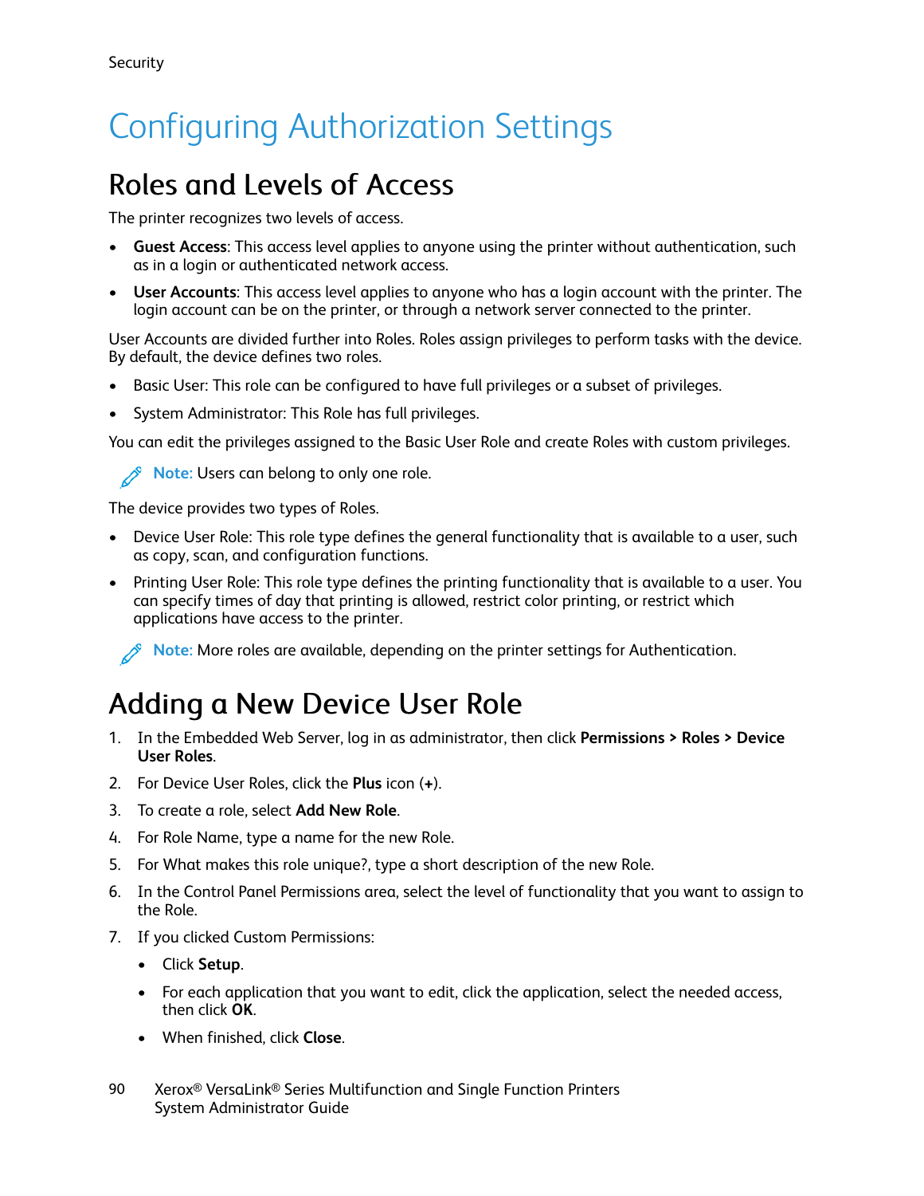# Configuring Authorization Settings

## Roles and Levels of Access

The printer recognizes two levels of access.

- **Guest Access**: This access level applies to anyone using the printer without authentication, such as in a login or authenticated network access.
- **User Accounts**: This access level applies to anyone who has a login account with the printer. The login account can be on the printer, or through a network server connected to the printer.

User Accounts are divided further into Roles. Roles assign privileges to perform tasks with the device. By default, the device defines two roles.

- Basic User: This role can be configured to have full privileges or a subset of privileges.
- System Administrator: This Role has full privileges.

You can edit the privileges assigned to the Basic User Role and create Roles with custom privileges.

> **Note:** Users can belong to only one role.

The device provides two types of Roles.

- Device User Role: This role type defines the general functionality that is available to a user, such as copy, scan, and configuration functions.
- Printing User Role: This role type defines the printing functionality that is available to a user. You can specify times of day that printing is allowed, restrict color printing, or restrict which applications have access to the printer.

> **Note:** More roles are available, depending on the printer settings for Authentication.

## Adding a New Device User Role

1. In the Embedded Web Server, log in as administrator, then click **Permissions > Roles > Device User Roles**.
2. For Device User Roles, click the **Plus** icon (**+**).
3. To create a role, select **Add New Role**.
4. For Role Name, type a name for the new Role.
5. For What makes this role unique?, type a short description of the new Role.
6. In the Control Panel Permissions area, select the level of functionality that you want to assign to the Role.
7. If you clicked Custom Permissions:
   - Click **Setup**.
   - For each application that you want to edit, click the application, select the needed access, then click **OK**.
   - When finished, click **Close**.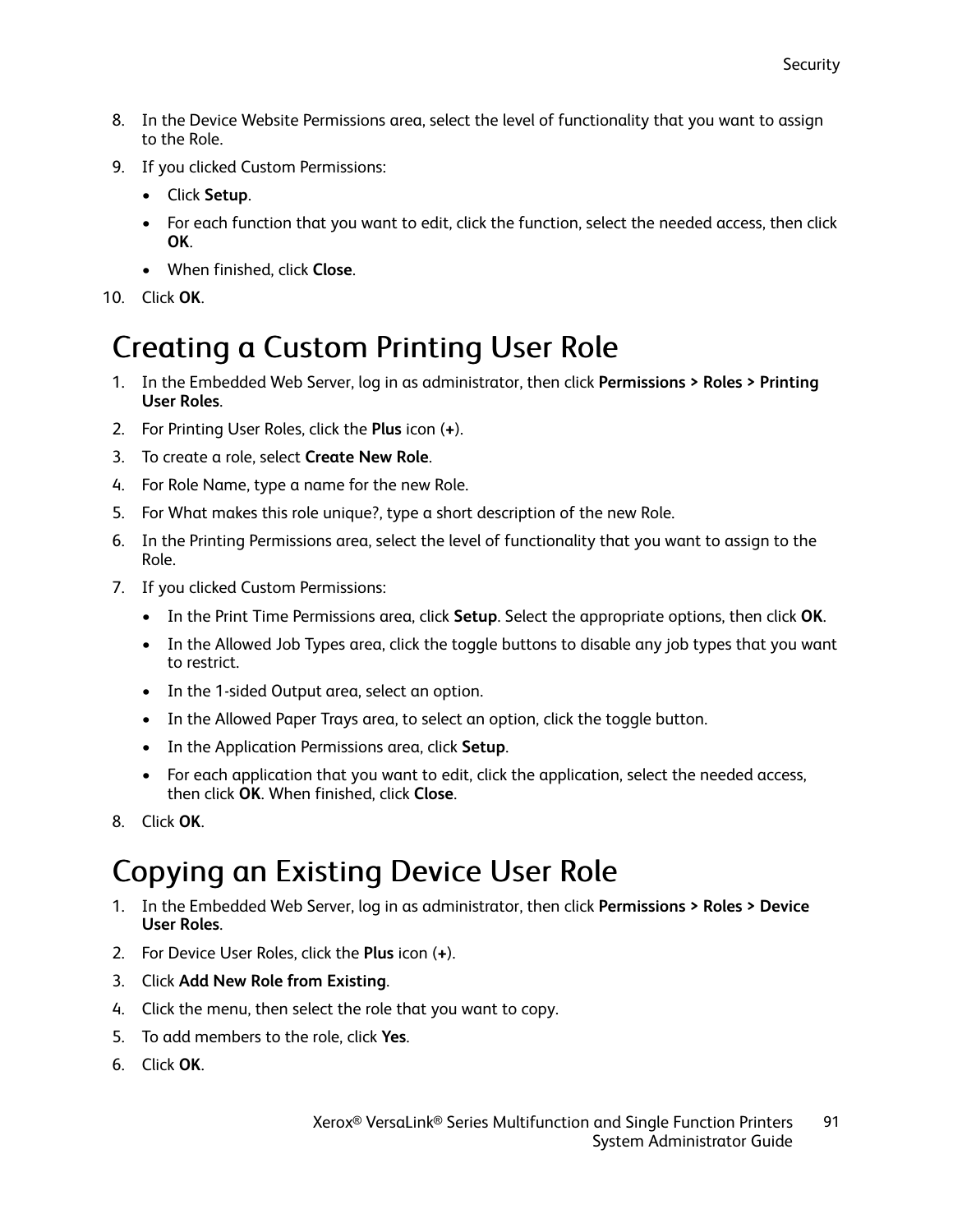8. In the Device Website Permissions area, select the level of functionality that you want to assign to the Role.
9. If you clicked Custom Permissions:
   - Click **Setup**.
   - For each function that you want to edit, click the function, select the needed access, then click **OK**.
   - When finished, click **Close**.
10. Click **OK**.

# Creating a Custom Printing User Role

1. In the Embedded Web Server, log in as administrator, then click **Permissions > Roles > Printing User Roles**.
2. For Printing User Roles, click the **Plus** icon (**+**).
3. To create a role, select **Create New Role**.
4. For Role Name, type a name for the new Role.
5. For What makes this role unique?, type a short description of the new Role.
6. In the Printing Permissions area, select the level of functionality that you want to assign to the Role.
7. If you clicked Custom Permissions:
   - In the Print Time Permissions area, click **Setup**. Select the appropriate options, then click **OK**.
   - In the Allowed Job Types area, click the toggle buttons to disable any job types that you want to restrict.
   - In the 1-sided Output area, select an option.
   - In the Allowed Paper Trays area, to select an option, click the toggle button.
   - In the Application Permissions area, click **Setup**.
   - For each application that you want to edit, click the application, select the needed access, then click **OK**. When finished, click **Close**.
8. Click **OK**.

# Copying an Existing Device User Role

1. In the Embedded Web Server, log in as administrator, then click **Permissions > Roles > Device User Roles**.
2. For Device User Roles, click the **Plus** icon (**+**).
3. Click **Add New Role from Existing**.
4. Click the menu, then select the role that you want to copy.
5. To add members to the role, click **Yes**.
6. Click **OK**.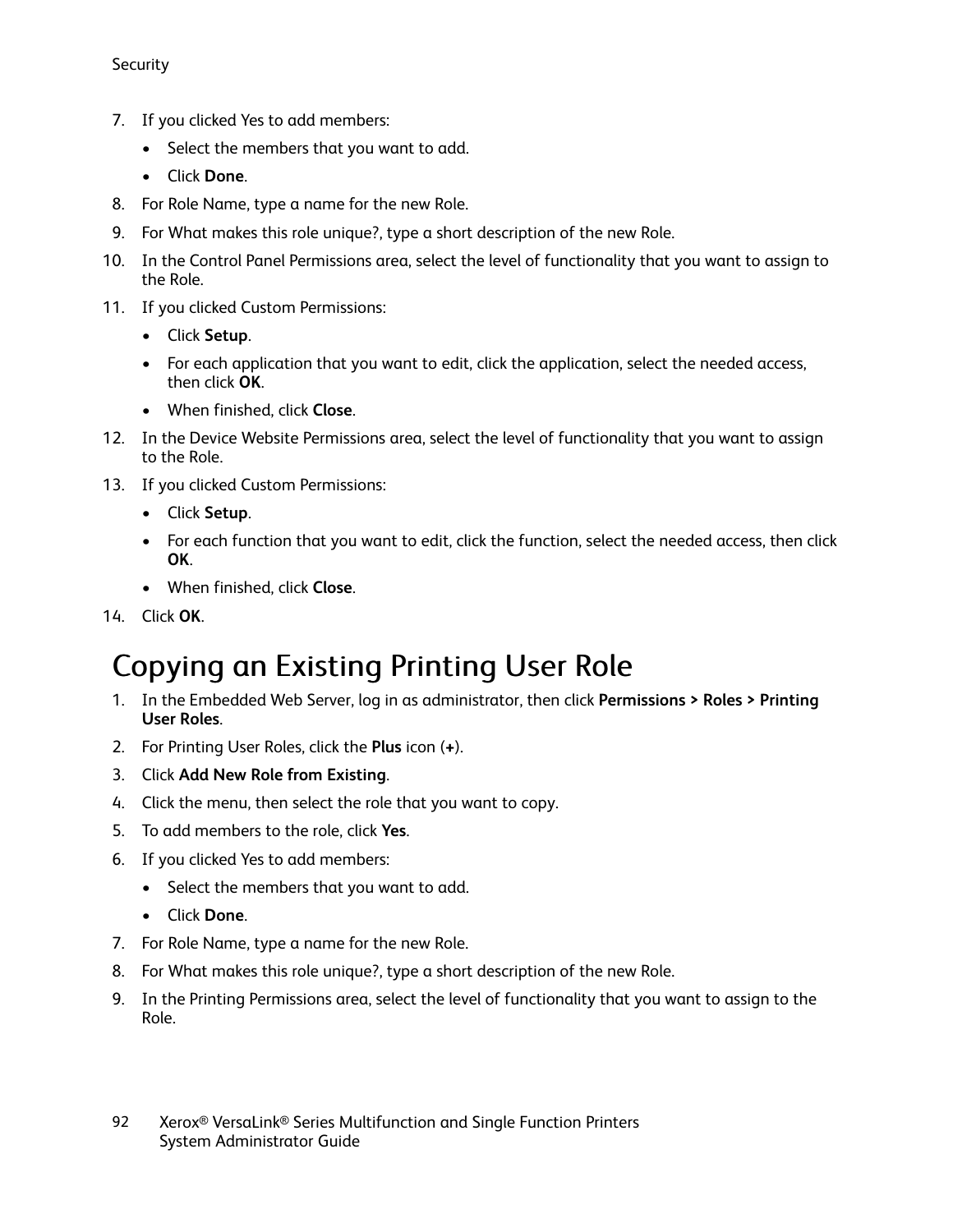7. If you clicked Yes to add members:
   - Select the members that you want to add.
   - Click **Done**.
8. For Role Name, type a name for the new Role.
9. For What makes this role unique?, type a short description of the new Role.
10. In the Control Panel Permissions area, select the level of functionality that you want to assign to the Role.
11. If you clicked Custom Permissions:
    - Click **Setup**.
    - For each application that you want to edit, click the application, select the needed access, then click **OK**.
    - When finished, click **Close**.
12. In the Device Website Permissions area, select the level of functionality that you want to assign to the Role.
13. If you clicked Custom Permissions:
    - Click **Setup**.
    - For each function that you want to edit, click the function, select the needed access, then click **OK**.
    - When finished, click **Close**.
14. Click **OK**.

# Copying an Existing Printing User Role

1. In the Embedded Web Server, log in as administrator, then click **Permissions > Roles > Printing User Roles**.
2. For Printing User Roles, click the **Plus** icon (**+**).
3. Click **Add New Role from Existing**.
4. Click the menu, then select the role that you want to copy.
5. To add members to the role, click **Yes**.
6. If you clicked Yes to add members:
   - Select the members that you want to add.
   - Click **Done**.
7. For Role Name, type a name for the new Role.
8. For What makes this role unique?, type a short description of the new Role.
9. In the Printing Permissions area, select the level of functionality that you want to assign to the Role.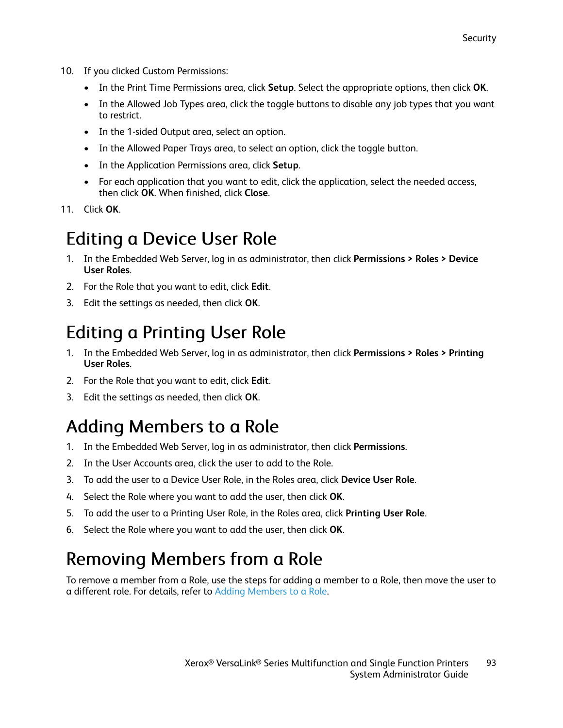10. If you clicked Custom Permissions:
    - In the Print Time Permissions area, click **Setup**. Select the appropriate options, then click **OK**.
    - In the Allowed Job Types area, click the toggle buttons to disable any job types that you want to restrict.
    - In the 1-sided Output area, select an option.
    - In the Allowed Paper Trays area, to select an option, click the toggle button.
    - In the Application Permissions area, click **Setup**.
    - For each application that you want to edit, click the application, select the needed access, then click **OK**. When finished, click **Close**.
11. Click **OK**.

## Editing a Device User Role

1. In the Embedded Web Server, log in as administrator, then click **Permissions > Roles > Device User Roles**.
2. For the Role that you want to edit, click **Edit**.
3. Edit the settings as needed, then click **OK**.

## Editing a Printing User Role

1. In the Embedded Web Server, log in as administrator, then click **Permissions > Roles > Printing User Roles**.
2. For the Role that you want to edit, click **Edit**.
3. Edit the settings as needed, then click **OK**.

## Adding Members to a Role

1. In the Embedded Web Server, log in as administrator, then click **Permissions**.
2. In the User Accounts area, click the user to add to the Role.
3. To add the user to a Device User Role, in the Roles area, click **Device User Role**.
4. Select the Role where you want to add the user, then click **OK**.
5. To add the user to a Printing User Role, in the Roles area, click **Printing User Role**.
6. Select the Role where you want to add the user, then click **OK**.

## Removing Members from a Role

To remove a member from a Role, use the steps for adding a member to a Role, then move the user to a different role. For details, refer to Adding Members to a Role.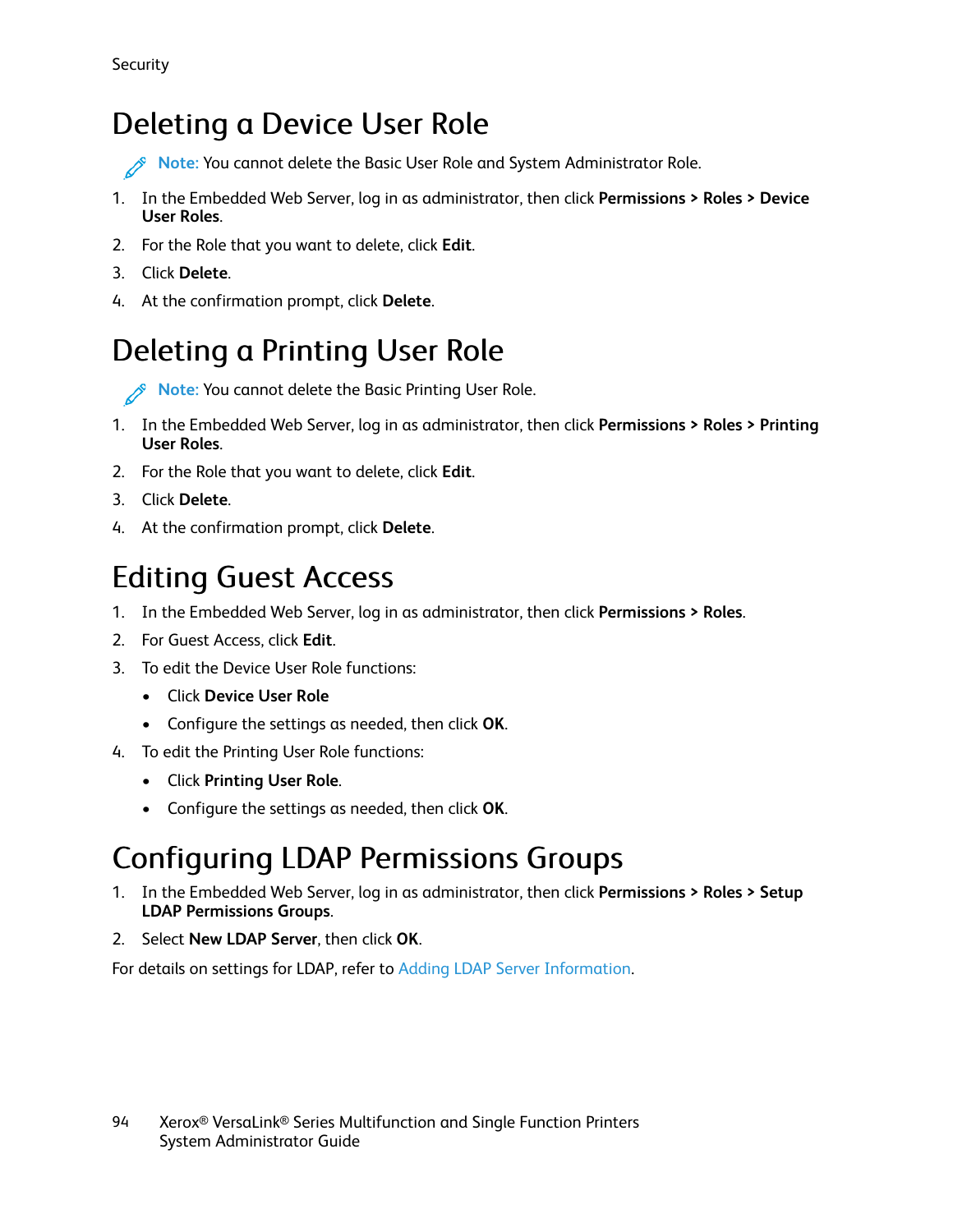# Deleting a Device User Role

**Note:** You cannot delete the Basic User Role and System Administrator Role.

1. In the Embedded Web Server, log in as administrator, then click **Permissions > Roles > Device User Roles**.
2. For the Role that you want to delete, click **Edit**.
3. Click **Delete**.
4. At the confirmation prompt, click **Delete**.

# Deleting a Printing User Role

**Note:** You cannot delete the Basic Printing User Role.

1. In the Embedded Web Server, log in as administrator, then click **Permissions > Roles > Printing User Roles**.
2. For the Role that you want to delete, click **Edit**.
3. Click **Delete**.
4. At the confirmation prompt, click **Delete**.

# Editing Guest Access

1. In the Embedded Web Server, log in as administrator, then click **Permissions > Roles**.
2. For Guest Access, click **Edit**.
3. To edit the Device User Role functions:
   - Click **Device User Role**
   - Configure the settings as needed, then click **OK**.
4. To edit the Printing User Role functions:
   - Click **Printing User Role**.
   - Configure the settings as needed, then click **OK**.

# Configuring LDAP Permissions Groups

1. In the Embedded Web Server, log in as administrator, then click **Permissions > Roles > Setup LDAP Permissions Groups**.
2. Select **New LDAP Server**, then click **OK**.

For details on settings for LDAP, refer to Adding LDAP Server Information.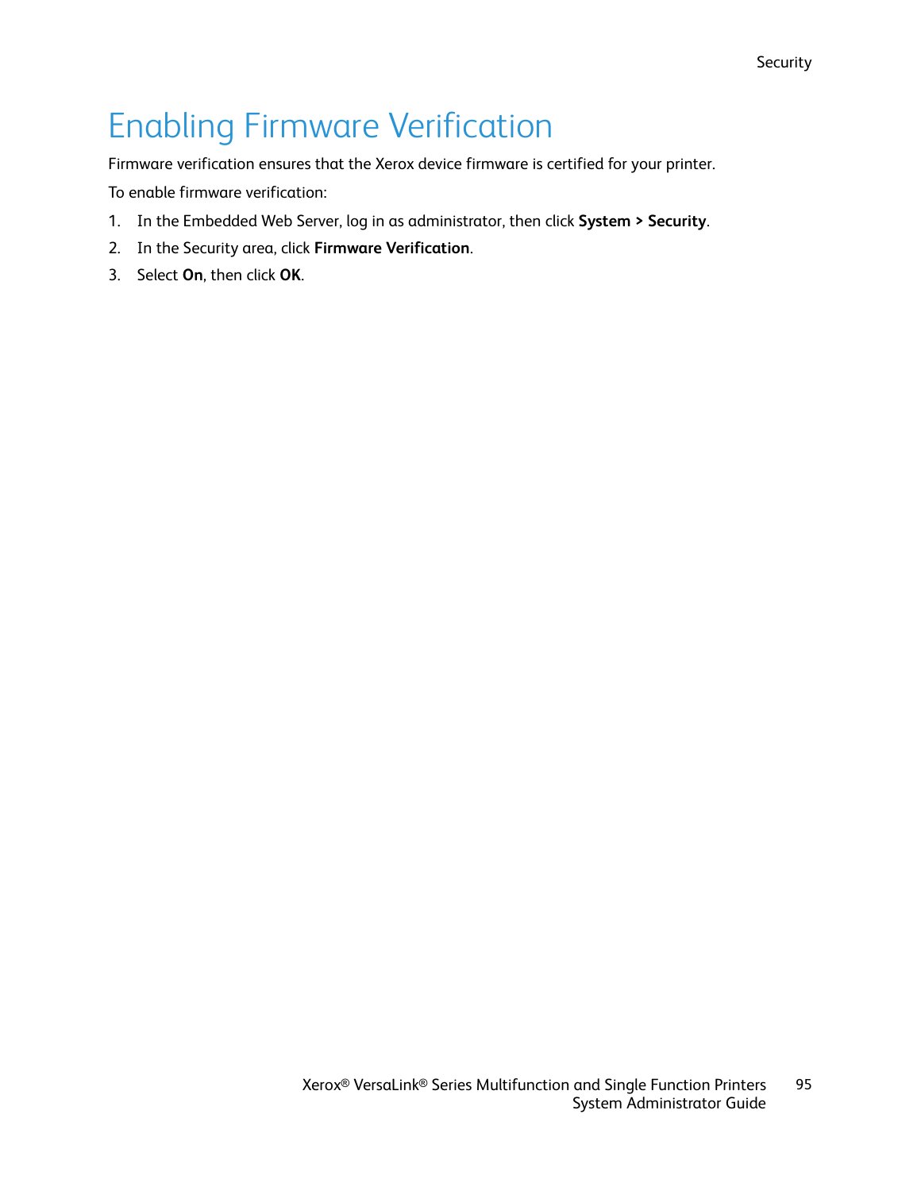# Enabling Firmware Verification

Firmware verification ensures that the Xerox device firmware is certified for your printer.

To enable firmware verification:

1. In the Embedded Web Server, log in as administrator, then click **System > Security**.
2. In the Security area, click **Firmware Verification**.
3. Select **On**, then click **OK**.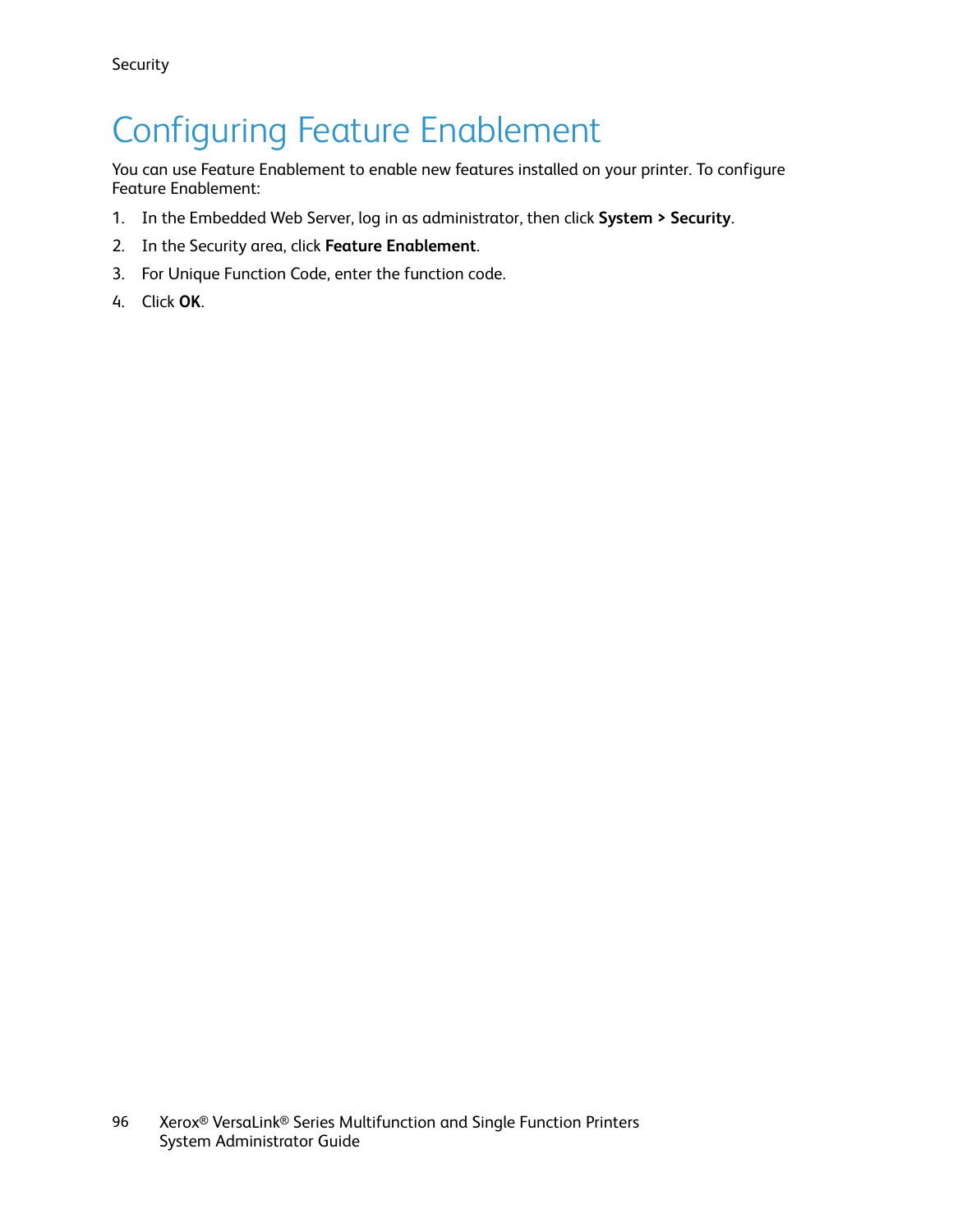# Configuring Feature Enablement

You can use Feature Enablement to enable new features installed on your printer. To configure Feature Enablement:

1. In the Embedded Web Server, log in as administrator, then click **System > Security**.
2. In the Security area, click **Feature Enablement**.
3. For Unique Function Code, enter the function code.
4. Click **OK**.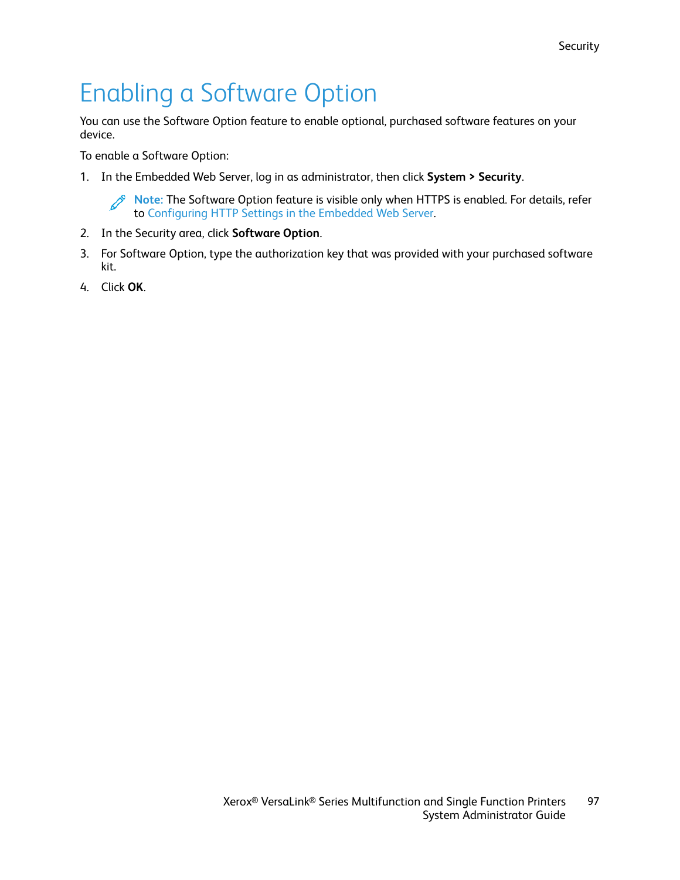# Enabling a Software Option

You can use the Software Option feature to enable optional, purchased software features on your device.

To enable a Software Option:

1. In the Embedded Web Server, log in as administrator, then click **System > Security**.

   **Note:** The Software Option feature is visible only when HTTPS is enabled. For details, refer to Configuring HTTP Settings in the Embedded Web Server.

2. In the Security area, click **Software Option**.
3. For Software Option, type the authorization key that was provided with your purchased software kit.
4. Click **OK**.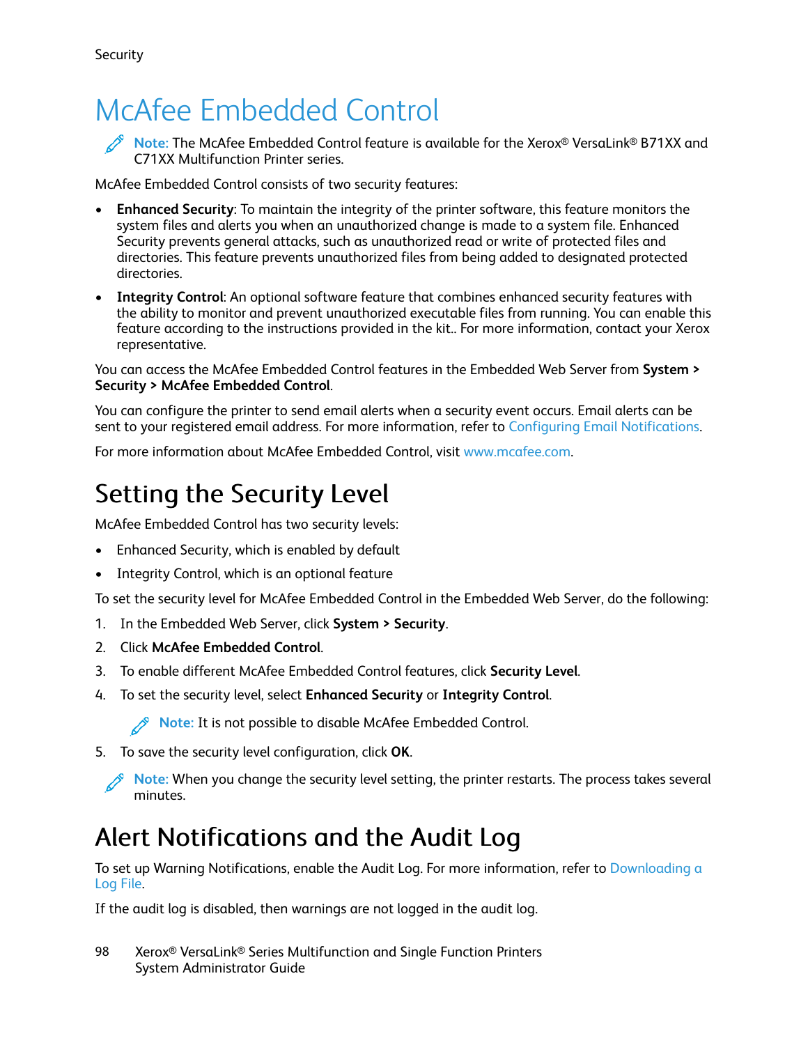# McAfee Embedded Control

> **Note:** The McAfee Embedded Control feature is available for the Xerox® VersaLink® B71XX and C71XX Multifunction Printer series.

McAfee Embedded Control consists of two security features:

- **Enhanced Security**: To maintain the integrity of the printer software, this feature monitors the system files and alerts you when an unauthorized change is made to a system file. Enhanced Security prevents general attacks, such as unauthorized read or write of protected files and directories. This feature prevents unauthorized files from being added to designated protected directories.
- **Integrity Control**: An optional software feature that combines enhanced security features with the ability to monitor and prevent unauthorized executable files from running. You can enable this feature according to the instructions provided in the kit.. For more information, contact your Xerox representative.

You can access the McAfee Embedded Control features in the Embedded Web Server from **System > Security > McAfee Embedded Control**.

You can configure the printer to send email alerts when a security event occurs. Email alerts can be sent to your registered email address. For more information, refer to Configuring Email Notifications.

For more information about McAfee Embedded Control, visit www.mcafee.com.

## Setting the Security Level

McAfee Embedded Control has two security levels:

- Enhanced Security, which is enabled by default
- Integrity Control, which is an optional feature

To set the security level for McAfee Embedded Control in the Embedded Web Server, do the following:

1. In the Embedded Web Server, click **System > Security**.
2. Click **McAfee Embedded Control**.
3. To enable different McAfee Embedded Control features, click **Security Level**.
4. To set the security level, select **Enhanced Security** or **Integrity Control**.

   > **Note:** It is not possible to disable McAfee Embedded Control.

5. To save the security level configuration, click **OK**.

> **Note:** When you change the security level setting, the printer restarts. The process takes several minutes.

## Alert Notifications and the Audit Log

To set up Warning Notifications, enable the Audit Log. For more information, refer to Downloading a Log File.

If the audit log is disabled, then warnings are not logged in the audit log.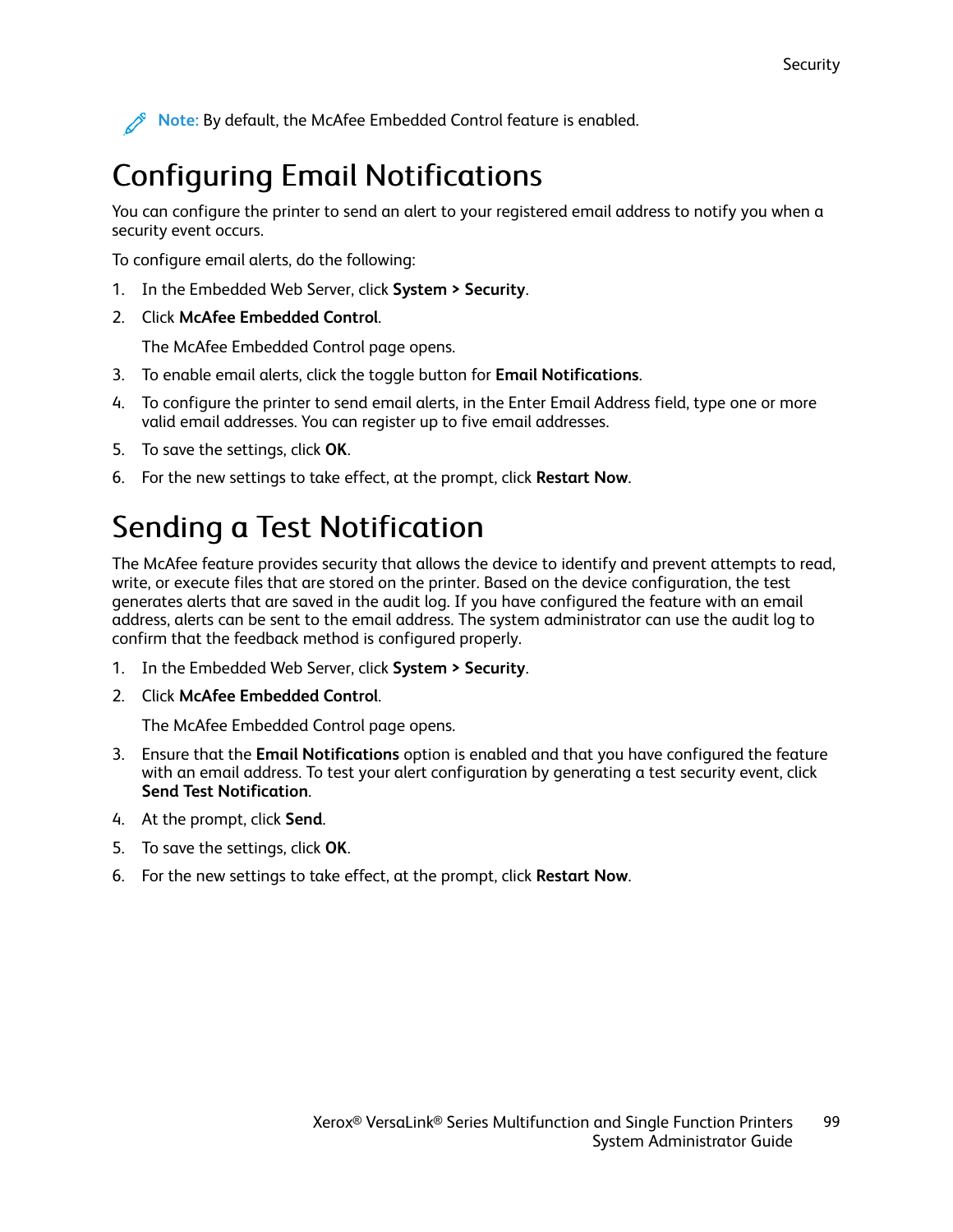**Note:** By default, the McAfee Embedded Control feature is enabled.

# Configuring Email Notifications

You can configure the printer to send an alert to your registered email address to notify you when a security event occurs.

To configure email alerts, do the following:

1. In the Embedded Web Server, click **System > Security**.
2. Click **McAfee Embedded Control**.

   The McAfee Embedded Control page opens.
3. To enable email alerts, click the toggle button for **Email Notifications**.
4. To configure the printer to send email alerts, in the Enter Email Address field, type one or more valid email addresses. You can register up to five email addresses.
5. To save the settings, click **OK**.
6. For the new settings to take effect, at the prompt, click **Restart Now**.

# Sending a Test Notification

The McAfee feature provides security that allows the device to identify and prevent attempts to read, write, or execute files that are stored on the printer. Based on the device configuration, the test generates alerts that are saved in the audit log. If you have configured the feature with an email address, alerts can be sent to the email address. The system administrator can use the audit log to confirm that the feedback method is configured properly.

1. In the Embedded Web Server, click **System > Security**.
2. Click **McAfee Embedded Control**.

   The McAfee Embedded Control page opens.
3. Ensure that the **Email Notifications** option is enabled and that you have configured the feature with an email address. To test your alert configuration by generating a test security event, click **Send Test Notification**.
4. At the prompt, click **Send**.
5. To save the settings, click **OK**.
6. For the new settings to take effect, at the prompt, click **Restart Now**.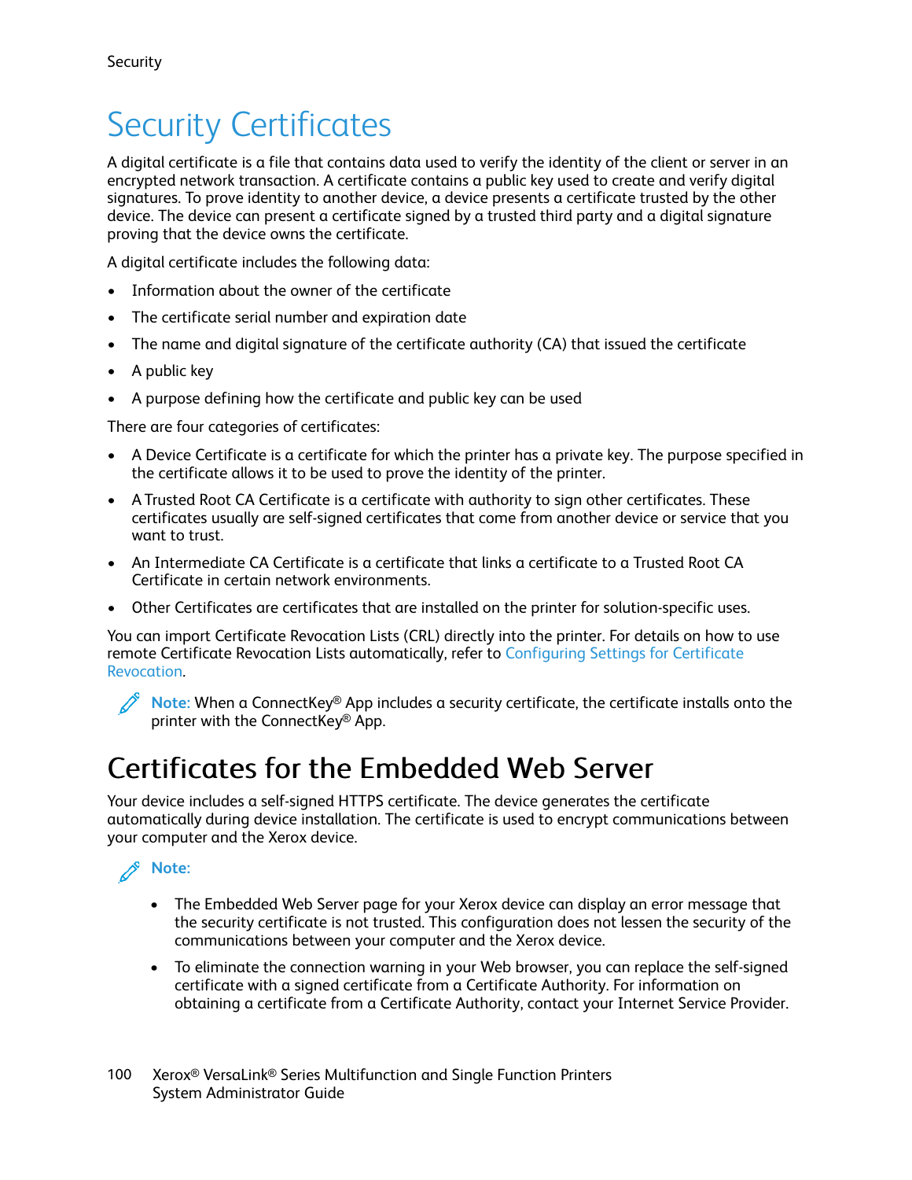# Security Certificates

A digital certificate is a file that contains data used to verify the identity of the client or server in an encrypted network transaction. A certificate contains a public key used to create and verify digital signatures. To prove identity to another device, a device presents a certificate trusted by the other device. The device can present a certificate signed by a trusted third party and a digital signature proving that the device owns the certificate.

A digital certificate includes the following data:

- Information about the owner of the certificate
- The certificate serial number and expiration date
- The name and digital signature of the certificate authority (CA) that issued the certificate
- A public key
- A purpose defining how the certificate and public key can be used

There are four categories of certificates:

- A Device Certificate is a certificate for which the printer has a private key. The purpose specified in the certificate allows it to be used to prove the identity of the printer.
- A Trusted Root CA Certificate is a certificate with authority to sign other certificates. These certificates usually are self-signed certificates that come from another device or service that you want to trust.
- An Intermediate CA Certificate is a certificate that links a certificate to a Trusted Root CA Certificate in certain network environments.
- Other Certificates are certificates that are installed on the printer for solution-specific uses.

You can import Certificate Revocation Lists (CRL) directly into the printer. For details on how to use remote Certificate Revocation Lists automatically, refer to Configuring Settings for Certificate Revocation.

**Note:** When a ConnectKey® App includes a security certificate, the certificate installs onto the printer with the ConnectKey® App.

## Certificates for the Embedded Web Server

Your device includes a self-signed HTTPS certificate. The device generates the certificate automatically during device installation. The certificate is used to encrypt communications between your computer and the Xerox device.

**Note:**

- The Embedded Web Server page for your Xerox device can display an error message that the security certificate is not trusted. This configuration does not lessen the security of the communications between your computer and the Xerox device.
- To eliminate the connection warning in your Web browser, you can replace the self-signed certificate with a signed certificate from a Certificate Authority. For information on obtaining a certificate from a Certificate Authority, contact your Internet Service Provider.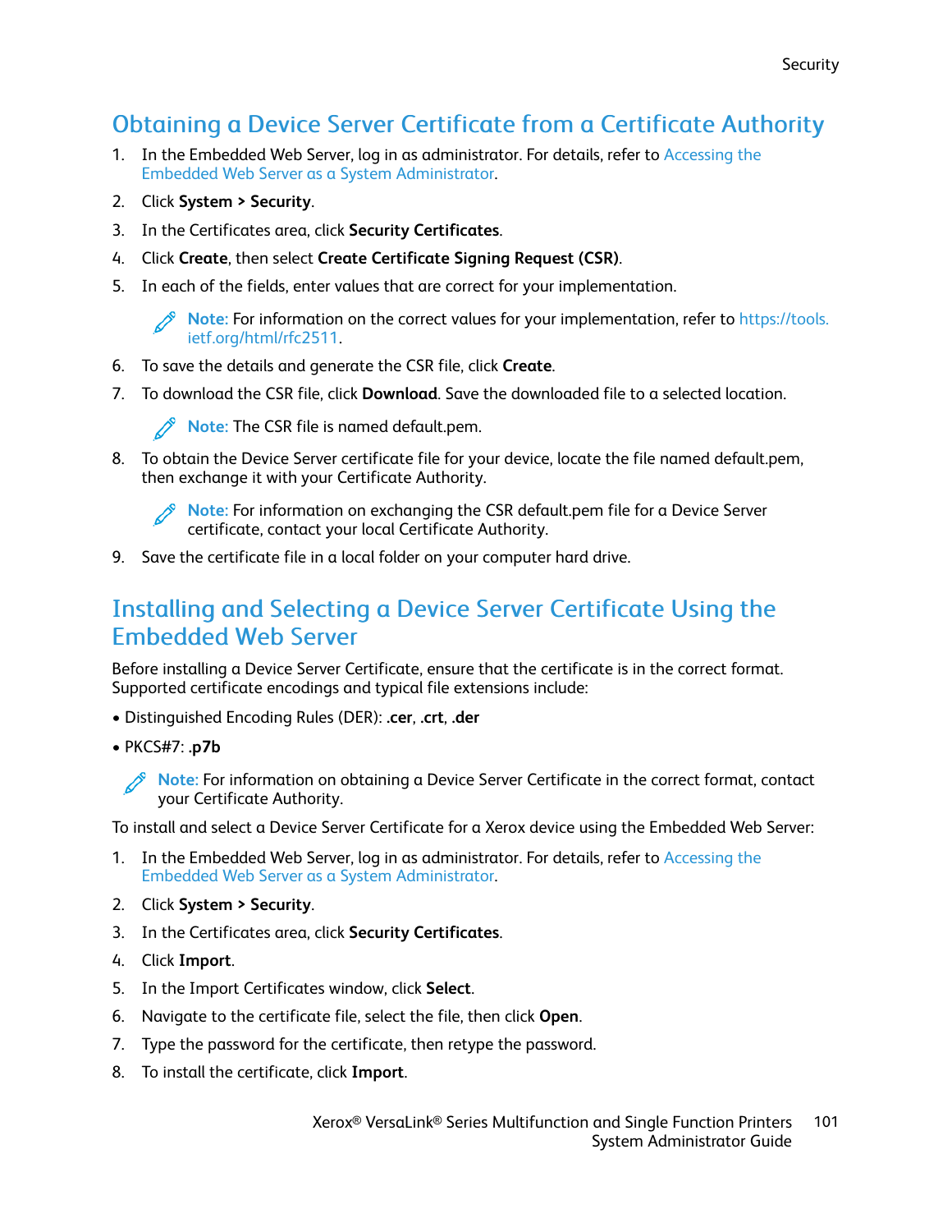## Obtaining a Device Server Certificate from a Certificate Authority

1. In the Embedded Web Server, log in as administrator. For details, refer to Accessing the Embedded Web Server as a System Administrator.
2. Click **System > Security**.
3. In the Certificates area, click **Security Certificates**.
4. Click **Create**, then select **Create Certificate Signing Request (CSR)**.
5. In each of the fields, enter values that are correct for your implementation.

   **Note:** For information on the correct values for your implementation, refer to https://tools.ietf.org/html/rfc2511.

6. To save the details and generate the CSR file, click **Create**.
7. To download the CSR file, click **Download**. Save the downloaded file to a selected location.

   **Note:** The CSR file is named default.pem.

8. To obtain the Device Server certificate file for your device, locate the file named default.pem, then exchange it with your Certificate Authority.

   **Note:** For information on exchanging the CSR default.pem file for a Device Server certificate, contact your local Certificate Authority.

9. Save the certificate file in a local folder on your computer hard drive.

## Installing and Selecting a Device Server Certificate Using the Embedded Web Server

Before installing a Device Server Certificate, ensure that the certificate is in the correct format. Supported certificate encodings and typical file extensions include:

- Distinguished Encoding Rules (DER): **.cer**, **.crt**, **.der**
- PKCS#7: **.p7b**

**Note:** For information on obtaining a Device Server Certificate in the correct format, contact your Certificate Authority.

To install and select a Device Server Certificate for a Xerox device using the Embedded Web Server:

1. In the Embedded Web Server, log in as administrator. For details, refer to Accessing the Embedded Web Server as a System Administrator.
2. Click **System > Security**.
3. In the Certificates area, click **Security Certificates**.
4. Click **Import**.
5. In the Import Certificates window, click **Select**.
6. Navigate to the certificate file, select the file, then click **Open**.
7. Type the password for the certificate, then retype the password.
8. To install the certificate, click **Import**.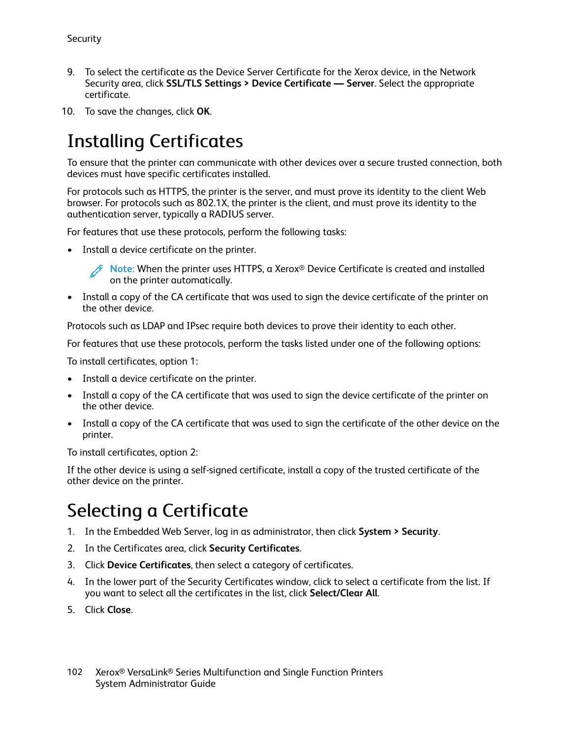9. To select the certificate as the Device Server Certificate for the Xerox device, in the Network Security area, click **SSL/TLS Settings > Device Certificate — Server**. Select the appropriate certificate.
10. To save the changes, click **OK**.

# Installing Certificates

To ensure that the printer can communicate with other devices over a secure trusted connection, both devices must have specific certificates installed.

For protocols such as HTTPS, the printer is the server, and must prove its identity to the client Web browser. For protocols such as 802.1X, the printer is the client, and must prove its identity to the authentication server, typically a RADIUS server.

For features that use these protocols, perform the following tasks:

- Install a device certificate on the printer.

  **Note:** When the printer uses HTTPS, a Xerox® Device Certificate is created and installed on the printer automatically.

- Install a copy of the CA certificate that was used to sign the device certificate of the printer on the other device.

Protocols such as LDAP and IPsec require both devices to prove their identity to each other.

For features that use these protocols, perform the tasks listed under one of the following options:

To install certificates, option 1:

- Install a device certificate on the printer.
- Install a copy of the CA certificate that was used to sign the device certificate of the printer on the other device.
- Install a copy of the CA certificate that was used to sign the certificate of the other device on the printer.

To install certificates, option 2:

If the other device is using a self-signed certificate, install a copy of the trusted certificate of the other device on the printer.

# Selecting a Certificate

1. In the Embedded Web Server, log in as administrator, then click **System > Security**.
2. In the Certificates area, click **Security Certificates**.
3. Click **Device Certificates**, then select a category of certificates.
4. In the lower part of the Security Certificates window, click to select a certificate from the list. If you want to select all the certificates in the list, click **Select/Clear All**.
5. Click **Close**.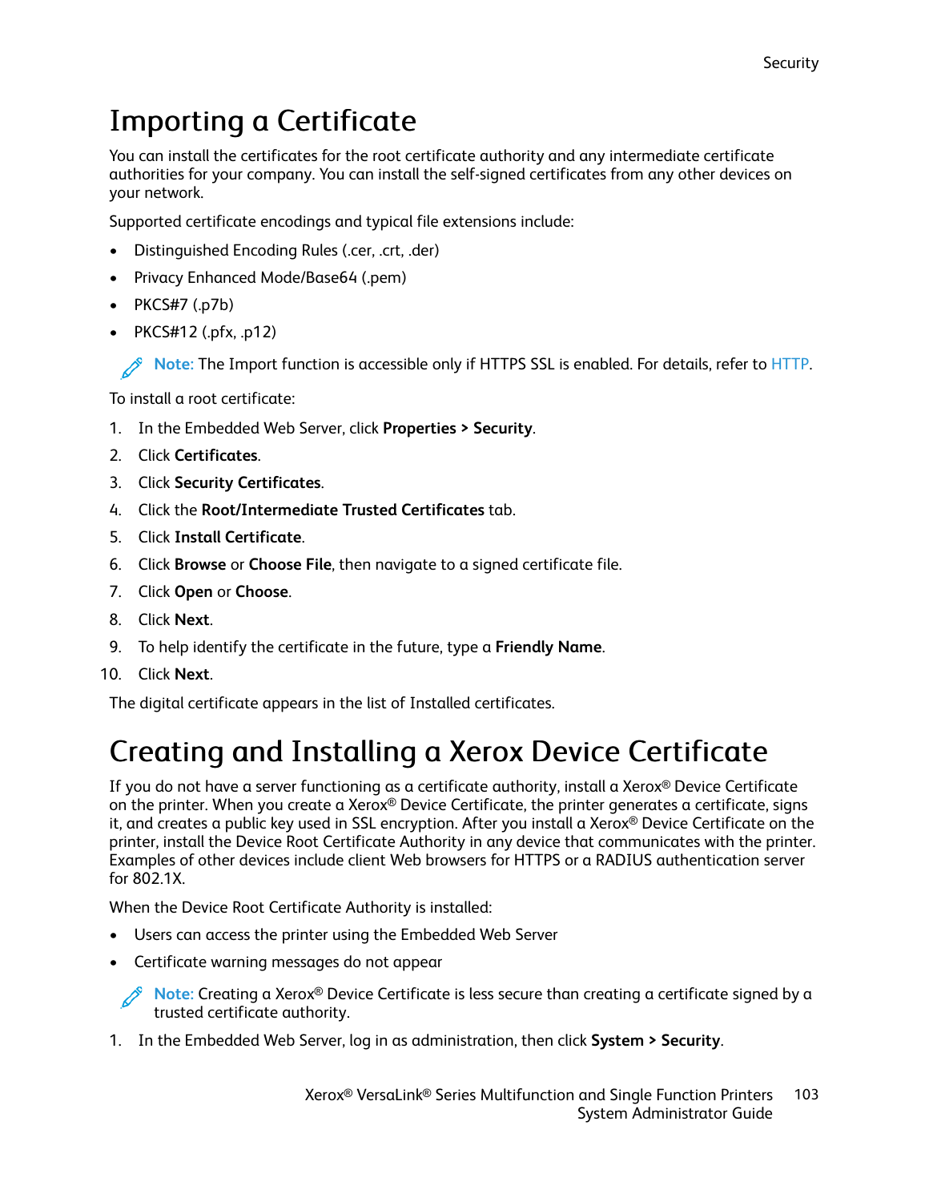# Importing a Certificate

You can install the certificates for the root certificate authority and any intermediate certificate authorities for your company. You can install the self-signed certificates from any other devices on your network.

Supported certificate encodings and typical file extensions include:

- Distinguished Encoding Rules (.cer, .crt, .der)
- Privacy Enhanced Mode/Base64 (.pem)
- PKCS#7 (.p7b)
- PKCS#12 (.pfx, .p12)

**Note:** The Import function is accessible only if HTTPS SSL is enabled. For details, refer to HTTP.

To install a root certificate:

1. In the Embedded Web Server, click **Properties > Security**.
2. Click **Certificates**.
3. Click **Security Certificates**.
4. Click the **Root/Intermediate Trusted Certificates** tab.
5. Click **Install Certificate**.
6. Click **Browse** or **Choose File**, then navigate to a signed certificate file.
7. Click **Open** or **Choose**.
8. Click **Next**.
9. To help identify the certificate in the future, type a **Friendly Name**.
10. Click **Next**.

The digital certificate appears in the list of Installed certificates.

# Creating and Installing a Xerox Device Certificate

If you do not have a server functioning as a certificate authority, install a Xerox® Device Certificate on the printer. When you create a Xerox® Device Certificate, the printer generates a certificate, signs it, and creates a public key used in SSL encryption. After you install a Xerox® Device Certificate on the printer, install the Device Root Certificate Authority in any device that communicates with the printer. Examples of other devices include client Web browsers for HTTPS or a RADIUS authentication server for 802.1X.

When the Device Root Certificate Authority is installed:

- Users can access the printer using the Embedded Web Server
- Certificate warning messages do not appear

**Note:** Creating a Xerox® Device Certificate is less secure than creating a certificate signed by a trusted certificate authority.

1. In the Embedded Web Server, log in as administration, then click **System > Security**.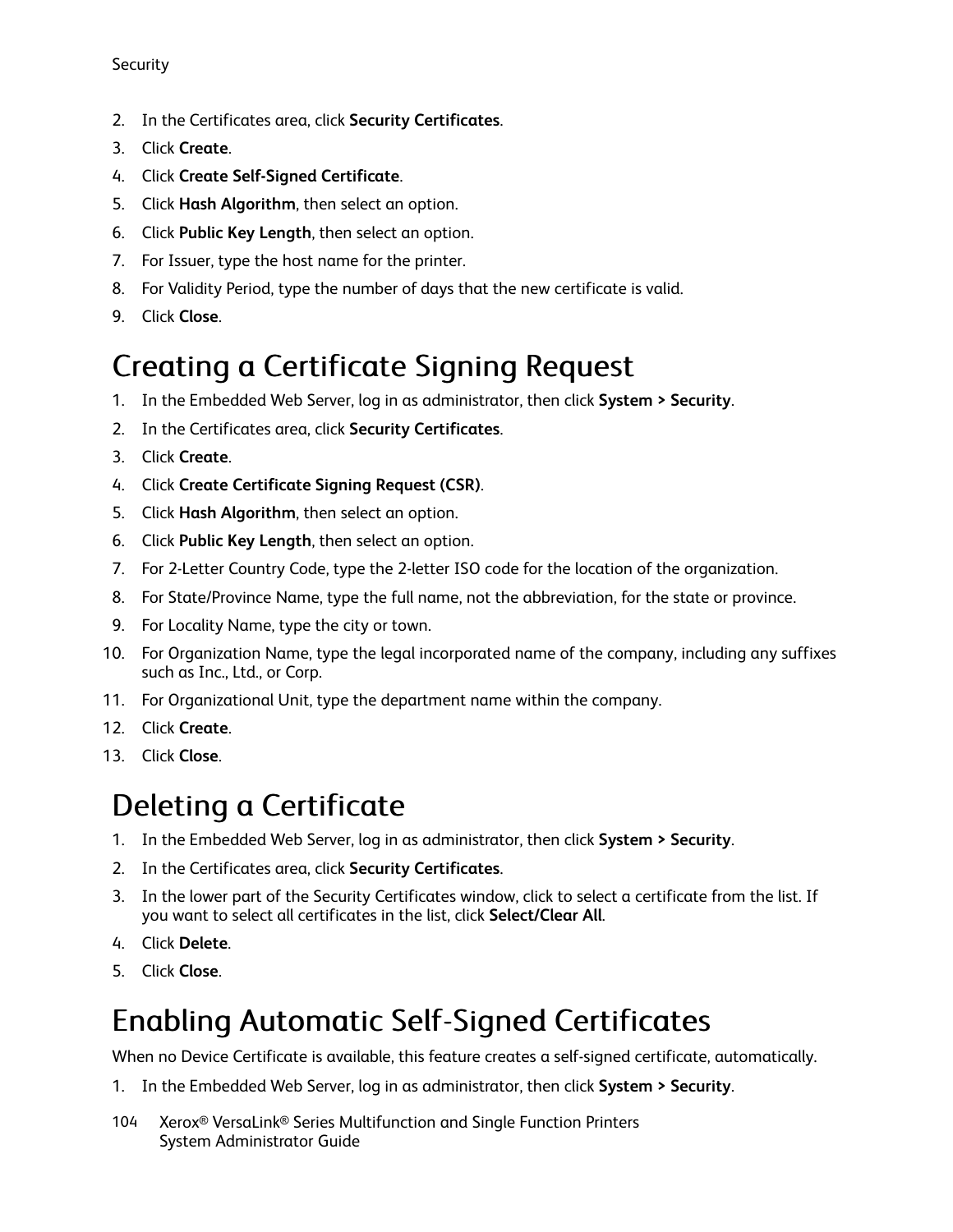2. In the Certificates area, click **Security Certificates**.
3. Click **Create**.
4. Click **Create Self-Signed Certificate**.
5. Click **Hash Algorithm**, then select an option.
6. Click **Public Key Length**, then select an option.
7. For Issuer, type the host name for the printer.
8. For Validity Period, type the number of days that the new certificate is valid.
9. Click **Close**.

## Creating a Certificate Signing Request

1. In the Embedded Web Server, log in as administrator, then click **System > Security**.
2. In the Certificates area, click **Security Certificates**.
3. Click **Create**.
4. Click **Create Certificate Signing Request (CSR)**.
5. Click **Hash Algorithm**, then select an option.
6. Click **Public Key Length**, then select an option.
7. For 2-Letter Country Code, type the 2-letter ISO code for the location of the organization.
8. For State/Province Name, type the full name, not the abbreviation, for the state or province.
9. For Locality Name, type the city or town.
10. For Organization Name, type the legal incorporated name of the company, including any suffixes such as Inc., Ltd., or Corp.
11. For Organizational Unit, type the department name within the company.
12. Click **Create**.
13. Click **Close**.

## Deleting a Certificate

1. In the Embedded Web Server, log in as administrator, then click **System > Security**.
2. In the Certificates area, click **Security Certificates**.
3. In the lower part of the Security Certificates window, click to select a certificate from the list. If you want to select all certificates in the list, click **Select/Clear All**.
4. Click **Delete**.
5. Click **Close**.

## Enabling Automatic Self-Signed Certificates

When no Device Certificate is available, this feature creates a self-signed certificate, automatically.

1. In the Embedded Web Server, log in as administrator, then click **System > Security**.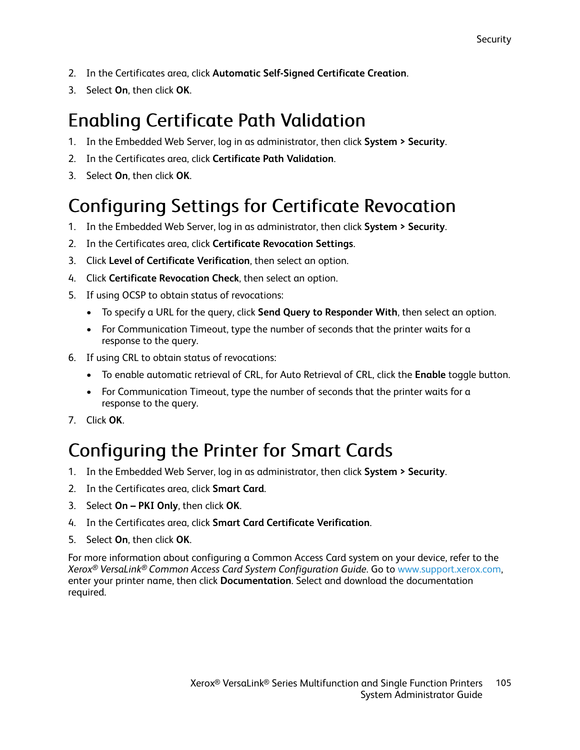2. In the Certificates area, click **Automatic Self-Signed Certificate Creation**.
3. Select **On**, then click **OK**.

## Enabling Certificate Path Validation

1. In the Embedded Web Server, log in as administrator, then click **System > Security**.
2. In the Certificates area, click **Certificate Path Validation**.
3. Select **On**, then click **OK**.

## Configuring Settings for Certificate Revocation

1. In the Embedded Web Server, log in as administrator, then click **System > Security**.
2. In the Certificates area, click **Certificate Revocation Settings**.
3. Click **Level of Certificate Verification**, then select an option.
4. Click **Certificate Revocation Check**, then select an option.
5. If using OCSP to obtain status of revocations:
   - To specify a URL for the query, click **Send Query to Responder With**, then select an option.
   - For Communication Timeout, type the number of seconds that the printer waits for a response to the query.
6. If using CRL to obtain status of revocations:
   - To enable automatic retrieval of CRL, for Auto Retrieval of CRL, click the **Enable** toggle button.
   - For Communication Timeout, type the number of seconds that the printer waits for a response to the query.
7. Click **OK**.

## Configuring the Printer for Smart Cards

1. In the Embedded Web Server, log in as administrator, then click **System > Security**.
2. In the Certificates area, click **Smart Card**.
3. Select **On – PKI Only**, then click **OK**.
4. In the Certificates area, click **Smart Card Certificate Verification**.
5. Select **On**, then click **OK**.

For more information about configuring a Common Access Card system on your device, refer to the *Xerox® VersaLink® Common Access Card System Configuration Guide*. Go to www.support.xerox.com, enter your printer name, then click **Documentation**. Select and download the documentation required.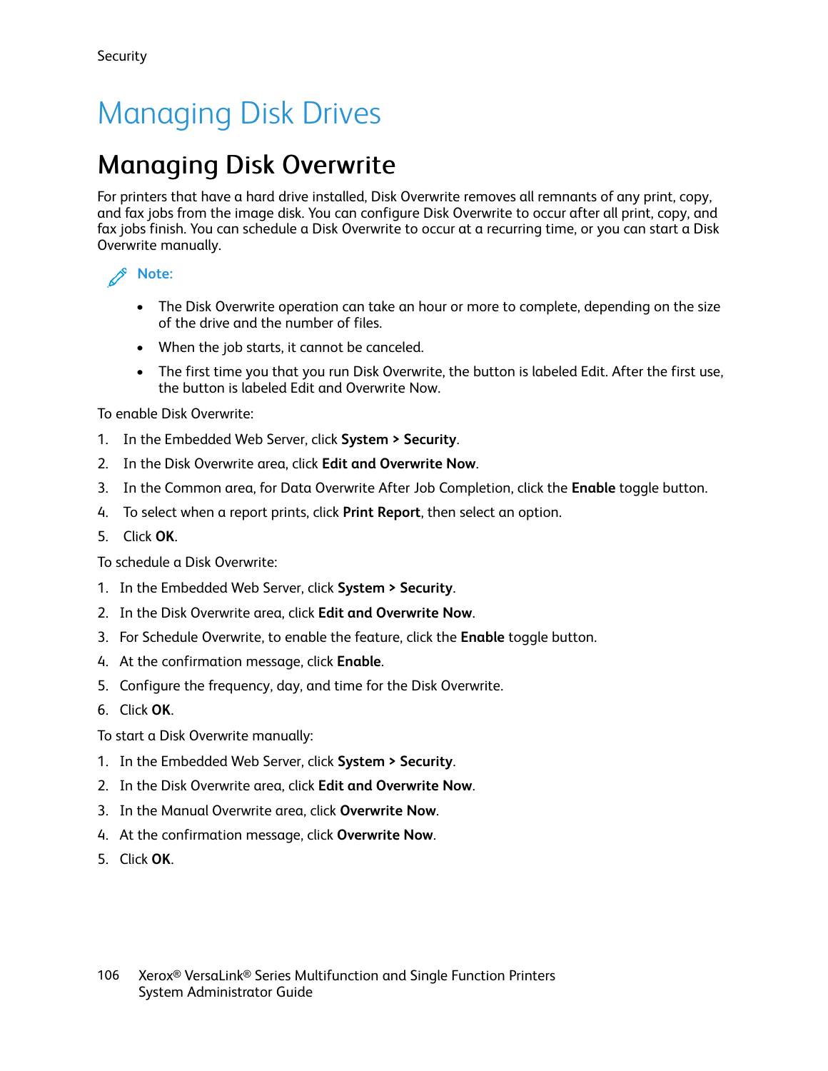# Managing Disk Drives

## Managing Disk Overwrite

For printers that have a hard drive installed, Disk Overwrite removes all remnants of any print, copy, and fax jobs from the image disk. You can configure Disk Overwrite to occur after all print, copy, and fax jobs finish. You can schedule a Disk Overwrite to occur at a recurring time, or you can start a Disk Overwrite manually.

**Note:**

- The Disk Overwrite operation can take an hour or more to complete, depending on the size of the drive and the number of files.
- When the job starts, it cannot be canceled.
- The first time you that you run Disk Overwrite, the button is labeled Edit. After the first use, the button is labeled Edit and Overwrite Now.

To enable Disk Overwrite:

1. In the Embedded Web Server, click **System > Security**.
2. In the Disk Overwrite area, click **Edit and Overwrite Now**.
3. In the Common area, for Data Overwrite After Job Completion, click the **Enable** toggle button.
4. To select when a report prints, click **Print Report**, then select an option.
5. Click **OK**.

To schedule a Disk Overwrite:

1. In the Embedded Web Server, click **System > Security**.
2. In the Disk Overwrite area, click **Edit and Overwrite Now**.
3. For Schedule Overwrite, to enable the feature, click the **Enable** toggle button.
4. At the confirmation message, click **Enable**.
5. Configure the frequency, day, and time for the Disk Overwrite.
6. Click **OK**.

To start a Disk Overwrite manually:

1. In the Embedded Web Server, click **System > Security**.
2. In the Disk Overwrite area, click **Edit and Overwrite Now**.
3. In the Manual Overwrite area, click **Overwrite Now**.
4. At the confirmation message, click **Overwrite Now**.
5. Click **OK**.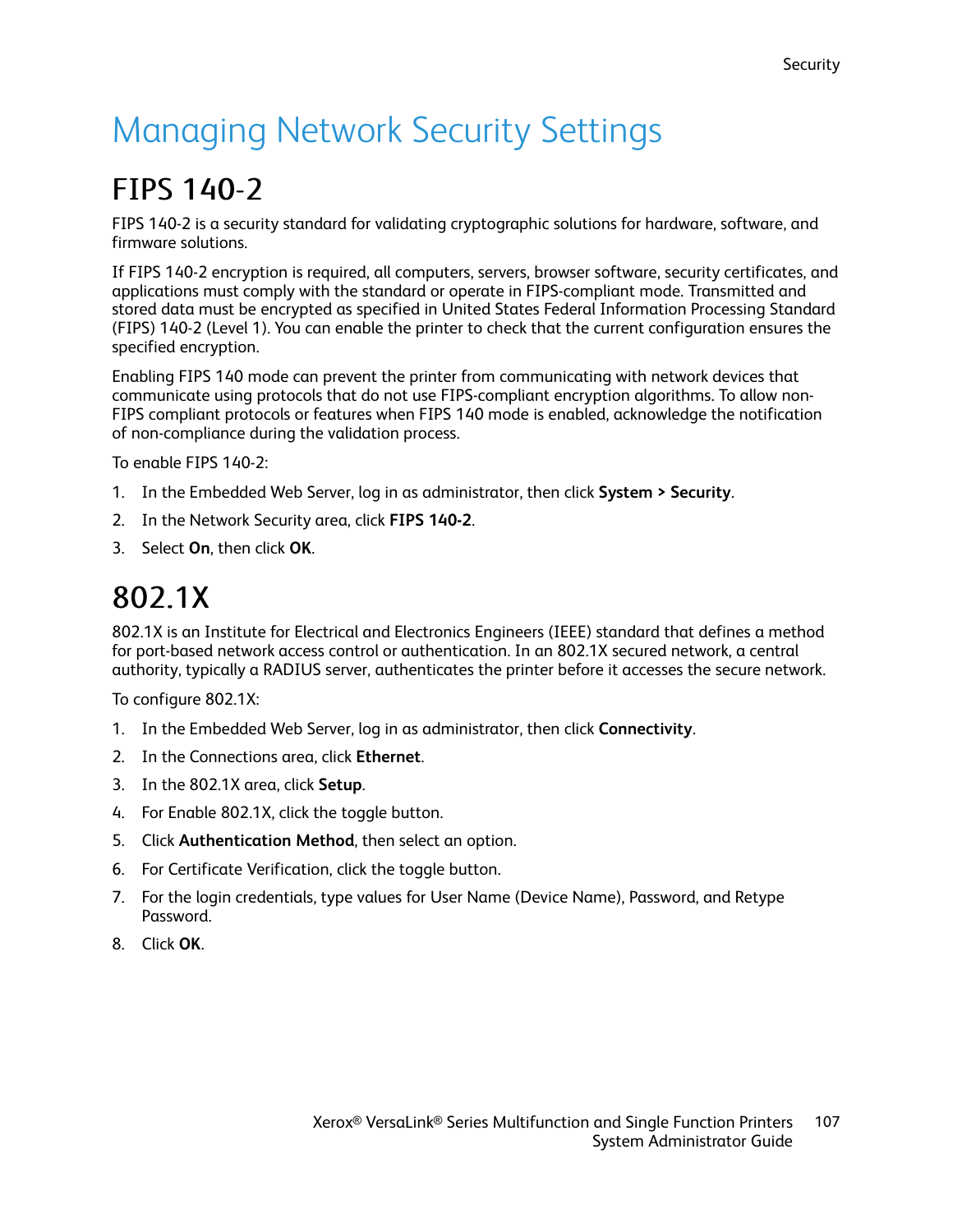# Managing Network Security Settings

## FIPS 140-2

FIPS 140-2 is a security standard for validating cryptographic solutions for hardware, software, and firmware solutions.

If FIPS 140-2 encryption is required, all computers, servers, browser software, security certificates, and applications must comply with the standard or operate in FIPS-compliant mode. Transmitted and stored data must be encrypted as specified in United States Federal Information Processing Standard (FIPS) 140-2 (Level 1). You can enable the printer to check that the current configuration ensures the specified encryption.

Enabling FIPS 140 mode can prevent the printer from communicating with network devices that communicate using protocols that do not use FIPS-compliant encryption algorithms. To allow non-FIPS compliant protocols or features when FIPS 140 mode is enabled, acknowledge the notification of non-compliance during the validation process.

To enable FIPS 140-2:

1. In the Embedded Web Server, log in as administrator, then click **System > Security**.
2. In the Network Security area, click **FIPS 140-2**.
3. Select **On**, then click **OK**.

## 802.1X

802.1X is an Institute for Electrical and Electronics Engineers (IEEE) standard that defines a method for port-based network access control or authentication. In an 802.1X secured network, a central authority, typically a RADIUS server, authenticates the printer before it accesses the secure network.

To configure 802.1X:

1. In the Embedded Web Server, log in as administrator, then click **Connectivity**.
2. In the Connections area, click **Ethernet**.
3. In the 802.1X area, click **Setup**.
4. For Enable 802.1X, click the toggle button.
5. Click **Authentication Method**, then select an option.
6. For Certificate Verification, click the toggle button.
7. For the login credentials, type values for User Name (Device Name), Password, and Retype Password.
8. Click **OK**.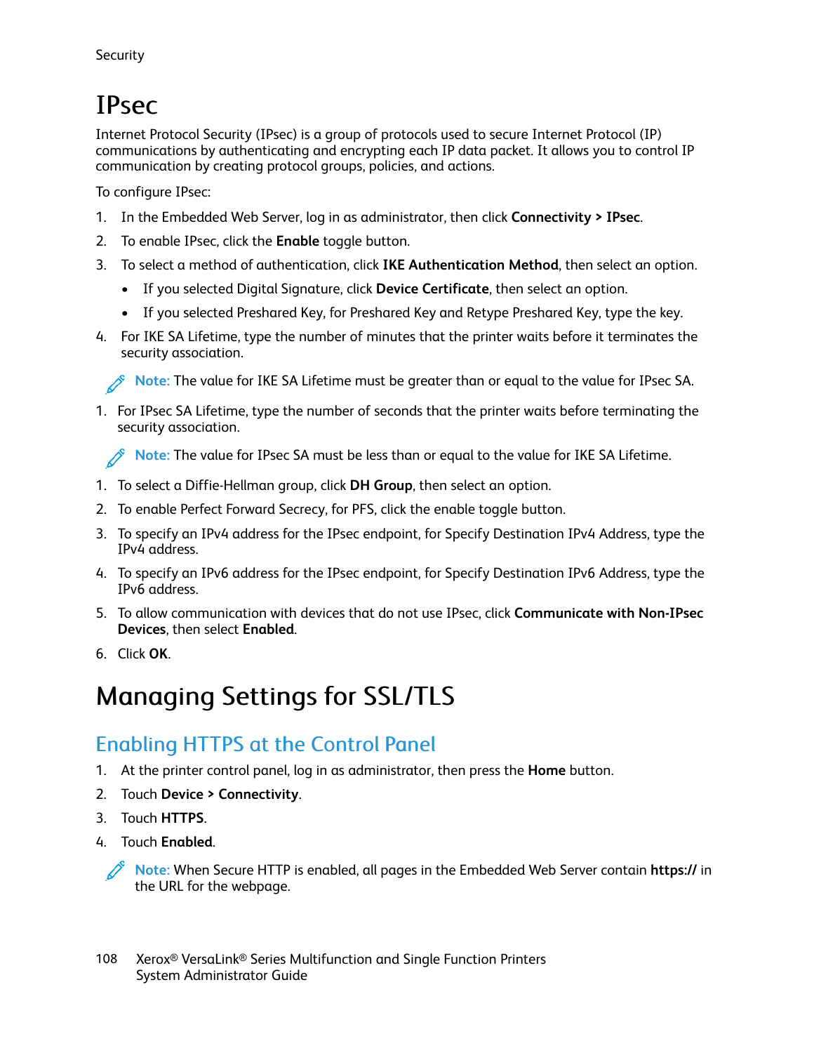# IPsec

Internet Protocol Security (IPsec) is a group of protocols used to secure Internet Protocol (IP) communications by authenticating and encrypting each IP data packet. It allows you to control IP communication by creating protocol groups, policies, and actions.

To configure IPsec:

1. In the Embedded Web Server, log in as administrator, then click **Connectivity > IPsec**.
2. To enable IPsec, click the **Enable** toggle button.
3. To select a method of authentication, click **IKE Authentication Method**, then select an option.
   - If you selected Digital Signature, click **Device Certificate**, then select an option.
   - If you selected Preshared Key, for Preshared Key and Retype Preshared Key, type the key.
4. For IKE SA Lifetime, type the number of minutes that the printer waits before it terminates the security association.

   Note: The value for IKE SA Lifetime must be greater than or equal to the value for IPsec SA.

1. For IPsec SA Lifetime, type the number of seconds that the printer waits before terminating the security association.

   Note: The value for IPsec SA must be less than or equal to the value for IKE SA Lifetime.

1. To select a Diffie-Hellman group, click **DH Group**, then select an option.
2. To enable Perfect Forward Secrecy, for PFS, click the enable toggle button.
3. To specify an IPv4 address for the IPsec endpoint, for Specify Destination IPv4 Address, type the IPv4 address.
4. To specify an IPv6 address for the IPsec endpoint, for Specify Destination IPv6 Address, type the IPv6 address.
5. To allow communication with devices that do not use IPsec, click **Communicate with Non-IPsec Devices**, then select **Enabled**.
6. Click **OK**.

# Managing Settings for SSL/TLS

## Enabling HTTPS at the Control Panel

1. At the printer control panel, log in as administrator, then press the **Home** button.
2. Touch **Device > Connectivity**.
3. Touch **HTTPS**.
4. Touch **Enabled**.

   Note: When Secure HTTP is enabled, all pages in the Embedded Web Server contain **https://** in the URL for the webpage.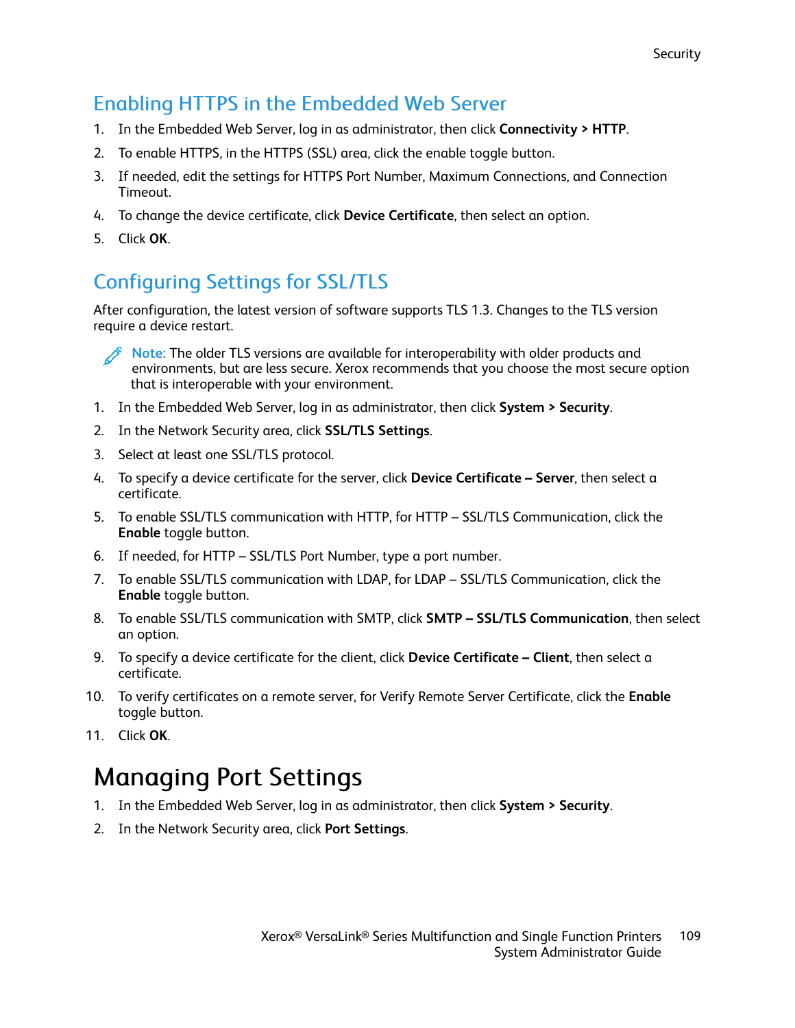## Enabling HTTPS in the Embedded Web Server

1. In the Embedded Web Server, log in as administrator, then click **Connectivity > HTTP**.
2. To enable HTTPS, in the HTTPS (SSL) area, click the enable toggle button.
3. If needed, edit the settings for HTTPS Port Number, Maximum Connections, and Connection Timeout.
4. To change the device certificate, click **Device Certificate**, then select an option.
5. Click **OK**.

## Configuring Settings for SSL/TLS

After configuration, the latest version of software supports TLS 1.3. Changes to the TLS version require a device restart.

> **Note:** The older TLS versions are available for interoperability with older products and environments, but are less secure. Xerox recommends that you choose the most secure option that is interoperable with your environment.

1. In the Embedded Web Server, log in as administrator, then click **System > Security**.
2. In the Network Security area, click **SSL/TLS Settings**.
3. Select at least one SSL/TLS protocol.
4. To specify a device certificate for the server, click **Device Certificate – Server**, then select a certificate.
5. To enable SSL/TLS communication with HTTP, for HTTP – SSL/TLS Communication, click the **Enable** toggle button.
6. If needed, for HTTP – SSL/TLS Port Number, type a port number.
7. To enable SSL/TLS communication with LDAP, for LDAP – SSL/TLS Communication, click the **Enable** toggle button.
8. To enable SSL/TLS communication with SMTP, click **SMTP – SSL/TLS Communication**, then select an option.
9. To specify a device certificate for the client, click **Device Certificate – Client**, then select a certificate.
10. To verify certificates on a remote server, for Verify Remote Server Certificate, click the **Enable** toggle button.
11. Click **OK**.

# Managing Port Settings

1. In the Embedded Web Server, log in as administrator, then click **System > Security**.
2. In the Network Security area, click **Port Settings**.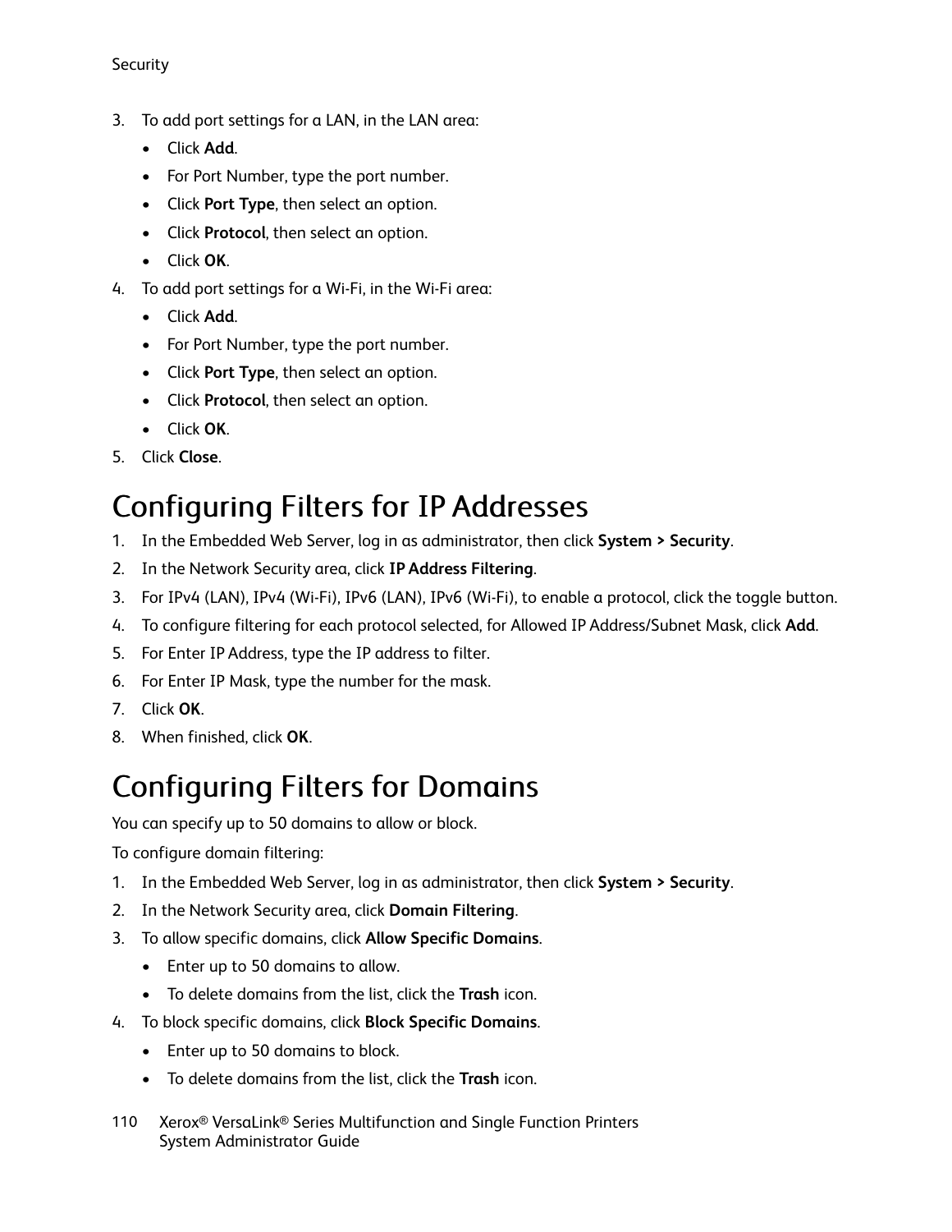3. To add port settings for a LAN, in the LAN area:
   - Click **Add**.
   - For Port Number, type the port number.
   - Click **Port Type**, then select an option.
   - Click **Protocol**, then select an option.
   - Click **OK**.
4. To add port settings for a Wi-Fi, in the Wi-Fi area:
   - Click **Add**.
   - For Port Number, type the port number.
   - Click **Port Type**, then select an option.
   - Click **Protocol**, then select an option.
   - Click **OK**.
5. Click **Close**.

# Configuring Filters for IP Addresses

1. In the Embedded Web Server, log in as administrator, then click **System > Security**.
2. In the Network Security area, click **IP Address Filtering**.
3. For IPv4 (LAN), IPv4 (Wi-Fi), IPv6 (LAN), IPv6 (Wi-Fi), to enable a protocol, click the toggle button.
4. To configure filtering for each protocol selected, for Allowed IP Address/Subnet Mask, click **Add**.
5. For Enter IP Address, type the IP address to filter.
6. For Enter IP Mask, type the number for the mask.
7. Click **OK**.
8. When finished, click **OK**.

# Configuring Filters for Domains

You can specify up to 50 domains to allow or block.

To configure domain filtering:

1. In the Embedded Web Server, log in as administrator, then click **System > Security**.
2. In the Network Security area, click **Domain Filtering**.
3. To allow specific domains, click **Allow Specific Domains**.
   - Enter up to 50 domains to allow.
   - To delete domains from the list, click the **Trash** icon.
4. To block specific domains, click **Block Specific Domains**.
   - Enter up to 50 domains to block.
   - To delete domains from the list, click the **Trash** icon.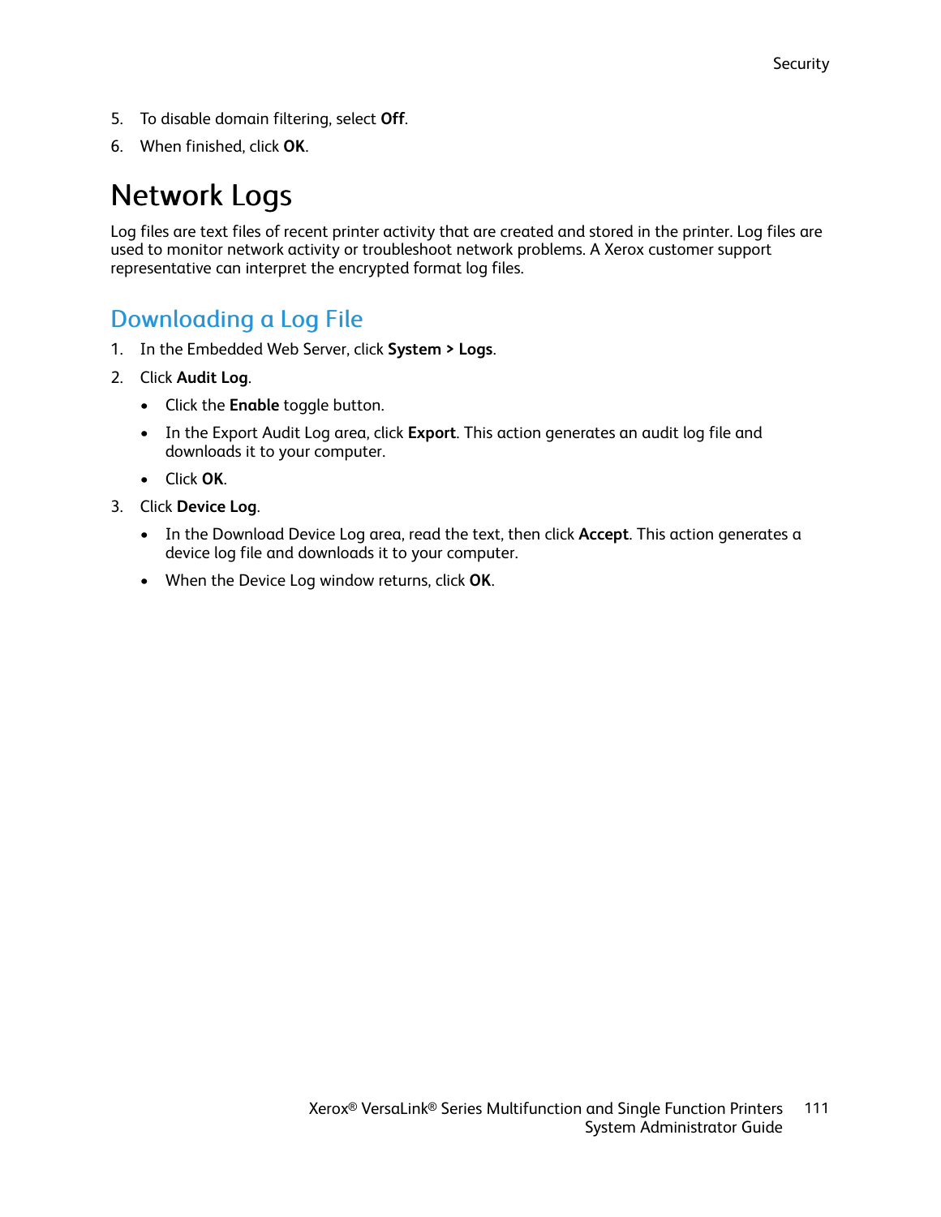5. To disable domain filtering, select **Off**.
6. When finished, click **OK**.

# Network Logs

Log files are text files of recent printer activity that are created and stored in the printer. Log files are used to monitor network activity or troubleshoot network problems. A Xerox customer support representative can interpret the encrypted format log files.

## Downloading a Log File

1. In the Embedded Web Server, click **System > Logs**.
2. Click **Audit Log**.
   - Click the **Enable** toggle button.
   - In the Export Audit Log area, click **Export**. This action generates an audit log file and downloads it to your computer.
   - Click **OK**.
3. Click **Device Log**.
   - In the Download Device Log area, read the text, then click **Accept**. This action generates a device log file and downloads it to your computer.
   - When the Device Log window returns, click **OK**.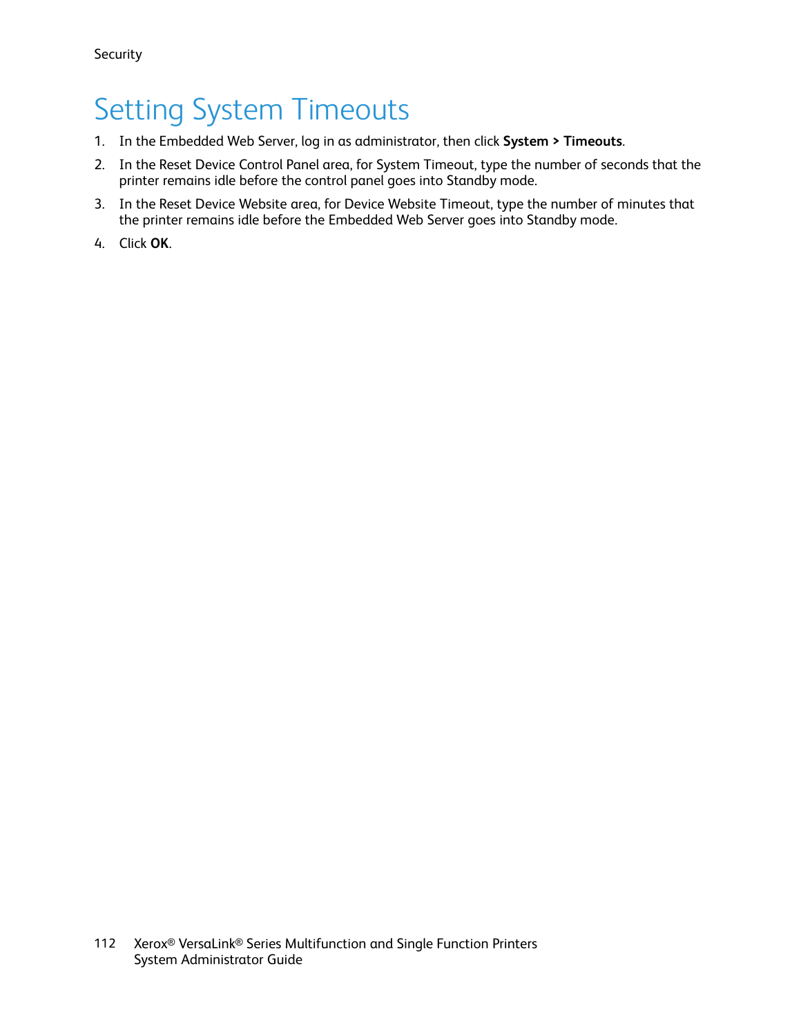# Setting System Timeouts

1. In the Embedded Web Server, log in as administrator, then click **System > Timeouts**.
2. In the Reset Device Control Panel area, for System Timeout, type the number of seconds that the printer remains idle before the control panel goes into Standby mode.
3. In the Reset Device Website area, for Device Website Timeout, type the number of minutes that the printer remains idle before the Embedded Web Server goes into Standby mode.
4. Click **OK**.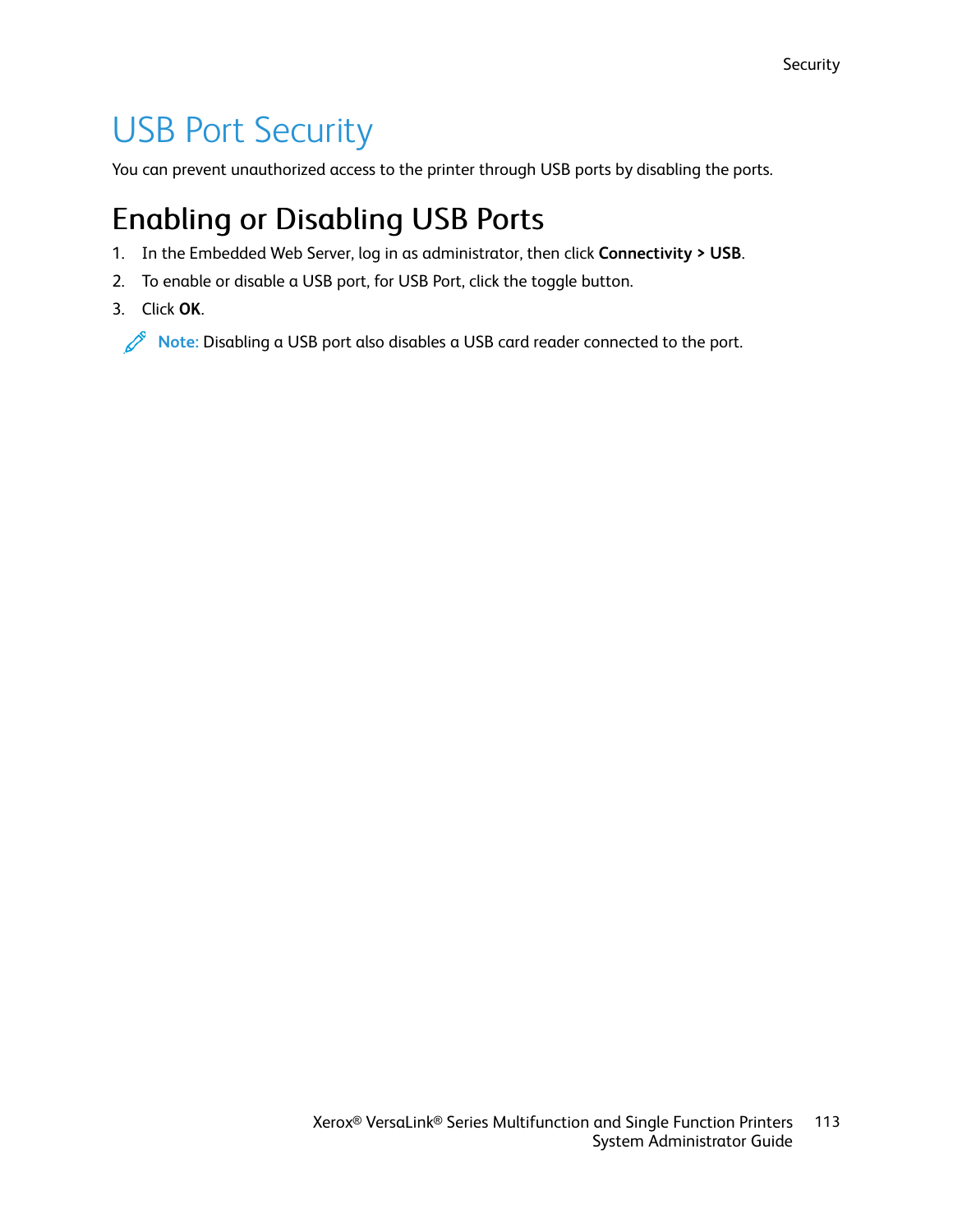# USB Port Security

You can prevent unauthorized access to the printer through USB ports by disabling the ports.

## Enabling or Disabling USB Ports

1. In the Embedded Web Server, log in as administrator, then click **Connectivity > USB**.
2. To enable or disable a USB port, for USB Port, click the toggle button.
3. Click **OK**.

**Note:** Disabling a USB port also disables a USB card reader connected to the port.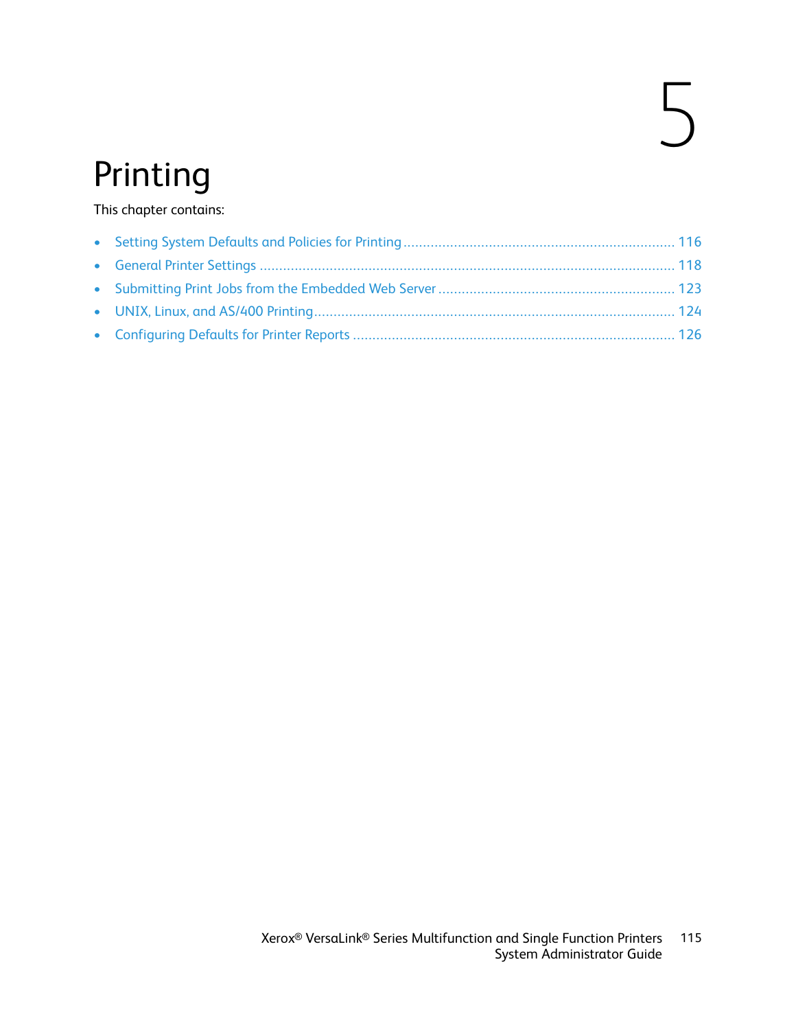# 5 Printing

This chapter contains:

- Setting System Defaults and Policies for Printing ..... 116
- General Printer Settings ..... 118
- Submitting Print Jobs from the Embedded Web Server ..... 123
- UNIX, Linux, and AS/400 Printing ..... 124
- Configuring Defaults for Printer Reports ..... 126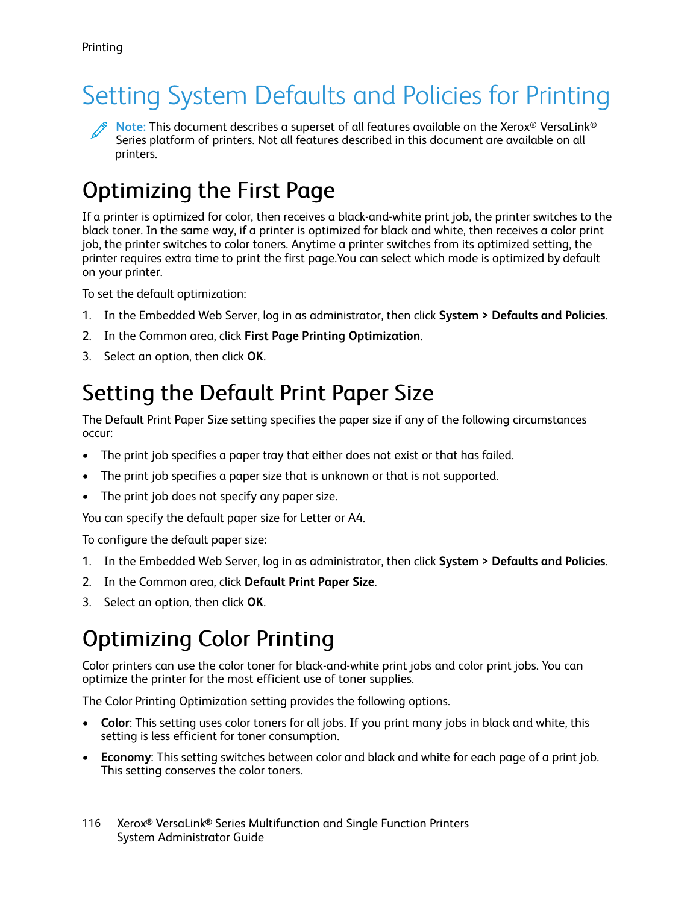# Setting System Defaults and Policies for Printing

**Note:** This document describes a superset of all features available on the Xerox® VersaLink® Series platform of printers. Not all features described in this document are available on all printers.

## Optimizing the First Page

If a printer is optimized for color, then receives a black-and-white print job, the printer switches to the black toner. In the same way, if a printer is optimized for black and white, then receives a color print job, the printer switches to color toners. Anytime a printer switches from its optimized setting, the printer requires extra time to print the first page.You can select which mode is optimized by default on your printer.

To set the default optimization:

1. In the Embedded Web Server, log in as administrator, then click **System > Defaults and Policies**.
2. In the Common area, click **First Page Printing Optimization**.
3. Select an option, then click **OK**.

## Setting the Default Print Paper Size

The Default Print Paper Size setting specifies the paper size if any of the following circumstances occur:

- The print job specifies a paper tray that either does not exist or that has failed.
- The print job specifies a paper size that is unknown or that is not supported.
- The print job does not specify any paper size.

You can specify the default paper size for Letter or A4.

To configure the default paper size:

1. In the Embedded Web Server, log in as administrator, then click **System > Defaults and Policies**.
2. In the Common area, click **Default Print Paper Size**.
3. Select an option, then click **OK**.

## Optimizing Color Printing

Color printers can use the color toner for black-and-white print jobs and color print jobs. You can optimize the printer for the most efficient use of toner supplies.

The Color Printing Optimization setting provides the following options.

- **Color**: This setting uses color toners for all jobs. If you print many jobs in black and white, this setting is less efficient for toner consumption.
- **Economy**: This setting switches between color and black and white for each page of a print job. This setting conserves the color toners.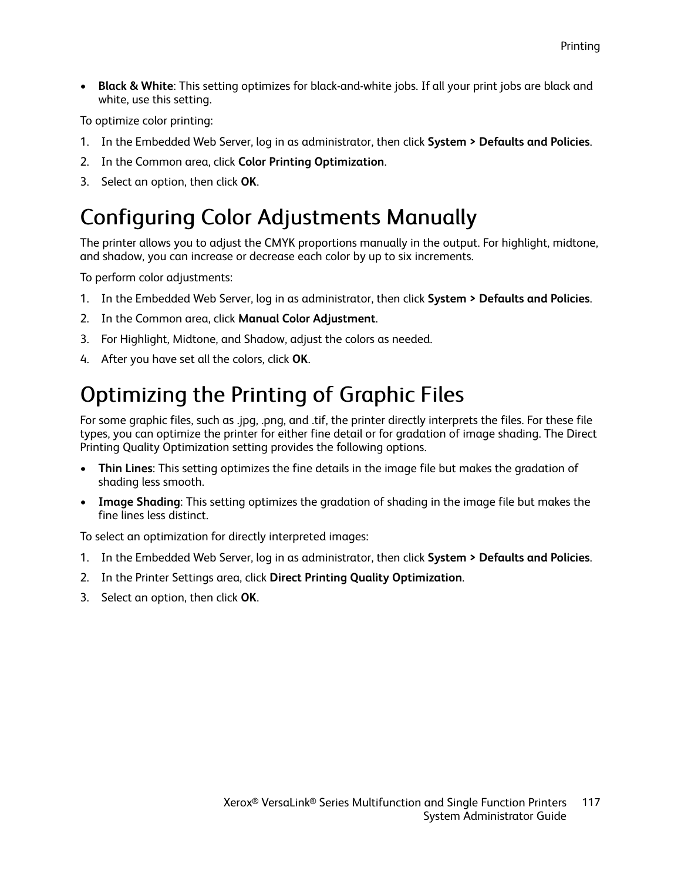- **Black & White**: This setting optimizes for black-and-white jobs. If all your print jobs are black and white, use this setting.

To optimize color printing:

1. In the Embedded Web Server, log in as administrator, then click **System > Defaults and Policies**.
2. In the Common area, click **Color Printing Optimization**.
3. Select an option, then click **OK**.

# Configuring Color Adjustments Manually

The printer allows you to adjust the CMYK proportions manually in the output. For highlight, midtone, and shadow, you can increase or decrease each color by up to six increments.

To perform color adjustments:

1. In the Embedded Web Server, log in as administrator, then click **System > Defaults and Policies**.
2. In the Common area, click **Manual Color Adjustment**.
3. For Highlight, Midtone, and Shadow, adjust the colors as needed.
4. After you have set all the colors, click **OK**.

# Optimizing the Printing of Graphic Files

For some graphic files, such as .jpg, .png, and .tif, the printer directly interprets the files. For these file types, you can optimize the printer for either fine detail or for gradation of image shading. The Direct Printing Quality Optimization setting provides the following options.

- **Thin Lines**: This setting optimizes the fine details in the image file but makes the gradation of shading less smooth.
- **Image Shading**: This setting optimizes the gradation of shading in the image file but makes the fine lines less distinct.

To select an optimization for directly interpreted images:

1. In the Embedded Web Server, log in as administrator, then click **System > Defaults and Policies**.
2. In the Printer Settings area, click **Direct Printing Quality Optimization**.
3. Select an option, then click **OK**.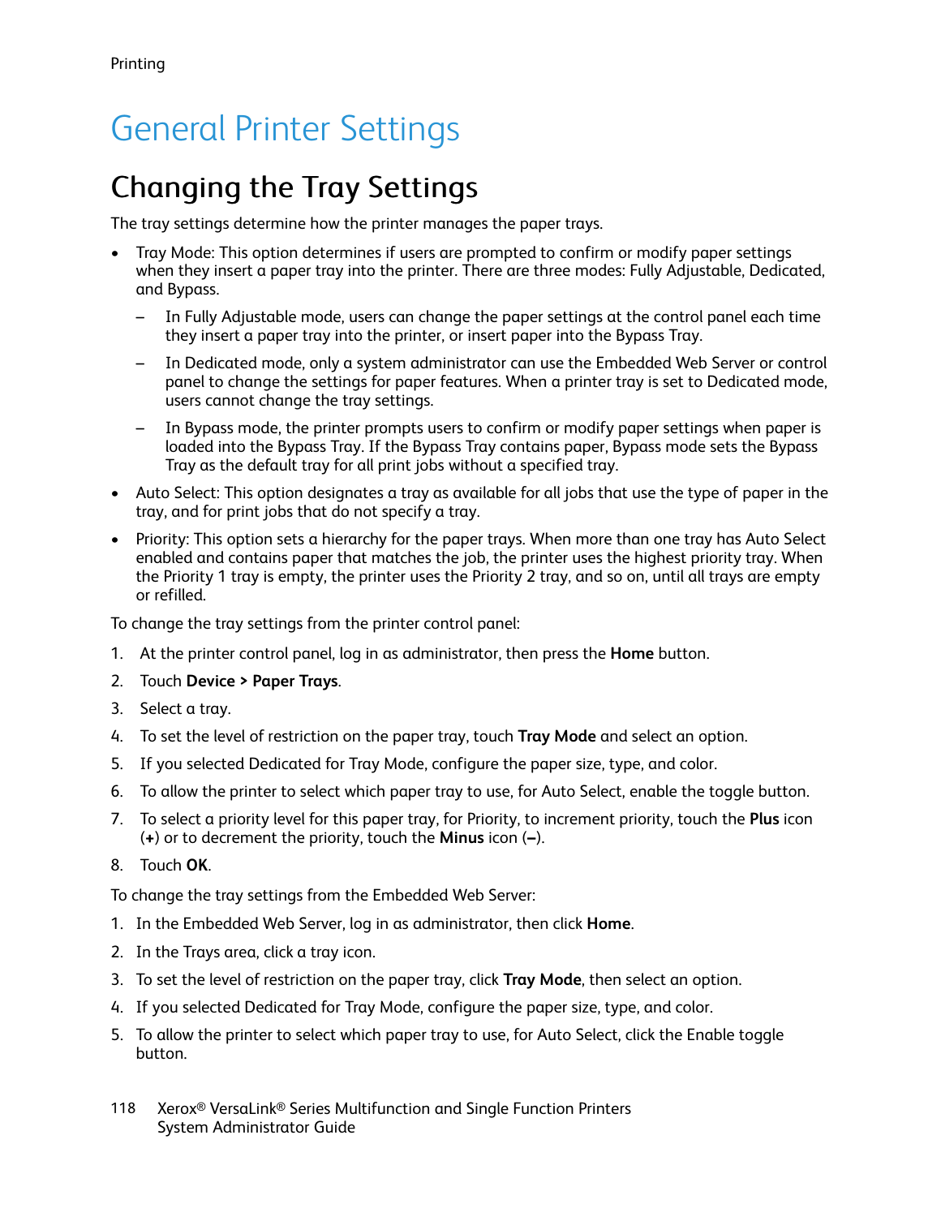# General Printer Settings

## Changing the Tray Settings

The tray settings determine how the printer manages the paper trays.

- Tray Mode: This option determines if users are prompted to confirm or modify paper settings when they insert a paper tray into the printer. There are three modes: Fully Adjustable, Dedicated, and Bypass.
  - In Fully Adjustable mode, users can change the paper settings at the control panel each time they insert a paper tray into the printer, or insert paper into the Bypass Tray.
  - In Dedicated mode, only a system administrator can use the Embedded Web Server or control panel to change the settings for paper features. When a printer tray is set to Dedicated mode, users cannot change the tray settings.
  - In Bypass mode, the printer prompts users to confirm or modify paper settings when paper is loaded into the Bypass Tray. If the Bypass Tray contains paper, Bypass mode sets the Bypass Tray as the default tray for all print jobs without a specified tray.
- Auto Select: This option designates a tray as available for all jobs that use the type of paper in the tray, and for print jobs that do not specify a tray.
- Priority: This option sets a hierarchy for the paper trays. When more than one tray has Auto Select enabled and contains paper that matches the job, the printer uses the highest priority tray. When the Priority 1 tray is empty, the printer uses the Priority 2 tray, and so on, until all trays are empty or refilled.

To change the tray settings from the printer control panel:

1. At the printer control panel, log in as administrator, then press the **Home** button.
2. Touch **Device > Paper Trays**.
3. Select a tray.
4. To set the level of restriction on the paper tray, touch **Tray Mode** and select an option.
5. If you selected Dedicated for Tray Mode, configure the paper size, type, and color.
6. To allow the printer to select which paper tray to use, for Auto Select, enable the toggle button.
7. To select a priority level for this paper tray, for Priority, to increment priority, touch the **Plus** icon (**+**) or to decrement the priority, touch the **Minus** icon (**–**).
8. Touch **OK**.

To change the tray settings from the Embedded Web Server:

1. In the Embedded Web Server, log in as administrator, then click **Home**.
2. In the Trays area, click a tray icon.
3. To set the level of restriction on the paper tray, click **Tray Mode**, then select an option.
4. If you selected Dedicated for Tray Mode, configure the paper size, type, and color.
5. To allow the printer to select which paper tray to use, for Auto Select, click the Enable toggle button.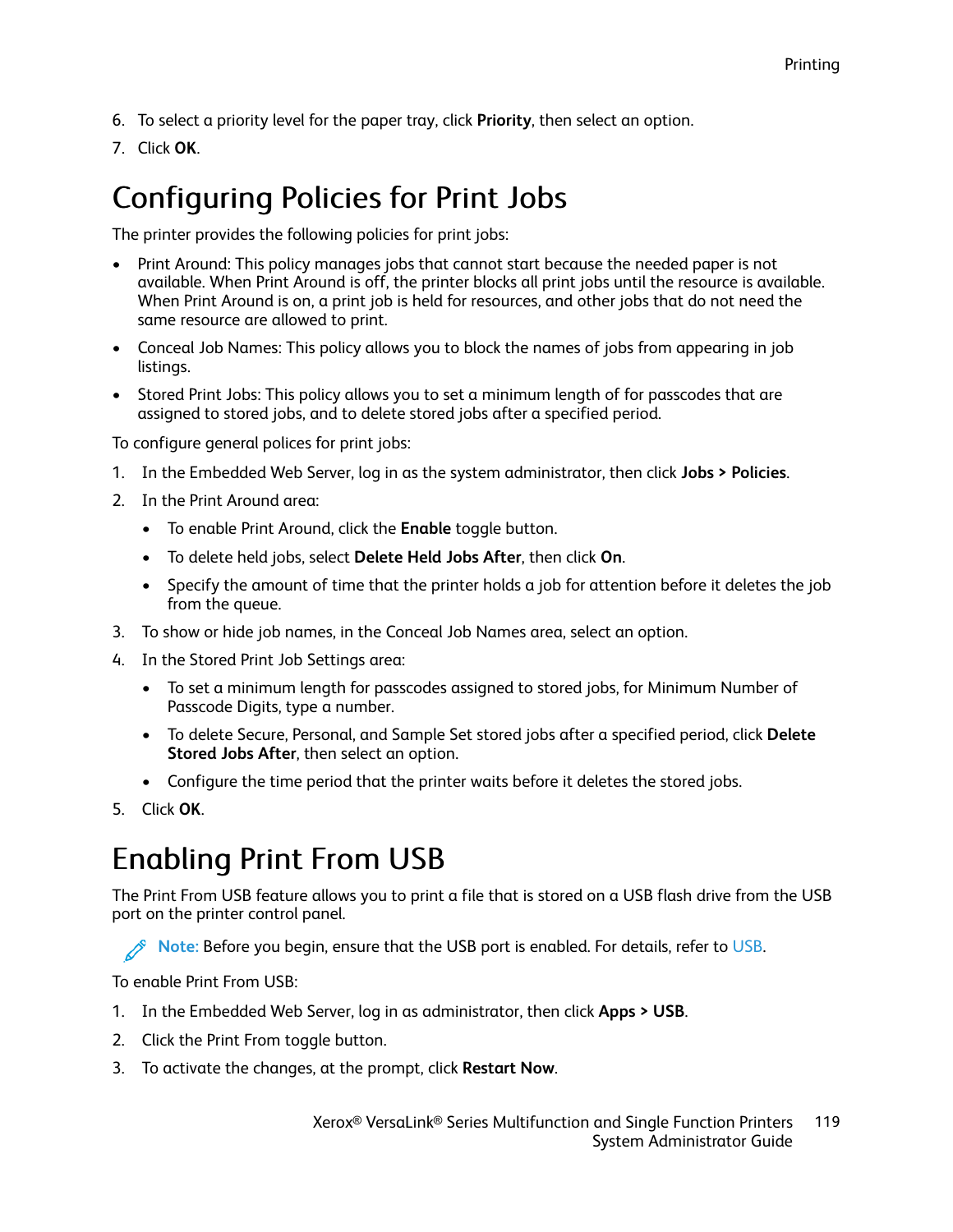6. To select a priority level for the paper tray, click **Priority**, then select an option.
7. Click **OK**.

## Configuring Policies for Print Jobs

The printer provides the following policies for print jobs:

- Print Around: This policy manages jobs that cannot start because the needed paper is not available. When Print Around is off, the printer blocks all print jobs until the resource is available. When Print Around is on, a print job is held for resources, and other jobs that do not need the same resource are allowed to print.
- Conceal Job Names: This policy allows you to block the names of jobs from appearing in job listings.
- Stored Print Jobs: This policy allows you to set a minimum length of for passcodes that are assigned to stored jobs, and to delete stored jobs after a specified period.

To configure general polices for print jobs:

1. In the Embedded Web Server, log in as the system administrator, then click **Jobs > Policies**.
2. In the Print Around area:
   - To enable Print Around, click the **Enable** toggle button.
   - To delete held jobs, select **Delete Held Jobs After**, then click **On**.
   - Specify the amount of time that the printer holds a job for attention before it deletes the job from the queue.
3. To show or hide job names, in the Conceal Job Names area, select an option.
4. In the Stored Print Job Settings area:
   - To set a minimum length for passcodes assigned to stored jobs, for Minimum Number of Passcode Digits, type a number.
   - To delete Secure, Personal, and Sample Set stored jobs after a specified period, click **Delete Stored Jobs After**, then select an option.
   - Configure the time period that the printer waits before it deletes the stored jobs.
5. Click **OK**.

## Enabling Print From USB

The Print From USB feature allows you to print a file that is stored on a USB flash drive from the USB port on the printer control panel.

**Note:** Before you begin, ensure that the USB port is enabled. For details, refer to USB.

To enable Print From USB:

1. In the Embedded Web Server, log in as administrator, then click **Apps > USB**.
2. Click the Print From toggle button.
3. To activate the changes, at the prompt, click **Restart Now**.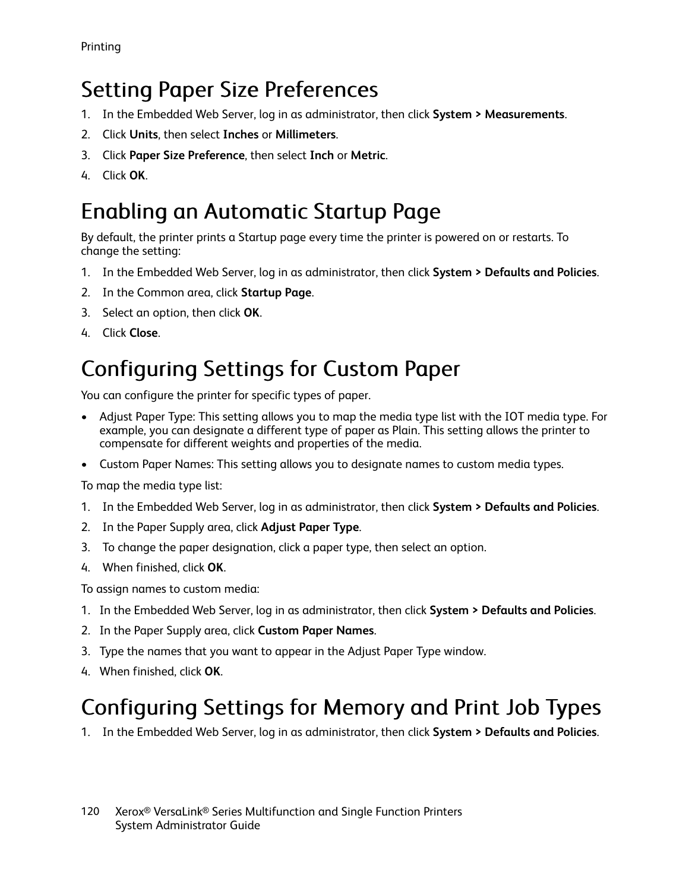## Setting Paper Size Preferences

1. In the Embedded Web Server, log in as administrator, then click **System > Measurements**.
2. Click **Units**, then select **Inches** or **Millimeters**.
3. Click **Paper Size Preference**, then select **Inch** or **Metric**.
4. Click **OK**.

## Enabling an Automatic Startup Page

By default, the printer prints a Startup page every time the printer is powered on or restarts. To change the setting:

1. In the Embedded Web Server, log in as administrator, then click **System > Defaults and Policies**.
2. In the Common area, click **Startup Page**.
3. Select an option, then click **OK**.
4. Click **Close**.

## Configuring Settings for Custom Paper

You can configure the printer for specific types of paper.

- Adjust Paper Type: This setting allows you to map the media type list with the IOT media type. For example, you can designate a different type of paper as Plain. This setting allows the printer to compensate for different weights and properties of the media.
- Custom Paper Names: This setting allows you to designate names to custom media types.

To map the media type list:

1. In the Embedded Web Server, log in as administrator, then click **System > Defaults and Policies**.
2. In the Paper Supply area, click **Adjust Paper Type**.
3. To change the paper designation, click a paper type, then select an option.
4. When finished, click **OK**.

To assign names to custom media:

1. In the Embedded Web Server, log in as administrator, then click **System > Defaults and Policies**.
2. In the Paper Supply area, click **Custom Paper Names**.
3. Type the names that you want to appear in the Adjust Paper Type window.
4. When finished, click **OK**.

## Configuring Settings for Memory and Print Job Types

1. In the Embedded Web Server, log in as administrator, then click **System > Defaults and Policies**.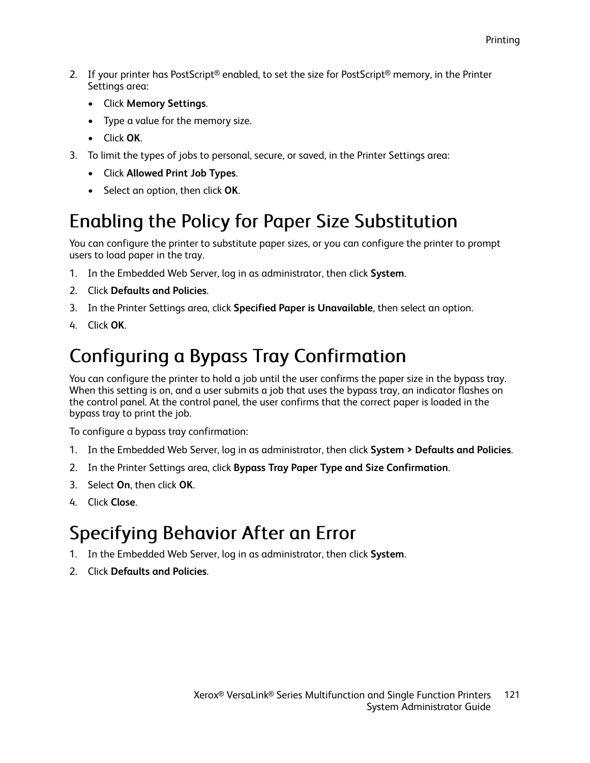2. If your printer has PostScript® enabled, to set the size for PostScript® memory, in the Printer Settings area:
   - Click **Memory Settings**.
   - Type a value for the memory size.
   - Click **OK**.
3. To limit the types of jobs to personal, secure, or saved, in the Printer Settings area:
   - Click **Allowed Print Job Types**.
   - Select an option, then click **OK**.

## Enabling the Policy for Paper Size Substitution

You can configure the printer to substitute paper sizes, or you can configure the printer to prompt users to load paper in the tray.

1. In the Embedded Web Server, log in as administrator, then click **System**.
2. Click **Defaults and Policies**.
3. In the Printer Settings area, click **Specified Paper is Unavailable**, then select an option.
4. Click **OK**.

## Configuring a Bypass Tray Confirmation

You can configure the printer to hold a job until the user confirms the paper size in the bypass tray. When this setting is on, and a user submits a job that uses the bypass tray, an indicator flashes on the control panel. At the control panel, the user confirms that the correct paper is loaded in the bypass tray to print the job.

To configure a bypass tray confirmation:

1. In the Embedded Web Server, log in as administrator, then click **System > Defaults and Policies**.
2. In the Printer Settings area, click **Bypass Tray Paper Type and Size Confirmation**.
3. Select **On**, then click **OK**.
4. Click **Close**.

## Specifying Behavior After an Error

1. In the Embedded Web Server, log in as administrator, then click **System**.
2. Click **Defaults and Policies**.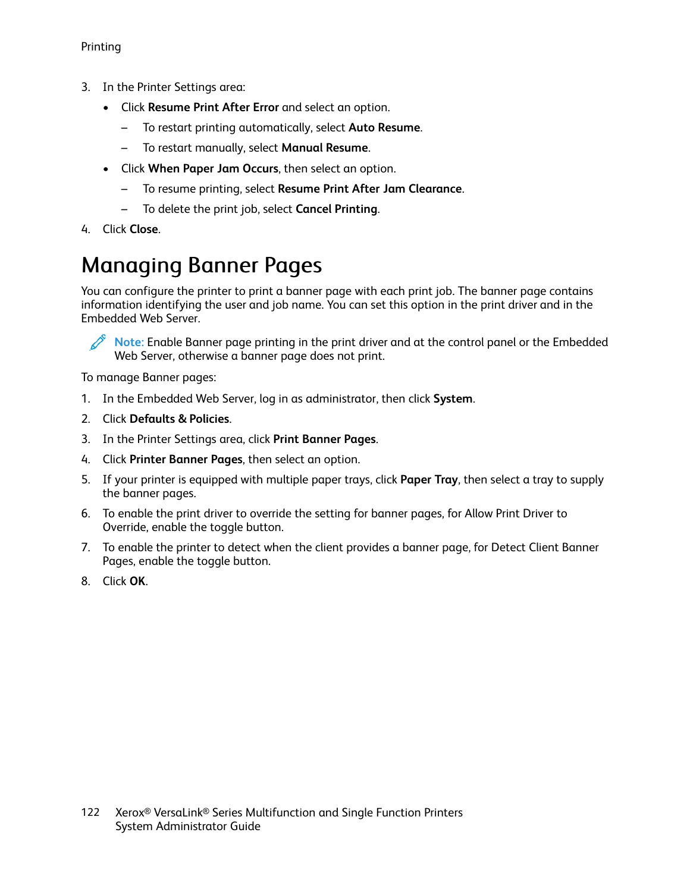3. In the Printer Settings area:
   - Click **Resume Print After Error** and select an option.
     - To restart printing automatically, select **Auto Resume**.
     - To restart manually, select **Manual Resume**.
   - Click **When Paper Jam Occurs**, then select an option.
     - To resume printing, select **Resume Print After Jam Clearance**.
     - To delete the print job, select **Cancel Printing**.
4. Click **Close**.

# Managing Banner Pages

You can configure the printer to print a banner page with each print job. The banner page contains information identifying the user and job name. You can set this option in the print driver and in the Embedded Web Server.

> **Note:** Enable Banner page printing in the print driver and at the control panel or the Embedded Web Server, otherwise a banner page does not print.

To manage Banner pages:

1. In the Embedded Web Server, log in as administrator, then click **System**.
2. Click **Defaults & Policies**.
3. In the Printer Settings area, click **Print Banner Pages**.
4. Click **Printer Banner Pages**, then select an option.
5. If your printer is equipped with multiple paper trays, click **Paper Tray**, then select a tray to supply the banner pages.
6. To enable the print driver to override the setting for banner pages, for Allow Print Driver to Override, enable the toggle button.
7. To enable the printer to detect when the client provides a banner page, for Detect Client Banner Pages, enable the toggle button.
8. Click **OK**.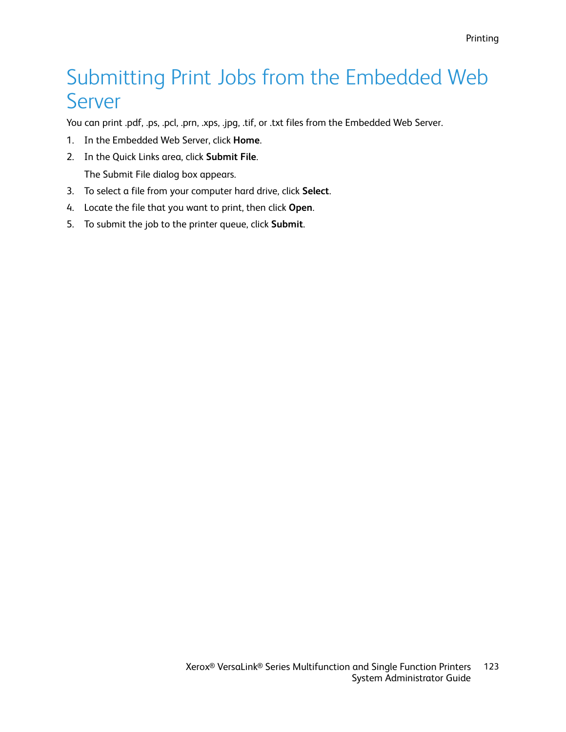# Submitting Print Jobs from the Embedded Web Server

You can print .pdf, .ps, .pcl, .prn, .xps, .jpg, .tif, or .txt files from the Embedded Web Server.

1. In the Embedded Web Server, click **Home**.
2. In the Quick Links area, click **Submit File**.

   The Submit File dialog box appears.
3. To select a file from your computer hard drive, click **Select**.
4. Locate the file that you want to print, then click **Open**.
5. To submit the job to the printer queue, click **Submit**.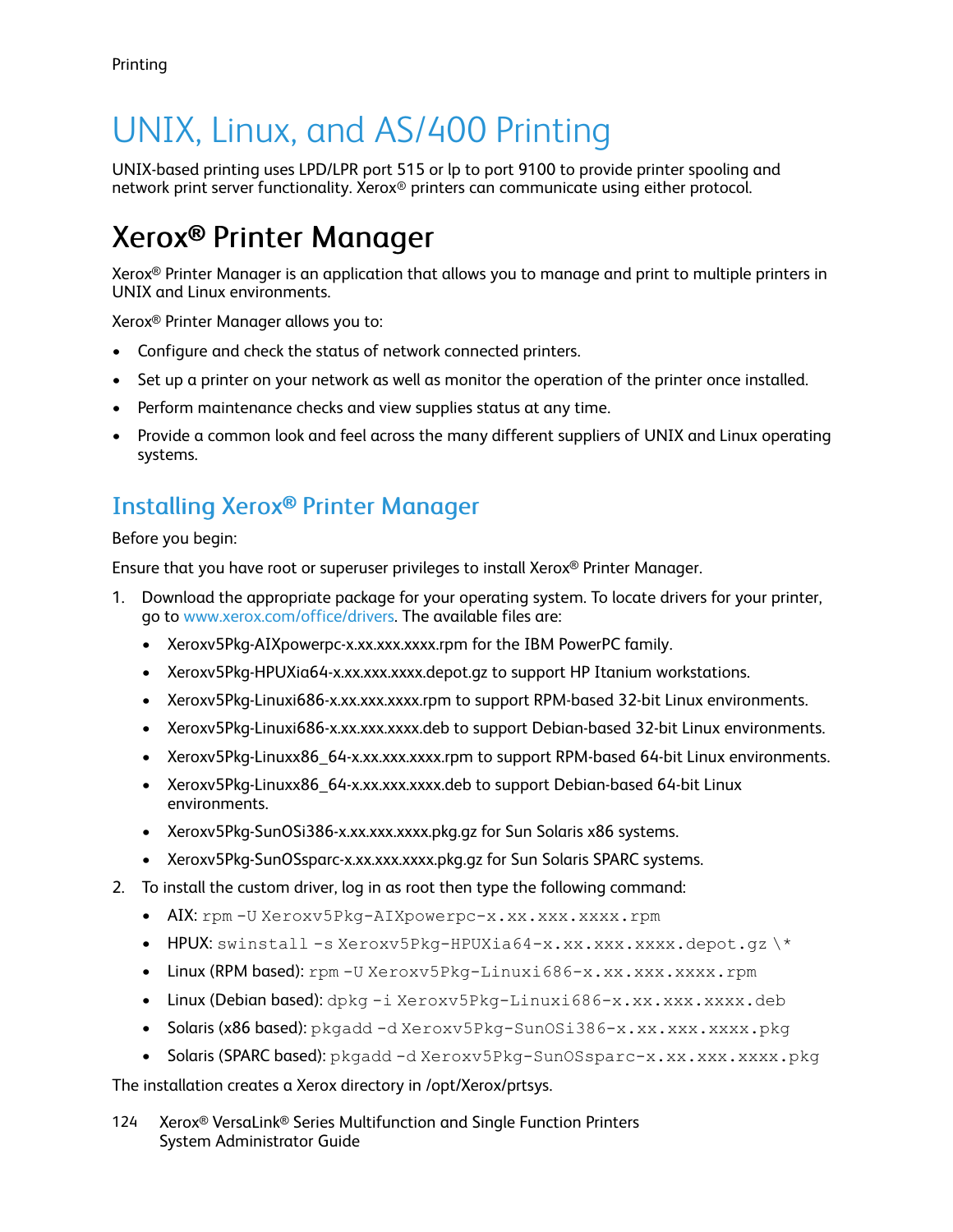# UNIX, Linux, and AS/400 Printing

UNIX-based printing uses LPD/LPR port 515 or lp to port 9100 to provide printer spooling and network print server functionality. Xerox® printers can communicate using either protocol.

## Xerox® Printer Manager

Xerox® Printer Manager is an application that allows you to manage and print to multiple printers in UNIX and Linux environments.

Xerox® Printer Manager allows you to:

- Configure and check the status of network connected printers.
- Set up a printer on your network as well as monitor the operation of the printer once installed.
- Perform maintenance checks and view supplies status at any time.
- Provide a common look and feel across the many different suppliers of UNIX and Linux operating systems.

### Installing Xerox® Printer Manager

Before you begin:

Ensure that you have root or superuser privileges to install Xerox® Printer Manager.

1. Download the appropriate package for your operating system. To locate drivers for your printer, go to www.xerox.com/office/drivers. The available files are:
   - Xeroxv5Pkg-AIXpowerpc-x.xx.xxx.xxxx.rpm for the IBM PowerPC family.
   - Xeroxv5Pkg-HPUXia64-x.xx.xxx.xxxx.depot.gz to support HP Itanium workstations.
   - Xeroxv5Pkg-Linuxi686-x.xx.xxx.xxxx.rpm to support RPM-based 32-bit Linux environments.
   - Xeroxv5Pkg-Linuxi686-x.xx.xxx.xxxx.deb to support Debian-based 32-bit Linux environments.
   - Xeroxv5Pkg-Linuxx86_64-x.xx.xxx.xxxx.rpm to support RPM-based 64-bit Linux environments.
   - Xeroxv5Pkg-Linuxx86_64-x.xx.xxx.xxxx.deb to support Debian-based 64-bit Linux environments.
   - Xeroxv5Pkg-SunOSi386-x.xx.xxx.xxxx.pkg.gz for Sun Solaris x86 systems.
   - Xeroxv5Pkg-SunOSsparc-x.xx.xxx.xxxx.pkg.gz for Sun Solaris SPARC systems.
2. To install the custom driver, log in as root then type the following command:
   - AIX: `rpm -U Xeroxv5Pkg-AIXpowerpc-x.xx.xxx.xxxx.rpm`
   - HPUX: `swinstall -s Xeroxv5Pkg-HPUXia64-x.xx.xxx.xxxx.depot.gz \*`
   - Linux (RPM based): `rpm -U Xeroxv5Pkg-Linuxi686-x.xx.xxx.xxxx.rpm`
   - Linux (Debian based): `dpkg -i Xeroxv5Pkg-Linuxi686-x.xx.xxx.xxxx.deb`
   - Solaris (x86 based): `pkgadd -d Xeroxv5Pkg-SunOSi386-x.xx.xxx.xxxx.pkg`
   - Solaris (SPARC based): `pkgadd -d Xeroxv5Pkg-SunOSsparc-x.xx.xxx.xxxx.pkg`

The installation creates a Xerox directory in /opt/Xerox/prtsys.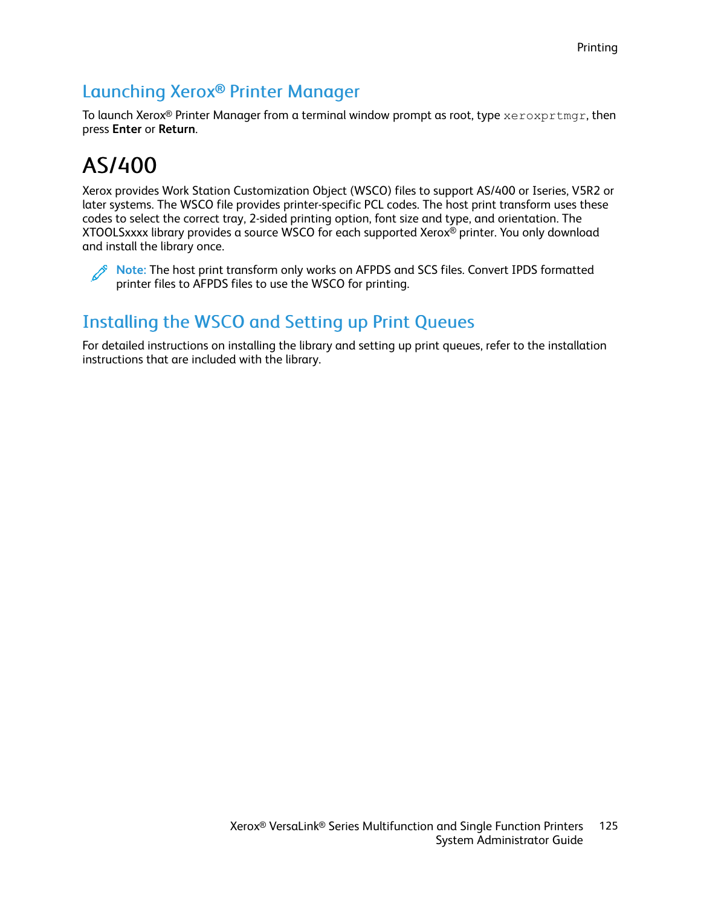## Launching Xerox® Printer Manager

To launch Xerox® Printer Manager from a terminal window prompt as root, type `xeroxprtmgr`, then press **Enter** or **Return**.

# AS/400

Xerox provides Work Station Customization Object (WSCO) files to support AS/400 or Iseries, V5R2 or later systems. The WSCO file provides printer-specific PCL codes. The host print transform uses these codes to select the correct tray, 2-sided printing option, font size and type, and orientation. The XTOOLSxxxx library provides a source WSCO for each supported Xerox® printer. You only download and install the library once.

**Note:** The host print transform only works on AFPDS and SCS files. Convert IPDS formatted printer files to AFPDS files to use the WSCO for printing.

## Installing the WSCO and Setting up Print Queues

For detailed instructions on installing the library and setting up print queues, refer to the installation instructions that are included with the library.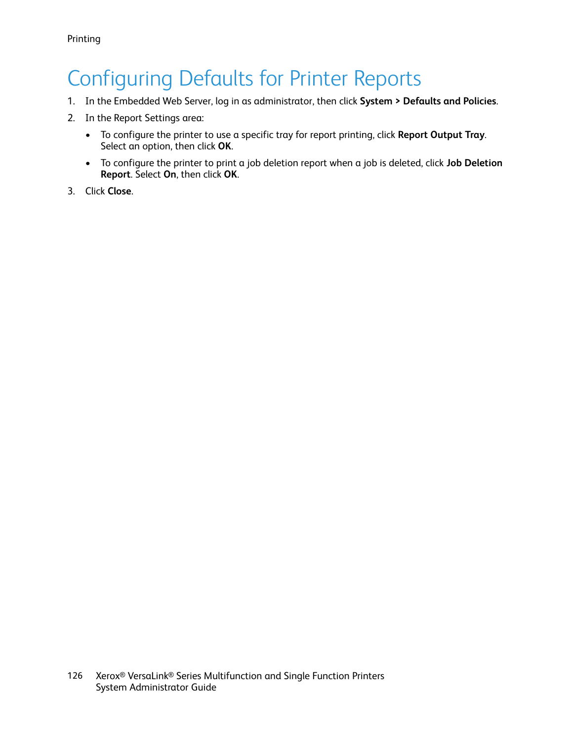# Configuring Defaults for Printer Reports

1. In the Embedded Web Server, log in as administrator, then click **System > Defaults and Policies**.
2. In the Report Settings area:
   - To configure the printer to use a specific tray for report printing, click **Report Output Tray**. Select an option, then click **OK**.
   - To configure the printer to print a job deletion report when a job is deleted, click **Job Deletion Report**. Select **On**, then click **OK**.
3. Click **Close**.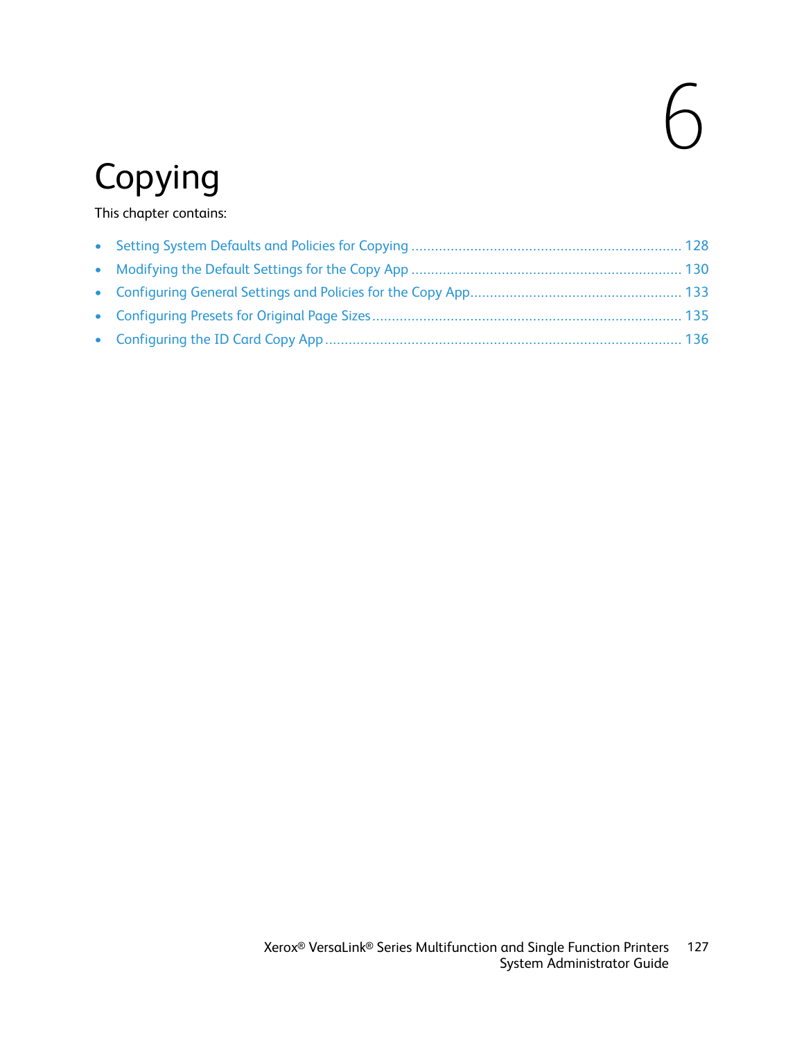# 6 Copying

This chapter contains:

- Setting System Defaults and Policies for Copying ..... 128
- Modifying the Default Settings for the Copy App ..... 130
- Configuring General Settings and Policies for the Copy App ..... 133
- Configuring Presets for Original Page Sizes ..... 135
- Configuring the ID Card Copy App ..... 136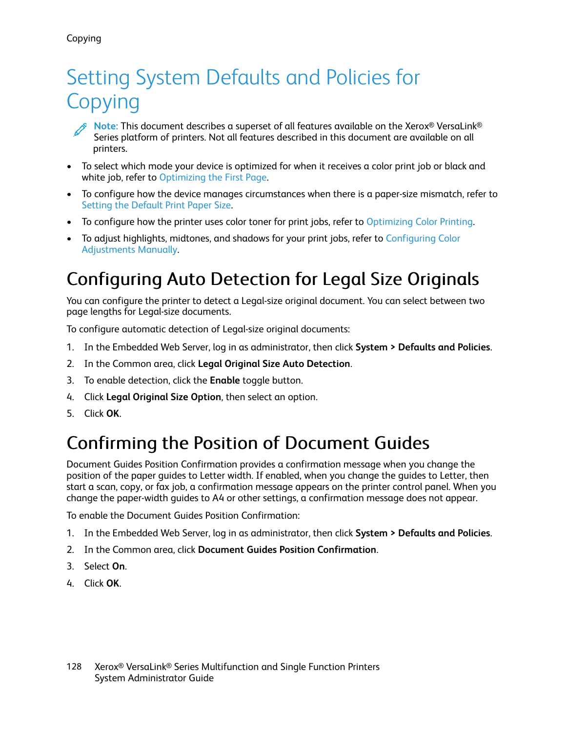# Setting System Defaults and Policies for Copying

> **Note:** This document describes a superset of all features available on the Xerox® VersaLink® Series platform of printers. Not all features described in this document are available on all printers.

- To select which mode your device is optimized for when it receives a color print job or black and white job, refer to Optimizing the First Page.
- To configure how the device manages circumstances when there is a paper-size mismatch, refer to Setting the Default Print Paper Size.
- To configure how the printer uses color toner for print jobs, refer to Optimizing Color Printing.
- To adjust highlights, midtones, and shadows for your print jobs, refer to Configuring Color Adjustments Manually.

## Configuring Auto Detection for Legal Size Originals

You can configure the printer to detect a Legal-size original document. You can select between two page lengths for Legal-size documents.

To configure automatic detection of Legal-size original documents:

1. In the Embedded Web Server, log in as administrator, then click **System > Defaults and Policies**.
2. In the Common area, click **Legal Original Size Auto Detection**.
3. To enable detection, click the **Enable** toggle button.
4. Click **Legal Original Size Option**, then select an option.
5. Click **OK**.

## Confirming the Position of Document Guides

Document Guides Position Confirmation provides a confirmation message when you change the position of the paper guides to Letter width. If enabled, when you change the guides to Letter, then start a scan, copy, or fax job, a confirmation message appears on the printer control panel. When you change the paper-width guides to A4 or other settings, a confirmation message does not appear.

To enable the Document Guides Position Confirmation:

1. In the Embedded Web Server, log in as administrator, then click **System > Defaults and Policies**.
2. In the Common area, click **Document Guides Position Confirmation**.
3. Select **On**.
4. Click **OK**.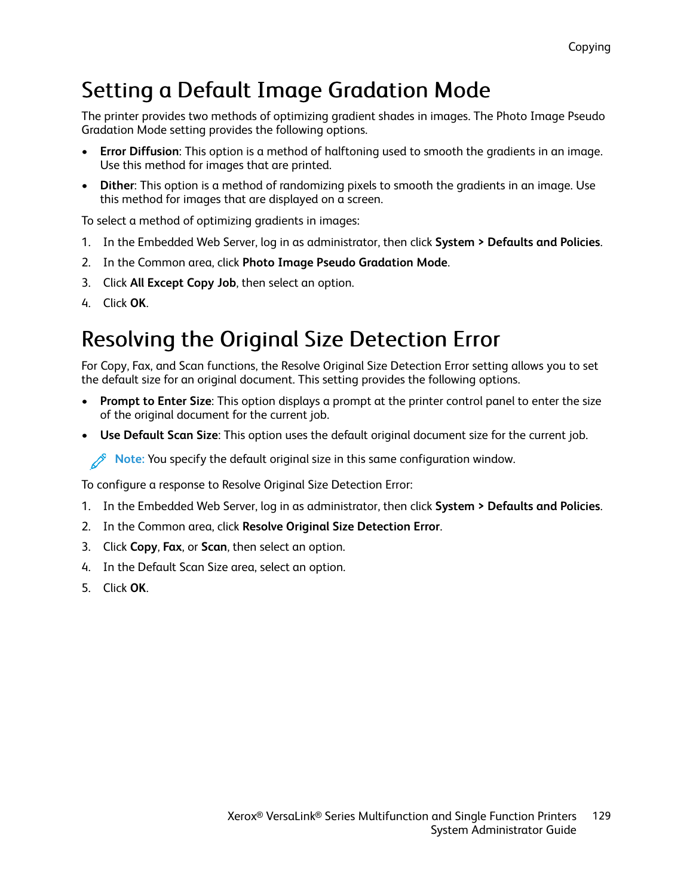# Setting a Default Image Gradation Mode

The printer provides two methods of optimizing gradient shades in images. The Photo Image Pseudo Gradation Mode setting provides the following options.

- **Error Diffusion**: This option is a method of halftoning used to smooth the gradients in an image. Use this method for images that are printed.
- **Dither**: This option is a method of randomizing pixels to smooth the gradients in an image. Use this method for images that are displayed on a screen.

To select a method of optimizing gradients in images:

1. In the Embedded Web Server, log in as administrator, then click **System > Defaults and Policies**.
2. In the Common area, click **Photo Image Pseudo Gradation Mode**.
3. Click **All Except Copy Job**, then select an option.
4. Click **OK**.

# Resolving the Original Size Detection Error

For Copy, Fax, and Scan functions, the Resolve Original Size Detection Error setting allows you to set the default size for an original document. This setting provides the following options.

- **Prompt to Enter Size**: This option displays a prompt at the printer control panel to enter the size of the original document for the current job.
- **Use Default Scan Size**: This option uses the default original document size for the current job.

**Note:** You specify the default original size in this same configuration window.

To configure a response to Resolve Original Size Detection Error:

1. In the Embedded Web Server, log in as administrator, then click **System > Defaults and Policies**.
2. In the Common area, click **Resolve Original Size Detection Error**.
3. Click **Copy**, **Fax**, or **Scan**, then select an option.
4. In the Default Scan Size area, select an option.
5. Click **OK**.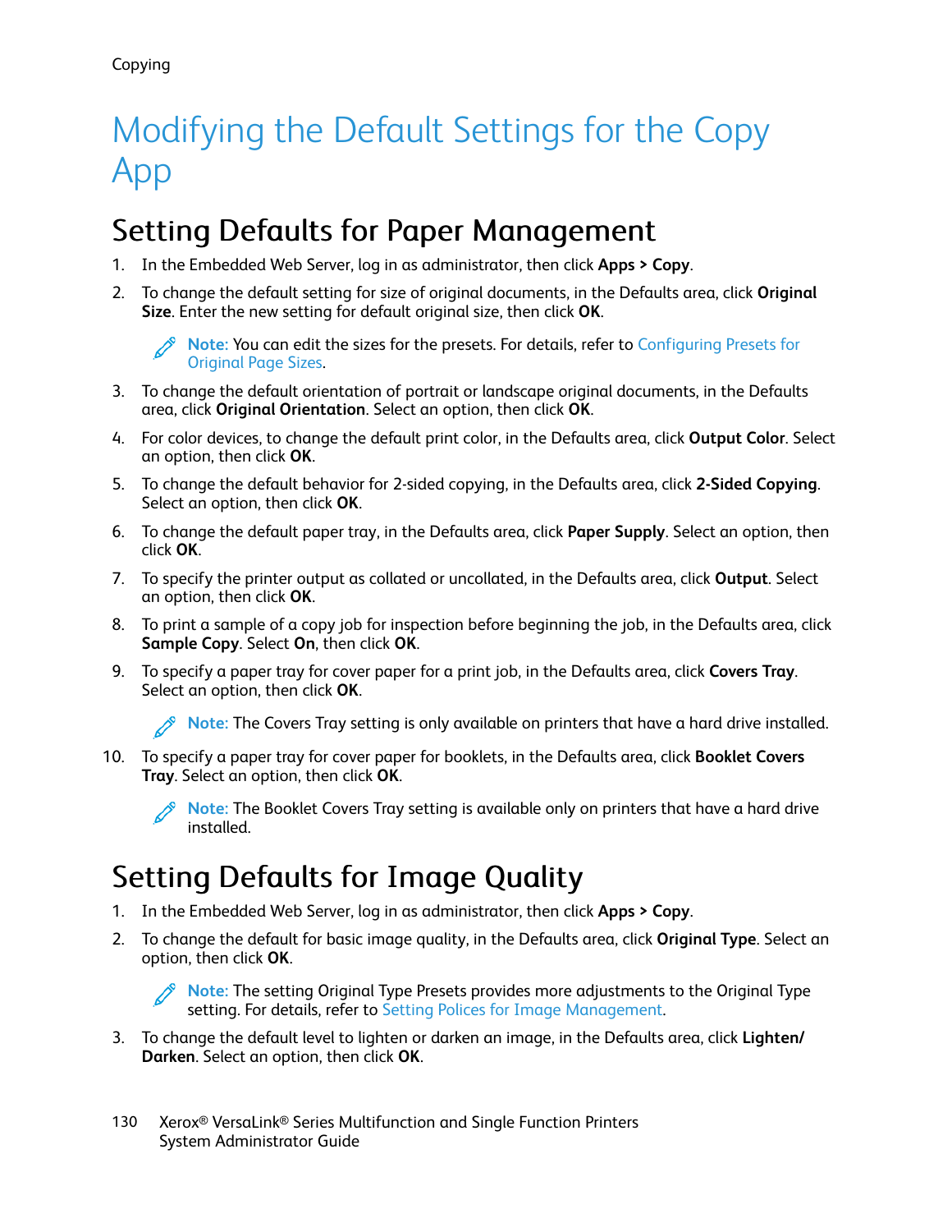// Omitted: running header "Copying" and footer (page 130, Xerox VersaLink System Administrator Guide).

# Modifying the Default Settings for the Copy App

## Setting Defaults for Paper Management

1. In the Embedded Web Server, log in as administrator, then click **Apps > Copy**.
2. To change the default setting for size of original documents, in the Defaults area, click **Original Size**. Enter the new setting for default original size, then click **OK**.

   **Note:** You can edit the sizes for the presets. For details, refer to Configuring Presets for Original Page Sizes.

3. To change the default orientation of portrait or landscape original documents, in the Defaults area, click **Original Orientation**. Select an option, then click **OK**.
4. For color devices, to change the default print color, in the Defaults area, click **Output Color**. Select an option, then click **OK**.
5. To change the default behavior for 2-sided copying, in the Defaults area, click **2-Sided Copying**. Select an option, then click **OK**.
6. To change the default paper tray, in the Defaults area, click **Paper Supply**. Select an option, then click **OK**.
7. To specify the printer output as collated or uncollated, in the Defaults area, click **Output**. Select an option, then click **OK**.
8. To print a sample of a copy job for inspection before beginning the job, in the Defaults area, click **Sample Copy**. Select **On**, then click **OK**.
9. To specify a paper tray for cover paper for a print job, in the Defaults area, click **Covers Tray**. Select an option, then click **OK**.

   **Note:** The Covers Tray setting is only available on printers that have a hard drive installed.

10. To specify a paper tray for cover paper for booklets, in the Defaults area, click **Booklet Covers Tray**. Select an option, then click **OK**.

    **Note:** The Booklet Covers Tray setting is available only on printers that have a hard drive installed.

## Setting Defaults for Image Quality

1. In the Embedded Web Server, log in as administrator, then click **Apps > Copy**.
2. To change the default for basic image quality, in the Defaults area, click **Original Type**. Select an option, then click **OK**.

   **Note:** The setting Original Type Presets provides more adjustments to the Original Type setting. For details, refer to Setting Polices for Image Management.

3. To change the default level to lighten or darken an image, in the Defaults area, click **Lighten/ Darken**. Select an option, then click **OK**.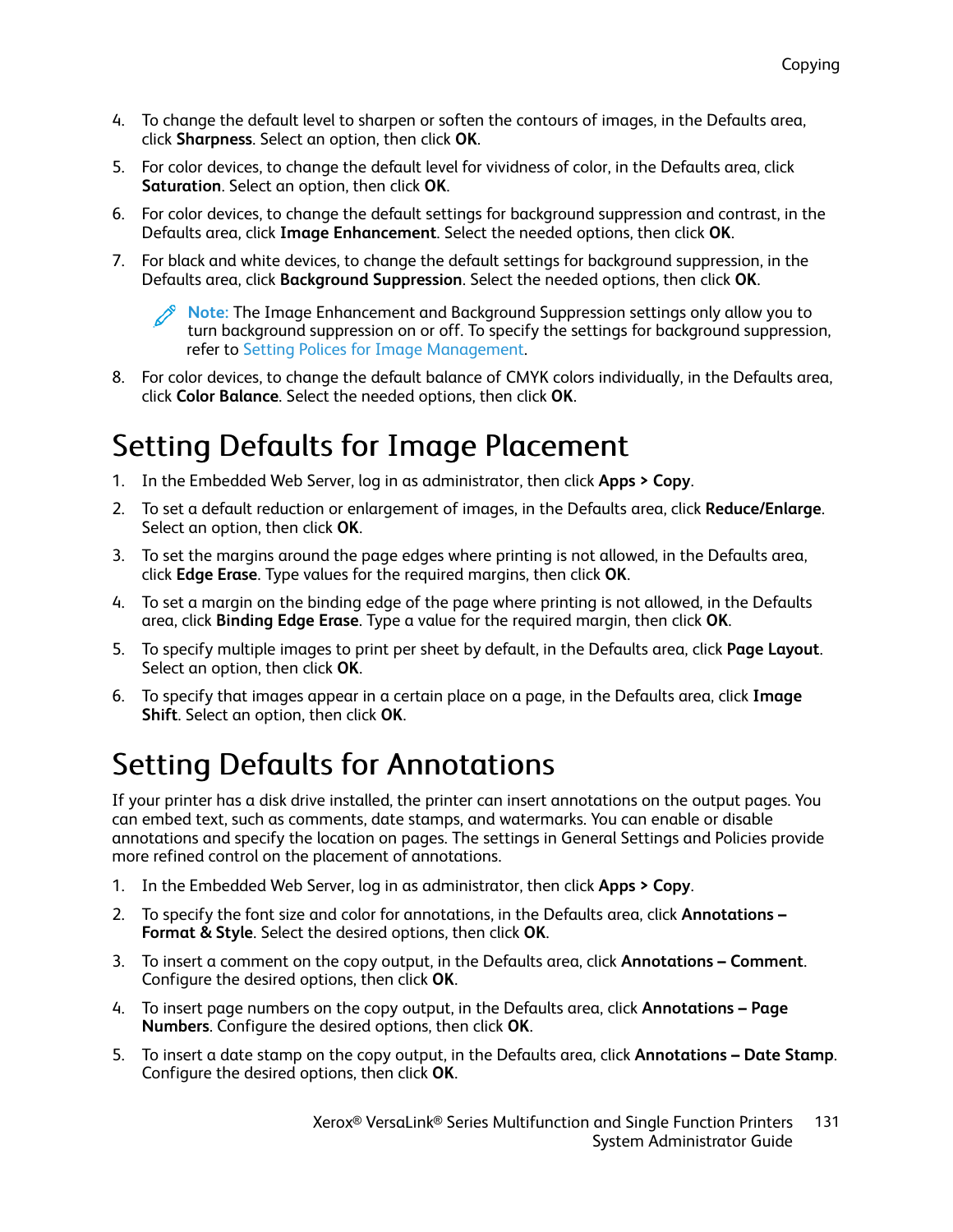4. To change the default level to sharpen or soften the contours of images, in the Defaults area, click **Sharpness**. Select an option, then click **OK**.
5. For color devices, to change the default level for vividness of color, in the Defaults area, click **Saturation**. Select an option, then click **OK**.
6. For color devices, to change the default settings for background suppression and contrast, in the Defaults area, click **Image Enhancement**. Select the needed options, then click **OK**.
7. For black and white devices, to change the default settings for background suppression, in the Defaults area, click **Background Suppression**. Select the needed options, then click **OK**.

   **Note:** The Image Enhancement and Background Suppression settings only allow you to turn background suppression on or off. To specify the settings for background suppression, refer to Setting Polices for Image Management.

8. For color devices, to change the default balance of CMYK colors individually, in the Defaults area, click **Color Balance**. Select the needed options, then click **OK**.

## Setting Defaults for Image Placement

1. In the Embedded Web Server, log in as administrator, then click **Apps > Copy**.
2. To set a default reduction or enlargement of images, in the Defaults area, click **Reduce/Enlarge**. Select an option, then click **OK**.
3. To set the margins around the page edges where printing is not allowed, in the Defaults area, click **Edge Erase**. Type values for the required margins, then click **OK**.
4. To set a margin on the binding edge of the page where printing is not allowed, in the Defaults area, click **Binding Edge Erase**. Type a value for the required margin, then click **OK**.
5. To specify multiple images to print per sheet by default, in the Defaults area, click **Page Layout**. Select an option, then click **OK**.
6. To specify that images appear in a certain place on a page, in the Defaults area, click **Image Shift**. Select an option, then click **OK**.

## Setting Defaults for Annotations

If your printer has a disk drive installed, the printer can insert annotations on the output pages. You can embed text, such as comments, date stamps, and watermarks. You can enable or disable annotations and specify the location on pages. The settings in General Settings and Policies provide more refined control on the placement of annotations.

1. In the Embedded Web Server, log in as administrator, then click **Apps > Copy**.
2. To specify the font size and color for annotations, in the Defaults area, click **Annotations – Format & Style**. Select the desired options, then click **OK**.
3. To insert a comment on the copy output, in the Defaults area, click **Annotations – Comment**. Configure the desired options, then click **OK**.
4. To insert page numbers on the copy output, in the Defaults area, click **Annotations – Page Numbers**. Configure the desired options, then click **OK**.
5. To insert a date stamp on the copy output, in the Defaults area, click **Annotations – Date Stamp**. Configure the desired options, then click **OK**.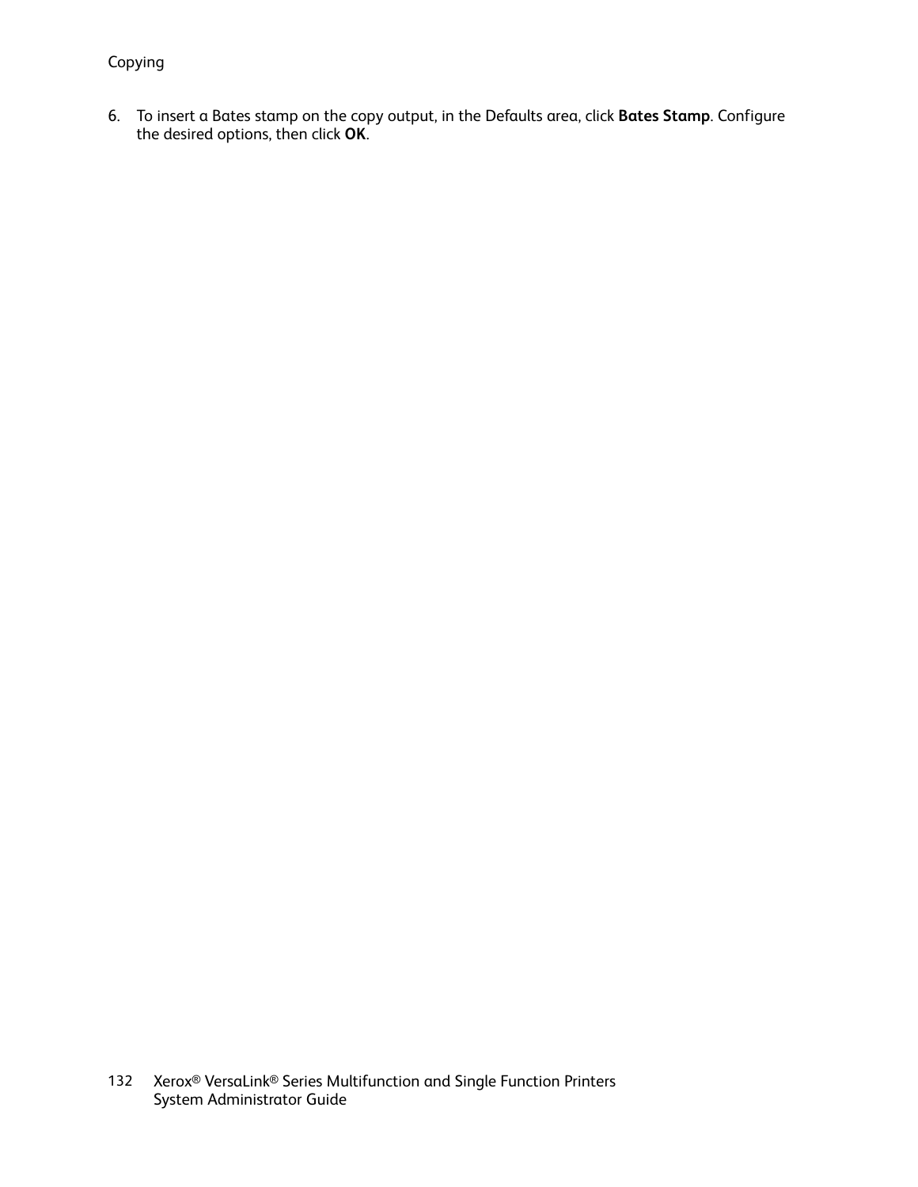6. To insert a Bates stamp on the copy output, in the Defaults area, click **Bates Stamp**. Configure the desired options, then click **OK**.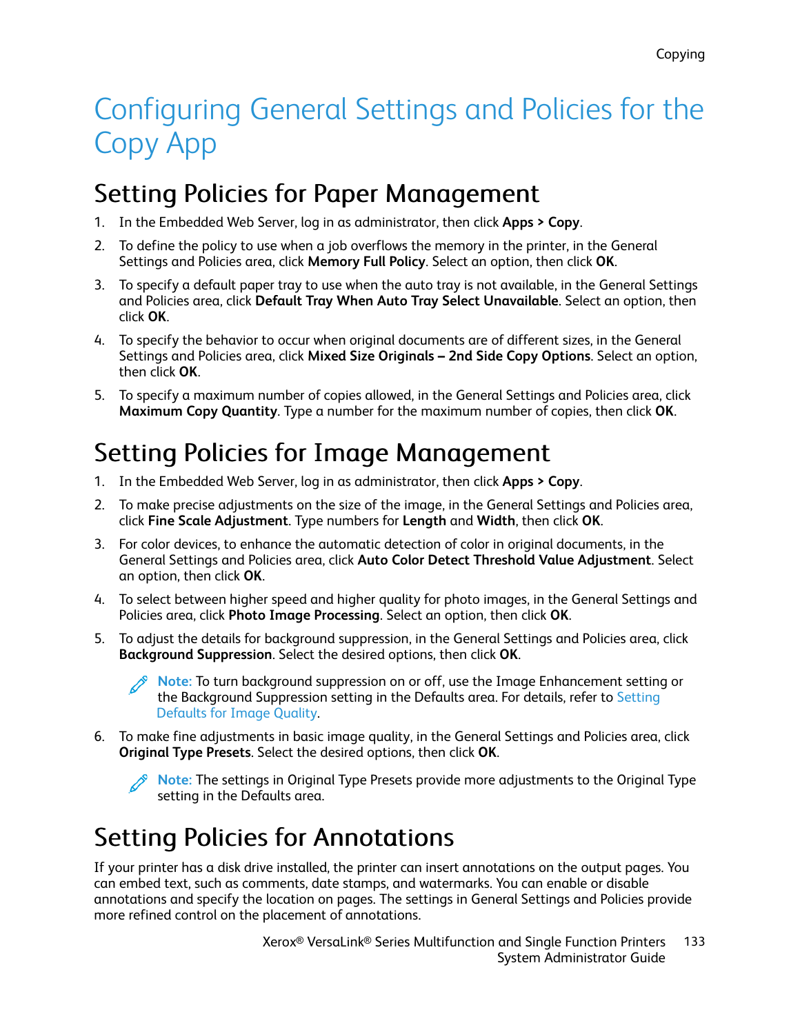# Configuring General Settings and Policies for the Copy App

## Setting Policies for Paper Management

1. In the Embedded Web Server, log in as administrator, then click **Apps > Copy**.
2. To define the policy to use when a job overflows the memory in the printer, in the General Settings and Policies area, click **Memory Full Policy**. Select an option, then click **OK**.
3. To specify a default paper tray to use when the auto tray is not available, in the General Settings and Policies area, click **Default Tray When Auto Tray Select Unavailable**. Select an option, then click **OK**.
4. To specify the behavior to occur when original documents are of different sizes, in the General Settings and Policies area, click **Mixed Size Originals – 2nd Side Copy Options**. Select an option, then click **OK**.
5. To specify a maximum number of copies allowed, in the General Settings and Policies area, click **Maximum Copy Quantity**. Type a number for the maximum number of copies, then click **OK**.

## Setting Policies for Image Management

1. In the Embedded Web Server, log in as administrator, then click **Apps > Copy**.
2. To make precise adjustments on the size of the image, in the General Settings and Policies area, click **Fine Scale Adjustment**. Type numbers for **Length** and **Width**, then click **OK**.
3. For color devices, to enhance the automatic detection of color in original documents, in the General Settings and Policies area, click **Auto Color Detect Threshold Value Adjustment**. Select an option, then click **OK**.
4. To select between higher speed and higher quality for photo images, in the General Settings and Policies area, click **Photo Image Processing**. Select an option, then click **OK**.
5. To adjust the details for background suppression, in the General Settings and Policies area, click **Background Suppression**. Select the desired options, then click **OK**.

   **Note:** To turn background suppression on or off, use the Image Enhancement setting or the Background Suppression setting in the Defaults area. For details, refer to Setting Defaults for Image Quality.

6. To make fine adjustments in basic image quality, in the General Settings and Policies area, click **Original Type Presets**. Select the desired options, then click **OK**.

   **Note:** The settings in Original Type Presets provide more adjustments to the Original Type setting in the Defaults area.

## Setting Policies for Annotations

If your printer has a disk drive installed, the printer can insert annotations on the output pages. You can embed text, such as comments, date stamps, and watermarks. You can enable or disable annotations and specify the location on pages. The settings in General Settings and Policies provide more refined control on the placement of annotations.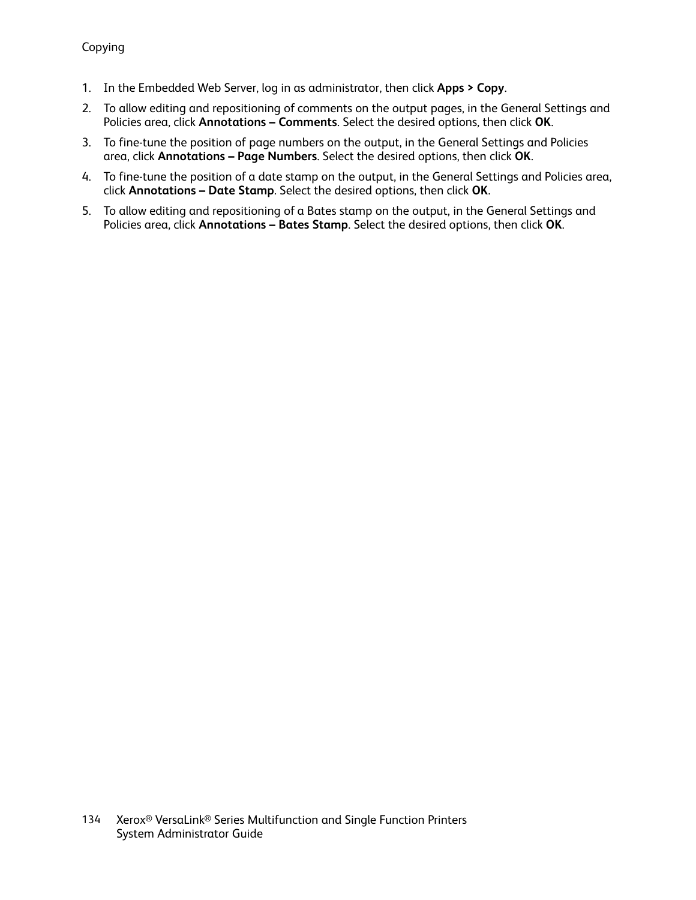1. In the Embedded Web Server, log in as administrator, then click **Apps > Copy**.
2. To allow editing and repositioning of comments on the output pages, in the General Settings and Policies area, click **Annotations – Comments**. Select the desired options, then click **OK**.
3. To fine-tune the position of page numbers on the output, in the General Settings and Policies area, click **Annotations – Page Numbers**. Select the desired options, then click **OK**.
4. To fine-tune the position of a date stamp on the output, in the General Settings and Policies area, click **Annotations – Date Stamp**. Select the desired options, then click **OK**.
5. To allow editing and repositioning of a Bates stamp on the output, in the General Settings and Policies area, click **Annotations – Bates Stamp**. Select the desired options, then click **OK**.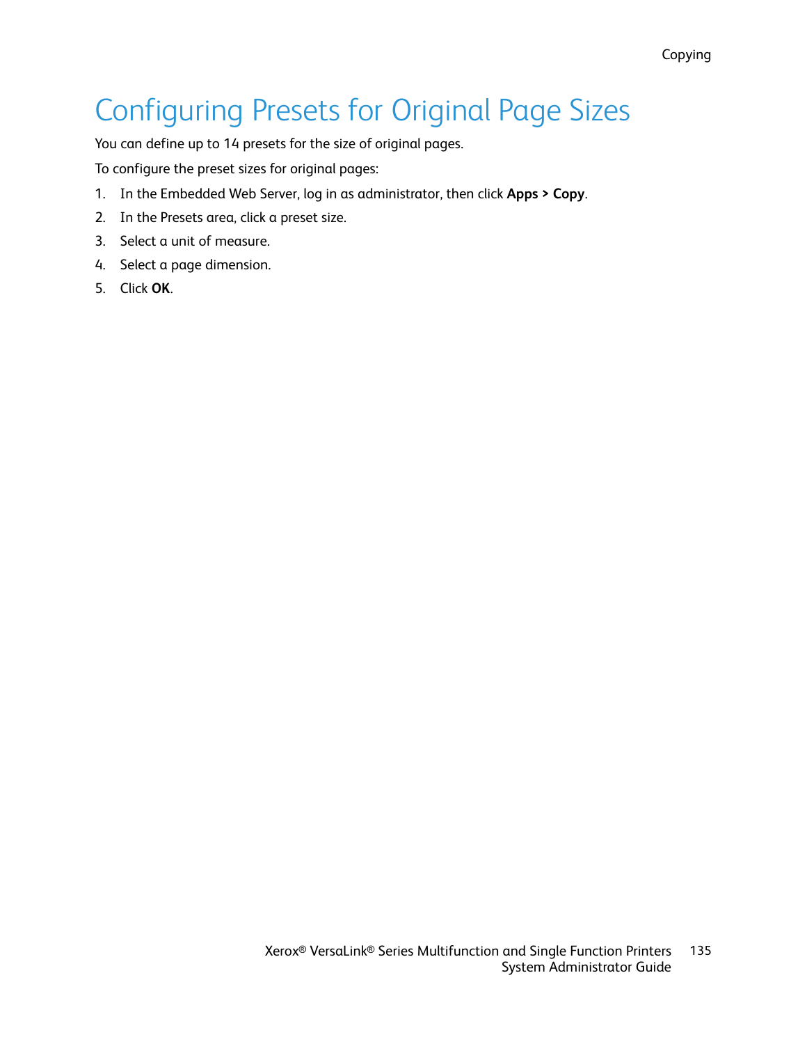# Configuring Presets for Original Page Sizes

You can define up to 14 presets for the size of original pages.

To configure the preset sizes for original pages:

1. In the Embedded Web Server, log in as administrator, then click **Apps > Copy**.
2. In the Presets area, click a preset size.
3. Select a unit of measure.
4. Select a page dimension.
5. Click **OK**.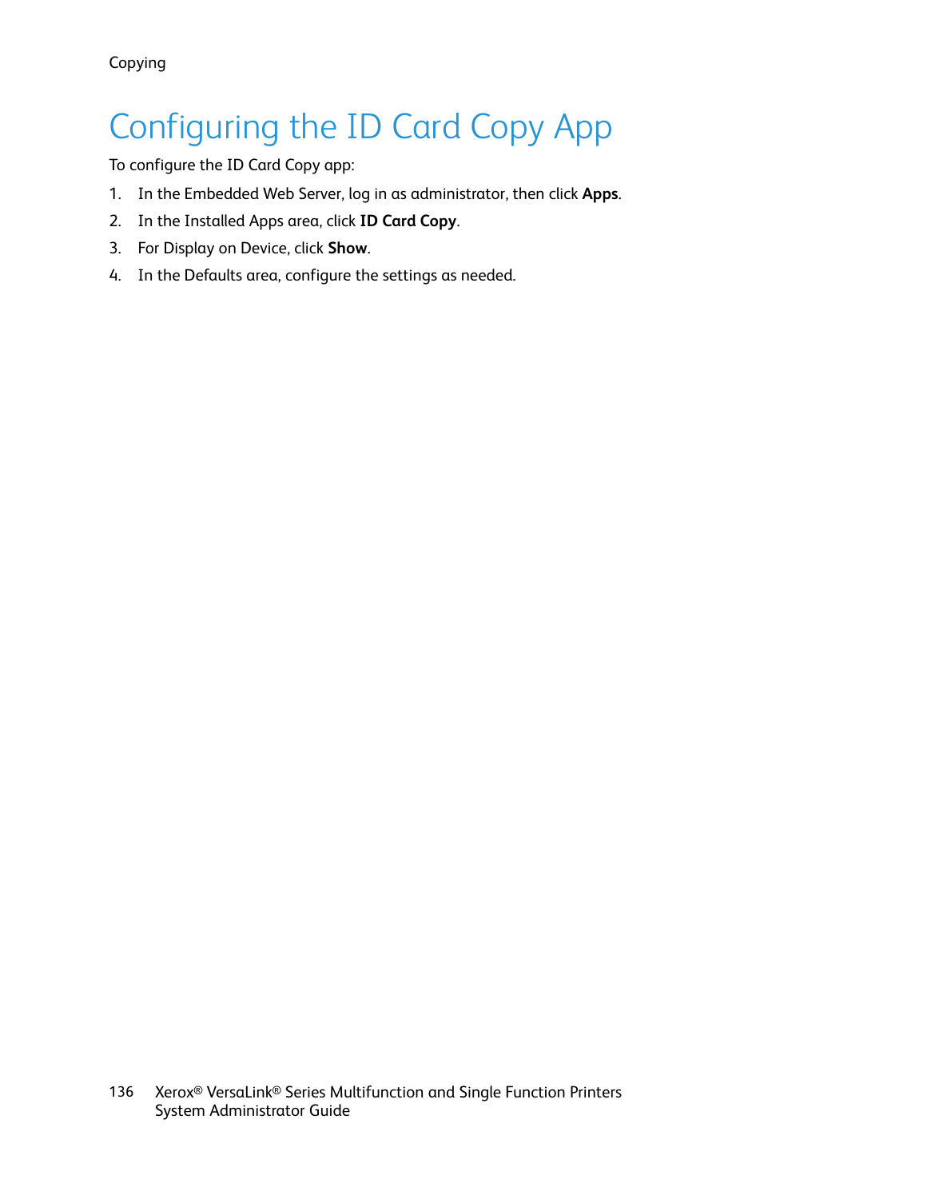# Configuring the ID Card Copy App

To configure the ID Card Copy app:

1. In the Embedded Web Server, log in as administrator, then click **Apps**.
2. In the Installed Apps area, click **ID Card Copy**.
3. For Display on Device, click **Show**.
4. In the Defaults area, configure the settings as needed.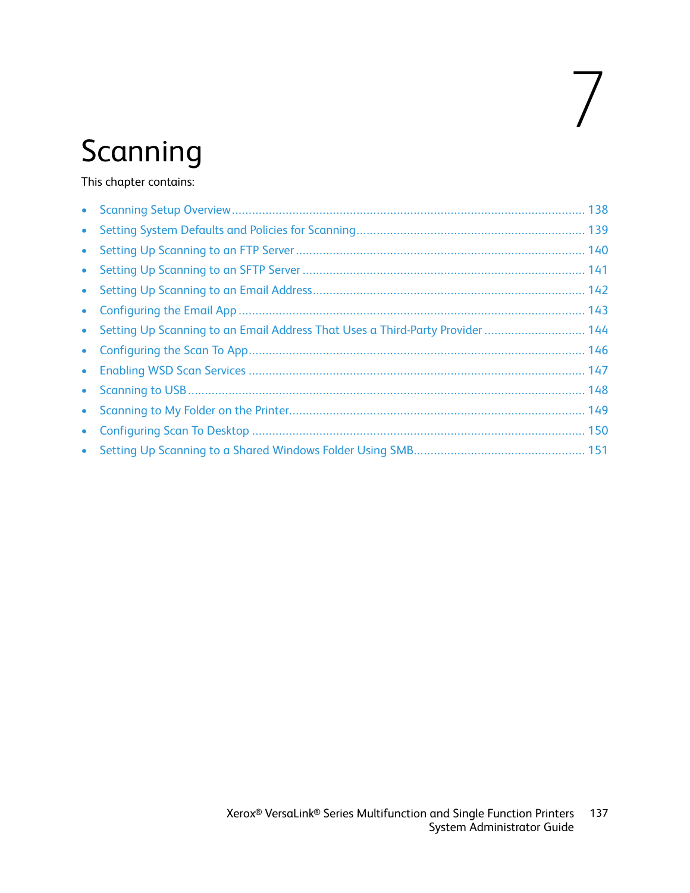# 7 Scanning

This chapter contains:

- Scanning Setup Overview ........................................................................................................ 138
- Setting System Defaults and Policies for Scanning ................................................................... 139
- Setting Up Scanning to an FTP Server ..................................................................................... 140
- Setting Up Scanning to an SFTP Server ................................................................................... 141
- Setting Up Scanning to an Email Address ................................................................................ 142
- Configuring the Email App ...................................................................................................... 143
- Setting Up Scanning to an Email Address That Uses a Third-Party Provider ............................. 144
- Configuring the Scan To App ................................................................................................... 146
- Enabling WSD Scan Services ................................................................................................... 147
- Scanning to USB ..................................................................................................................... 148
- Scanning to My Folder on the Printer ....................................................................................... 149
- Configuring Scan To Desktop .................................................................................................. 150
- Setting Up Scanning to a Shared Windows Folder Using SMB .................................................. 151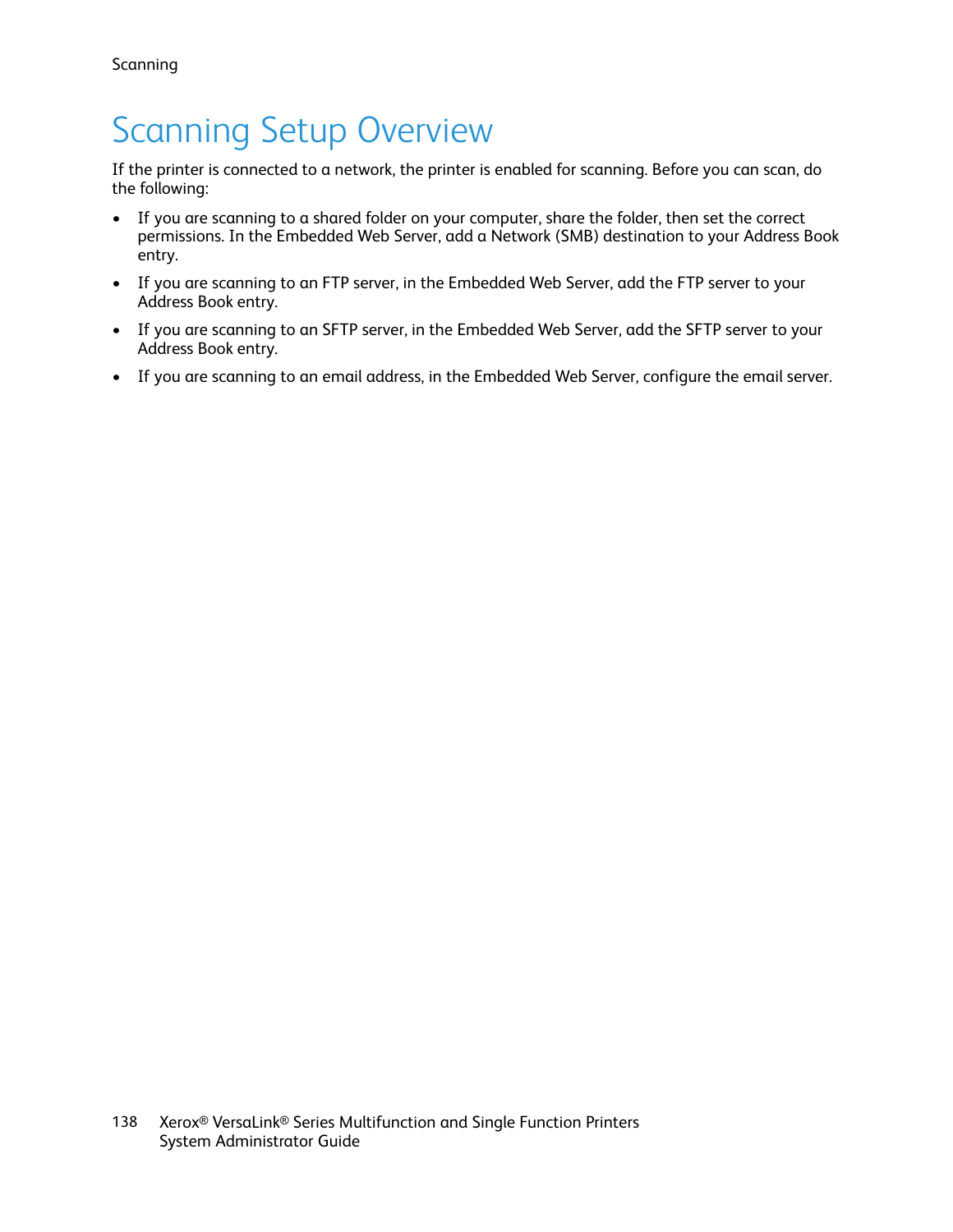# Scanning Setup Overview

If the printer is connected to a network, the printer is enabled for scanning. Before you can scan, do the following:

- If you are scanning to a shared folder on your computer, share the folder, then set the correct permissions. In the Embedded Web Server, add a Network (SMB) destination to your Address Book entry.
- If you are scanning to an FTP server, in the Embedded Web Server, add the FTP server to your Address Book entry.
- If you are scanning to an SFTP server, in the Embedded Web Server, add the SFTP server to your Address Book entry.
- If you are scanning to an email address, in the Embedded Web Server, configure the email server.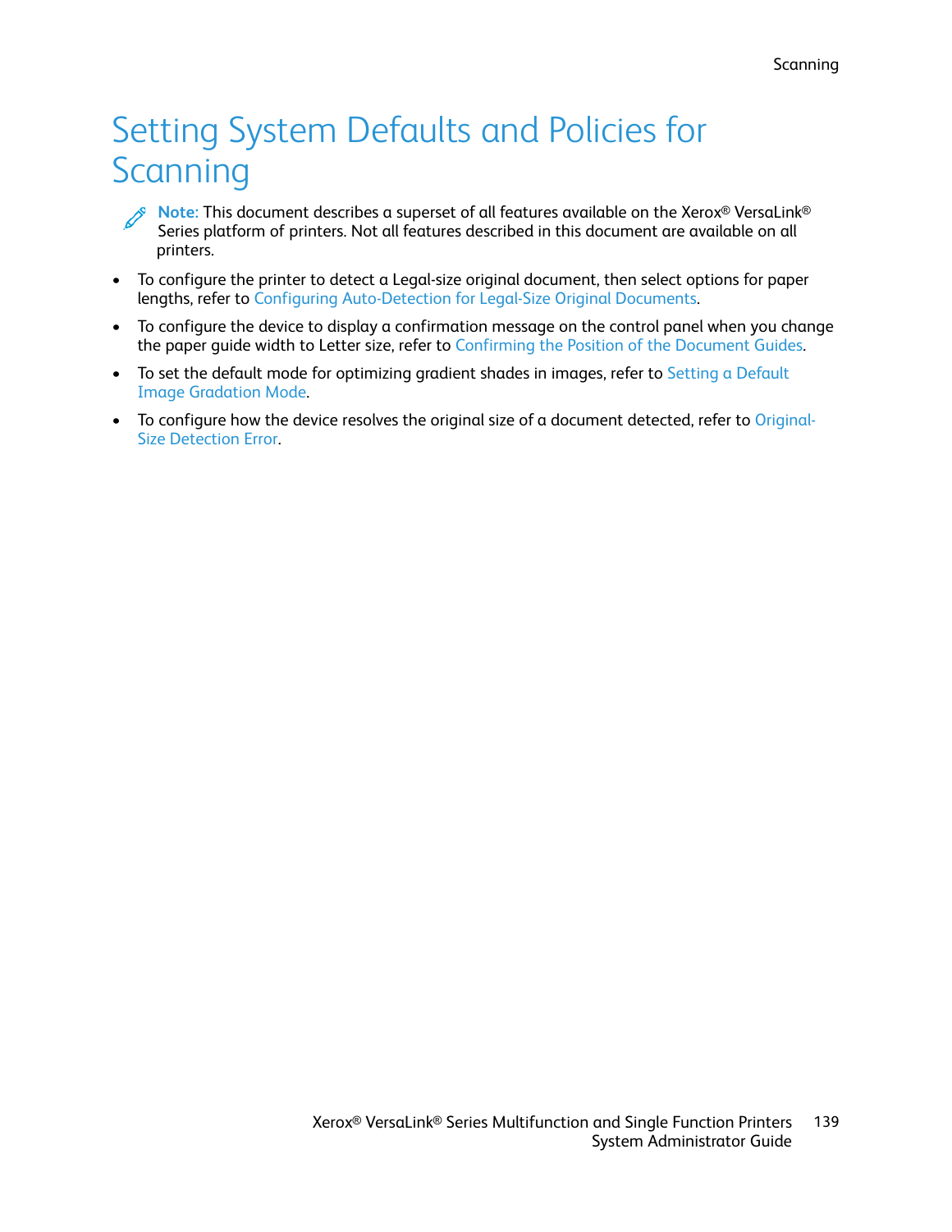# Setting System Defaults and Policies for Scanning

> **Note:** This document describes a superset of all features available on the Xerox® VersaLink® Series platform of printers. Not all features described in this document are available on all printers.

- To configure the printer to detect a Legal-size original document, then select options for paper lengths, refer to Configuring Auto-Detection for Legal-Size Original Documents.
- To configure the device to display a confirmation message on the control panel when you change the paper guide width to Letter size, refer to Confirming the Position of the Document Guides.
- To set the default mode for optimizing gradient shades in images, refer to Setting a Default Image Gradation Mode.
- To configure how the device resolves the original size of a document detected, refer to Original-Size Detection Error.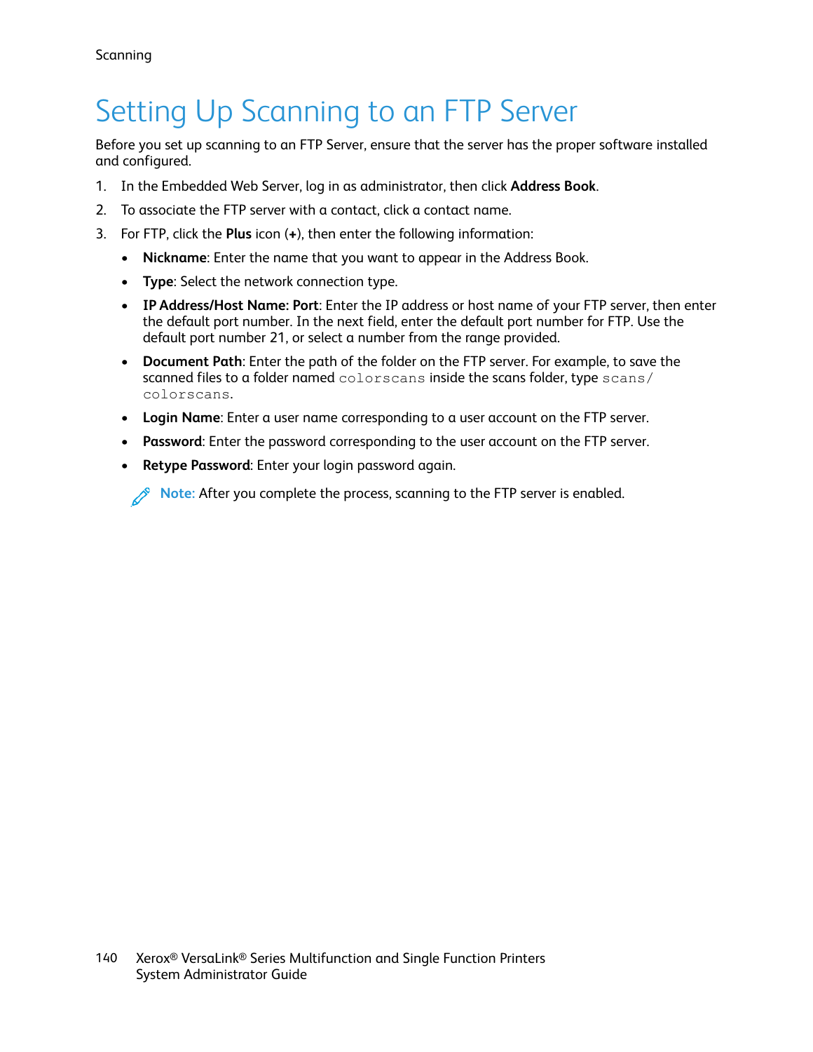# Setting Up Scanning to an FTP Server

Before you set up scanning to an FTP Server, ensure that the server has the proper software installed and configured.

1. In the Embedded Web Server, log in as administrator, then click **Address Book**.
2. To associate the FTP server with a contact, click a contact name.
3. For FTP, click the **Plus** icon (**+**), then enter the following information:
   - **Nickname**: Enter the name that you want to appear in the Address Book.
   - **Type**: Select the network connection type.
   - **IP Address/Host Name: Port**: Enter the IP address or host name of your FTP server, then enter the default port number. In the next field, enter the default port number for FTP. Use the default port number 21, or select a number from the range provided.
   - **Document Path**: Enter the path of the folder on the FTP server. For example, to save the scanned files to a folder named `colorscans` inside the scans folder, type `scans/colorscans`.
   - **Login Name**: Enter a user name corresponding to a user account on the FTP server.
   - **Password**: Enter the password corresponding to the user account on the FTP server.
   - **Retype Password**: Enter your login password again.

   **Note:** After you complete the process, scanning to the FTP server is enabled.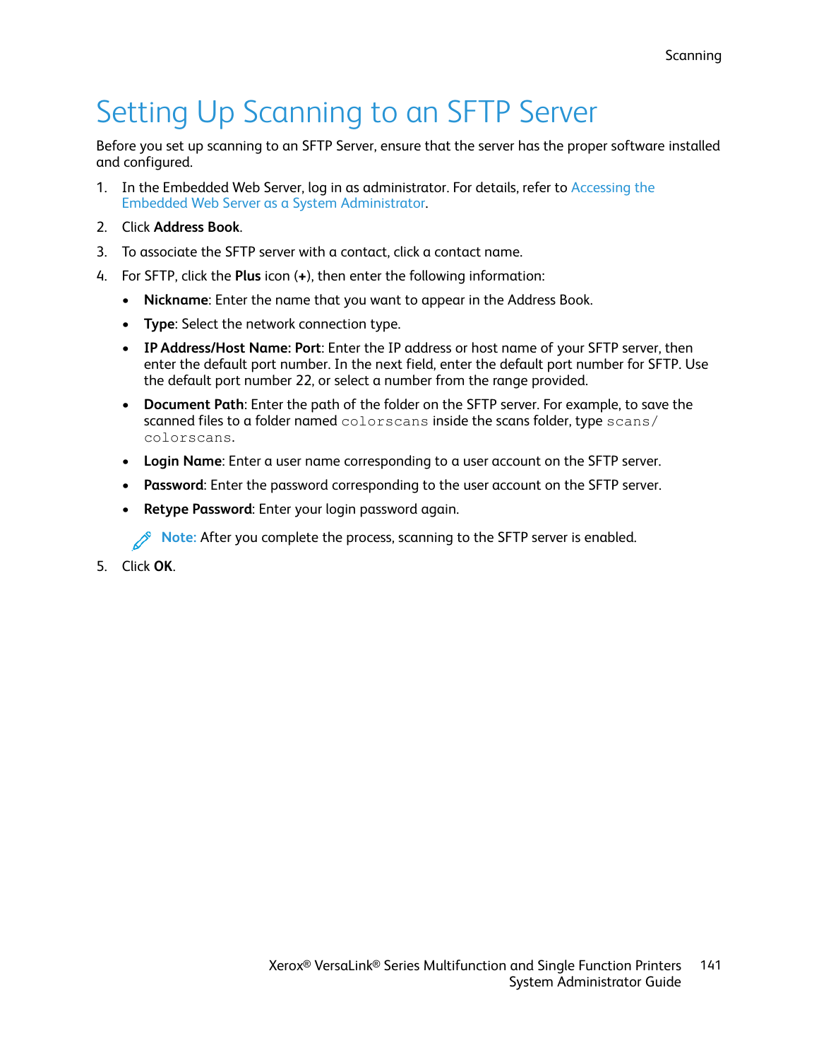# Setting Up Scanning to an SFTP Server

Before you set up scanning to an SFTP Server, ensure that the server has the proper software installed and configured.

1. In the Embedded Web Server, log in as administrator. For details, refer to Accessing the Embedded Web Server as a System Administrator.
2. Click **Address Book**.
3. To associate the SFTP server with a contact, click a contact name.
4. For SFTP, click the **Plus** icon (**+**), then enter the following information:
   - **Nickname**: Enter the name that you want to appear in the Address Book.
   - **Type**: Select the network connection type.
   - **IP Address/Host Name: Port**: Enter the IP address or host name of your SFTP server, then enter the default port number. In the next field, enter the default port number for SFTP. Use the default port number 22, or select a number from the range provided.
   - **Document Path**: Enter the path of the folder on the SFTP server. For example, to save the scanned files to a folder named `colorscans` inside the scans folder, type `scans/colorscans`.
   - **Login Name**: Enter a user name corresponding to a user account on the SFTP server.
   - **Password**: Enter the password corresponding to the user account on the SFTP server.
   - **Retype Password**: Enter your login password again.

   **Note:** After you complete the process, scanning to the SFTP server is enabled.
5. Click **OK**.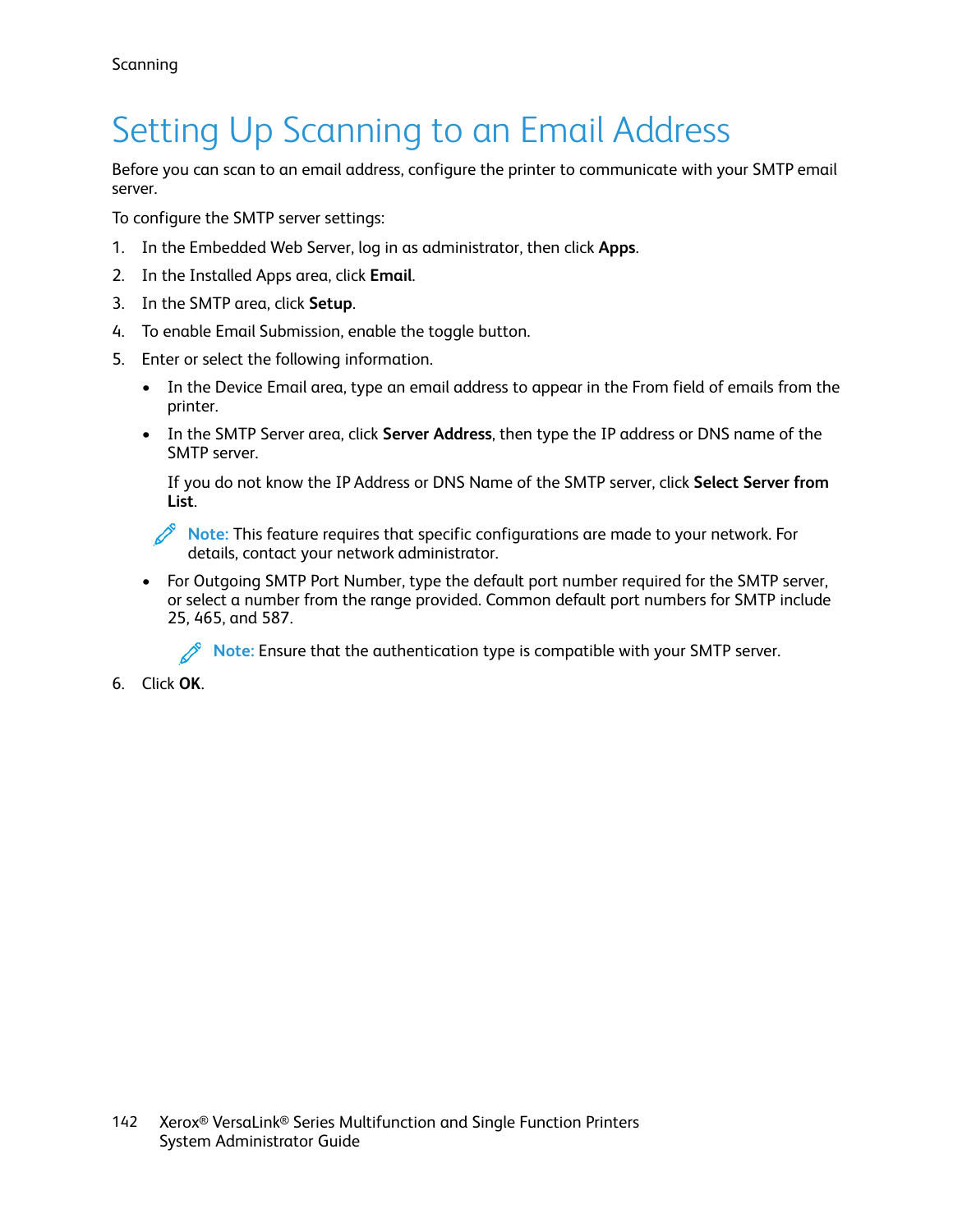# Setting Up Scanning to an Email Address

Before you can scan to an email address, configure the printer to communicate with your SMTP email server.

To configure the SMTP server settings:

1. In the Embedded Web Server, log in as administrator, then click **Apps**.
2. In the Installed Apps area, click **Email**.
3. In the SMTP area, click **Setup**.
4. To enable Email Submission, enable the toggle button.
5. Enter or select the following information.
   - In the Device Email area, type an email address to appear in the From field of emails from the printer.
   - In the SMTP Server area, click **Server Address**, then type the IP address or DNS name of the SMTP server.

     If you do not know the IP Address or DNS Name of the SMTP server, click **Select Server from List**.

     **Note:** This feature requires that specific configurations are made to your network. For details, contact your network administrator.

   - For Outgoing SMTP Port Number, type the default port number required for the SMTP server, or select a number from the range provided. Common default port numbers for SMTP include 25, 465, and 587.

     **Note:** Ensure that the authentication type is compatible with your SMTP server.
6. Click **OK**.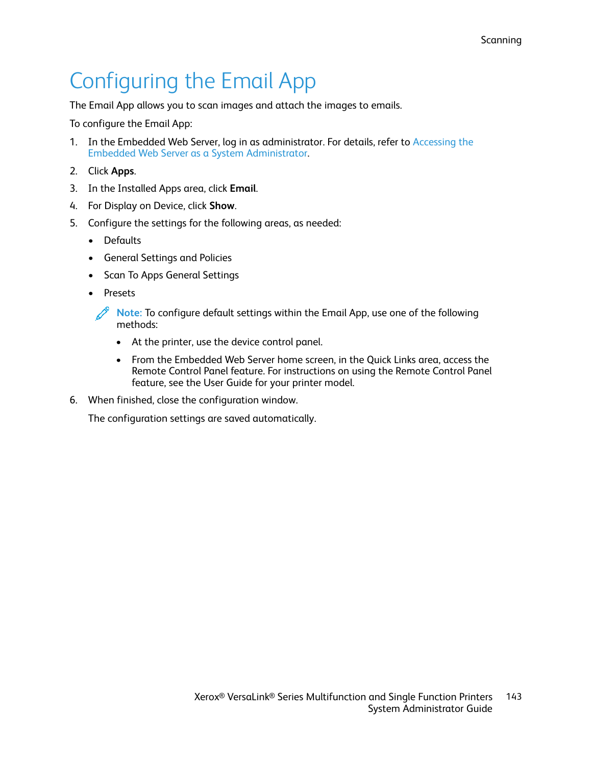# Configuring the Email App

The Email App allows you to scan images and attach the images to emails.

To configure the Email App:

1. In the Embedded Web Server, log in as administrator. For details, refer to Accessing the Embedded Web Server as a System Administrator.
2. Click **Apps**.
3. In the Installed Apps area, click **Email**.
4. For Display on Device, click **Show**.
5. Configure the settings for the following areas, as needed:
   - Defaults
   - General Settings and Policies
   - Scan To Apps General Settings
   - Presets

   **Note:** To configure default settings within the Email App, use one of the following methods:

   - At the printer, use the device control panel.
   - From the Embedded Web Server home screen, in the Quick Links area, access the Remote Control Panel feature. For instructions on using the Remote Control Panel feature, see the User Guide for your printer model.
6. When finished, close the configuration window.

   The configuration settings are saved automatically.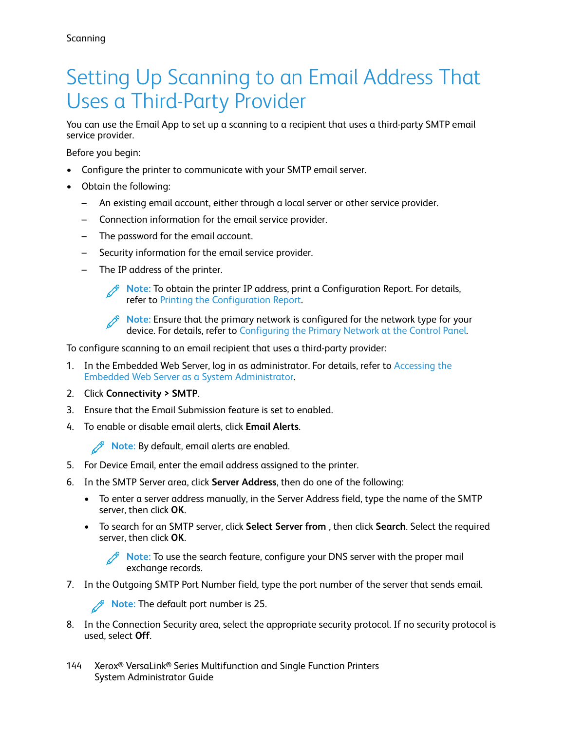# Setting Up Scanning to an Email Address That Uses a Third-Party Provider

You can use the Email App to set up a scanning to a recipient that uses a third-party SMTP email service provider.

Before you begin:

- Configure the printer to communicate with your SMTP email server.
- Obtain the following:
  - An existing email account, either through a local server or other service provider.
  - Connection information for the email service provider.
  - The password for the email account.
  - Security information for the email service provider.
  - The IP address of the printer.

    **Note:** To obtain the printer IP address, print a Configuration Report. For details, refer to Printing the Configuration Report.

    **Note:** Ensure that the primary network is configured for the network type for your device. For details, refer to Configuring the Primary Network at the Control Panel.

To configure scanning to an email recipient that uses a third-party provider:

1. In the Embedded Web Server, log in as administrator. For details, refer to Accessing the Embedded Web Server as a System Administrator.
2. Click **Connectivity > SMTP**.
3. Ensure that the Email Submission feature is set to enabled.
4. To enable or disable email alerts, click **Email Alerts**.

   **Note:** By default, email alerts are enabled.
5. For Device Email, enter the email address assigned to the printer.
6. In the SMTP Server area, click **Server Address**, then do one of the following:
   - To enter a server address manually, in the Server Address field, type the name of the SMTP server, then click **OK**.
   - To search for an SMTP server, click **Select Server from** , then click **Search**. Select the required server, then click **OK**.

     **Note:** To use the search feature, configure your DNS server with the proper mail exchange records.
7. In the Outgoing SMTP Port Number field, type the port number of the server that sends email.

   **Note:** The default port number is 25.
8. In the Connection Security area, select the appropriate security protocol. If no security protocol is used, select **Off**.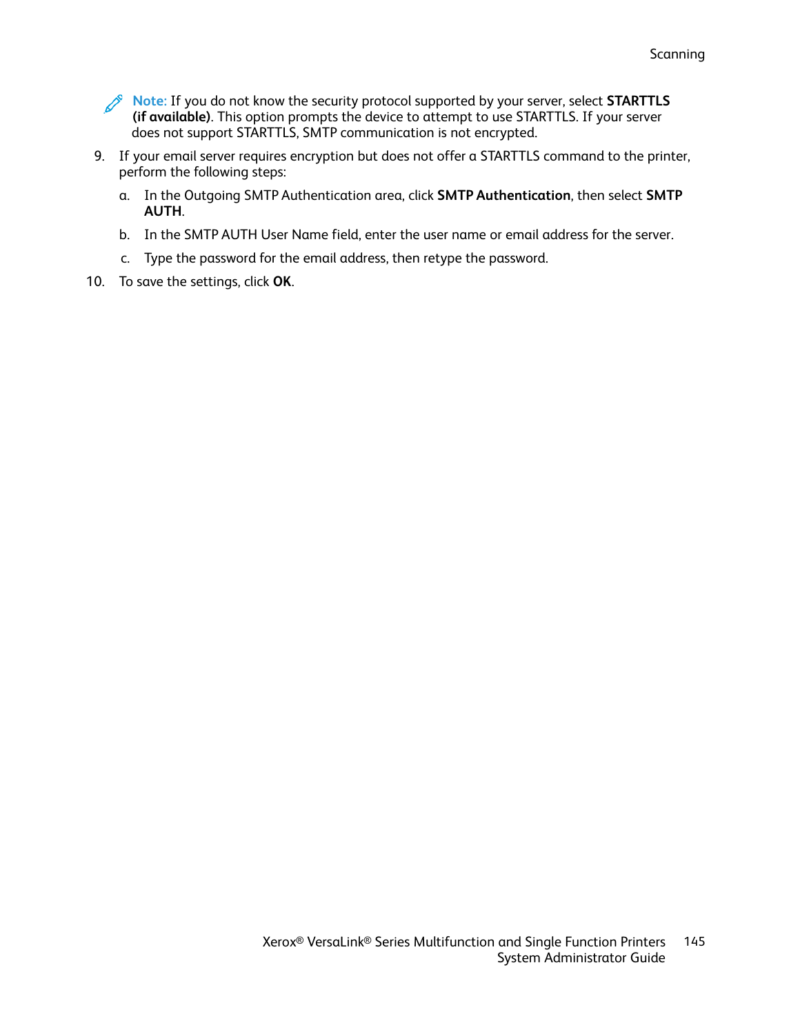> **Note:** If you do not know the security protocol supported by your server, select **STARTTLS (if available)**. This option prompts the device to attempt to use STARTTLS. If your server does not support STARTTLS, SMTP communication is not encrypted.

9. If your email server requires encryption but does not offer a STARTTLS command to the printer, perform the following steps:
   a. In the Outgoing SMTP Authentication area, click **SMTP Authentication**, then select **SMTP AUTH**.
   b. In the SMTP AUTH User Name field, enter the user name or email address for the server.
   c. Type the password for the email address, then retype the password.
10. To save the settings, click **OK**.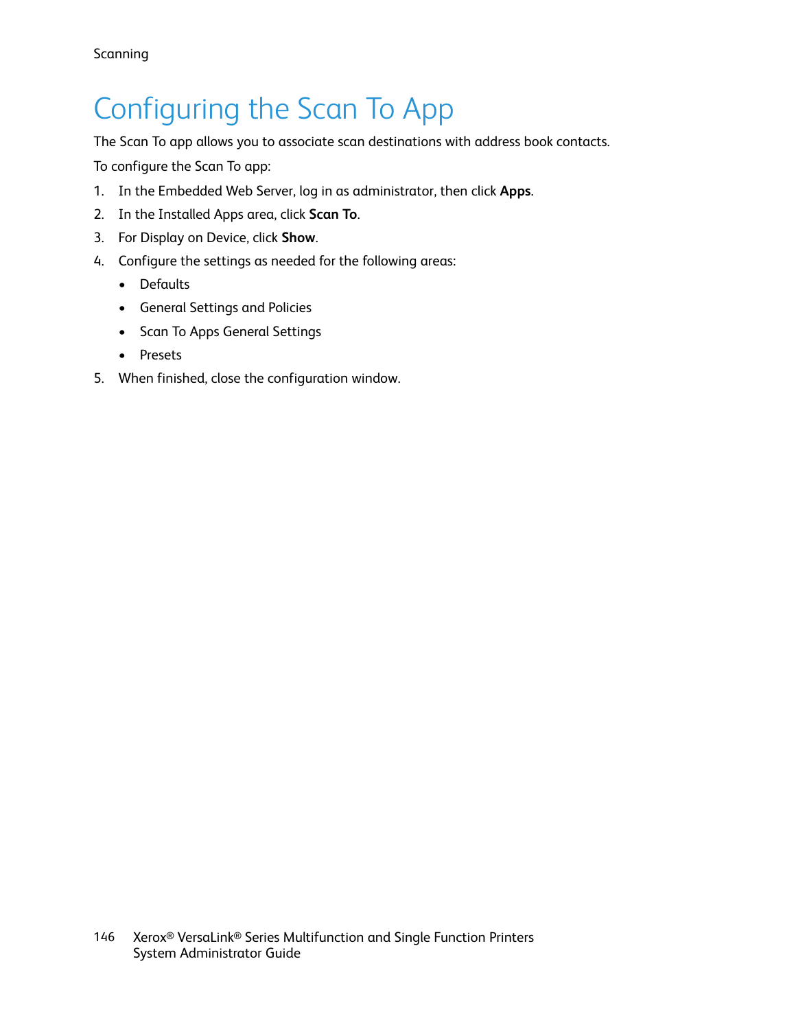# Configuring the Scan To App

The Scan To app allows you to associate scan destinations with address book contacts.

To configure the Scan To app:

1. In the Embedded Web Server, log in as administrator, then click **Apps**.
2. In the Installed Apps area, click **Scan To**.
3. For Display on Device, click **Show**.
4. Configure the settings as needed for the following areas:
   - Defaults
   - General Settings and Policies
   - Scan To Apps General Settings
   - Presets
5. When finished, close the configuration window.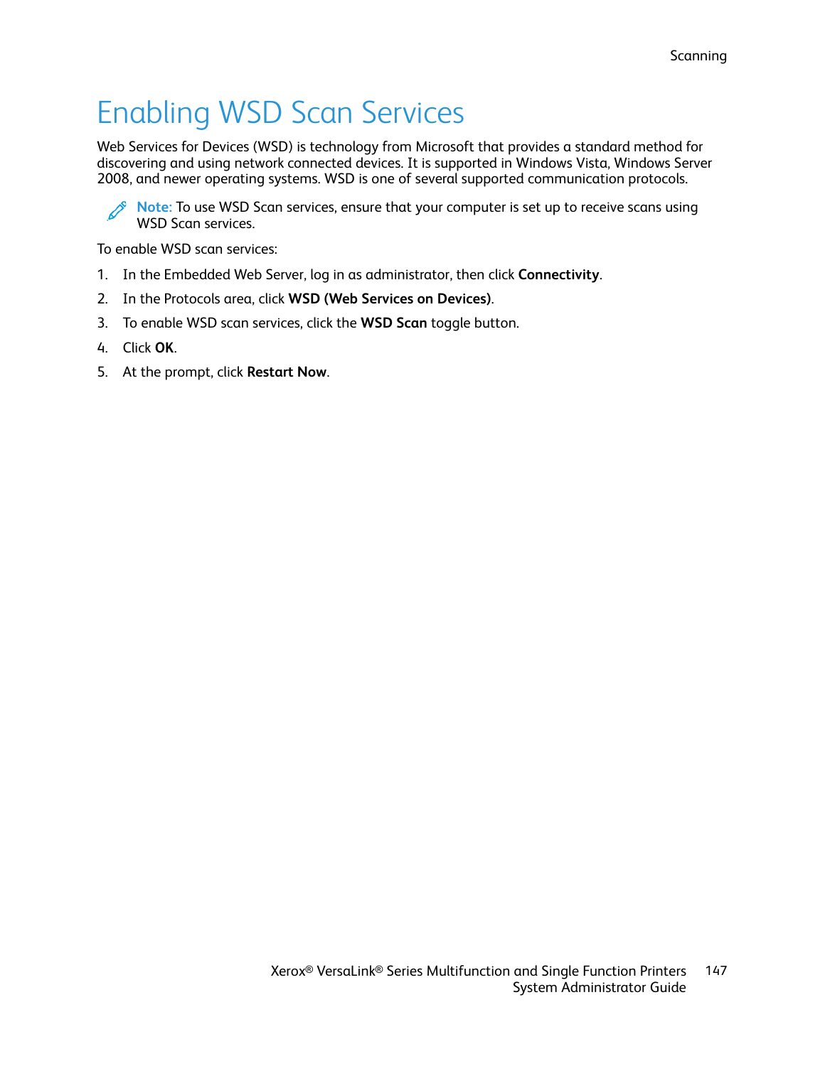# Enabling WSD Scan Services

Web Services for Devices (WSD) is technology from Microsoft that provides a standard method for discovering and using network connected devices. It is supported in Windows Vista, Windows Server 2008, and newer operating systems. WSD is one of several supported communication protocols.

**Note:** To use WSD Scan services, ensure that your computer is set up to receive scans using WSD Scan services.

To enable WSD scan services:

1. In the Embedded Web Server, log in as administrator, then click **Connectivity**.
2. In the Protocols area, click **WSD (Web Services on Devices)**.
3. To enable WSD scan services, click the **WSD Scan** toggle button.
4. Click **OK**.
5. At the prompt, click **Restart Now**.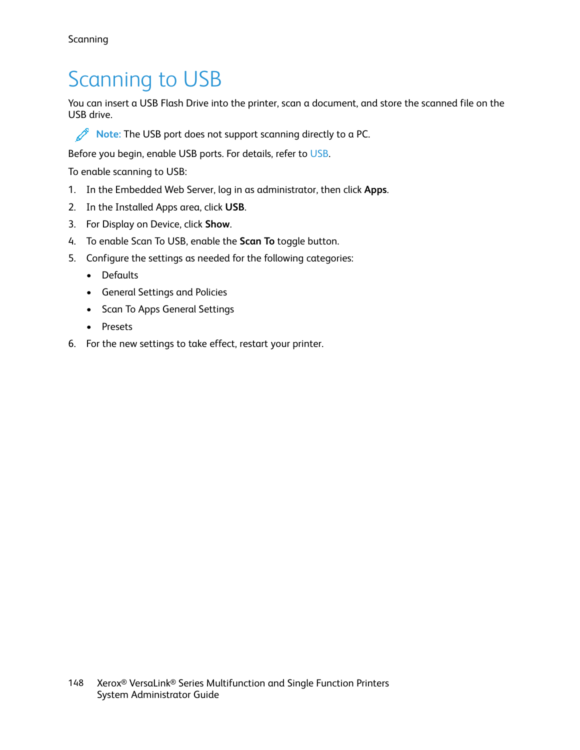# Scanning to USB

You can insert a USB Flash Drive into the printer, scan a document, and store the scanned file on the USB drive.

**Note:** The USB port does not support scanning directly to a PC.

Before you begin, enable USB ports. For details, refer to USB.

To enable scanning to USB:

1. In the Embedded Web Server, log in as administrator, then click **Apps**.
2. In the Installed Apps area, click **USB**.
3. For Display on Device, click **Show**.
4. To enable Scan To USB, enable the **Scan To** toggle button.
5. Configure the settings as needed for the following categories:
   - Defaults
   - General Settings and Policies
   - Scan To Apps General Settings
   - Presets
6. For the new settings to take effect, restart your printer.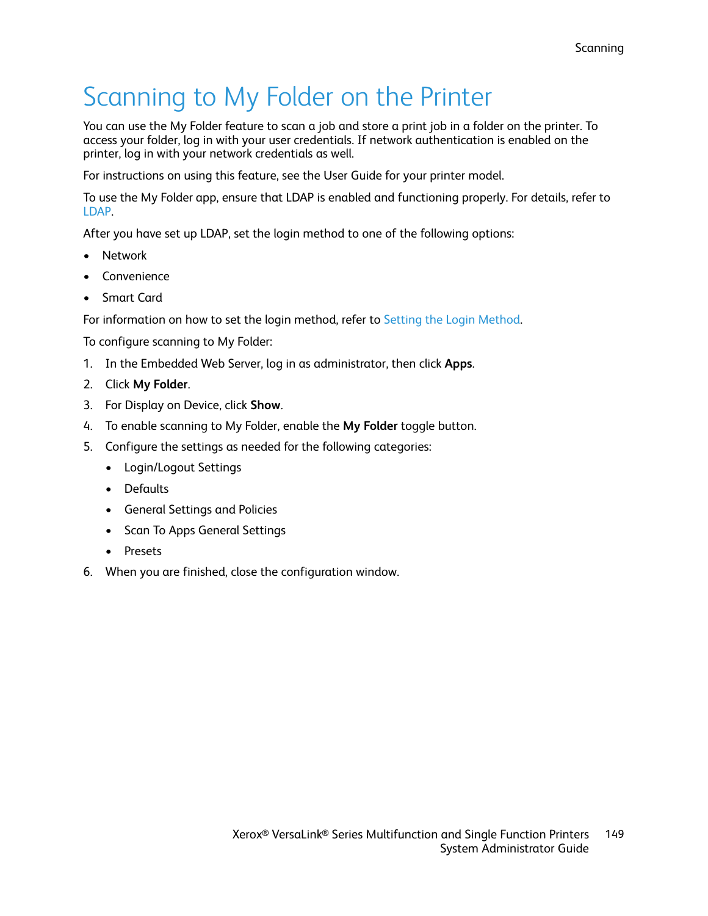# Scanning to My Folder on the Printer

You can use the My Folder feature to scan a job and store a print job in a folder on the printer. To access your folder, log in with your user credentials. If network authentication is enabled on the printer, log in with your network credentials as well.

For instructions on using this feature, see the User Guide for your printer model.

To use the My Folder app, ensure that LDAP is enabled and functioning properly. For details, refer to LDAP.

After you have set up LDAP, set the login method to one of the following options:

- Network
- Convenience
- Smart Card

For information on how to set the login method, refer to Setting the Login Method.

To configure scanning to My Folder:

1. In the Embedded Web Server, log in as administrator, then click **Apps**.
2. Click **My Folder**.
3. For Display on Device, click **Show**.
4. To enable scanning to My Folder, enable the **My Folder** toggle button.
5. Configure the settings as needed for the following categories:
   - Login/Logout Settings
   - Defaults
   - General Settings and Policies
   - Scan To Apps General Settings
   - Presets
6. When you are finished, close the configuration window.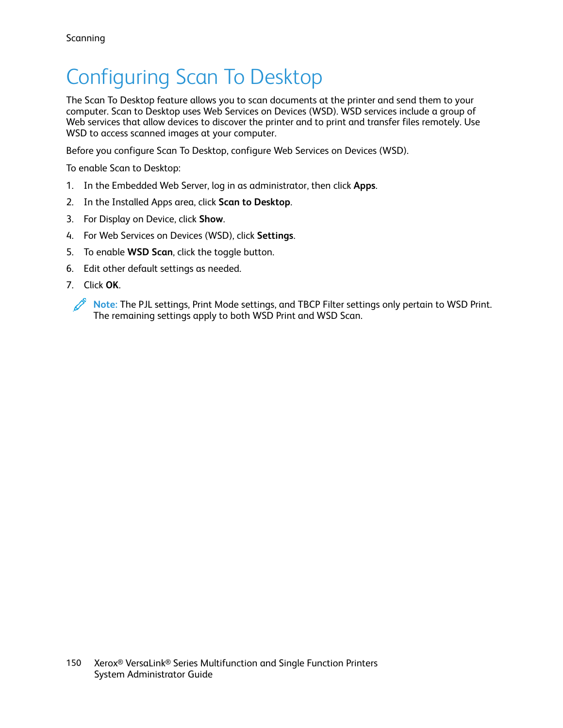# Configuring Scan To Desktop

The Scan To Desktop feature allows you to scan documents at the printer and send them to your computer. Scan to Desktop uses Web Services on Devices (WSD). WSD services include a group of Web services that allow devices to discover the printer and to print and transfer files remotely. Use WSD to access scanned images at your computer.

Before you configure Scan To Desktop, configure Web Services on Devices (WSD).

To enable Scan to Desktop:

1. In the Embedded Web Server, log in as administrator, then click **Apps**.
2. In the Installed Apps area, click **Scan to Desktop**.
3. For Display on Device, click **Show**.
4. For Web Services on Devices (WSD), click **Settings**.
5. To enable **WSD Scan**, click the toggle button.
6. Edit other default settings as needed.
7. Click **OK**.

> **Note:** The PJL settings, Print Mode settings, and TBCP Filter settings only pertain to WSD Print. The remaining settings apply to both WSD Print and WSD Scan.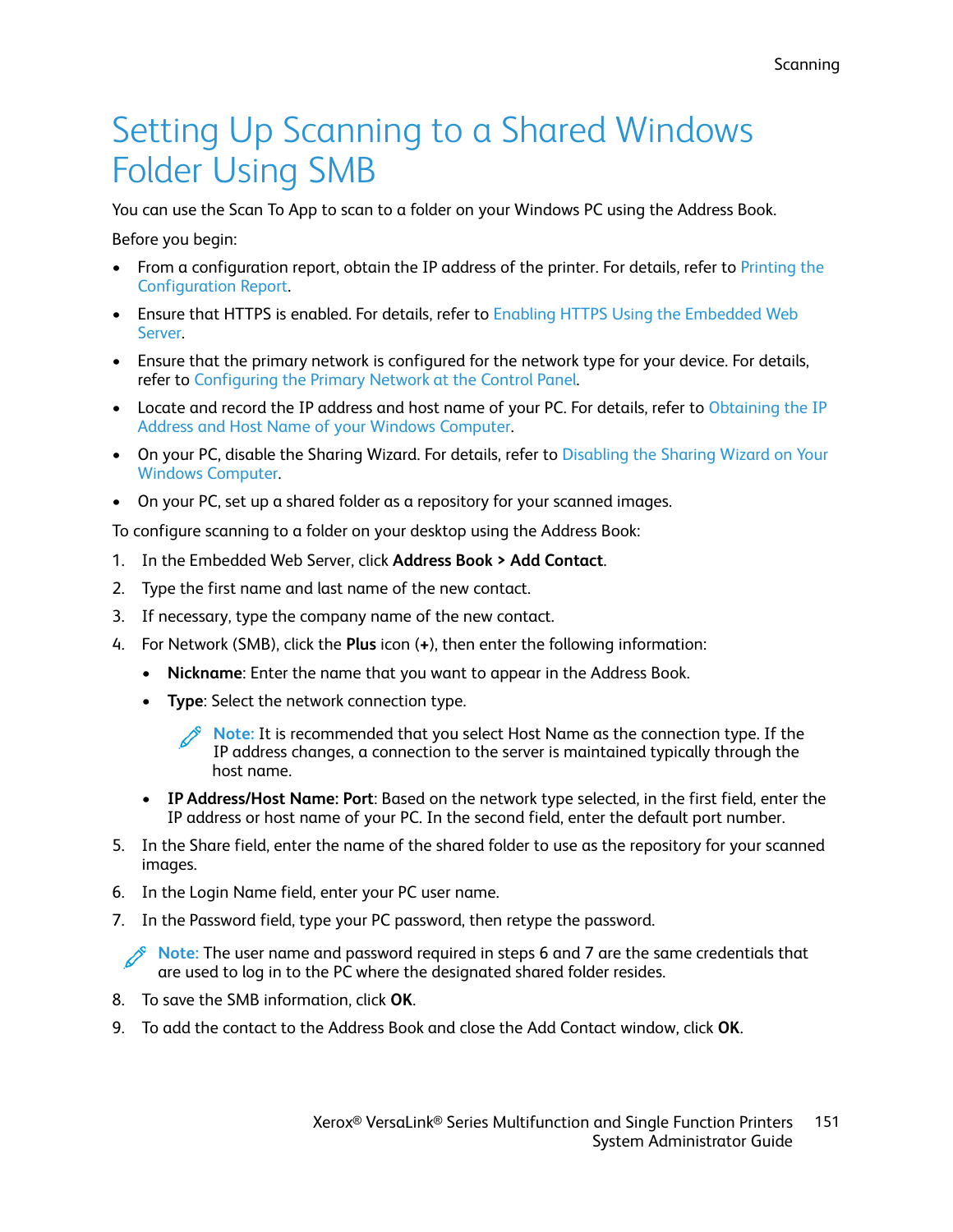# Setting Up Scanning to a Shared Windows Folder Using SMB

You can use the Scan To App to scan to a folder on your Windows PC using the Address Book.

Before you begin:

- From a configuration report, obtain the IP address of the printer. For details, refer to Printing the Configuration Report.
- Ensure that HTTPS is enabled. For details, refer to Enabling HTTPS Using the Embedded Web Server.
- Ensure that the primary network is configured for the network type for your device. For details, refer to Configuring the Primary Network at the Control Panel.
- Locate and record the IP address and host name of your PC. For details, refer to Obtaining the IP Address and Host Name of your Windows Computer.
- On your PC, disable the Sharing Wizard. For details, refer to Disabling the Sharing Wizard on Your Windows Computer.
- On your PC, set up a shared folder as a repository for your scanned images.

To configure scanning to a folder on your desktop using the Address Book:

1. In the Embedded Web Server, click **Address Book > Add Contact**.
2. Type the first name and last name of the new contact.
3. If necessary, type the company name of the new contact.
4. For Network (SMB), click the **Plus** icon (**+**), then enter the following information:
   - **Nickname**: Enter the name that you want to appear in the Address Book.
   - **Type**: Select the network connection type.

     **Note:** It is recommended that you select Host Name as the connection type. If the IP address changes, a connection to the server is maintained typically through the host name.

   - **IP Address/Host Name: Port**: Based on the network type selected, in the first field, enter the IP address or host name of your PC. In the second field, enter the default port number.
5. In the Share field, enter the name of the shared folder to use as the repository for your scanned images.
6. In the Login Name field, enter your PC user name.
7. In the Password field, type your PC password, then retype the password.

   **Note:** The user name and password required in steps 6 and 7 are the same credentials that are used to log in to the PC where the designated shared folder resides.

8. To save the SMB information, click **OK**.
9. To add the contact to the Address Book and close the Add Contact window, click **OK**.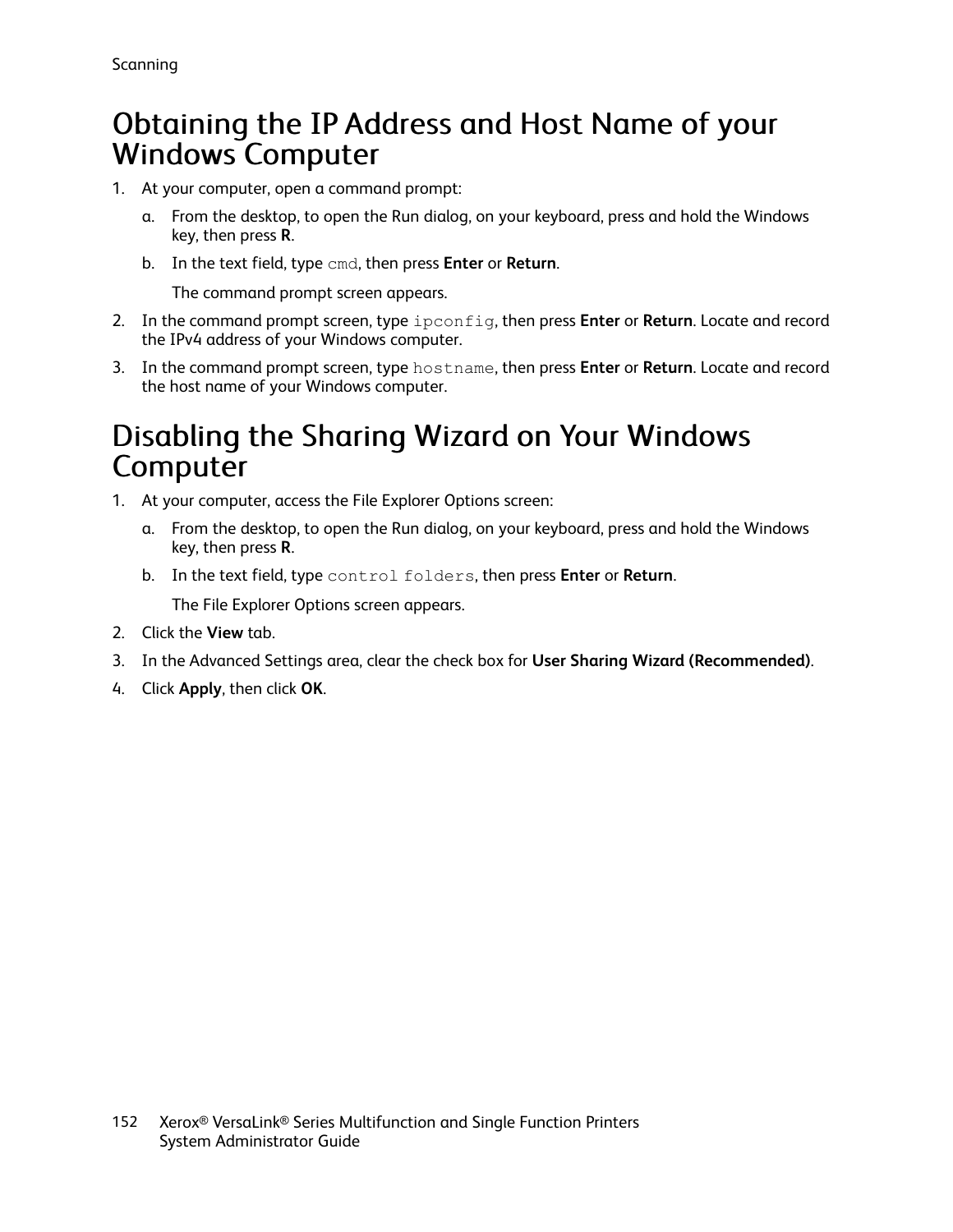# Obtaining the IP Address and Host Name of your Windows Computer

1. At your computer, open a command prompt:
   a. From the desktop, to open the Run dialog, on your keyboard, press and hold the Windows key, then press **R**.
   b. In the text field, type `cmd`, then press **Enter** or **Return**.

      The command prompt screen appears.
2. In the command prompt screen, type `ipconfig`, then press **Enter** or **Return**. Locate and record the IPv4 address of your Windows computer.
3. In the command prompt screen, type `hostname`, then press **Enter** or **Return**. Locate and record the host name of your Windows computer.

# Disabling the Sharing Wizard on Your Windows Computer

1. At your computer, access the File Explorer Options screen:
   a. From the desktop, to open the Run dialog, on your keyboard, press and hold the Windows key, then press **R**.
   b. In the text field, type `control folders`, then press **Enter** or **Return**.

      The File Explorer Options screen appears.
2. Click the **View** tab.
3. In the Advanced Settings area, clear the check box for **User Sharing Wizard (Recommended)**.
4. Click **Apply**, then click **OK**.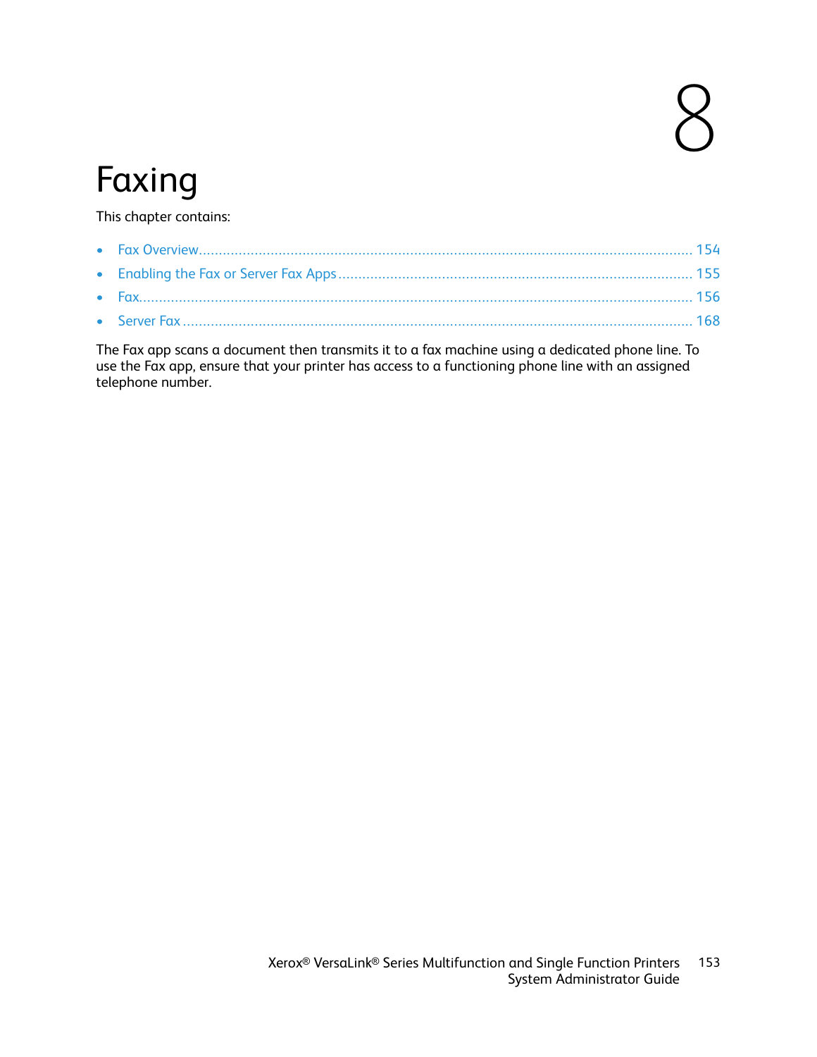# 8 Faxing

This chapter contains:

- Fax Overview ........................................ 154
- Enabling the Fax or Server Fax Apps ........................................ 155
- Fax ........................................ 156
- Server Fax ........................................ 168

The Fax app scans a document then transmits it to a fax machine using a dedicated phone line. To use the Fax app, ensure that your printer has access to a functioning phone line with an assigned telephone number.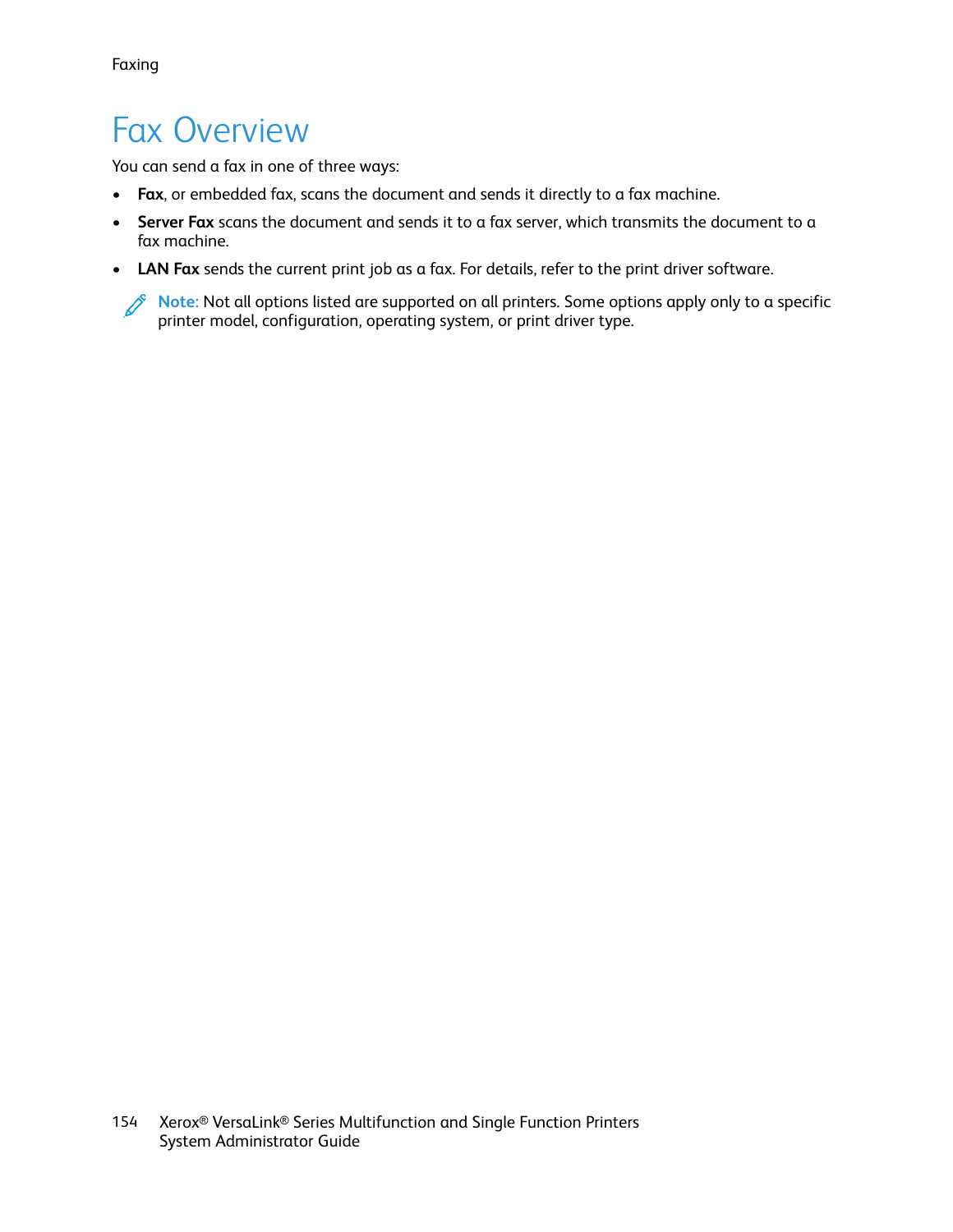# Fax Overview

You can send a fax in one of three ways:

- **Fax**, or embedded fax, scans the document and sends it directly to a fax machine.
- **Server Fax** scans the document and sends it to a fax server, which transmits the document to a fax machine.
- **LAN Fax** sends the current print job as a fax. For details, refer to the print driver software.

**Note:** Not all options listed are supported on all printers. Some options apply only to a specific printer model, configuration, operating system, or print driver type.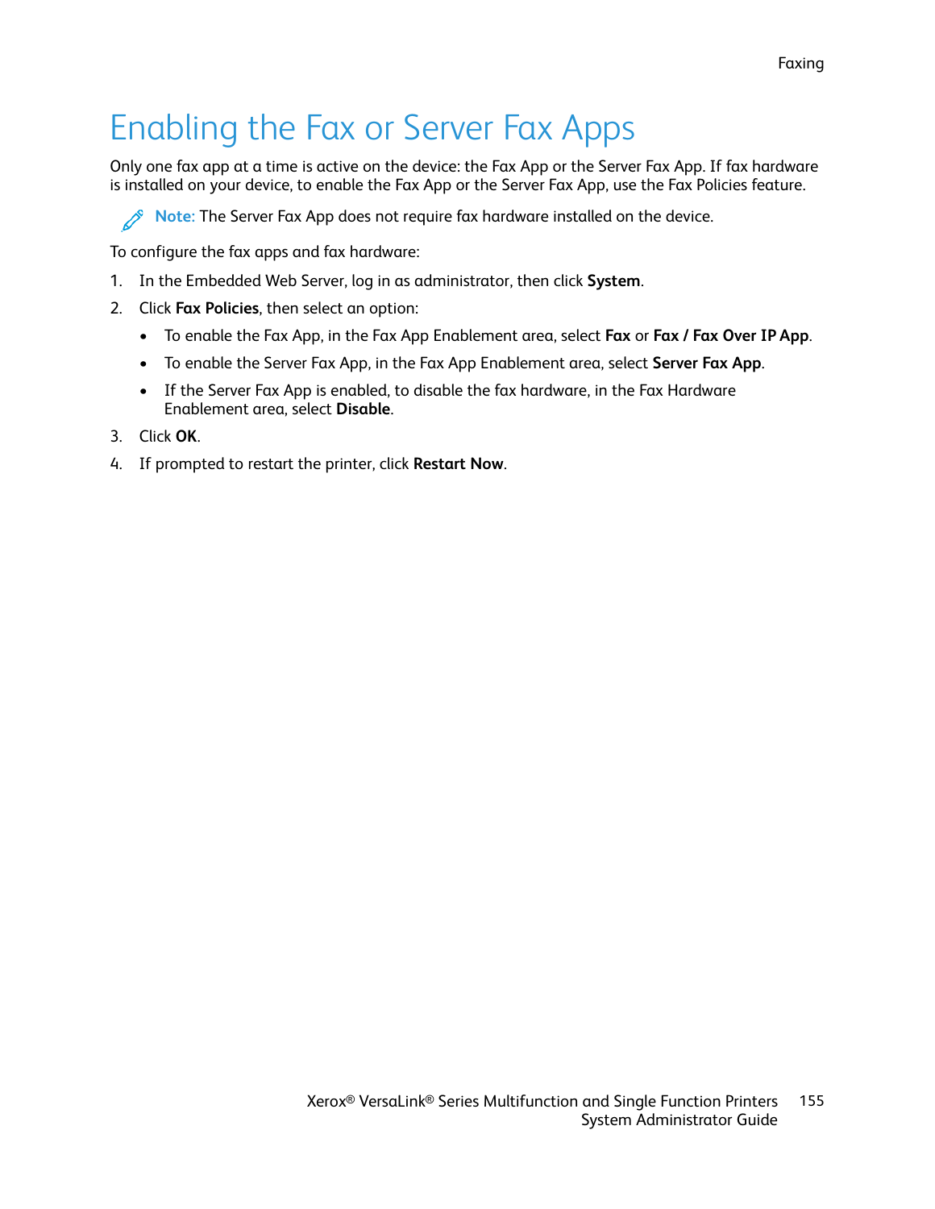# Enabling the Fax or Server Fax Apps

Only one fax app at a time is active on the device: the Fax App or the Server Fax App. If fax hardware is installed on your device, to enable the Fax App or the Server Fax App, use the Fax Policies feature.

**Note:** The Server Fax App does not require fax hardware installed on the device.

To configure the fax apps and fax hardware:

1. In the Embedded Web Server, log in as administrator, then click **System**.
2. Click **Fax Policies**, then select an option:
   - To enable the Fax App, in the Fax App Enablement area, select **Fax** or **Fax / Fax Over IP App**.
   - To enable the Server Fax App, in the Fax App Enablement area, select **Server Fax App**.
   - If the Server Fax App is enabled, to disable the fax hardware, in the Fax Hardware Enablement area, select **Disable**.
3. Click **OK**.
4. If prompted to restart the printer, click **Restart Now**.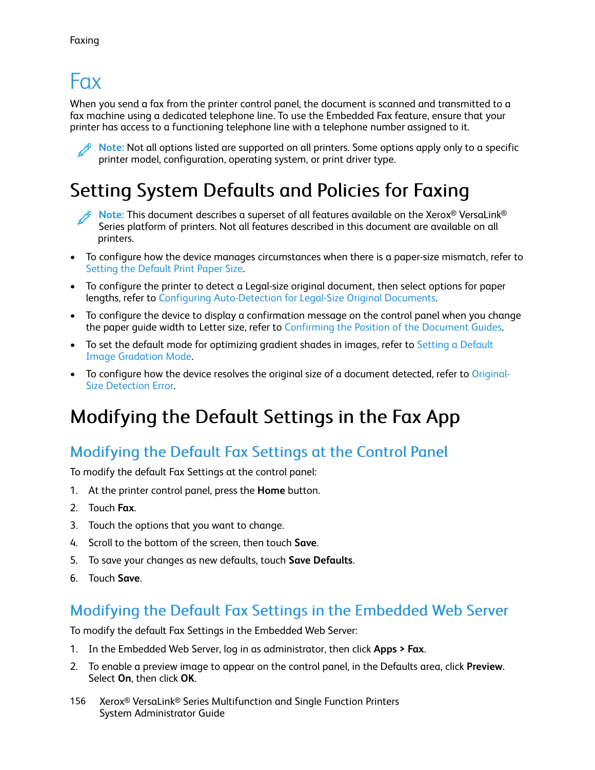// Fax

When you send a fax from the printer control panel, the document is scanned and transmitted to a fax machine using a dedicated telephone line. To use the Embedded Fax feature, ensure that your printer has access to a functioning telephone line with a telephone number assigned to it.

**Note:** Not all options listed are supported on all printers. Some options apply only to a specific printer model, configuration, operating system, or print driver type.

## Setting System Defaults and Policies for Faxing

**Note:** This document describes a superset of all features available on the Xerox® VersaLink® Series platform of printers. Not all features described in this document are available on all printers.

- To configure how the device manages circumstances when there is a paper-size mismatch, refer to Setting the Default Print Paper Size.
- To configure the printer to detect a Legal-size original document, then select options for paper lengths, refer to Configuring Auto-Detection for Legal-Size Original Documents.
- To configure the device to display a confirmation message on the control panel when you change the paper guide width to Letter size, refer to Confirming the Position of the Document Guides.
- To set the default mode for optimizing gradient shades in images, refer to Setting a Default Image Gradation Mode.
- To configure how the device resolves the original size of a document detected, refer to Original-Size Detection Error.

## Modifying the Default Settings in the Fax App

### Modifying the Default Fax Settings at the Control Panel

To modify the default Fax Settings at the control panel:

1. At the printer control panel, press the **Home** button.
2. Touch **Fax**.
3. Touch the options that you want to change.
4. Scroll to the bottom of the screen, then touch **Save**.
5. To save your changes as new defaults, touch **Save Defaults**.
6. Touch **Save**.

### Modifying the Default Fax Settings in the Embedded Web Server

To modify the default Fax Settings in the Embedded Web Server:

1. In the Embedded Web Server, log in as administrator, then click **Apps > Fax**.
2. To enable a preview image to appear on the control panel, in the Defaults area, click **Preview**. Select **On**, then click **OK**.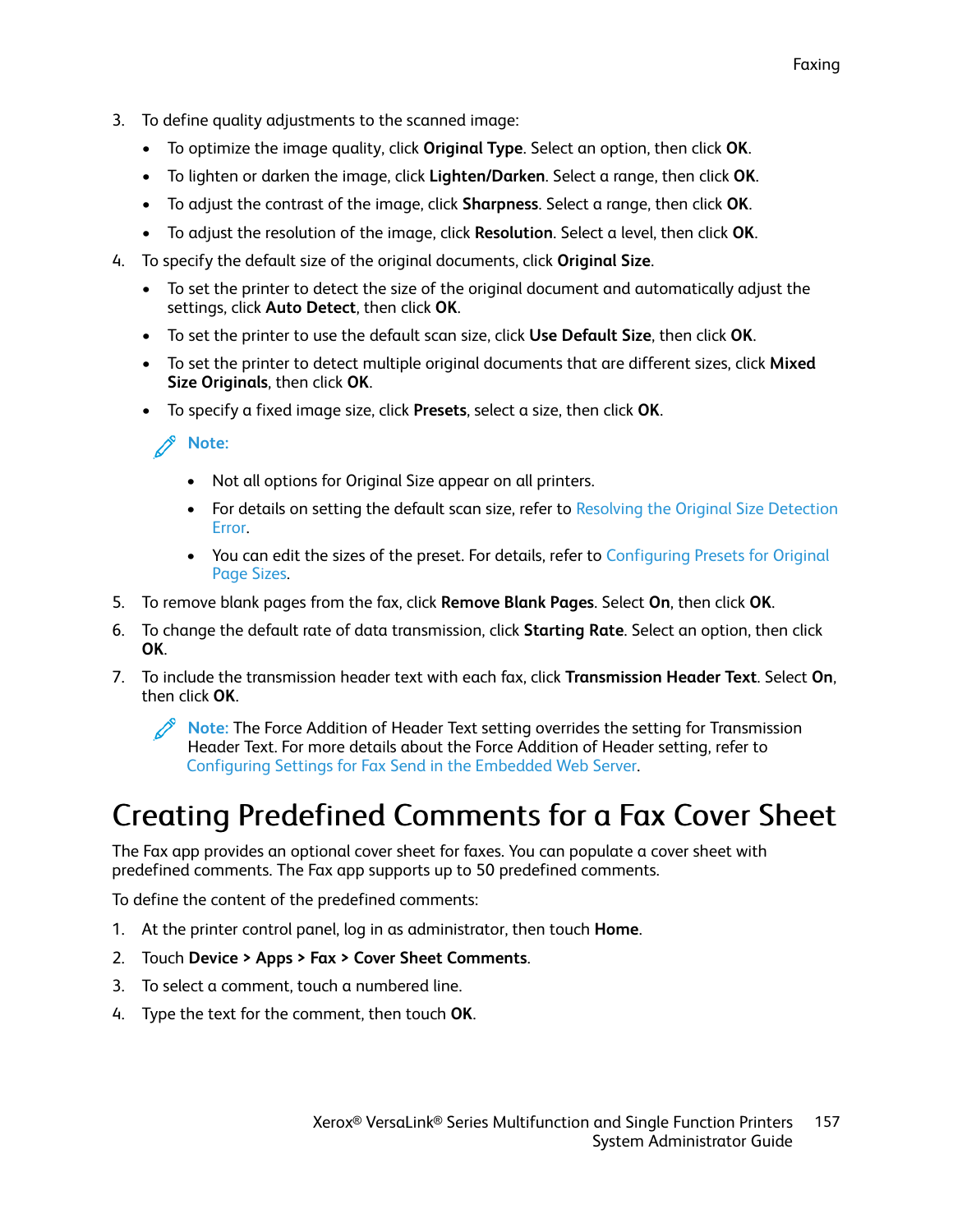3. To define quality adjustments to the scanned image:
   - To optimize the image quality, click **Original Type**. Select an option, then click **OK**.
   - To lighten or darken the image, click **Lighten/Darken**. Select a range, then click **OK**.
   - To adjust the contrast of the image, click **Sharpness**. Select a range, then click **OK**.
   - To adjust the resolution of the image, click **Resolution**. Select a level, then click **OK**.
4. To specify the default size of the original documents, click **Original Size**.
   - To set the printer to detect the size of the original document and automatically adjust the settings, click **Auto Detect**, then click **OK**.
   - To set the printer to use the default scan size, click **Use Default Size**, then click **OK**.
   - To set the printer to detect multiple original documents that are different sizes, click **Mixed Size Originals**, then click **OK**.
   - To specify a fixed image size, click **Presets**, select a size, then click **OK**.

   **Note:**

   - Not all options for Original Size appear on all printers.
   - For details on setting the default scan size, refer to Resolving the Original Size Detection Error.
   - You can edit the sizes of the preset. For details, refer to Configuring Presets for Original Page Sizes.
5. To remove blank pages from the fax, click **Remove Blank Pages**. Select **On**, then click **OK**.
6. To change the default rate of data transmission, click **Starting Rate**. Select an option, then click **OK**.
7. To include the transmission header text with each fax, click **Transmission Header Text**. Select **On**, then click **OK**.

   **Note:** The Force Addition of Header Text setting overrides the setting for Transmission Header Text. For more details about the Force Addition of Header setting, refer to Configuring Settings for Fax Send in the Embedded Web Server.

# Creating Predefined Comments for a Fax Cover Sheet

The Fax app provides an optional cover sheet for faxes. You can populate a cover sheet with predefined comments. The Fax app supports up to 50 predefined comments.

To define the content of the predefined comments:

1. At the printer control panel, log in as administrator, then touch **Home**.
2. Touch **Device > Apps > Fax > Cover Sheet Comments**.
3. To select a comment, touch a numbered line.
4. Type the text for the comment, then touch **OK**.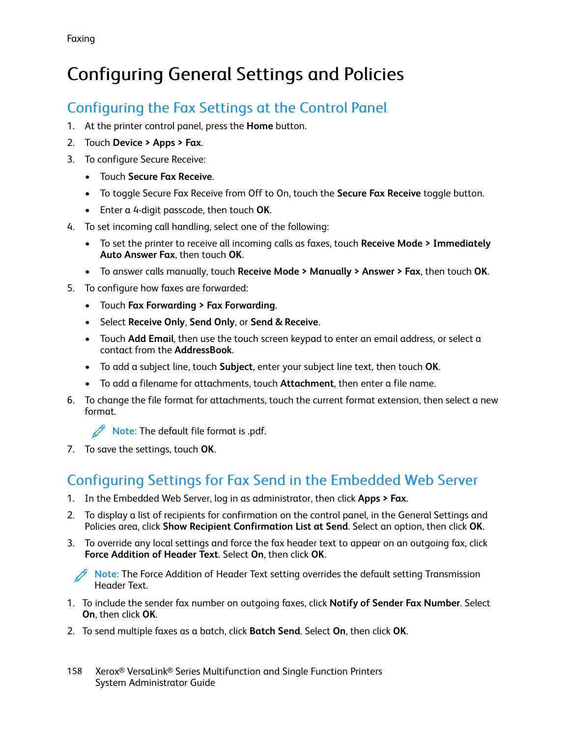# Configuring General Settings and Policies

## Configuring the Fax Settings at the Control Panel

1. At the printer control panel, press the **Home** button.
2. Touch **Device > Apps > Fax**.
3. To configure Secure Receive:
   - Touch **Secure Fax Receive**.
   - To toggle Secure Fax Receive from Off to On, touch the **Secure Fax Receive** toggle button.
   - Enter a 4-digit passcode, then touch **OK**.
4. To set incoming call handling, select one of the following:
   - To set the printer to receive all incoming calls as faxes, touch **Receive Mode > Immediately Auto Answer Fax**, then touch **OK**.
   - To answer calls manually, touch **Receive Mode > Manually > Answer > Fax**, then touch **OK**.
5. To configure how faxes are forwarded:
   - Touch **Fax Forwarding > Fax Forwarding**.
   - Select **Receive Only**, **Send Only**, or **Send & Receive**.
   - Touch **Add Email**, then use the touch screen keypad to enter an email address, or select a contact from the **AddressBook**.
   - To add a subject line, touch **Subject**, enter your subject line text, then touch **OK**.
   - To add a filename for attachments, touch **Attachment**, then enter a file name.
6. To change the file format for attachments, touch the current format extension, then select a new format.

   **Note:** The default file format is .pdf.
7. To save the settings, touch **OK**.

## Configuring Settings for Fax Send in the Embedded Web Server

1. In the Embedded Web Server, log in as administrator, then click **Apps > Fax**.
2. To display a list of recipients for confirmation on the control panel, in the General Settings and Policies area, click **Show Recipient Confirmation List at Send**. Select an option, then click **OK**.
3. To override any local settings and force the fax header text to appear on an outgoing fax, click **Force Addition of Header Text**. Select **On**, then click **OK**.

**Note:** The Force Addition of Header Text setting overrides the default setting Transmission Header Text.

1. To include the sender fax number on outgoing faxes, click **Notify of Sender Fax Number**. Select **On**, then click **OK**.
2. To send multiple faxes as a batch, click **Batch Send**. Select **On**, then click **OK**.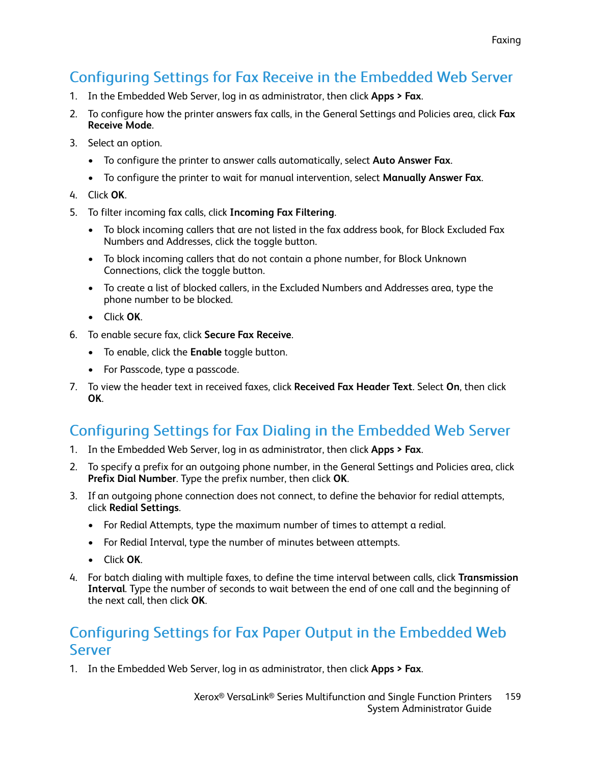## Configuring Settings for Fax Receive in the Embedded Web Server

1. In the Embedded Web Server, log in as administrator, then click **Apps > Fax**.
2. To configure how the printer answers fax calls, in the General Settings and Policies area, click **Fax Receive Mode**.
3. Select an option.
   - To configure the printer to answer calls automatically, select **Auto Answer Fax**.
   - To configure the printer to wait for manual intervention, select **Manually Answer Fax**.
4. Click **OK**.
5. To filter incoming fax calls, click **Incoming Fax Filtering**.
   - To block incoming callers that are not listed in the fax address book, for Block Excluded Fax Numbers and Addresses, click the toggle button.
   - To block incoming callers that do not contain a phone number, for Block Unknown Connections, click the toggle button.
   - To create a list of blocked callers, in the Excluded Numbers and Addresses area, type the phone number to be blocked.
   - Click **OK**.
6. To enable secure fax, click **Secure Fax Receive**.
   - To enable, click the **Enable** toggle button.
   - For Passcode, type a passcode.
7. To view the header text in received faxes, click **Received Fax Header Text**. Select **On**, then click **OK**.

## Configuring Settings for Fax Dialing in the Embedded Web Server

1. In the Embedded Web Server, log in as administrator, then click **Apps > Fax**.
2. To specify a prefix for an outgoing phone number, in the General Settings and Policies area, click **Prefix Dial Number**. Type the prefix number, then click **OK**.
3. If an outgoing phone connection does not connect, to define the behavior for redial attempts, click **Redial Settings**.
   - For Redial Attempts, type the maximum number of times to attempt a redial.
   - For Redial Interval, type the number of minutes between attempts.
   - Click **OK**.
4. For batch dialing with multiple faxes, to define the time interval between calls, click **Transmission Interval**. Type the number of seconds to wait between the end of one call and the beginning of the next call, then click **OK**.

## Configuring Settings for Fax Paper Output in the Embedded Web Server

1. In the Embedded Web Server, log in as administrator, then click **Apps > Fax**.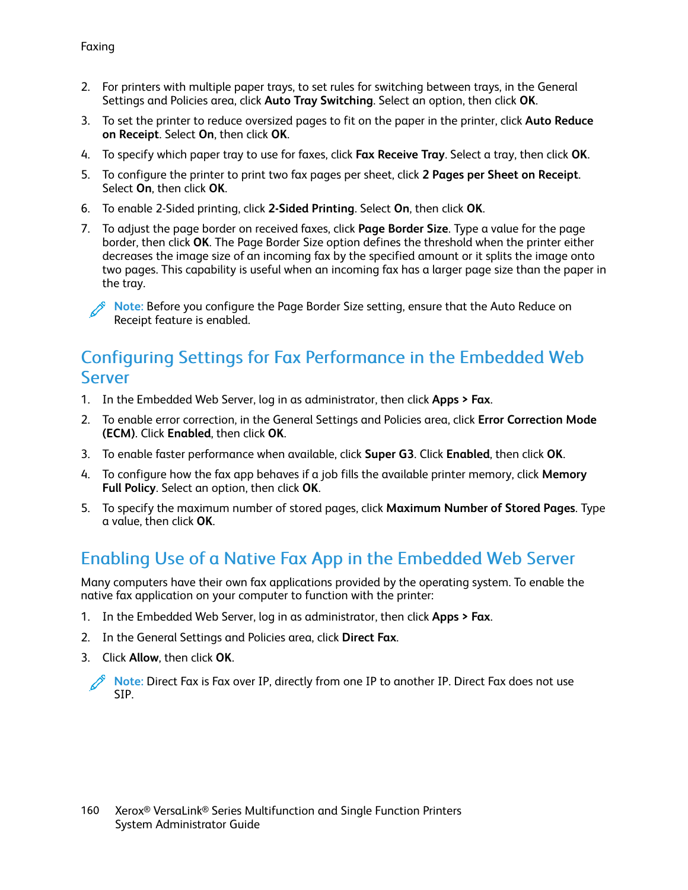2. For printers with multiple paper trays, to set rules for switching between trays, in the General Settings and Policies area, click **Auto Tray Switching**. Select an option, then click **OK**.
3. To set the printer to reduce oversized pages to fit on the paper in the printer, click **Auto Reduce on Receipt**. Select **On**, then click **OK**.
4. To specify which paper tray to use for faxes, click **Fax Receive Tray**. Select a tray, then click **OK**.
5. To configure the printer to print two fax pages per sheet, click **2 Pages per Sheet on Receipt**. Select **On**, then click **OK**.
6. To enable 2-Sided printing, click **2-Sided Printing**. Select **On**, then click **OK**.
7. To adjust the page border on received faxes, click **Page Border Size**. Type a value for the page border, then click **OK**. The Page Border Size option defines the threshold when the printer either decreases the image size of an incoming fax by the specified amount or it splits the image onto two pages. This capability is useful when an incoming fax has a larger page size than the paper in the tray.

> **Note:** Before you configure the Page Border Size setting, ensure that the Auto Reduce on Receipt feature is enabled.

## Configuring Settings for Fax Performance in the Embedded Web Server

1. In the Embedded Web Server, log in as administrator, then click **Apps > Fax**.
2. To enable error correction, in the General Settings and Policies area, click **Error Correction Mode (ECM)**. Click **Enabled**, then click **OK**.
3. To enable faster performance when available, click **Super G3**. Click **Enabled**, then click **OK**.
4. To configure how the fax app behaves if a job fills the available printer memory, click **Memory Full Policy**. Select an option, then click **OK**.
5. To specify the maximum number of stored pages, click **Maximum Number of Stored Pages**. Type a value, then click **OK**.

## Enabling Use of a Native Fax App in the Embedded Web Server

Many computers have their own fax applications provided by the operating system. To enable the native fax application on your computer to function with the printer:

1. In the Embedded Web Server, log in as administrator, then click **Apps > Fax**.
2. In the General Settings and Policies area, click **Direct Fax**.
3. Click **Allow**, then click **OK**.

> **Note:** Direct Fax is Fax over IP, directly from one IP to another IP. Direct Fax does not use SIP.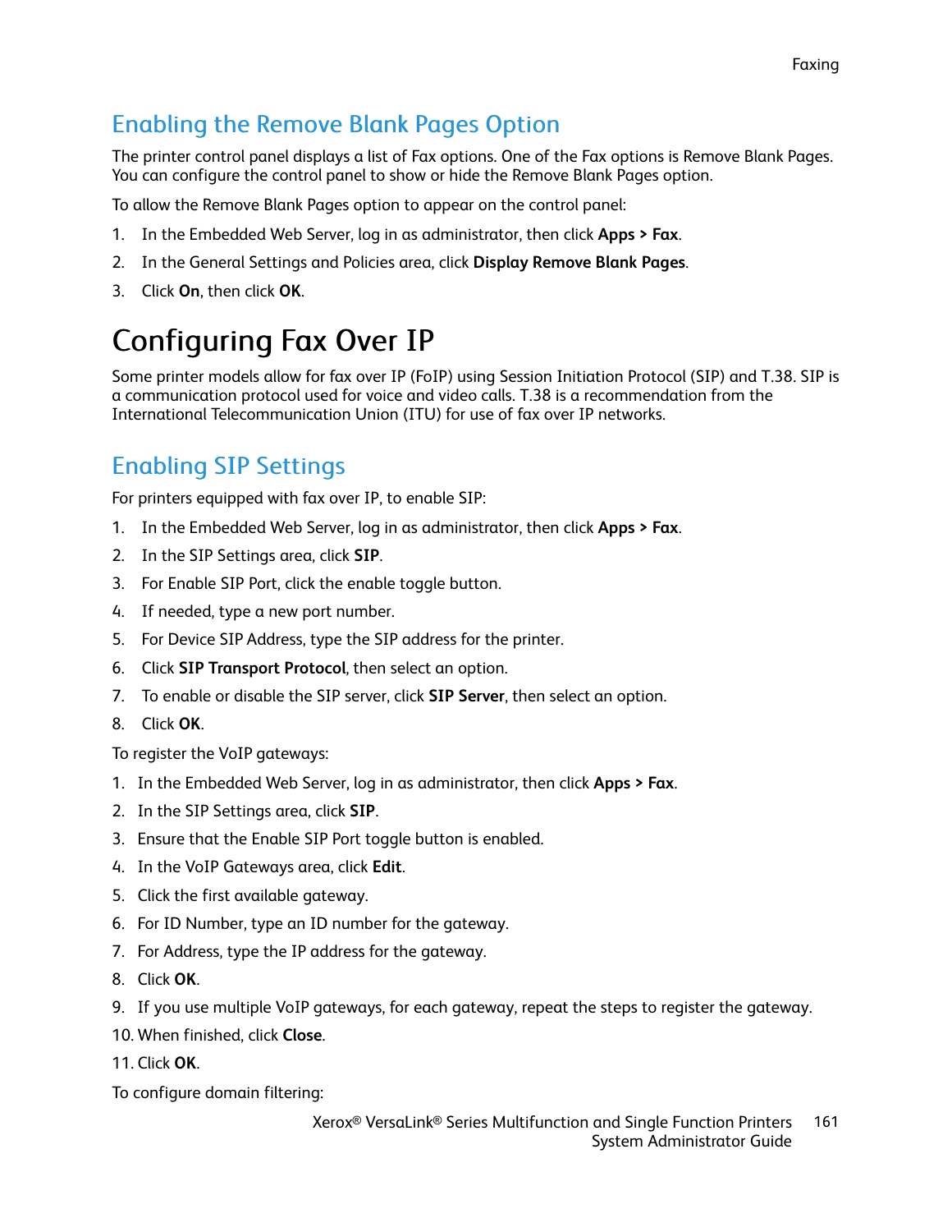## Enabling the Remove Blank Pages Option

The printer control panel displays a list of Fax options. One of the Fax options is Remove Blank Pages. You can configure the control panel to show or hide the Remove Blank Pages option.

To allow the Remove Blank Pages option to appear on the control panel:

1. In the Embedded Web Server, log in as administrator, then click **Apps > Fax**.
2. In the General Settings and Policies area, click **Display Remove Blank Pages**.
3. Click **On**, then click **OK**.

# Configuring Fax Over IP

Some printer models allow for fax over IP (FoIP) using Session Initiation Protocol (SIP) and T.38. SIP is a communication protocol used for voice and video calls. T.38 is a recommendation from the International Telecommunication Union (ITU) for use of fax over IP networks.

## Enabling SIP Settings

For printers equipped with fax over IP, to enable SIP:

1. In the Embedded Web Server, log in as administrator, then click **Apps > Fax**.
2. In the SIP Settings area, click **SIP**.
3. For Enable SIP Port, click the enable toggle button.
4. If needed, type a new port number.
5. For Device SIP Address, type the SIP address for the printer.
6. Click **SIP Transport Protocol**, then select an option.
7. To enable or disable the SIP server, click **SIP Server**, then select an option.
8. Click **OK**.

To register the VoIP gateways:

1. In the Embedded Web Server, log in as administrator, then click **Apps > Fax**.
2. In the SIP Settings area, click **SIP**.
3. Ensure that the Enable SIP Port toggle button is enabled.
4. In the VoIP Gateways area, click **Edit**.
5. Click the first available gateway.
6. For ID Number, type an ID number for the gateway.
7. For Address, type the IP address for the gateway.
8. Click **OK**.
9. If you use multiple VoIP gateways, for each gateway, repeat the steps to register the gateway.
10. When finished, click **Close**.
11. Click **OK**.

To configure domain filtering: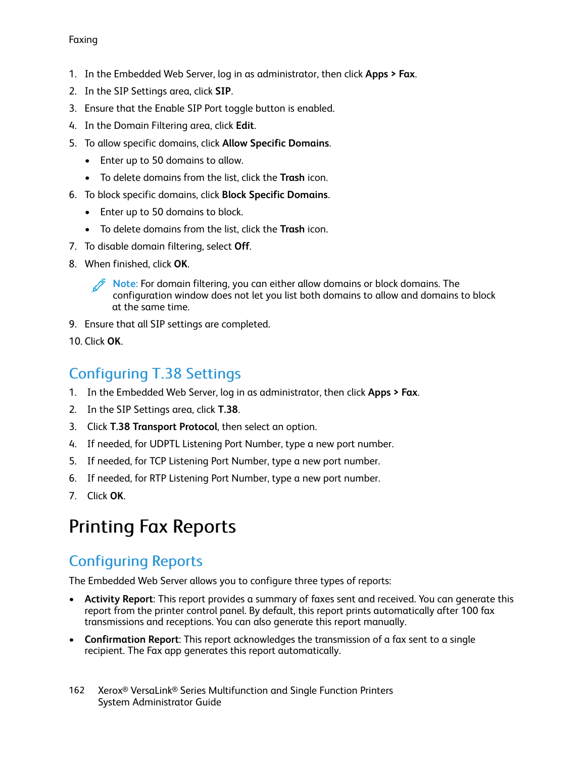1. In the Embedded Web Server, log in as administrator, then click **Apps > Fax**.
2. In the SIP Settings area, click **SIP**.
3. Ensure that the Enable SIP Port toggle button is enabled.
4. In the Domain Filtering area, click **Edit**.
5. To allow specific domains, click **Allow Specific Domains**.
   - Enter up to 50 domains to allow.
   - To delete domains from the list, click the **Trash** icon.
6. To block specific domains, click **Block Specific Domains**.
   - Enter up to 50 domains to block.
   - To delete domains from the list, click the **Trash** icon.
7. To disable domain filtering, select **Off**.
8. When finished, click **OK**.

   **Note:** For domain filtering, you can either allow domains or block domains. The configuration window does not let you list both domains to allow and domains to block at the same time.

9. Ensure that all SIP settings are completed.
10. Click **OK**.

## Configuring T.38 Settings

1. In the Embedded Web Server, log in as administrator, then click **Apps > Fax**.
2. In the SIP Settings area, click **T.38**.
3. Click **T.38 Transport Protocol**, then select an option.
4. If needed, for UDPTL Listening Port Number, type a new port number.
5. If needed, for TCP Listening Port Number, type a new port number.
6. If needed, for RTP Listening Port Number, type a new port number.
7. Click **OK**.

# Printing Fax Reports

## Configuring Reports

The Embedded Web Server allows you to configure three types of reports:

- **Activity Report**: This report provides a summary of faxes sent and received. You can generate this report from the printer control panel. By default, this report prints automatically after 100 fax transmissions and receptions. You can also generate this report manually.
- **Confirmation Report**: This report acknowledges the transmission of a fax sent to a single recipient. The Fax app generates this report automatically.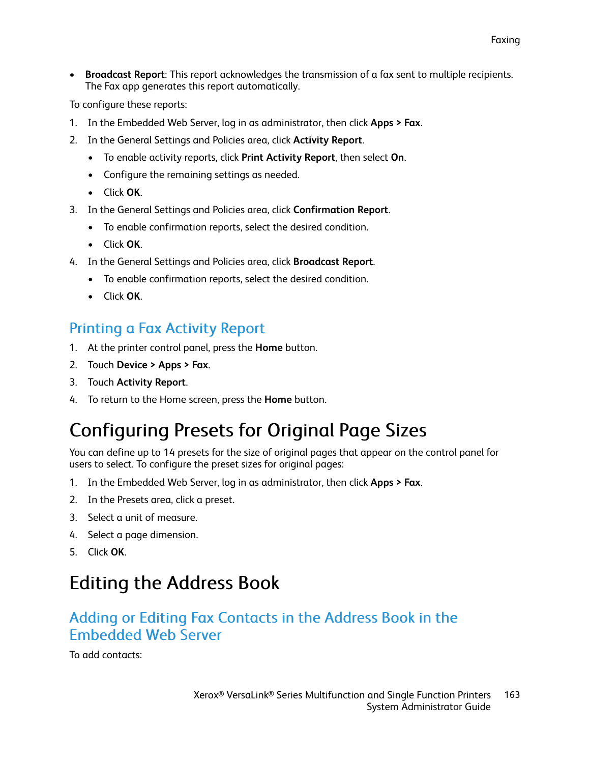- **Broadcast Report**: This report acknowledges the transmission of a fax sent to multiple recipients. The Fax app generates this report automatically.

To configure these reports:

1. In the Embedded Web Server, log in as administrator, then click **Apps > Fax**.
2. In the General Settings and Policies area, click **Activity Report**.
   - To enable activity reports, click **Print Activity Report**, then select **On**.
   - Configure the remaining settings as needed.
   - Click **OK**.
3. In the General Settings and Policies area, click **Confirmation Report**.
   - To enable confirmation reports, select the desired condition.
   - Click **OK**.
4. In the General Settings and Policies area, click **Broadcast Report**.
   - To enable confirmation reports, select the desired condition.
   - Click **OK**.

## Printing a Fax Activity Report

1. At the printer control panel, press the **Home** button.
2. Touch **Device > Apps > Fax**.
3. Touch **Activity Report**.
4. To return to the Home screen, press the **Home** button.

# Configuring Presets for Original Page Sizes

You can define up to 14 presets for the size of original pages that appear on the control panel for users to select. To configure the preset sizes for original pages:

1. In the Embedded Web Server, log in as administrator, then click **Apps > Fax**.
2. In the Presets area, click a preset.
3. Select a unit of measure.
4. Select a page dimension.
5. Click **OK**.

# Editing the Address Book

## Adding or Editing Fax Contacts in the Address Book in the Embedded Web Server

To add contacts: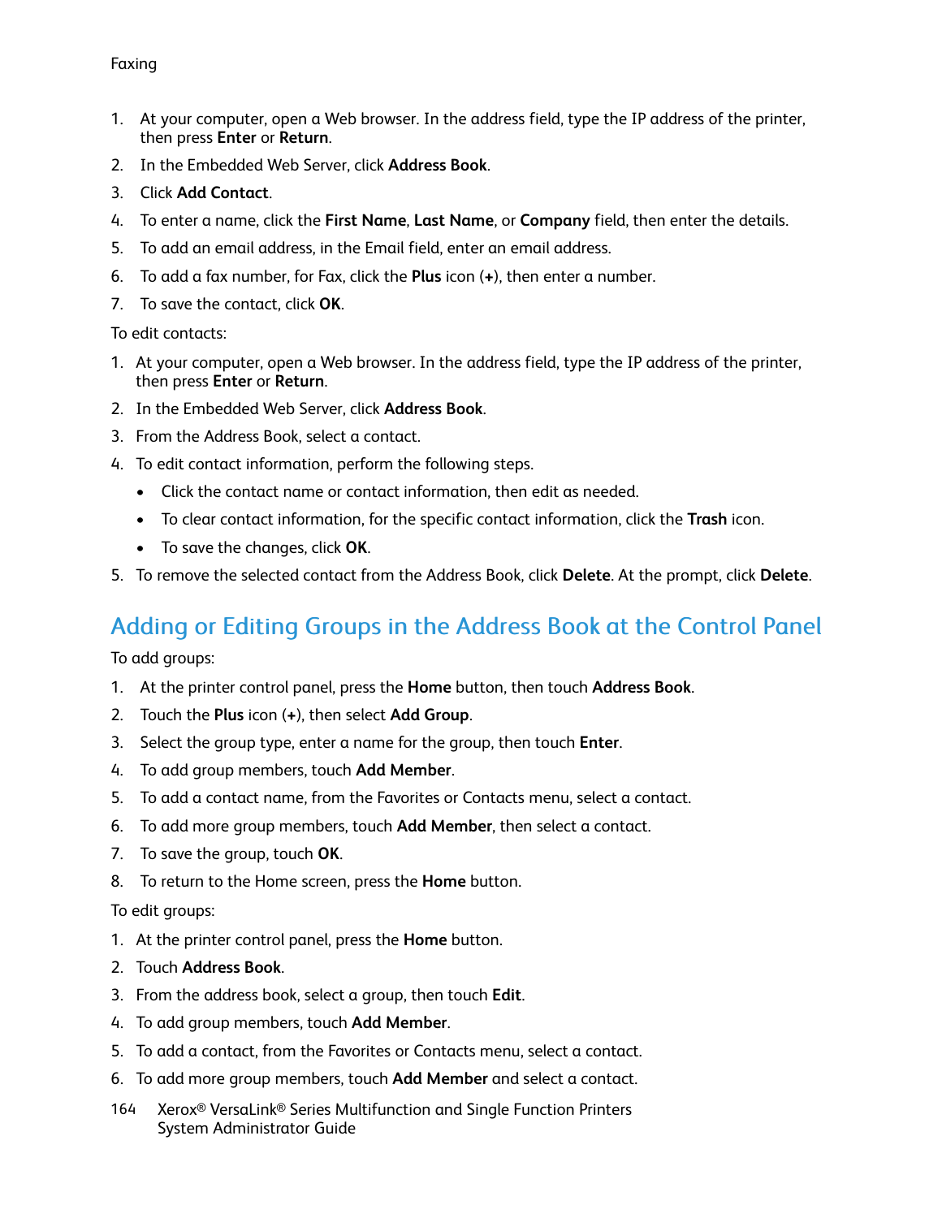1. At your computer, open a Web browser. In the address field, type the IP address of the printer, then press **Enter** or **Return**.
2. In the Embedded Web Server, click **Address Book**.
3. Click **Add Contact**.
4. To enter a name, click the **First Name**, **Last Name**, or **Company** field, then enter the details.
5. To add an email address, in the Email field, enter an email address.
6. To add a fax number, for Fax, click the **Plus** icon (**+**), then enter a number.
7. To save the contact, click **OK**.

To edit contacts:

1. At your computer, open a Web browser. In the address field, type the IP address of the printer, then press **Enter** or **Return**.
2. In the Embedded Web Server, click **Address Book**.
3. From the Address Book, select a contact.
4. To edit contact information, perform the following steps.
   - Click the contact name or contact information, then edit as needed.
   - To clear contact information, for the specific contact information, click the **Trash** icon.
   - To save the changes, click **OK**.
5. To remove the selected contact from the Address Book, click **Delete**. At the prompt, click **Delete**.

## Adding or Editing Groups in the Address Book at the Control Panel

To add groups:

1. At the printer control panel, press the **Home** button, then touch **Address Book**.
2. Touch the **Plus** icon (**+**), then select **Add Group**.
3. Select the group type, enter a name for the group, then touch **Enter**.
4. To add group members, touch **Add Member**.
5. To add a contact name, from the Favorites or Contacts menu, select a contact.
6. To add more group members, touch **Add Member**, then select a contact.
7. To save the group, touch **OK**.
8. To return to the Home screen, press the **Home** button.

To edit groups:

1. At the printer control panel, press the **Home** button.
2. Touch **Address Book**.
3. From the address book, select a group, then touch **Edit**.
4. To add group members, touch **Add Member**.
5. To add a contact, from the Favorites or Contacts menu, select a contact.
6. To add more group members, touch **Add Member** and select a contact.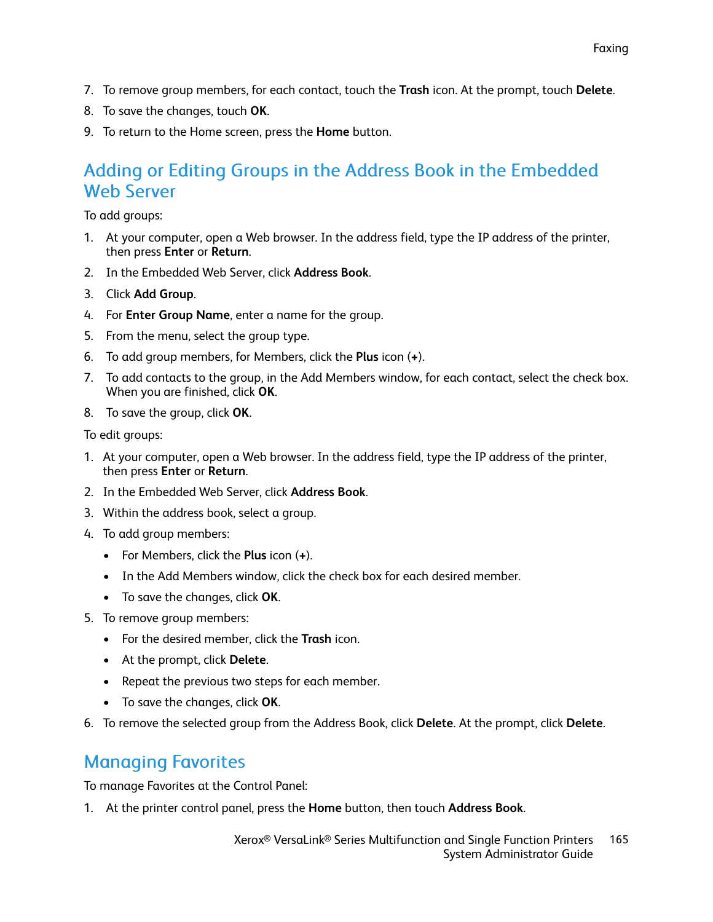7. To remove group members, for each contact, touch the **Trash** icon. At the prompt, touch **Delete**.
8. To save the changes, touch **OK**.
9. To return to the Home screen, press the **Home** button.

## Adding or Editing Groups in the Address Book in the Embedded Web Server

To add groups:

1. At your computer, open a Web browser. In the address field, type the IP address of the printer, then press **Enter** or **Return**.
2. In the Embedded Web Server, click **Address Book**.
3. Click **Add Group**.
4. For **Enter Group Name**, enter a name for the group.
5. From the menu, select the group type.
6. To add group members, for Members, click the **Plus** icon (**+**).
7. To add contacts to the group, in the Add Members window, for each contact, select the check box. When you are finished, click **OK**.
8. To save the group, click **OK**.

To edit groups:

1. At your computer, open a Web browser. In the address field, type the IP address of the printer, then press **Enter** or **Return**.
2. In the Embedded Web Server, click **Address Book**.
3. Within the address book, select a group.
4. To add group members:
   - For Members, click the **Plus** icon (**+**).
   - In the Add Members window, click the check box for each desired member.
   - To save the changes, click **OK**.
5. To remove group members:
   - For the desired member, click the **Trash** icon.
   - At the prompt, click **Delete**.
   - Repeat the previous two steps for each member.
   - To save the changes, click **OK**.
6. To remove the selected group from the Address Book, click **Delete**. At the prompt, click **Delete**.

## Managing Favorites

To manage Favorites at the Control Panel:

1. At the printer control panel, press the **Home** button, then touch **Address Book**.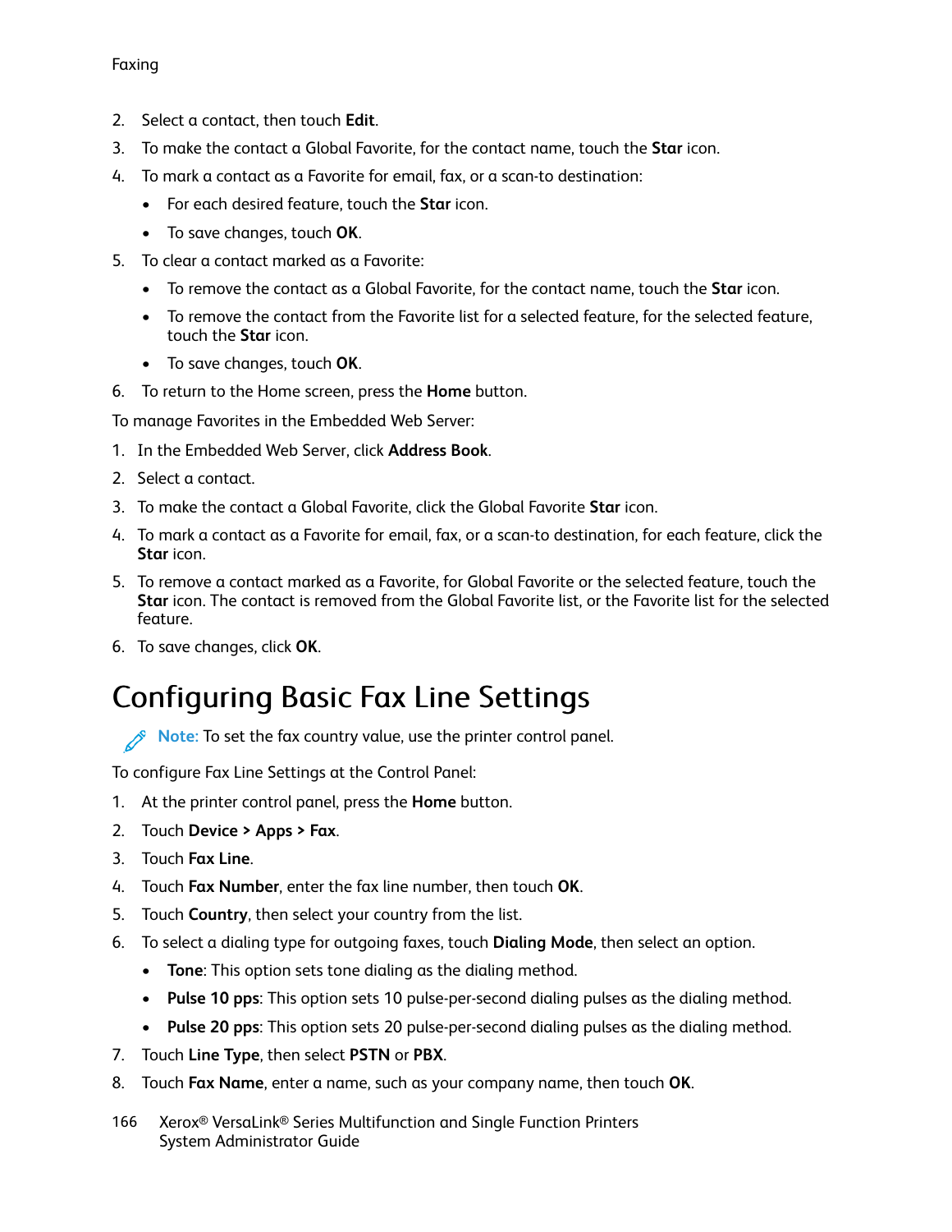2. Select a contact, then touch **Edit**.
3. To make the contact a Global Favorite, for the contact name, touch the **Star** icon.
4. To mark a contact as a Favorite for email, fax, or a scan-to destination:
   - For each desired feature, touch the **Star** icon.
   - To save changes, touch **OK**.
5. To clear a contact marked as a Favorite:
   - To remove the contact as a Global Favorite, for the contact name, touch the **Star** icon.
   - To remove the contact from the Favorite list for a selected feature, for the selected feature, touch the **Star** icon.
   - To save changes, touch **OK**.
6. To return to the Home screen, press the **Home** button.

To manage Favorites in the Embedded Web Server:

1. In the Embedded Web Server, click **Address Book**.
2. Select a contact.
3. To make the contact a Global Favorite, click the Global Favorite **Star** icon.
4. To mark a contact as a Favorite for email, fax, or a scan-to destination, for each feature, click the **Star** icon.
5. To remove a contact marked as a Favorite, for Global Favorite or the selected feature, touch the **Star** icon. The contact is removed from the Global Favorite list, or the Favorite list for the selected feature.
6. To save changes, click **OK**.

# Configuring Basic Fax Line Settings

**Note:** To set the fax country value, use the printer control panel.

To configure Fax Line Settings at the Control Panel:

1. At the printer control panel, press the **Home** button.
2. Touch **Device** > **Apps** > **Fax**.
3. Touch **Fax Line**.
4. Touch **Fax Number**, enter the fax line number, then touch **OK**.
5. Touch **Country**, then select your country from the list.
6. To select a dialing type for outgoing faxes, touch **Dialing Mode**, then select an option.
   - **Tone**: This option sets tone dialing as the dialing method.
   - **Pulse 10 pps**: This option sets 10 pulse-per-second dialing pulses as the dialing method.
   - **Pulse 20 pps**: This option sets 20 pulse-per-second dialing pulses as the dialing method.
7. Touch **Line Type**, then select **PSTN** or **PBX**.
8. Touch **Fax Name**, enter a name, such as your company name, then touch **OK**.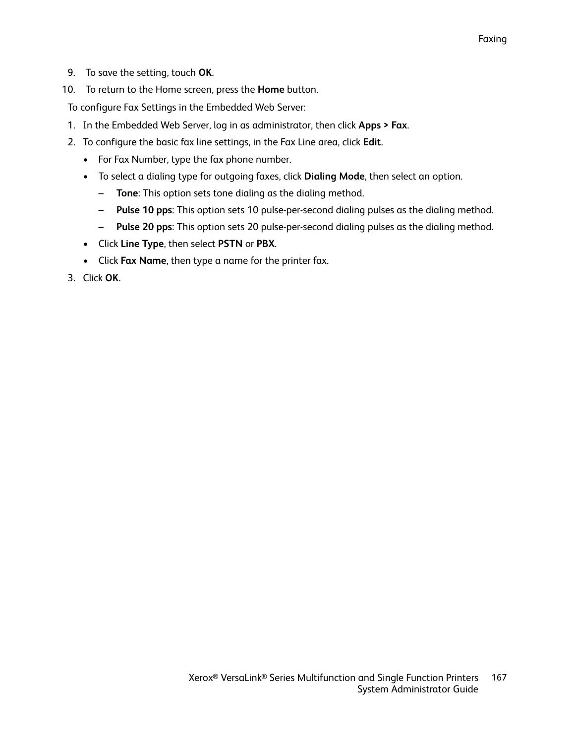9. To save the setting, touch **OK**.
10. To return to the Home screen, press the **Home** button.

To configure Fax Settings in the Embedded Web Server:

1. In the Embedded Web Server, log in as administrator, then click **Apps > Fax**.
2. To configure the basic fax line settings, in the Fax Line area, click **Edit**.
   - For Fax Number, type the fax phone number.
   - To select a dialing type for outgoing faxes, click **Dialing Mode**, then select an option.
     - **Tone**: This option sets tone dialing as the dialing method.
     - **Pulse 10 pps**: This option sets 10 pulse-per-second dialing pulses as the dialing method.
     - **Pulse 20 pps**: This option sets 20 pulse-per-second dialing pulses as the dialing method.
   - Click **Line Type**, then select **PSTN** or **PBX**.
   - Click **Fax Name**, then type a name for the printer fax.
3. Click **OK**.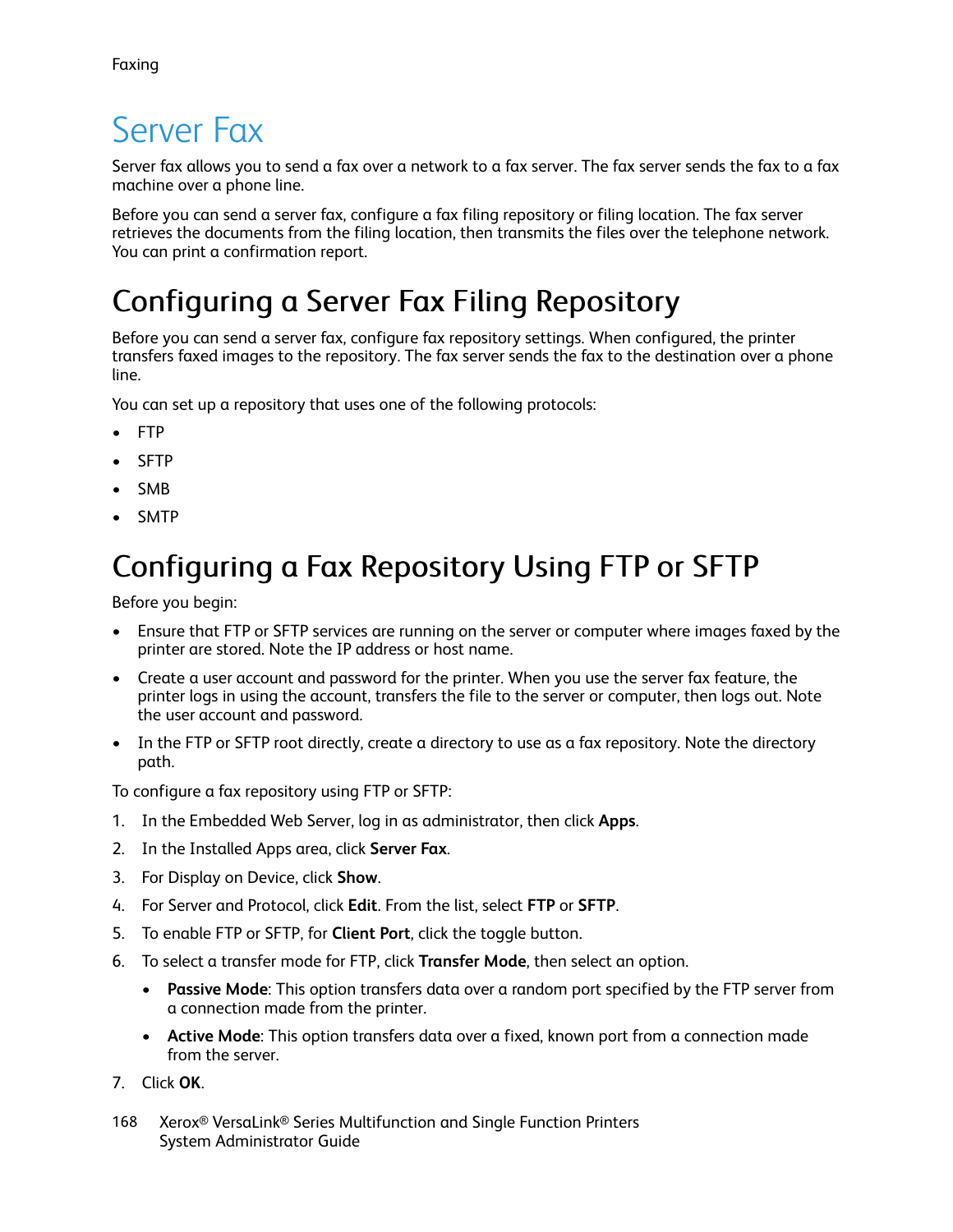# Server Fax

Server fax allows you to send a fax over a network to a fax server. The fax server sends the fax to a fax machine over a phone line.

Before you can send a server fax, configure a fax filing repository or filing location. The fax server retrieves the documents from the filing location, then transmits the files over the telephone network. You can print a confirmation report.

## Configuring a Server Fax Filing Repository

Before you can send a server fax, configure fax repository settings. When configured, the printer transfers faxed images to the repository. The fax server sends the fax to the destination over a phone line.

You can set up a repository that uses one of the following protocols:

- FTP
- SFTP
- SMB
- SMTP

## Configuring a Fax Repository Using FTP or SFTP

Before you begin:

- Ensure that FTP or SFTP services are running on the server or computer where images faxed by the printer are stored. Note the IP address or host name.
- Create a user account and password for the printer. When you use the server fax feature, the printer logs in using the account, transfers the file to the server or computer, then logs out. Note the user account and password.
- In the FTP or SFTP root directly, create a directory to use as a fax repository. Note the directory path.

To configure a fax repository using FTP or SFTP:

1. In the Embedded Web Server, log in as administrator, then click **Apps**.
2. In the Installed Apps area, click **Server Fax**.
3. For Display on Device, click **Show**.
4. For Server and Protocol, click **Edit**. From the list, select **FTP** or **SFTP**.
5. To enable FTP or SFTP, for **Client Port**, click the toggle button.
6. To select a transfer mode for FTP, click **Transfer Mode**, then select an option.
   - **Passive Mode**: This option transfers data over a random port specified by the FTP server from a connection made from the printer.
   - **Active Mode**: This option transfers data over a fixed, known port from a connection made from the server.
7. Click **OK**.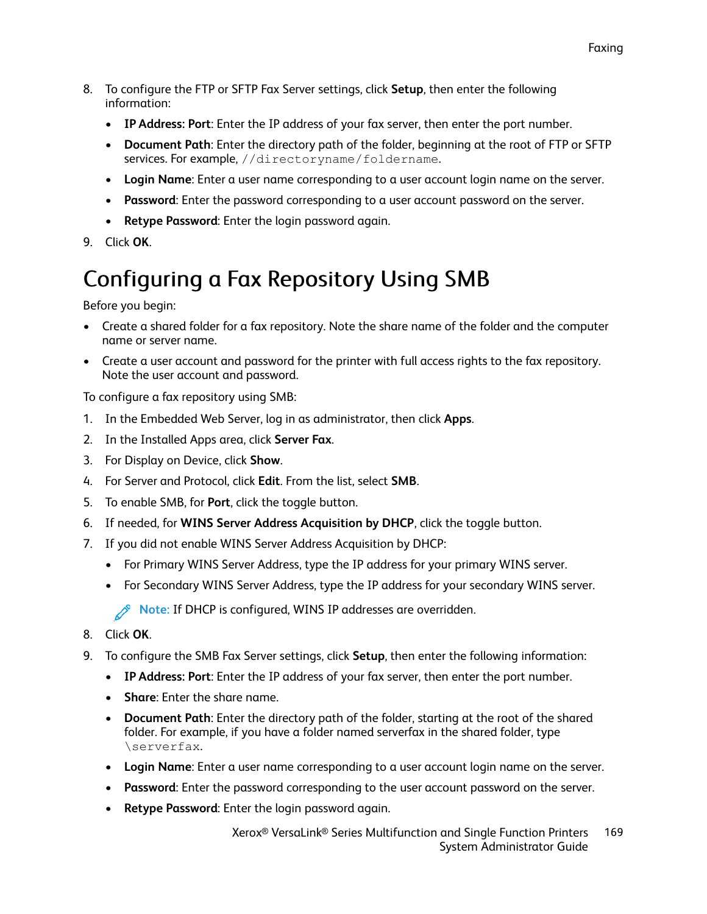8. To configure the FTP or SFTP Fax Server settings, click **Setup**, then enter the following information:
   - **IP Address: Port**: Enter the IP address of your fax server, then enter the port number.
   - **Document Path**: Enter the directory path of the folder, beginning at the root of FTP or SFTP services. For example, `//directoryname/foldername`.
   - **Login Name**: Enter a user name corresponding to a user account login name on the server.
   - **Password**: Enter the password corresponding to a user account password on the server.
   - **Retype Password**: Enter the login password again.
9. Click **OK**.

# Configuring a Fax Repository Using SMB

Before you begin:

- Create a shared folder for a fax repository. Note the share name of the folder and the computer name or server name.
- Create a user account and password for the printer with full access rights to the fax repository. Note the user account and password.

To configure a fax repository using SMB:

1. In the Embedded Web Server, log in as administrator, then click **Apps**.
2. In the Installed Apps area, click **Server Fax**.
3. For Display on Device, click **Show**.
4. For Server and Protocol, click **Edit**. From the list, select **SMB**.
5. To enable SMB, for **Port**, click the toggle button.
6. If needed, for **WINS Server Address Acquisition by DHCP**, click the toggle button.
7. If you did not enable WINS Server Address Acquisition by DHCP:
   - For Primary WINS Server Address, type the IP address for your primary WINS server.
   - For Secondary WINS Server Address, type the IP address for your secondary WINS server.

   **Note:** If DHCP is configured, WINS IP addresses are overridden.
8. Click **OK**.
9. To configure the SMB Fax Server settings, click **Setup**, then enter the following information:
   - **IP Address: Port**: Enter the IP address of your fax server, then enter the port number.
   - **Share**: Enter the share name.
   - **Document Path**: Enter the directory path of the folder, starting at the root of the shared folder. For example, if you have a folder named serverfax in the shared folder, type `\serverfax`.
   - **Login Name**: Enter a user name corresponding to a user account login name on the server.
   - **Password**: Enter the password corresponding to the user account password on the server.
   - **Retype Password**: Enter the login password again.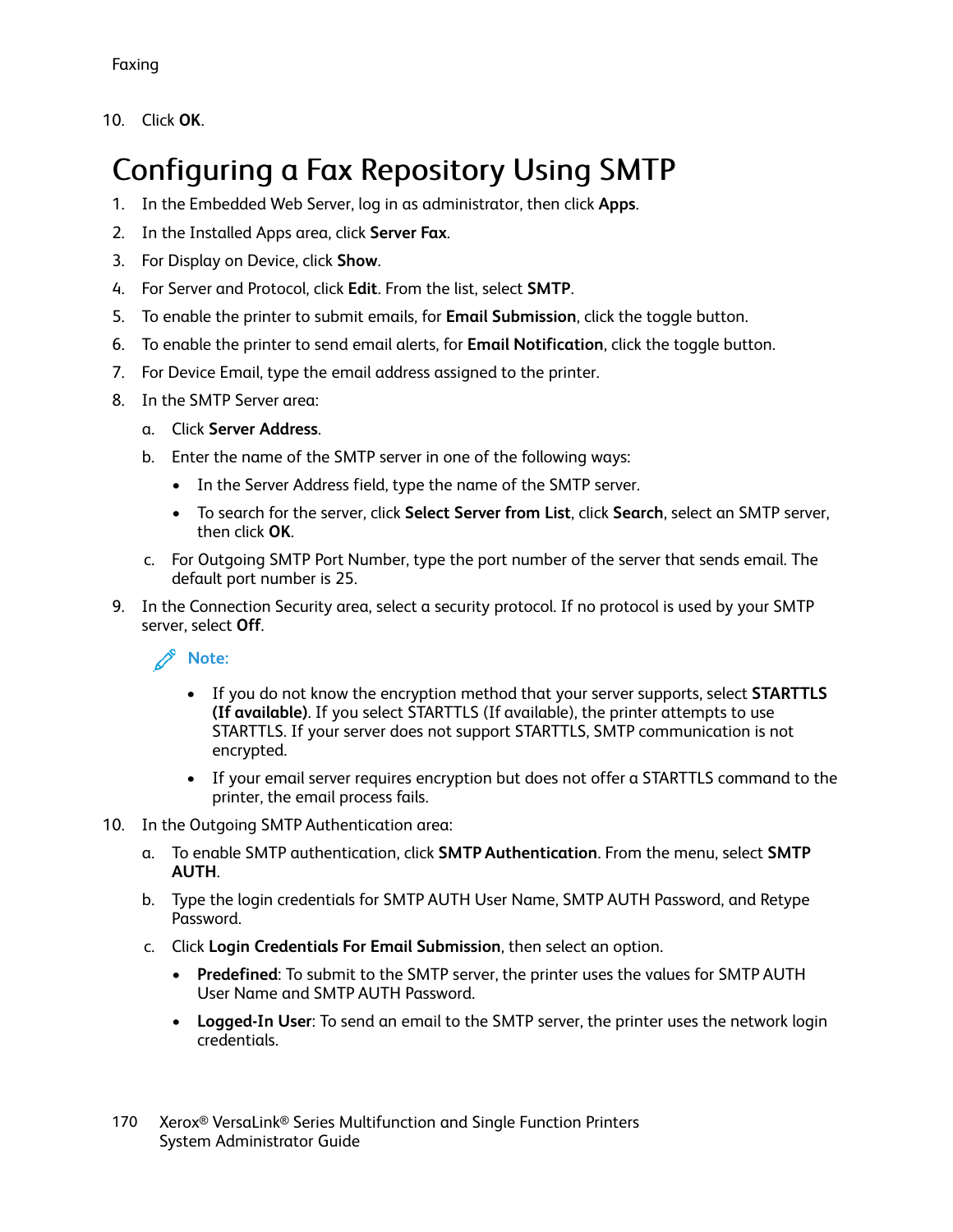10. Click **OK**.

# Configuring a Fax Repository Using SMTP

1. In the Embedded Web Server, log in as administrator, then click **Apps**.
2. In the Installed Apps area, click **Server Fax**.
3. For Display on Device, click **Show**.
4. For Server and Protocol, click **Edit**. From the list, select **SMTP**.
5. To enable the printer to submit emails, for **Email Submission**, click the toggle button.
6. To enable the printer to send email alerts, for **Email Notification**, click the toggle button.
7. For Device Email, type the email address assigned to the printer.
8. In the SMTP Server area:
   a. Click **Server Address**.
   b. Enter the name of the SMTP server in one of the following ways:
      - In the Server Address field, type the name of the SMTP server.
      - To search for the server, click **Select Server from List**, click **Search**, select an SMTP server, then click **OK**.
   c. For Outgoing SMTP Port Number, type the port number of the server that sends email. The default port number is 25.
9. In the Connection Security area, select a security protocol. If no protocol is used by your SMTP server, select **Off**.

   **Note:**

   - If you do not know the encryption method that your server supports, select **STARTTLS (If available)**. If you select STARTTLS (If available), the printer attempts to use STARTTLS. If your server does not support STARTTLS, SMTP communication is not encrypted.
   - If your email server requires encryption but does not offer a STARTTLS command to the printer, the email process fails.
10. In the Outgoing SMTP Authentication area:
    a. To enable SMTP authentication, click **SMTP Authentication**. From the menu, select **SMTP AUTH**.
    b. Type the login credentials for SMTP AUTH User Name, SMTP AUTH Password, and Retype Password.
    c. Click **Login Credentials For Email Submission**, then select an option.
       - **Predefined**: To submit to the SMTP server, the printer uses the values for SMTP AUTH User Name and SMTP AUTH Password.
       - **Logged-In User**: To send an email to the SMTP server, the printer uses the network login credentials.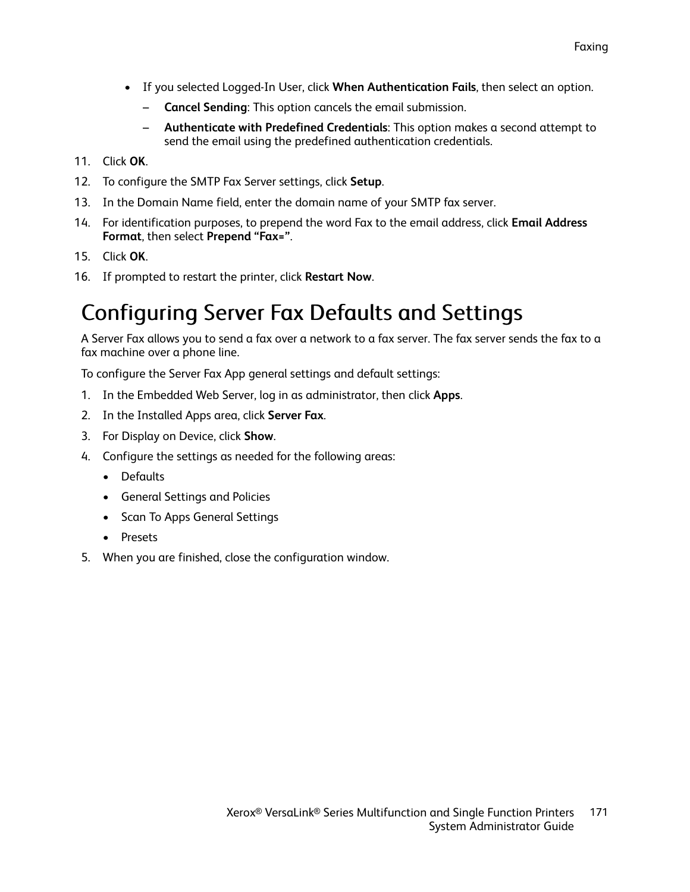- If you selected Logged-In User, click **When Authentication Fails**, then select an option.
  - **Cancel Sending**: This option cancels the email submission.
  - **Authenticate with Predefined Credentials**: This option makes a second attempt to send the email using the predefined authentication credentials.

11. Click **OK**.
12. To configure the SMTP Fax Server settings, click **Setup**.
13. In the Domain Name field, enter the domain name of your SMTP fax server.
14. For identification purposes, to prepend the word Fax to the email address, click **Email Address Format**, then select **Prepend “Fax=”**.
15. Click **OK**.
16. If prompted to restart the printer, click **Restart Now**.

# Configuring Server Fax Defaults and Settings

A Server Fax allows you to send a fax over a network to a fax server. The fax server sends the fax to a fax machine over a phone line.

To configure the Server Fax App general settings and default settings:

1. In the Embedded Web Server, log in as administrator, then click **Apps**.
2. In the Installed Apps area, click **Server Fax**.
3. For Display on Device, click **Show**.
4. Configure the settings as needed for the following areas:
   - Defaults
   - General Settings and Policies
   - Scan To Apps General Settings
   - Presets
5. When you are finished, close the configuration window.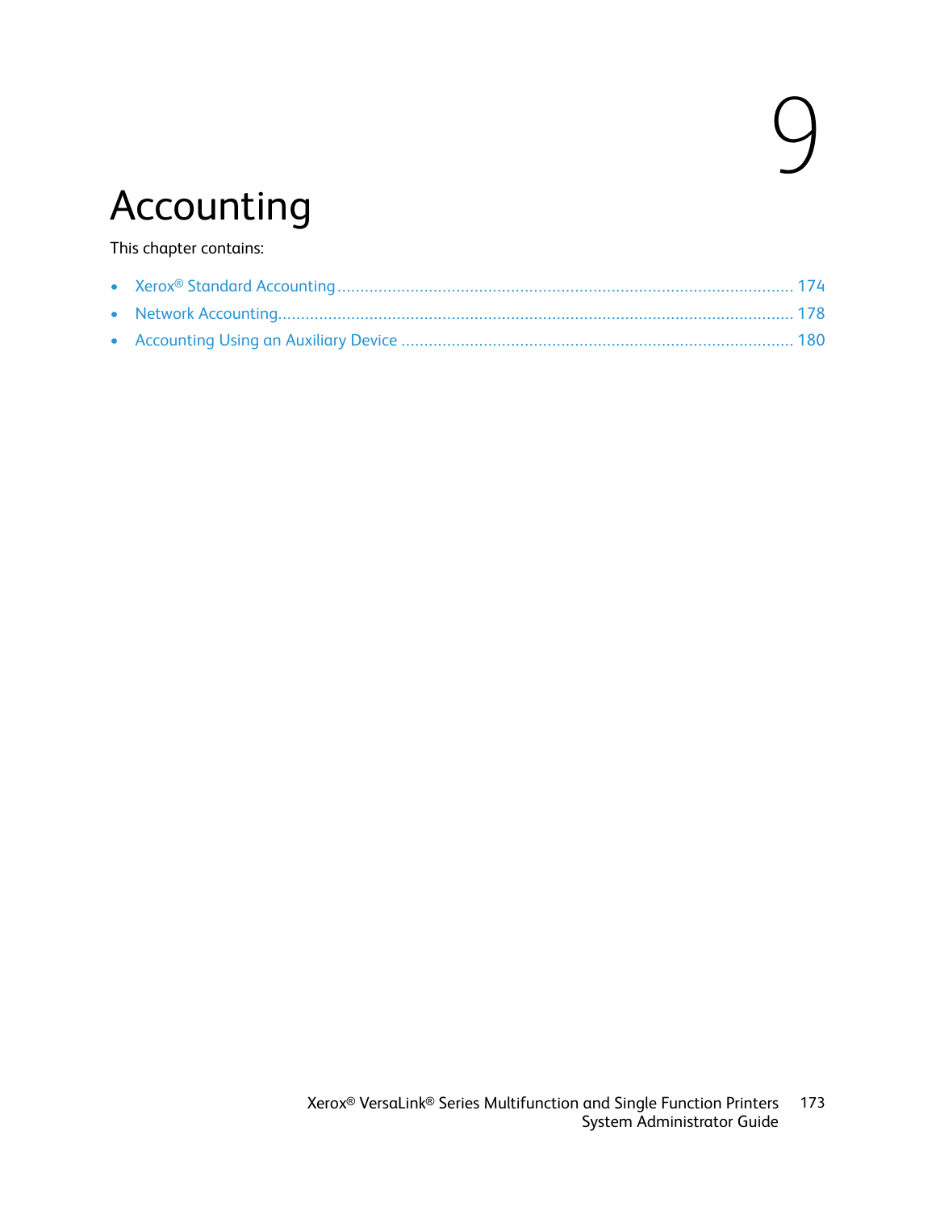# 9 Accounting

This chapter contains:

- Xerox® Standard Accounting ........................................................................................... 174
- Network Accounting........................................................................................................ 178
- Accounting Using an Auxiliary Device ............................................................................. 180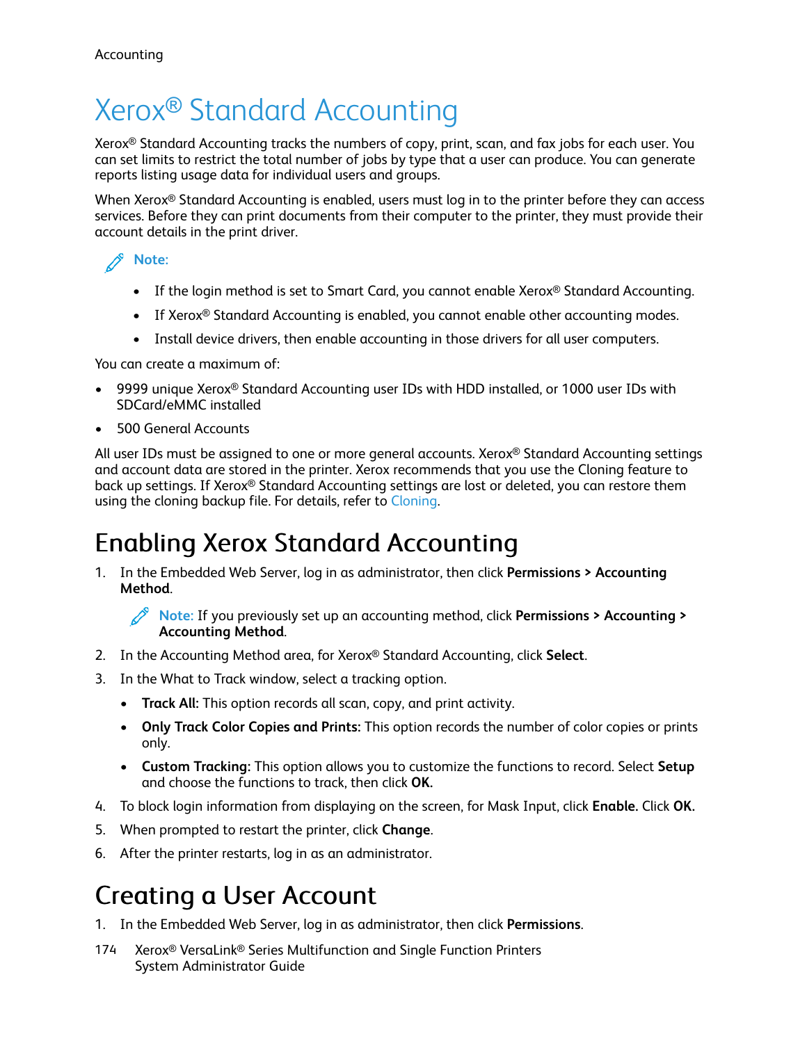# Xerox® Standard Accounting

Xerox® Standard Accounting tracks the numbers of copy, print, scan, and fax jobs for each user. You can set limits to restrict the total number of jobs by type that a user can produce. You can generate reports listing usage data for individual users and groups.

When Xerox® Standard Accounting is enabled, users must log in to the printer before they can access services. Before they can print documents from their computer to the printer, they must provide their account details in the print driver.

**Note:**

- If the login method is set to Smart Card, you cannot enable Xerox® Standard Accounting.
- If Xerox® Standard Accounting is enabled, you cannot enable other accounting modes.
- Install device drivers, then enable accounting in those drivers for all user computers.

You can create a maximum of:

- 9999 unique Xerox® Standard Accounting user IDs with HDD installed, or 1000 user IDs with SDCard/eMMC installed
- 500 General Accounts

All user IDs must be assigned to one or more general accounts. Xerox® Standard Accounting settings and account data are stored in the printer. Xerox recommends that you use the Cloning feature to back up settings. If Xerox® Standard Accounting settings are lost or deleted, you can restore them using the cloning backup file. For details, refer to Cloning.

## Enabling Xerox Standard Accounting

1. In the Embedded Web Server, log in as administrator, then click **Permissions > Accounting Method**.

   **Note:** If you previously set up an accounting method, click **Permissions > Accounting > Accounting Method**.

2. In the Accounting Method area, for Xerox® Standard Accounting, click **Select**.
3. In the What to Track window, select a tracking option.
   - **Track All:** This option records all scan, copy, and print activity.
   - **Only Track Color Copies and Prints:** This option records the number of color copies or prints only.
   - **Custom Tracking:** This option allows you to customize the functions to record. Select **Setup** and choose the functions to track, then click **OK.**
4. To block login information from displaying on the screen, for Mask Input, click **Enable.** Click **OK.**
5. When prompted to restart the printer, click **Change**.
6. After the printer restarts, log in as an administrator.

## Creating a User Account

1. In the Embedded Web Server, log in as administrator, then click **Permissions**.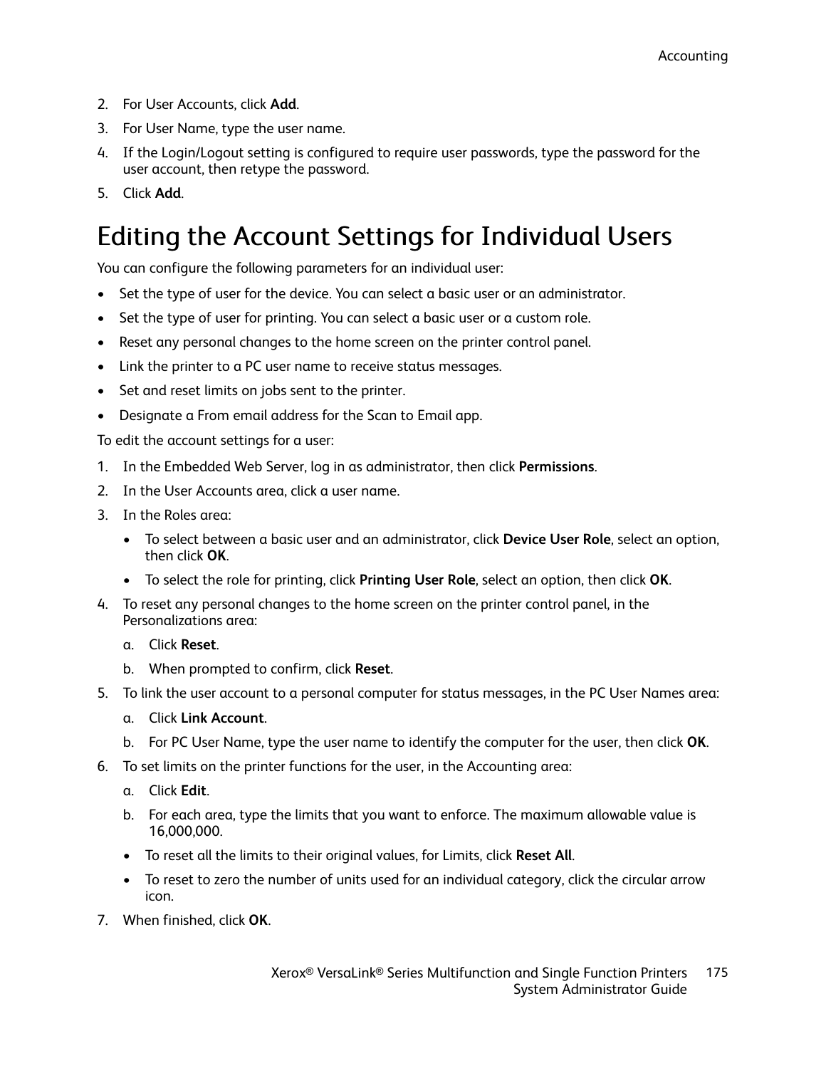2. For User Accounts, click **Add**.
3. For User Name, type the user name.
4. If the Login/Logout setting is configured to require user passwords, type the password for the user account, then retype the password.
5. Click **Add**.

# Editing the Account Settings for Individual Users

You can configure the following parameters for an individual user:

- Set the type of user for the device. You can select a basic user or an administrator.
- Set the type of user for printing. You can select a basic user or a custom role.
- Reset any personal changes to the home screen on the printer control panel.
- Link the printer to a PC user name to receive status messages.
- Set and reset limits on jobs sent to the printer.
- Designate a From email address for the Scan to Email app.

To edit the account settings for a user:

1. In the Embedded Web Server, log in as administrator, then click **Permissions**.
2. In the User Accounts area, click a user name.
3. In the Roles area:
   - To select between a basic user and an administrator, click **Device User Role**, select an option, then click **OK**.
   - To select the role for printing, click **Printing User Role**, select an option, then click **OK**.
4. To reset any personal changes to the home screen on the printer control panel, in the Personalizations area:
   a. Click **Reset**.
   b. When prompted to confirm, click **Reset**.
5. To link the user account to a personal computer for status messages, in the PC User Names area:
   a. Click **Link Account**.
   b. For PC User Name, type the user name to identify the computer for the user, then click **OK**.
6. To set limits on the printer functions for the user, in the Accounting area:
   a. Click **Edit**.
   b. For each area, type the limits that you want to enforce. The maximum allowable value is 16,000,000.
   - To reset all the limits to their original values, for Limits, click **Reset All**.
   - To reset to zero the number of units used for an individual category, click the circular arrow icon.
7. When finished, click **OK**.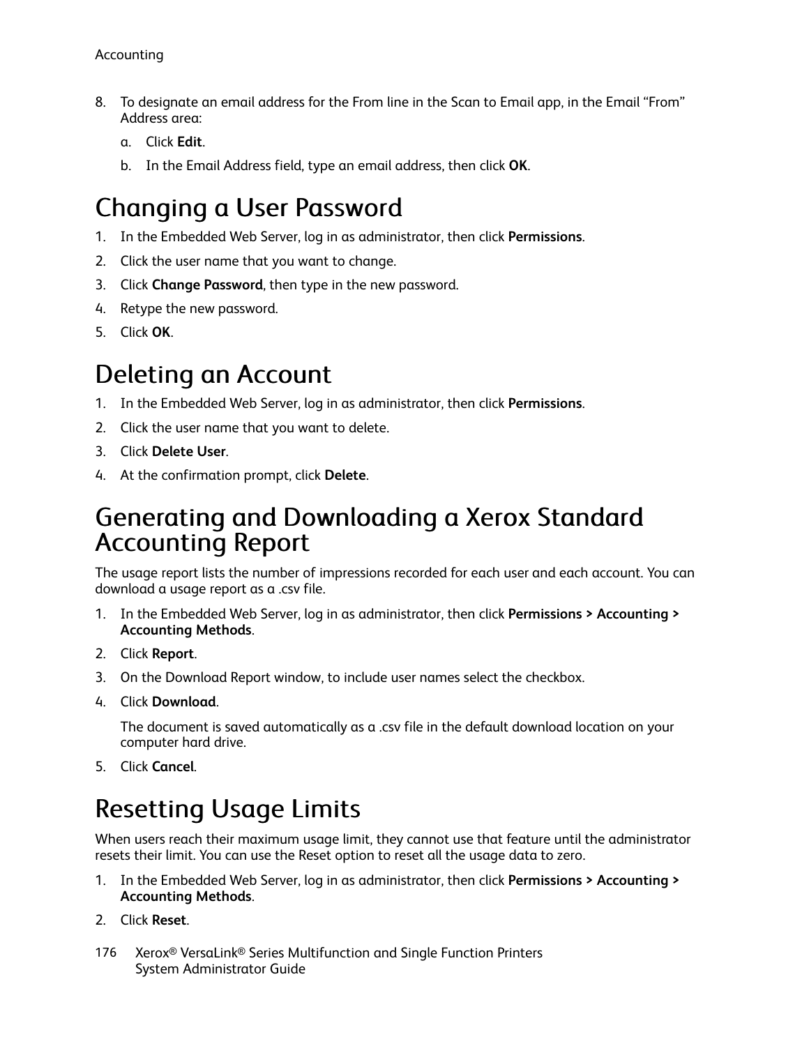8. To designate an email address for the From line in the Scan to Email app, in the Email "From" Address area:
   a. Click **Edit**.
   b. In the Email Address field, type an email address, then click **OK**.

# Changing a User Password

1. In the Embedded Web Server, log in as administrator, then click **Permissions**.
2. Click the user name that you want to change.
3. Click **Change Password**, then type in the new password.
4. Retype the new password.
5. Click **OK**.

# Deleting an Account

1. In the Embedded Web Server, log in as administrator, then click **Permissions**.
2. Click the user name that you want to delete.
3. Click **Delete User**.
4. At the confirmation prompt, click **Delete**.

# Generating and Downloading a Xerox Standard Accounting Report

The usage report lists the number of impressions recorded for each user and each account. You can download a usage report as a .csv file.

1. In the Embedded Web Server, log in as administrator, then click **Permissions > Accounting > Accounting Methods**.
2. Click **Report**.
3. On the Download Report window, to include user names select the checkbox.
4. Click **Download**.

   The document is saved automatically as a .csv file in the default download location on your computer hard drive.
5. Click **Cancel**.

# Resetting Usage Limits

When users reach their maximum usage limit, they cannot use that feature until the administrator resets their limit. You can use the Reset option to reset all the usage data to zero.

1. In the Embedded Web Server, log in as administrator, then click **Permissions > Accounting > Accounting Methods**.
2. Click **Reset**.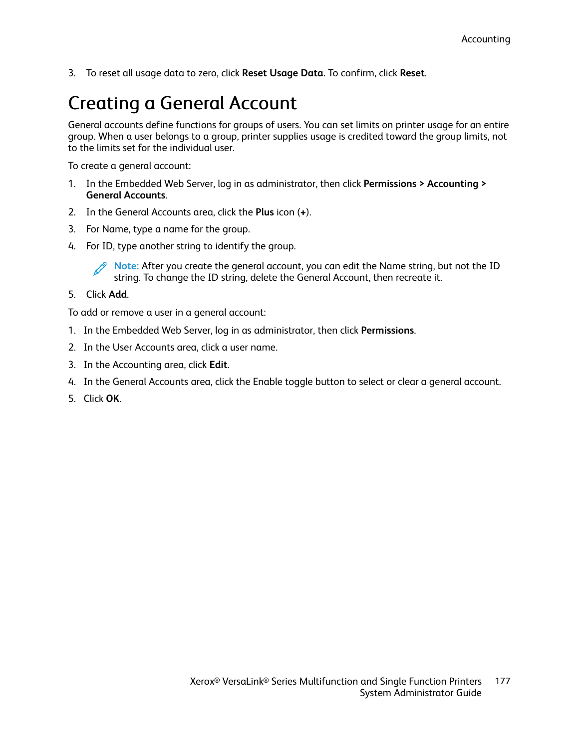3. To reset all usage data to zero, click **Reset Usage Data**. To confirm, click **Reset**.

## Creating a General Account

General accounts define functions for groups of users. You can set limits on printer usage for an entire group. When a user belongs to a group, printer supplies usage is credited toward the group limits, not to the limits set for the individual user.

To create a general account:

1. In the Embedded Web Server, log in as administrator, then click **Permissions > Accounting > General Accounts**.
2. In the General Accounts area, click the **Plus** icon (**+**).
3. For Name, type a name for the group.
4. For ID, type another string to identify the group.

   **Note:** After you create the general account, you can edit the Name string, but not the ID string. To change the ID string, delete the General Account, then recreate it.

5. Click **Add**.

To add or remove a user in a general account:

1. In the Embedded Web Server, log in as administrator, then click **Permissions**.
2. In the User Accounts area, click a user name.
3. In the Accounting area, click **Edit**.
4. In the General Accounts area, click the Enable toggle button to select or clear a general account.
5. Click **OK**.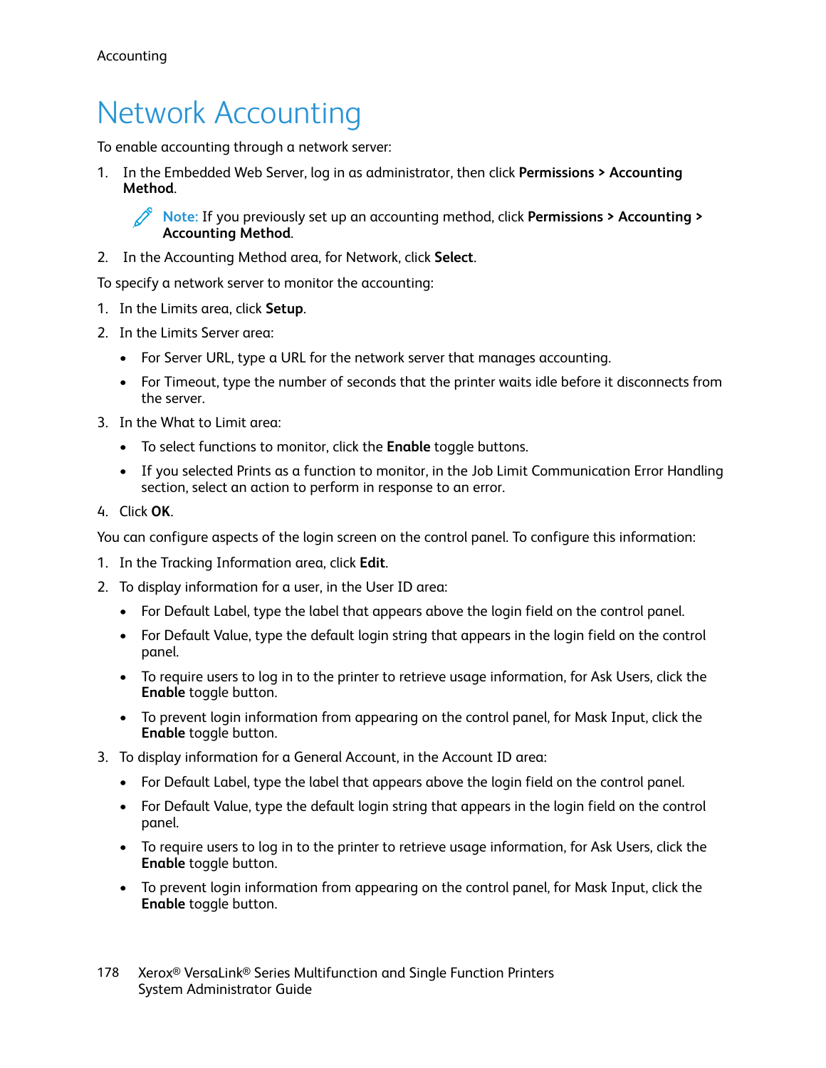# Network Accounting

To enable accounting through a network server:

1. In the Embedded Web Server, log in as administrator, then click **Permissions > Accounting Method**.

   > **Note:** If you previously set up an accounting method, click **Permissions > Accounting > Accounting Method**.

2. In the Accounting Method area, for Network, click **Select**.

To specify a network server to monitor the accounting:

1. In the Limits area, click **Setup**.
2. In the Limits Server area:
   - For Server URL, type a URL for the network server that manages accounting.
   - For Timeout, type the number of seconds that the printer waits idle before it disconnects from the server.
3. In the What to Limit area:
   - To select functions to monitor, click the **Enable** toggle buttons.
   - If you selected Prints as a function to monitor, in the Job Limit Communication Error Handling section, select an action to perform in response to an error.
4. Click **OK**.

You can configure aspects of the login screen on the control panel. To configure this information:

1. In the Tracking Information area, click **Edit**.
2. To display information for a user, in the User ID area:
   - For Default Label, type the label that appears above the login field on the control panel.
   - For Default Value, type the default login string that appears in the login field on the control panel.
   - To require users to log in to the printer to retrieve usage information, for Ask Users, click the **Enable** toggle button.
   - To prevent login information from appearing on the control panel, for Mask Input, click the **Enable** toggle button.
3. To display information for a General Account, in the Account ID area:
   - For Default Label, type the label that appears above the login field on the control panel.
   - For Default Value, type the default login string that appears in the login field on the control panel.
   - To require users to log in to the printer to retrieve usage information, for Ask Users, click the **Enable** toggle button.
   - To prevent login information from appearing on the control panel, for Mask Input, click the **Enable** toggle button.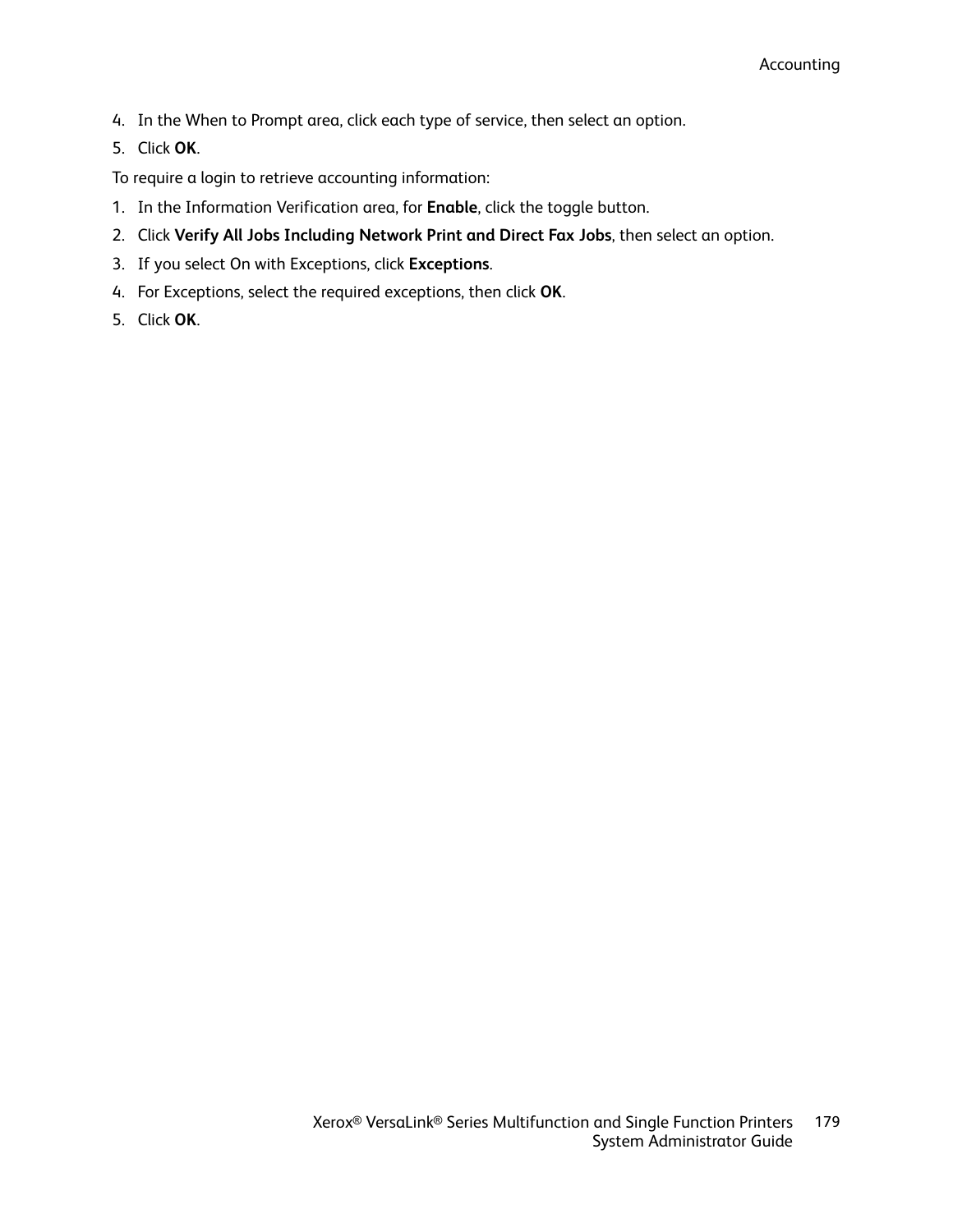4. In the When to Prompt area, click each type of service, then select an option.
5. Click **OK**.

To require a login to retrieve accounting information:

1. In the Information Verification area, for **Enable**, click the toggle button.
2. Click **Verify All Jobs Including Network Print and Direct Fax Jobs**, then select an option.
3. If you select On with Exceptions, click **Exceptions**.
4. For Exceptions, select the required exceptions, then click **OK**.
5. Click **OK**.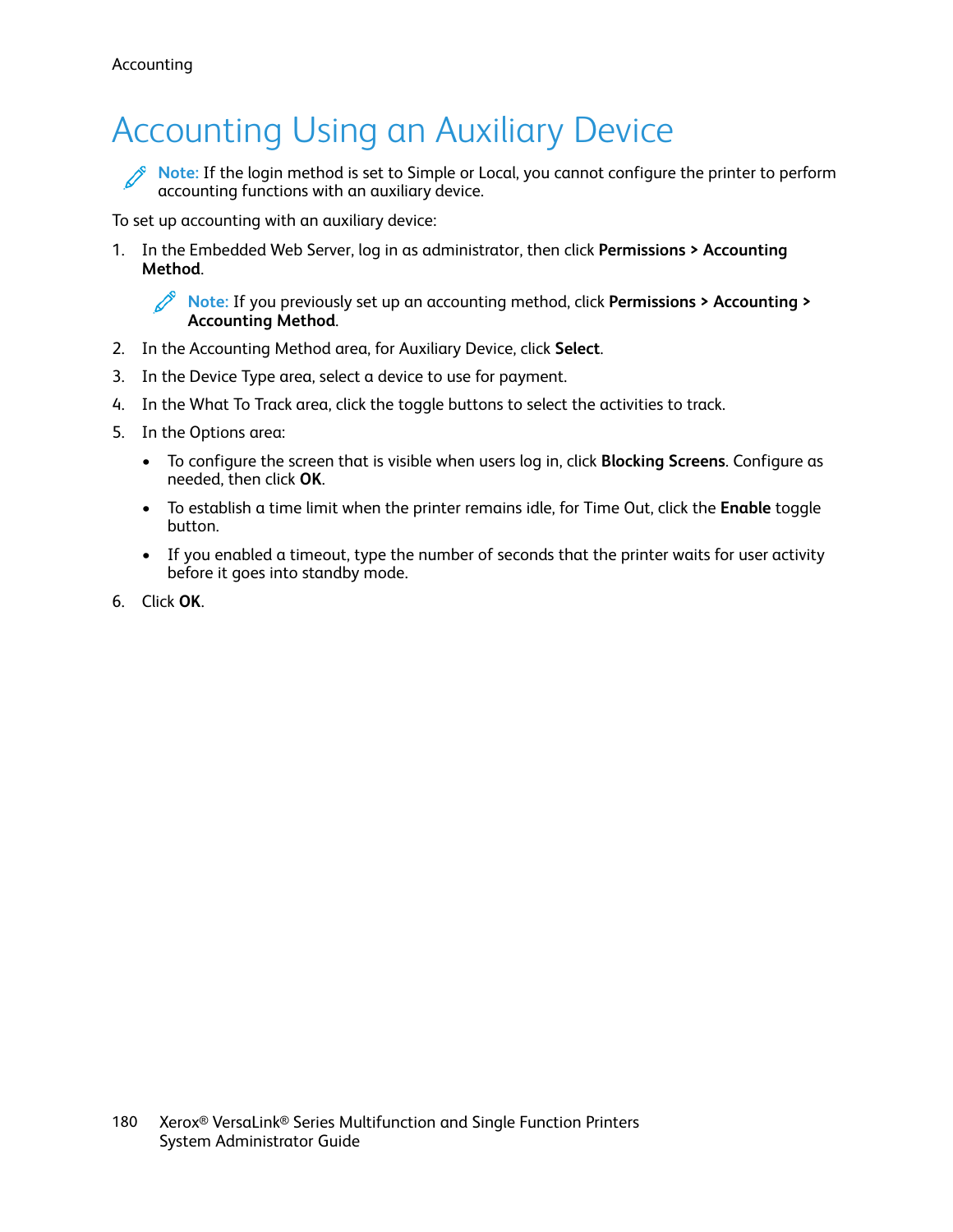# Accounting Using an Auxiliary Device

**Note:** If the login method is set to Simple or Local, you cannot configure the printer to perform accounting functions with an auxiliary device.

To set up accounting with an auxiliary device:

1. In the Embedded Web Server, log in as administrator, then click **Permissions > Accounting Method**.

   **Note:** If you previously set up an accounting method, click **Permissions > Accounting > Accounting Method**.

2. In the Accounting Method area, for Auxiliary Device, click **Select**.
3. In the Device Type area, select a device to use for payment.
4. In the What To Track area, click the toggle buttons to select the activities to track.
5. In the Options area:
   - To configure the screen that is visible when users log in, click **Blocking Screens**. Configure as needed, then click **OK**.
   - To establish a time limit when the printer remains idle, for Time Out, click the **Enable** toggle button.
   - If you enabled a timeout, type the number of seconds that the printer waits for user activity before it goes into standby mode.
6. Click **OK**.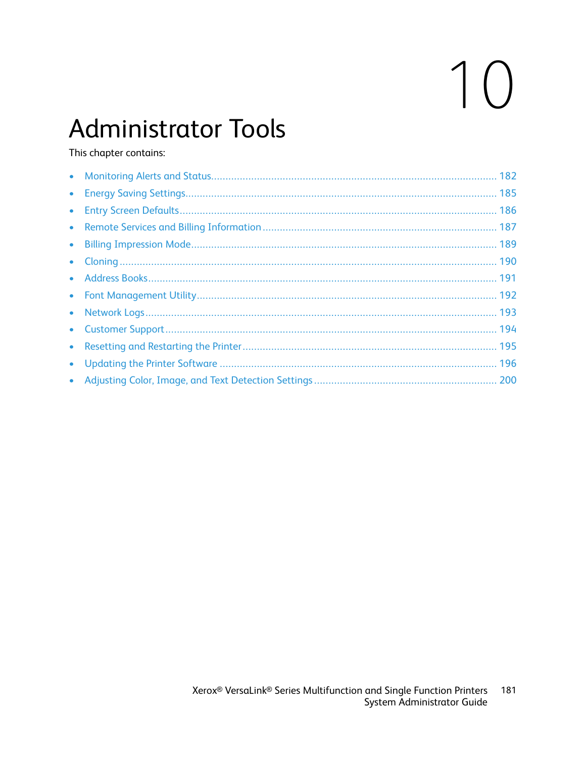# 10 Administrator Tools

This chapter contains:

- Monitoring Alerts and Status ........................................................................................ 182
- Energy Saving Settings ................................................................................................ 185
- Entry Screen Defaults .................................................................................................. 186
- Remote Services and Billing Information ..................................................................... 187
- Billing Impression Mode .............................................................................................. 189
- Cloning ........................................................................................................................ 190
- Address Books ............................................................................................................. 191
- Font Management Utility ............................................................................................. 192
- Network Logs .............................................................................................................. 193
- Customer Support ....................................................................................................... 194
- Resetting and Restarting the Printer ............................................................................ 195
- Updating the Printer Software ..................................................................................... 196
- Adjusting Color, Image, and Text Detection Settings .................................................... 200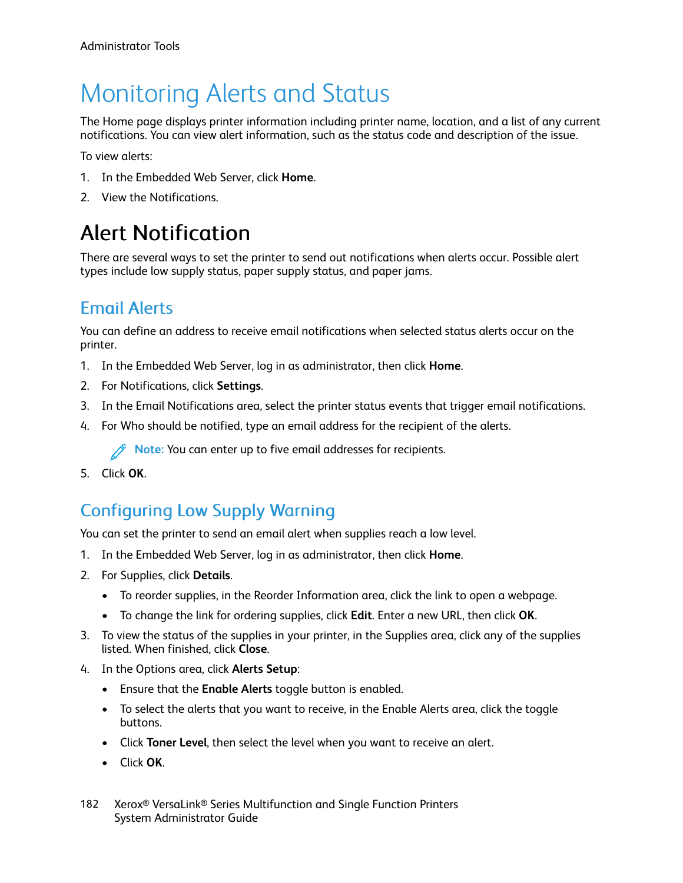# Monitoring Alerts and Status

The Home page displays printer information including printer name, location, and a list of any current notifications. You can view alert information, such as the status code and description of the issue.

To view alerts:

1. In the Embedded Web Server, click **Home**.
2. View the Notifications.

## Alert Notification

There are several ways to set the printer to send out notifications when alerts occur. Possible alert types include low supply status, paper supply status, and paper jams.

### Email Alerts

You can define an address to receive email notifications when selected status alerts occur on the printer.

1. In the Embedded Web Server, log in as administrator, then click **Home**.
2. For Notifications, click **Settings**.
3. In the Email Notifications area, select the printer status events that trigger email notifications.
4. For Who should be notified, type an email address for the recipient of the alerts.

   **Note:** You can enter up to five email addresses for recipients.

5. Click **OK**.

### Configuring Low Supply Warning

You can set the printer to send an email alert when supplies reach a low level.

1. In the Embedded Web Server, log in as administrator, then click **Home**.
2. For Supplies, click **Details**.
   - To reorder supplies, in the Reorder Information area, click the link to open a webpage.
   - To change the link for ordering supplies, click **Edit**. Enter a new URL, then click **OK**.
3. To view the status of the supplies in your printer, in the Supplies area, click any of the supplies listed. When finished, click **Close**.
4. In the Options area, click **Alerts Setup**:
   - Ensure that the **Enable Alerts** toggle button is enabled.
   - To select the alerts that you want to receive, in the Enable Alerts area, click the toggle buttons.
   - Click **Toner Level**, then select the level when you want to receive an alert.
   - Click **OK**.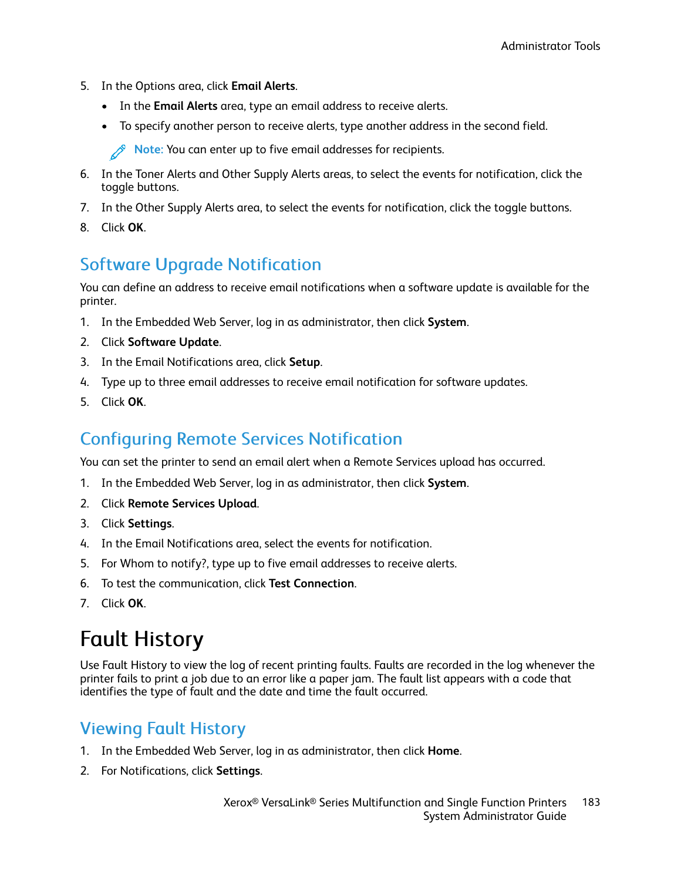5. In the Options area, click **Email Alerts**.
   - In the **Email Alerts** area, type an email address to receive alerts.
   - To specify another person to receive alerts, type another address in the second field.

   **Note:** You can enter up to five email addresses for recipients.
6. In the Toner Alerts and Other Supply Alerts areas, to select the events for notification, click the toggle buttons.
7. In the Other Supply Alerts area, to select the events for notification, click the toggle buttons.
8. Click **OK**.

## Software Upgrade Notification

You can define an address to receive email notifications when a software update is available for the printer.

1. In the Embedded Web Server, log in as administrator, then click **System**.
2. Click **Software Update**.
3. In the Email Notifications area, click **Setup**.
4. Type up to three email addresses to receive email notification for software updates.
5. Click **OK**.

## Configuring Remote Services Notification

You can set the printer to send an email alert when a Remote Services upload has occurred.

1. In the Embedded Web Server, log in as administrator, then click **System**.
2. Click **Remote Services Upload**.
3. Click **Settings**.
4. In the Email Notifications area, select the events for notification.
5. For Whom to notify?, type up to five email addresses to receive alerts.
6. To test the communication, click **Test Connection**.
7. Click **OK**.

# Fault History

Use Fault History to view the log of recent printing faults. Faults are recorded in the log whenever the printer fails to print a job due to an error like a paper jam. The fault list appears with a code that identifies the type of fault and the date and time the fault occurred.

## Viewing Fault History

1. In the Embedded Web Server, log in as administrator, then click **Home**.
2. For Notifications, click **Settings**.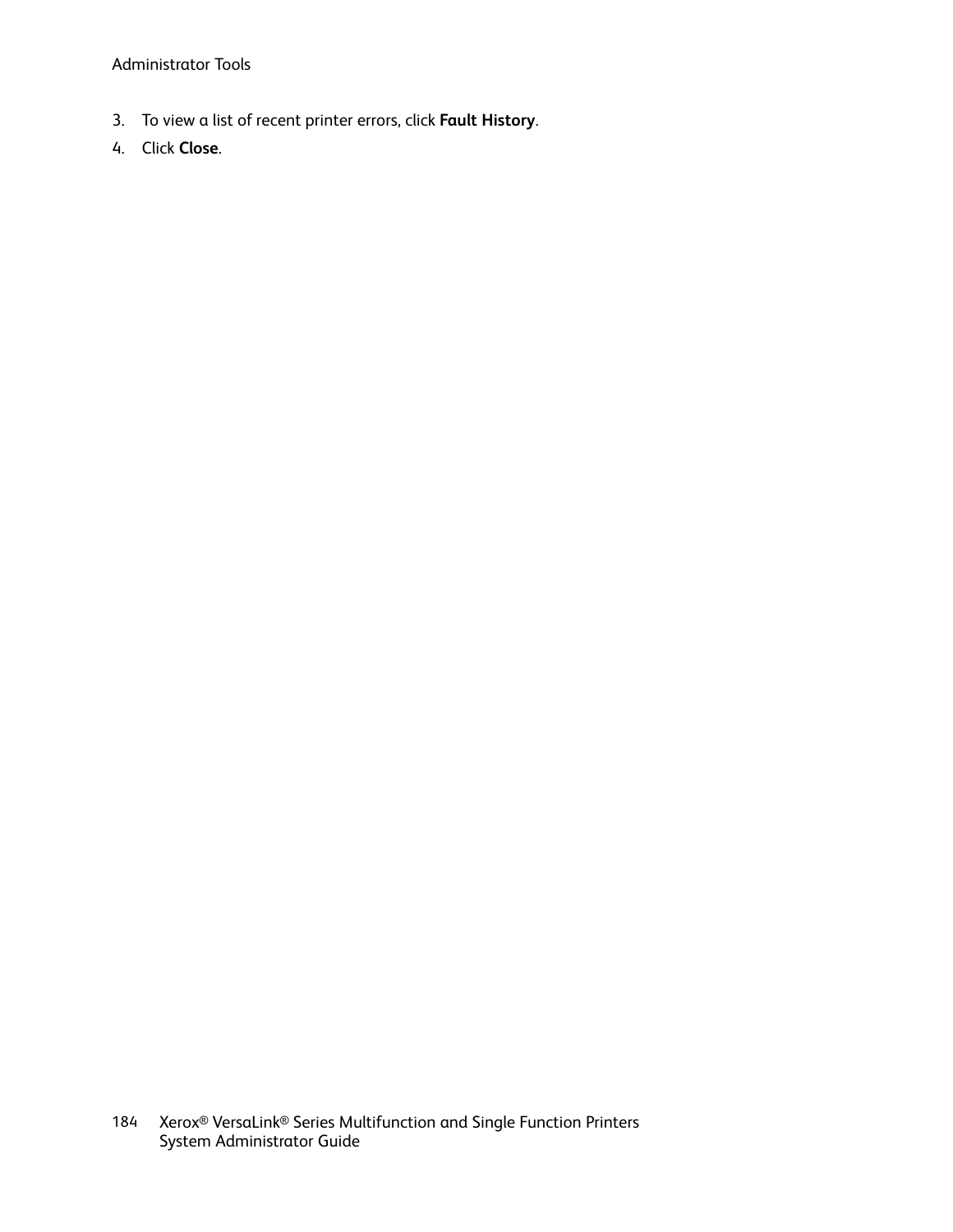3. To view a list of recent printer errors, click **Fault History**.
4. Click **Close**.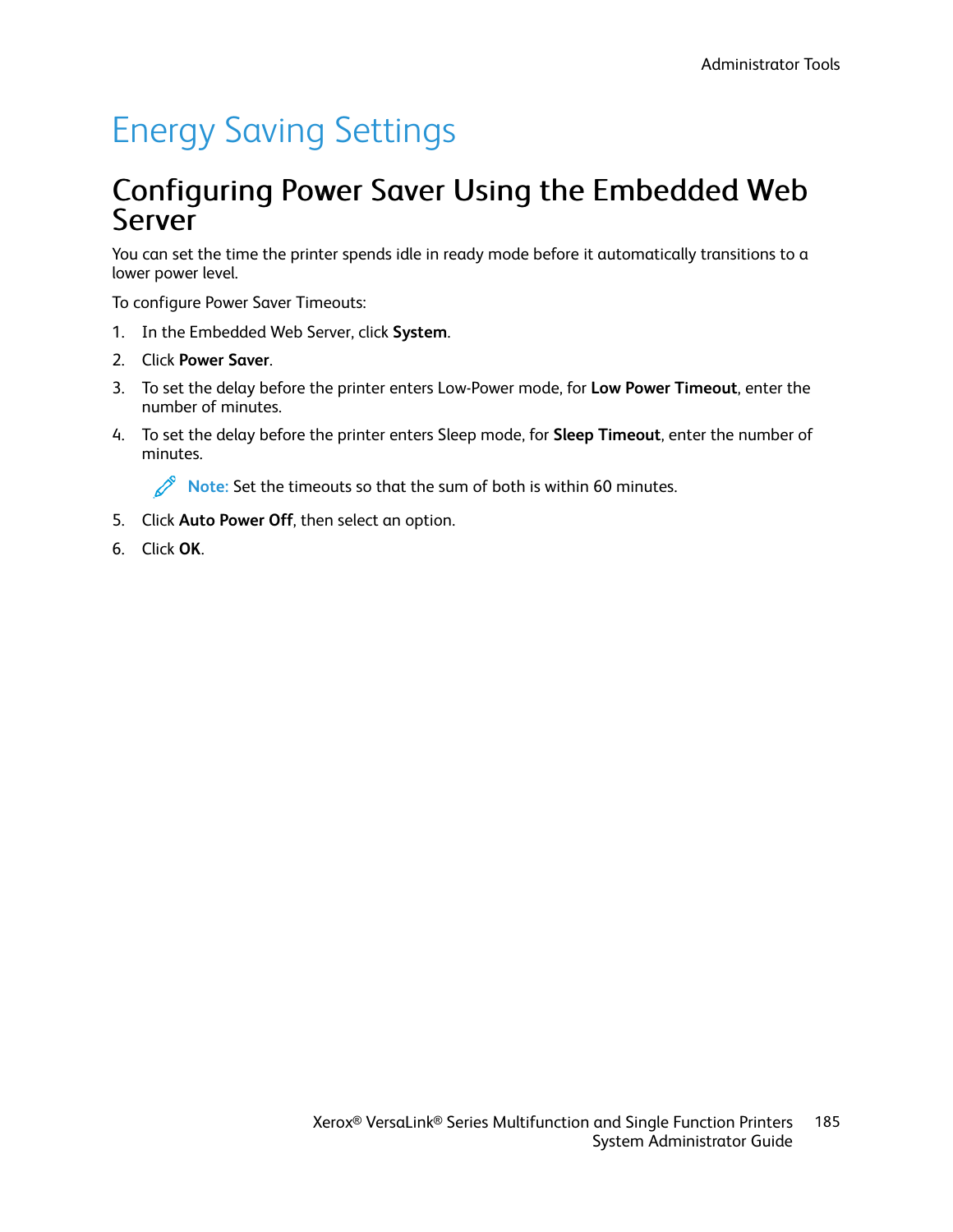# Energy Saving Settings

## Configuring Power Saver Using the Embedded Web Server

You can set the time the printer spends idle in ready mode before it automatically transitions to a lower power level.

To configure Power Saver Timeouts:

1. In the Embedded Web Server, click **System**.
2. Click **Power Saver**.
3. To set the delay before the printer enters Low-Power mode, for **Low Power Timeout**, enter the number of minutes.
4. To set the delay before the printer enters Sleep mode, for **Sleep Timeout**, enter the number of minutes.

   **Note:** Set the timeouts so that the sum of both is within 60 minutes.

5. Click **Auto Power Off**, then select an option.
6. Click **OK**.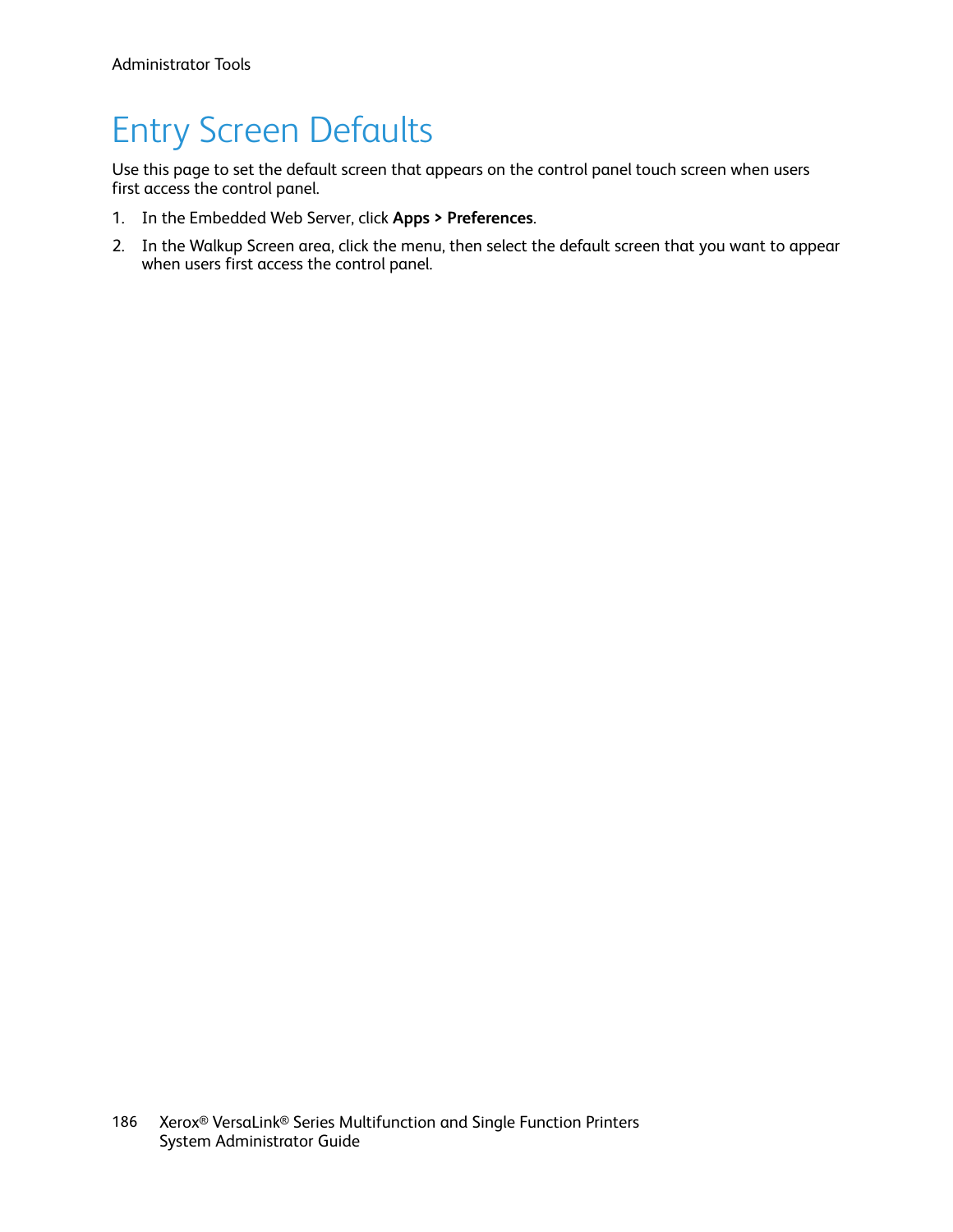# Entry Screen Defaults

Use this page to set the default screen that appears on the control panel touch screen when users first access the control panel.

1. In the Embedded Web Server, click **Apps > Preferences**.
2. In the Walkup Screen area, click the menu, then select the default screen that you want to appear when users first access the control panel.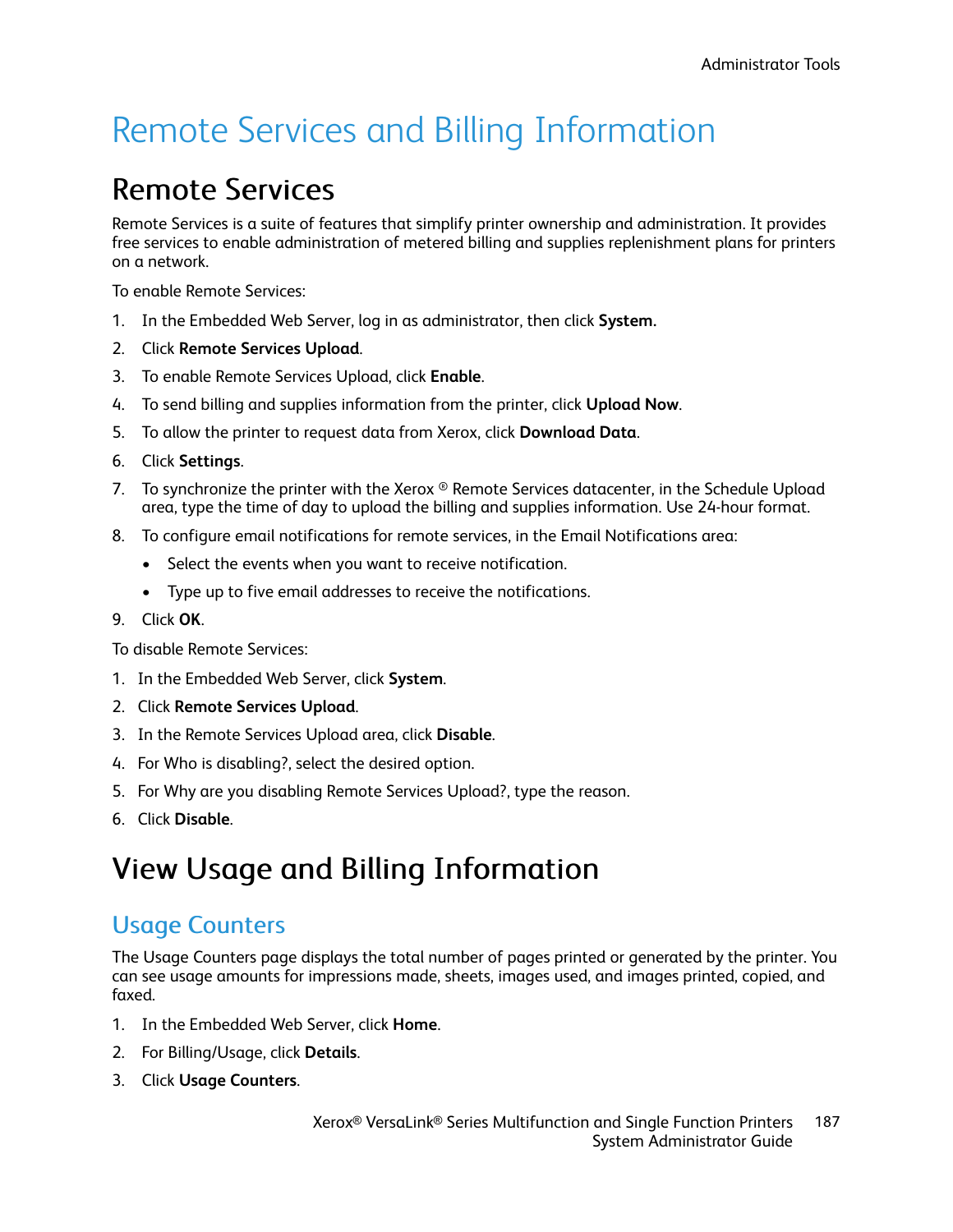# Remote Services and Billing Information

## Remote Services

Remote Services is a suite of features that simplify printer ownership and administration. It provides free services to enable administration of metered billing and supplies replenishment plans for printers on a network.

To enable Remote Services:

1. In the Embedded Web Server, log in as administrator, then click **System.**
2. Click **Remote Services Upload**.
3. To enable Remote Services Upload, click **Enable**.
4. To send billing and supplies information from the printer, click **Upload Now**.
5. To allow the printer to request data from Xerox, click **Download Data**.
6. Click **Settings**.
7. To synchronize the printer with the Xerox ® Remote Services datacenter, in the Schedule Upload area, type the time of day to upload the billing and supplies information. Use 24-hour format.
8. To configure email notifications for remote services, in the Email Notifications area:
   - Select the events when you want to receive notification.
   - Type up to five email addresses to receive the notifications.
9. Click **OK**.

To disable Remote Services:

1. In the Embedded Web Server, click **System**.
2. Click **Remote Services Upload**.
3. In the Remote Services Upload area, click **Disable**.
4. For Who is disabling?, select the desired option.
5. For Why are you disabling Remote Services Upload?, type the reason.
6. Click **Disable**.

## View Usage and Billing Information

### Usage Counters

The Usage Counters page displays the total number of pages printed or generated by the printer. You can see usage amounts for impressions made, sheets, images used, and images printed, copied, and faxed.

1. In the Embedded Web Server, click **Home**.
2. For Billing/Usage, click **Details**.
3. Click **Usage Counters**.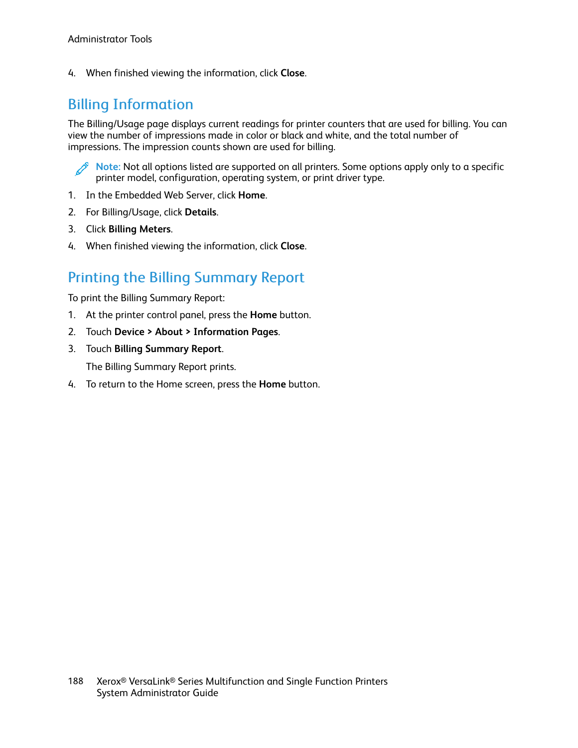4. When finished viewing the information, click **Close**.

## Billing Information

The Billing/Usage page displays current readings for printer counters that are used for billing. You can view the number of impressions made in color or black and white, and the total number of impressions. The impression counts shown are used for billing.

**Note:** Not all options listed are supported on all printers. Some options apply only to a specific printer model, configuration, operating system, or print driver type.

1. In the Embedded Web Server, click **Home**.
2. For Billing/Usage, click **Details**.
3. Click **Billing Meters**.
4. When finished viewing the information, click **Close**.

## Printing the Billing Summary Report

To print the Billing Summary Report:

1. At the printer control panel, press the **Home** button.
2. Touch **Device > About > Information Pages**.
3. Touch **Billing Summary Report**.

   The Billing Summary Report prints.
4. To return to the Home screen, press the **Home** button.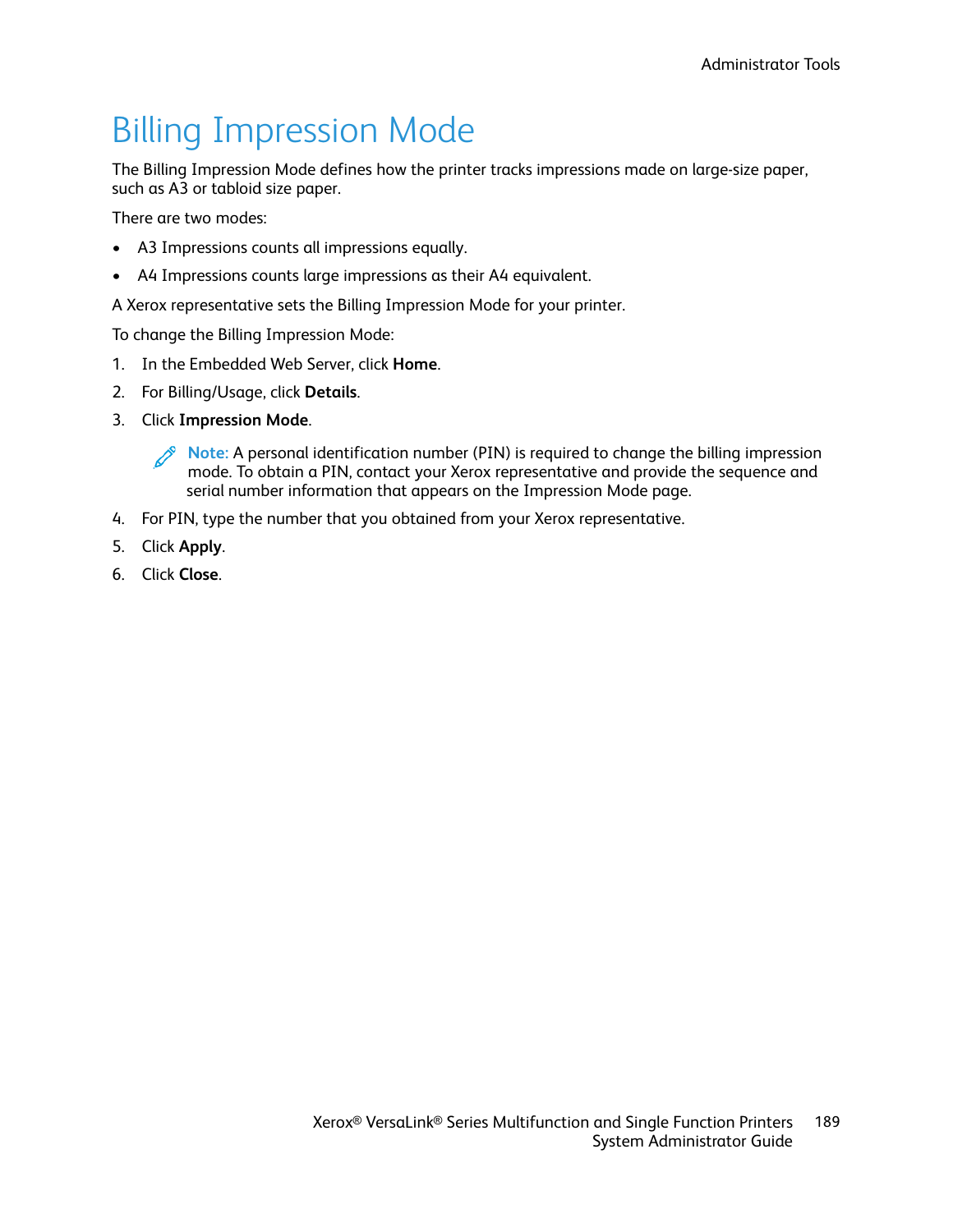# Billing Impression Mode

The Billing Impression Mode defines how the printer tracks impressions made on large-size paper, such as A3 or tabloid size paper.

There are two modes:

- A3 Impressions counts all impressions equally.
- A4 Impressions counts large impressions as their A4 equivalent.

A Xerox representative sets the Billing Impression Mode for your printer.

To change the Billing Impression Mode:

1. In the Embedded Web Server, click **Home**.
2. For Billing/Usage, click **Details**.
3. Click **Impression Mode**.

   Note: A personal identification number (PIN) is required to change the billing impression mode. To obtain a PIN, contact your Xerox representative and provide the sequence and serial number information that appears on the Impression Mode page.

4. For PIN, type the number that you obtained from your Xerox representative.
5. Click **Apply**.
6. Click **Close**.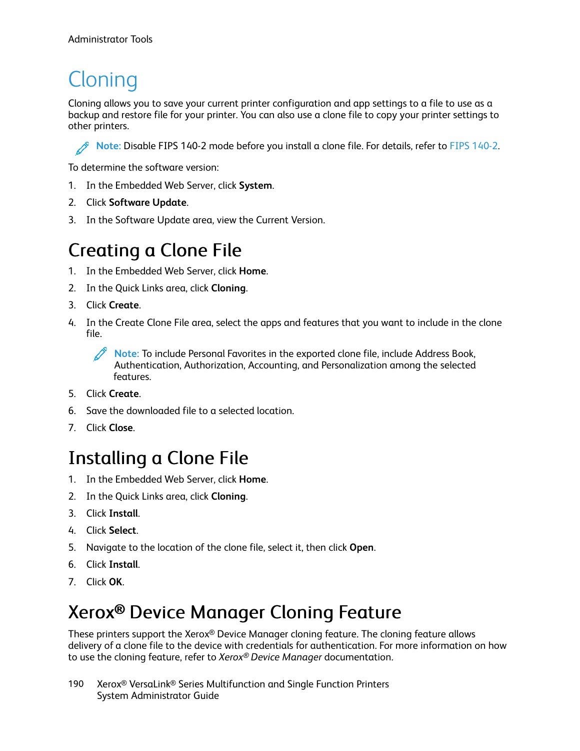# Cloning

Cloning allows you to save your current printer configuration and app settings to a file to use as a backup and restore file for your printer. You can also use a clone file to copy your printer settings to other printers.

> **Note:** Disable FIPS 140-2 mode before you install a clone file. For details, refer to FIPS 140-2.

To determine the software version:

1. In the Embedded Web Server, click **System**.
2. Click **Software Update**.
3. In the Software Update area, view the Current Version.

## Creating a Clone File

1. In the Embedded Web Server, click **Home**.
2. In the Quick Links area, click **Cloning**.
3. Click **Create**.
4. In the Create Clone File area, select the apps and features that you want to include in the clone file.

   > **Note:** To include Personal Favorites in the exported clone file, include Address Book, Authentication, Authorization, Accounting, and Personalization among the selected features.

5. Click **Create**.
6. Save the downloaded file to a selected location.
7. Click **Close**.

## Installing a Clone File

1. In the Embedded Web Server, click **Home**.
2. In the Quick Links area, click **Cloning**.
3. Click **Install**.
4. Click **Select**.
5. Navigate to the location of the clone file, select it, then click **Open**.
6. Click **Install**.
7. Click **OK**.

## Xerox® Device Manager Cloning Feature

These printers support the Xerox® Device Manager cloning feature. The cloning feature allows delivery of a clone file to the device with credentials for authentication. For more information on how to use the cloning feature, refer to *Xerox® Device Manager* documentation.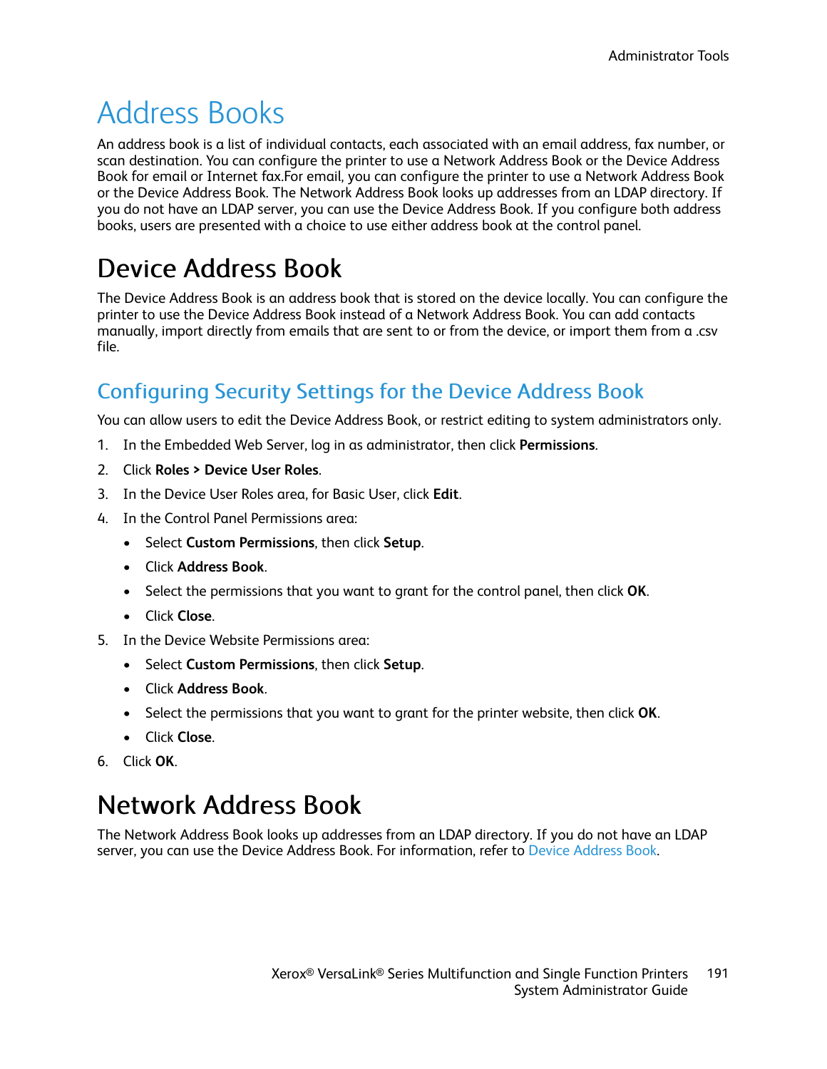# Address Books

An address book is a list of individual contacts, each associated with an email address, fax number, or scan destination. You can configure the printer to use a Network Address Book or the Device Address Book for email or Internet fax.For email, you can configure the printer to use a Network Address Book or the Device Address Book. The Network Address Book looks up addresses from an LDAP directory. If you do not have an LDAP server, you can use the Device Address Book. If you configure both address books, users are presented with a choice to use either address book at the control panel.

## Device Address Book

The Device Address Book is an address book that is stored on the device locally. You can configure the printer to use the Device Address Book instead of a Network Address Book. You can add contacts manually, import directly from emails that are sent to or from the device, or import them from a .csv file.

### Configuring Security Settings for the Device Address Book

You can allow users to edit the Device Address Book, or restrict editing to system administrators only.

1. In the Embedded Web Server, log in as administrator, then click **Permissions**.
2. Click **Roles > Device User Roles**.
3. In the Device User Roles area, for Basic User, click **Edit**.
4. In the Control Panel Permissions area:
   - Select **Custom Permissions**, then click **Setup**.
   - Click **Address Book**.
   - Select the permissions that you want to grant for the control panel, then click **OK**.
   - Click **Close**.
5. In the Device Website Permissions area:
   - Select **Custom Permissions**, then click **Setup**.
   - Click **Address Book**.
   - Select the permissions that you want to grant for the printer website, then click **OK**.
   - Click **Close**.
6. Click **OK**.

## Network Address Book

The Network Address Book looks up addresses from an LDAP directory. If you do not have an LDAP server, you can use the Device Address Book. For information, refer to Device Address Book.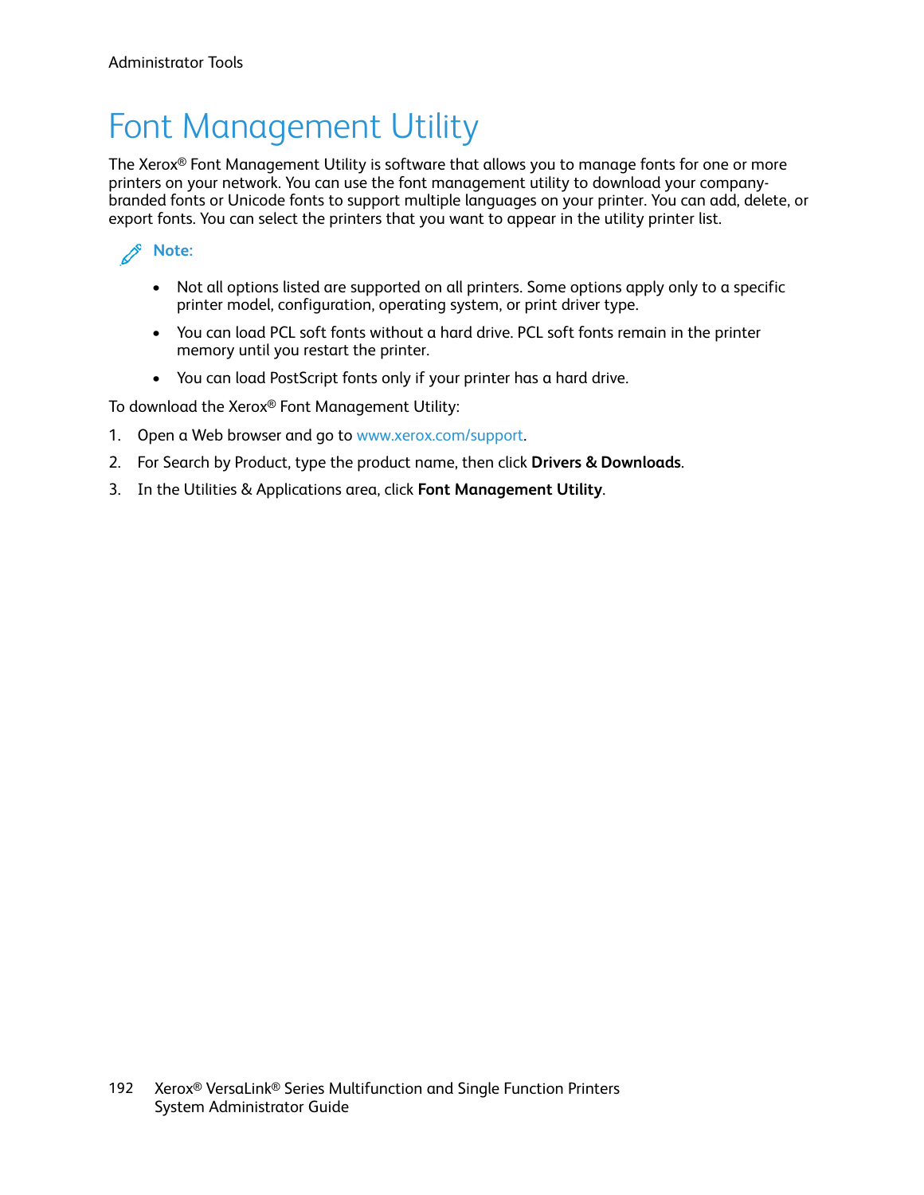# Font Management Utility

The Xerox® Font Management Utility is software that allows you to manage fonts for one or more printers on your network. You can use the font management utility to download your company-branded fonts or Unicode fonts to support multiple languages on your printer. You can add, delete, or export fonts. You can select the printers that you want to appear in the utility printer list.

**Note:**

- Not all options listed are supported on all printers. Some options apply only to a specific printer model, configuration, operating system, or print driver type.
- You can load PCL soft fonts without a hard drive. PCL soft fonts remain in the printer memory until you restart the printer.
- You can load PostScript fonts only if your printer has a hard drive.

To download the Xerox® Font Management Utility:

1. Open a Web browser and go to www.xerox.com/support.
2. For Search by Product, type the product name, then click **Drivers & Downloads**.
3. In the Utilities & Applications area, click **Font Management Utility**.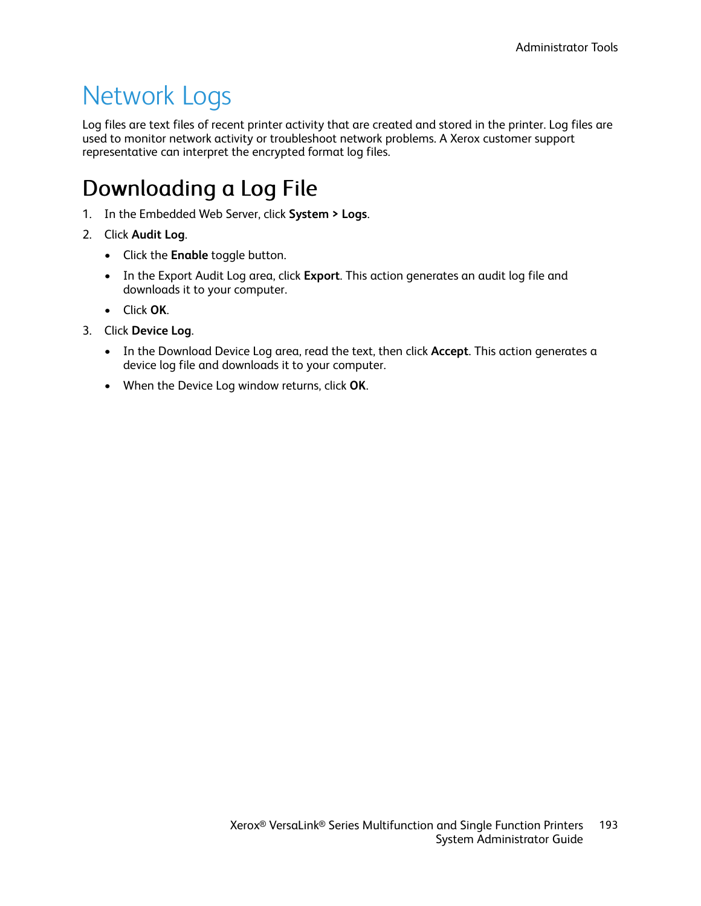# Network Logs

Log files are text files of recent printer activity that are created and stored in the printer. Log files are used to monitor network activity or troubleshoot network problems. A Xerox customer support representative can interpret the encrypted format log files.

## Downloading a Log File

1. In the Embedded Web Server, click **System > Logs**.
2. Click **Audit Log**.
   - Click the **Enable** toggle button.
   - In the Export Audit Log area, click **Export**. This action generates an audit log file and downloads it to your computer.
   - Click **OK**.
3. Click **Device Log**.
   - In the Download Device Log area, read the text, then click **Accept**. This action generates a device log file and downloads it to your computer.
   - When the Device Log window returns, click **OK**.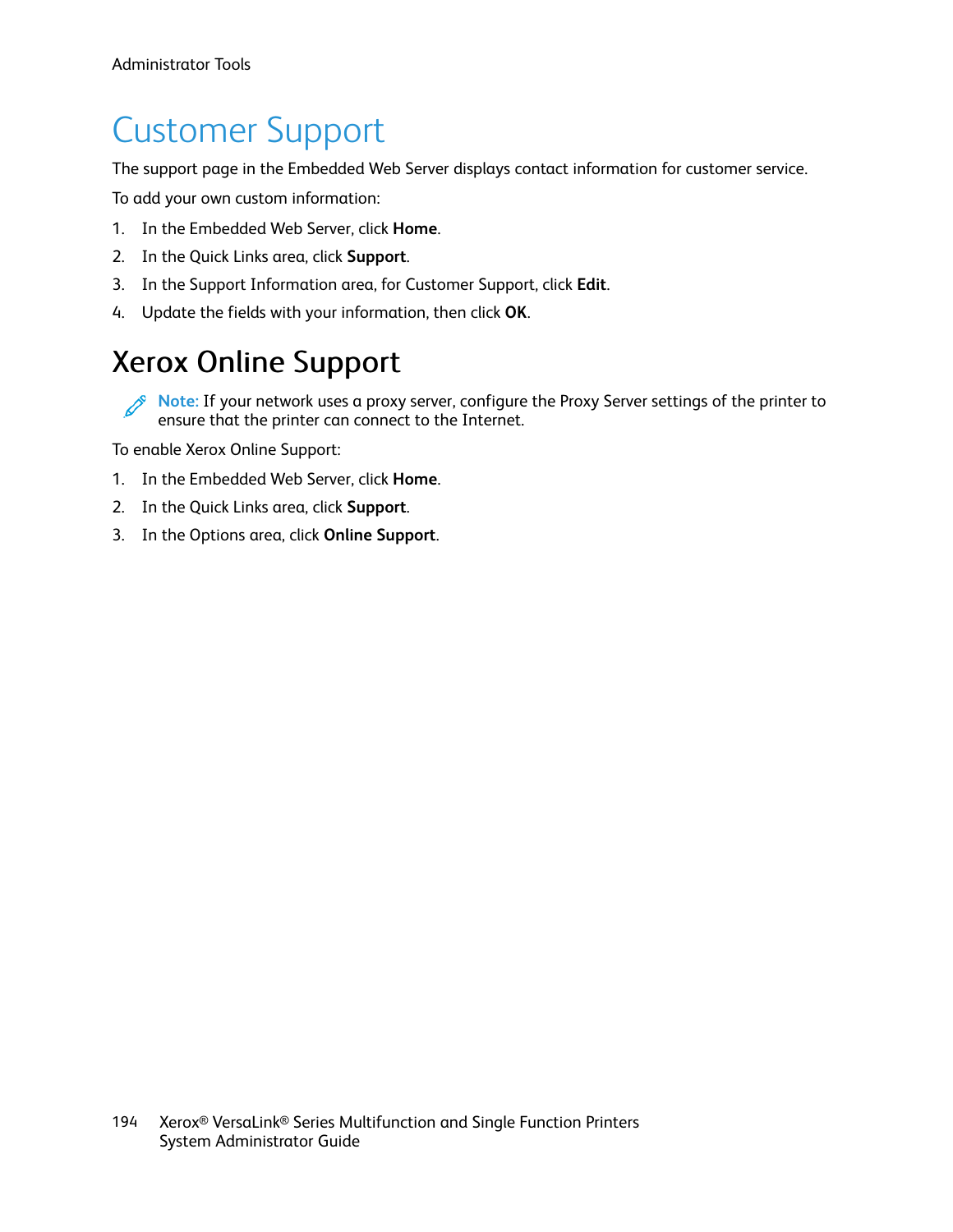# Customer Support

The support page in the Embedded Web Server displays contact information for customer service.

To add your own custom information:

1. In the Embedded Web Server, click **Home**.
2. In the Quick Links area, click **Support**.
3. In the Support Information area, for Customer Support, click **Edit**.
4. Update the fields with your information, then click **OK**.

## Xerox Online Support

**Note:** If your network uses a proxy server, configure the Proxy Server settings of the printer to ensure that the printer can connect to the Internet.

To enable Xerox Online Support:

1. In the Embedded Web Server, click **Home**.
2. In the Quick Links area, click **Support**.
3. In the Options area, click **Online Support**.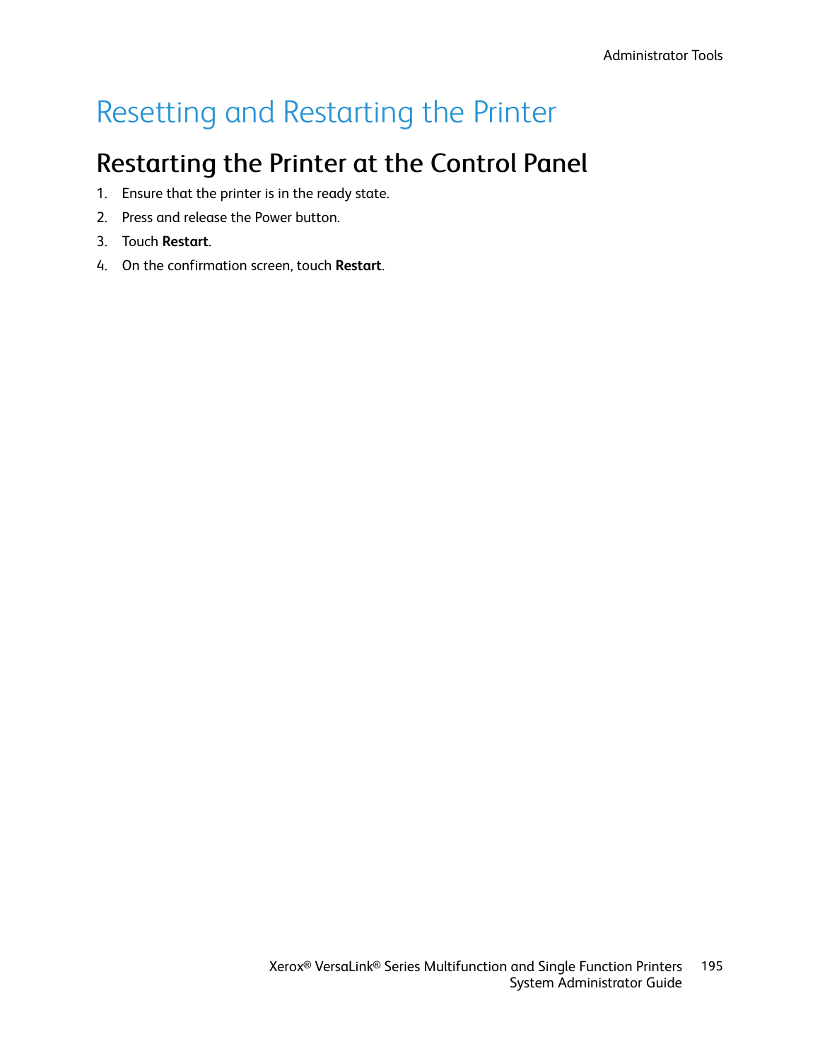# Resetting and Restarting the Printer

## Restarting the Printer at the Control Panel

1. Ensure that the printer is in the ready state.
2. Press and release the Power button.
3. Touch **Restart**.
4. On the confirmation screen, touch **Restart**.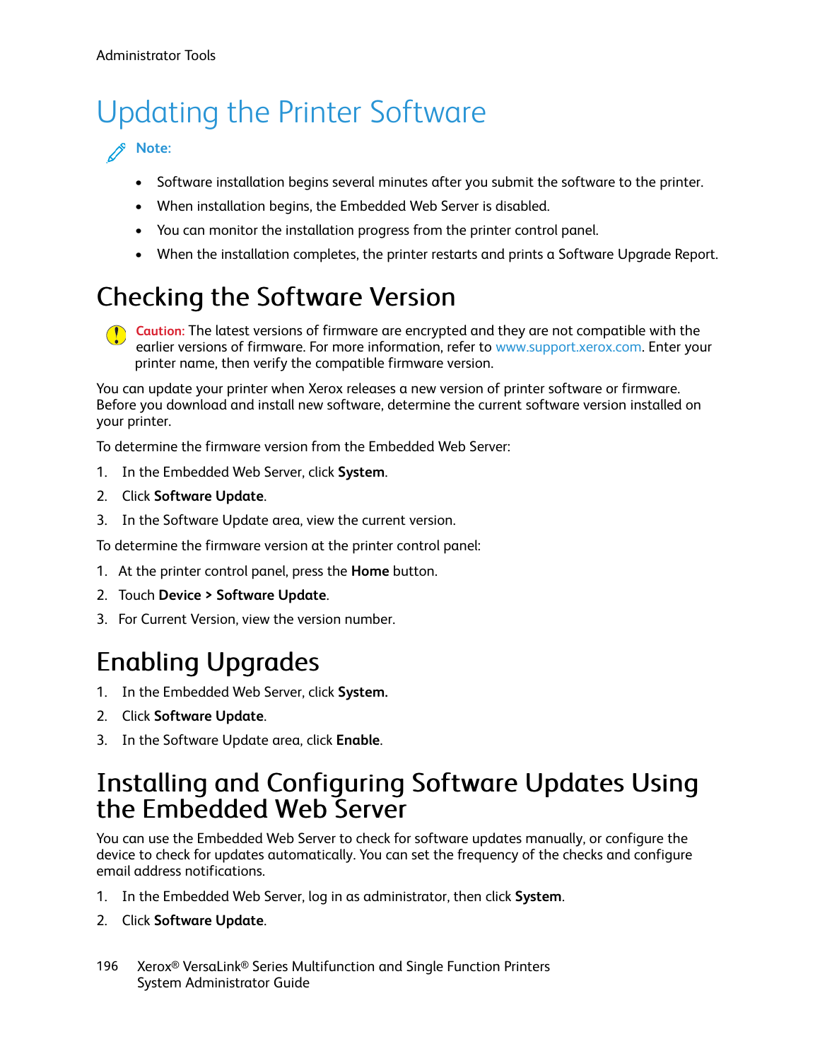# Updating the Printer Software

**Note:**

- Software installation begins several minutes after you submit the software to the printer.
- When installation begins, the Embedded Web Server is disabled.
- You can monitor the installation progress from the printer control panel.
- When the installation completes, the printer restarts and prints a Software Upgrade Report.

## Checking the Software Version

**Caution:** The latest versions of firmware are encrypted and they are not compatible with the earlier versions of firmware. For more information, refer to www.support.xerox.com. Enter your printer name, then verify the compatible firmware version.

You can update your printer when Xerox releases a new version of printer software or firmware. Before you download and install new software, determine the current software version installed on your printer.

To determine the firmware version from the Embedded Web Server:

1. In the Embedded Web Server, click **System**.
2. Click **Software Update**.
3. In the Software Update area, view the current version.

To determine the firmware version at the printer control panel:

1. At the printer control panel, press the **Home** button.
2. Touch **Device > Software Update**.
3. For Current Version, view the version number.

## Enabling Upgrades

1. In the Embedded Web Server, click **System.**
2. Click **Software Update**.
3. In the Software Update area, click **Enable**.

## Installing and Configuring Software Updates Using the Embedded Web Server

You can use the Embedded Web Server to check for software updates manually, or configure the device to check for updates automatically. You can set the frequency of the checks and configure email address notifications.

1. In the Embedded Web Server, log in as administrator, then click **System**.
2. Click **Software Update**.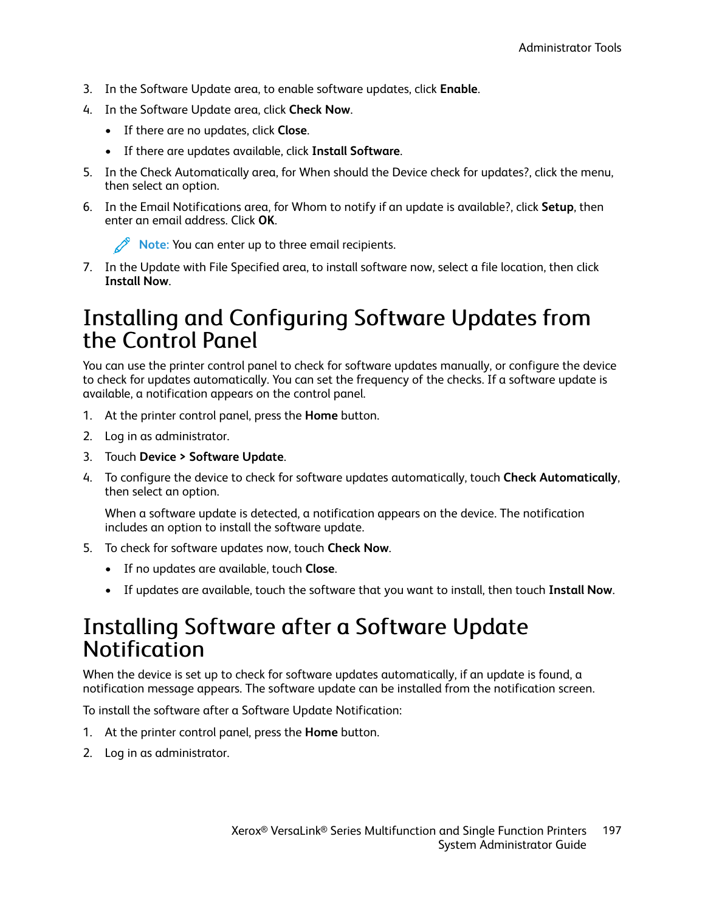3. In the Software Update area, to enable software updates, click **Enable**.
4. In the Software Update area, click **Check Now**.
   - If there are no updates, click **Close**.
   - If there are updates available, click **Install Software**.
5. In the Check Automatically area, for When should the Device check for updates?, click the menu, then select an option.
6. In the Email Notifications area, for Whom to notify if an update is available?, click **Setup**, then enter an email address. Click **OK**.

   **Note:** You can enter up to three email recipients.

7. In the Update with File Specified area, to install software now, select a file location, then click **Install Now**.

# Installing and Configuring Software Updates from the Control Panel

You can use the printer control panel to check for software updates manually, or configure the device to check for updates automatically. You can set the frequency of the checks. If a software update is available, a notification appears on the control panel.

1. At the printer control panel, press the **Home** button.
2. Log in as administrator.
3. Touch **Device > Software Update**.
4. To configure the device to check for software updates automatically, touch **Check Automatically**, then select an option.

   When a software update is detected, a notification appears on the device. The notification includes an option to install the software update.

5. To check for software updates now, touch **Check Now**.
   - If no updates are available, touch **Close**.
   - If updates are available, touch the software that you want to install, then touch **Install Now**.

# Installing Software after a Software Update Notification

When the device is set up to check for software updates automatically, if an update is found, a notification message appears. The software update can be installed from the notification screen.

To install the software after a Software Update Notification:

1. At the printer control panel, press the **Home** button.
2. Log in as administrator.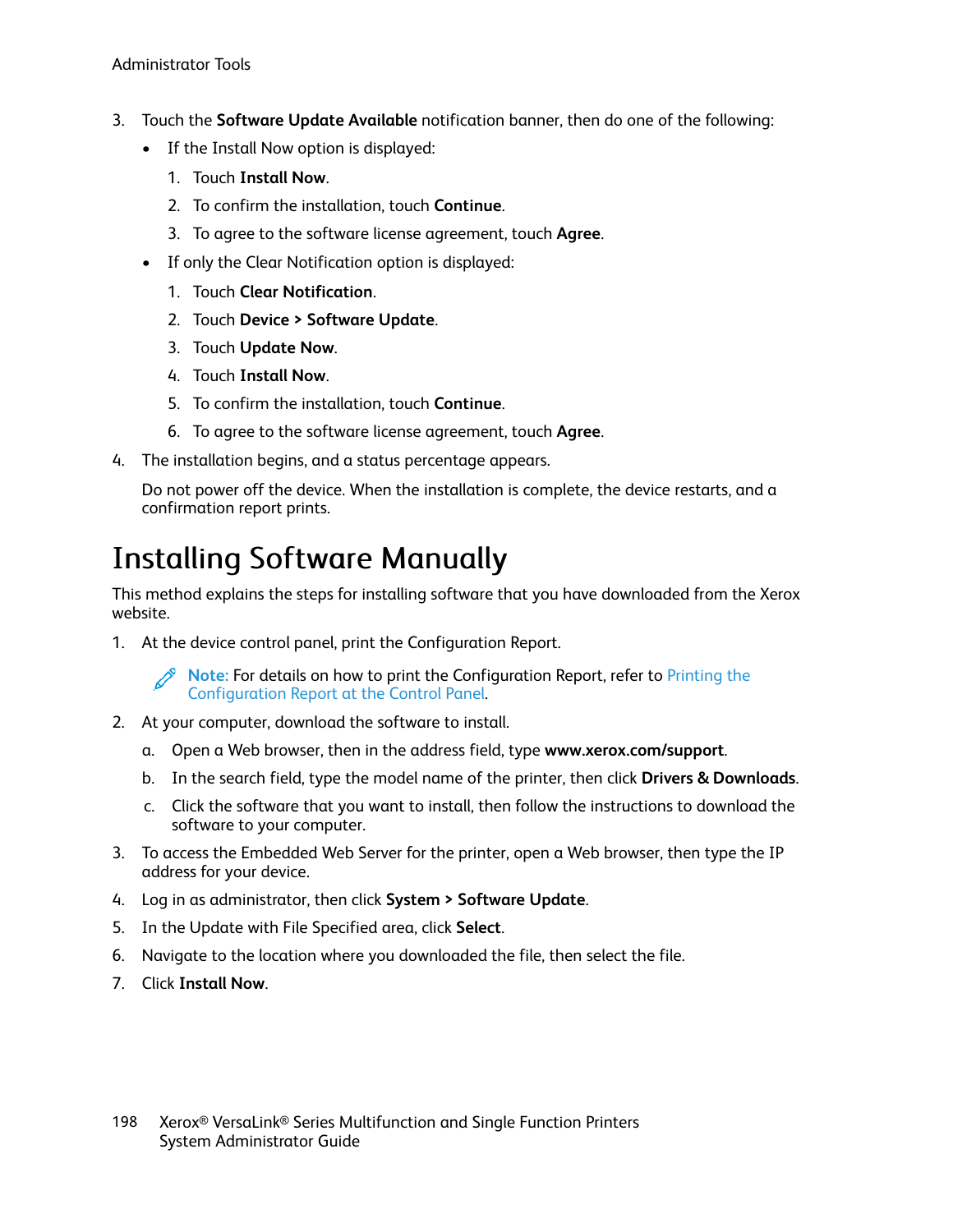3. Touch the **Software Update Available** notification banner, then do one of the following:
   - If the Install Now option is displayed:
     1. Touch **Install Now**.
     2. To confirm the installation, touch **Continue**.
     3. To agree to the software license agreement, touch **Agree**.
   - If only the Clear Notification option is displayed:
     1. Touch **Clear Notification**.
     2. Touch **Device > Software Update**.
     3. Touch **Update Now**.
     4. Touch **Install Now**.
     5. To confirm the installation, touch **Continue**.
     6. To agree to the software license agreement, touch **Agree**.
4. The installation begins, and a status percentage appears.

   Do not power off the device. When the installation is complete, the device restarts, and a confirmation report prints.

# Installing Software Manually

This method explains the steps for installing software that you have downloaded from the Xerox website.

1. At the device control panel, print the Configuration Report.

   **Note:** For details on how to print the Configuration Report, refer to Printing the Configuration Report at the Control Panel.

2. At your computer, download the software to install.
   a. Open a Web browser, then in the address field, type **www.xerox.com/support**.
   b. In the search field, type the model name of the printer, then click **Drivers & Downloads**.
   c. Click the software that you want to install, then follow the instructions to download the software to your computer.
3. To access the Embedded Web Server for the printer, open a Web browser, then type the IP address for your device.
4. Log in as administrator, then click **System > Software Update**.
5. In the Update with File Specified area, click **Select**.
6. Navigate to the location where you downloaded the file, then select the file.
7. Click **Install Now**.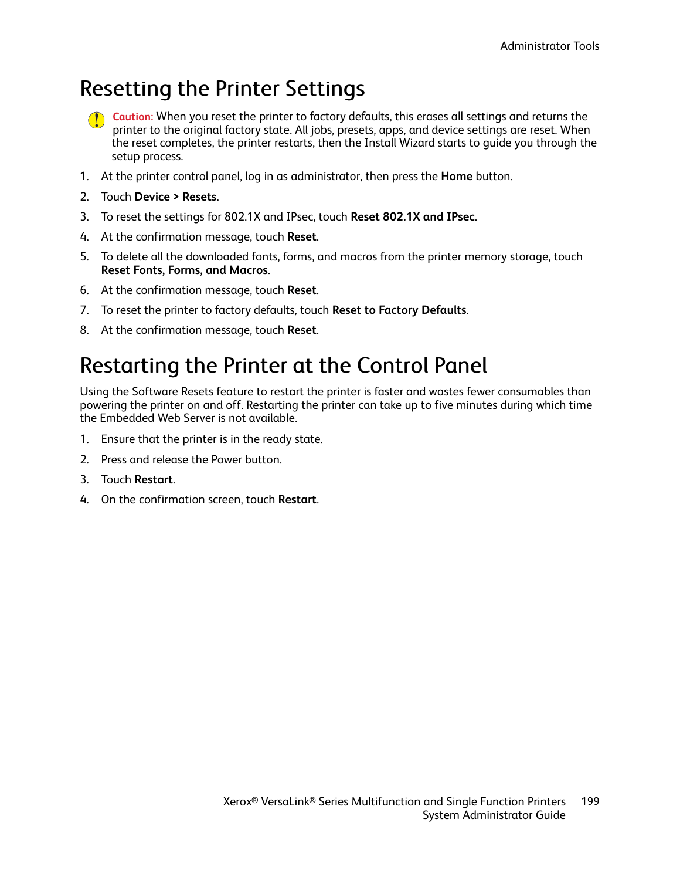# Resetting the Printer Settings

**Caution:** When you reset the printer to factory defaults, this erases all settings and returns the printer to the original factory state. All jobs, presets, apps, and device settings are reset. When the reset completes, the printer restarts, then the Install Wizard starts to guide you through the setup process.

1. At the printer control panel, log in as administrator, then press the **Home** button.
2. Touch **Device > Resets**.
3. To reset the settings for 802.1X and IPsec, touch **Reset 802.1X and IPsec**.
4. At the confirmation message, touch **Reset**.
5. To delete all the downloaded fonts, forms, and macros from the printer memory storage, touch **Reset Fonts, Forms, and Macros**.
6. At the confirmation message, touch **Reset**.
7. To reset the printer to factory defaults, touch **Reset to Factory Defaults**.
8. At the confirmation message, touch **Reset**.

# Restarting the Printer at the Control Panel

Using the Software Resets feature to restart the printer is faster and wastes fewer consumables than powering the printer on and off. Restarting the printer can take up to five minutes during which time the Embedded Web Server is not available.

1. Ensure that the printer is in the ready state.
2. Press and release the Power button.
3. Touch **Restart**.
4. On the confirmation screen, touch **Restart**.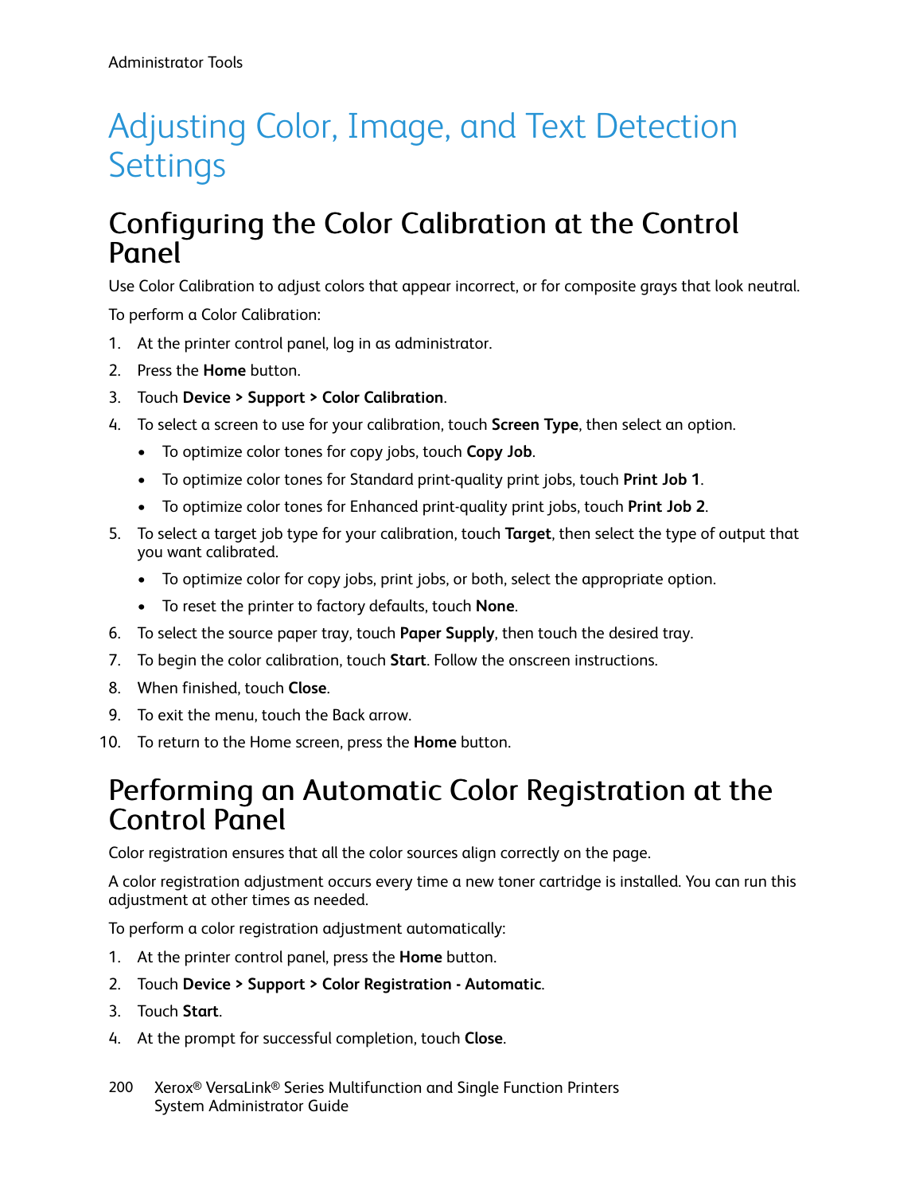# Adjusting Color, Image, and Text Detection Settings

## Configuring the Color Calibration at the Control Panel

Use Color Calibration to adjust colors that appear incorrect, or for composite grays that look neutral.

To perform a Color Calibration:

1. At the printer control panel, log in as administrator.
2. Press the **Home** button.
3. Touch **Device > Support > Color Calibration**.
4. To select a screen to use for your calibration, touch **Screen Type**, then select an option.
   - To optimize color tones for copy jobs, touch **Copy Job**.
   - To optimize color tones for Standard print-quality print jobs, touch **Print Job 1**.
   - To optimize color tones for Enhanced print-quality print jobs, touch **Print Job 2**.
5. To select a target job type for your calibration, touch **Target**, then select the type of output that you want calibrated.
   - To optimize color for copy jobs, print jobs, or both, select the appropriate option.
   - To reset the printer to factory defaults, touch **None**.
6. To select the source paper tray, touch **Paper Supply**, then touch the desired tray.
7. To begin the color calibration, touch **Start**. Follow the onscreen instructions.
8. When finished, touch **Close**.
9. To exit the menu, touch the Back arrow.
10. To return to the Home screen, press the **Home** button.

## Performing an Automatic Color Registration at the Control Panel

Color registration ensures that all the color sources align correctly on the page.

A color registration adjustment occurs every time a new toner cartridge is installed. You can run this adjustment at other times as needed.

To perform a color registration adjustment automatically:

1. At the printer control panel, press the **Home** button.
2. Touch **Device > Support > Color Registration - Automatic**.
3. Touch **Start**.
4. At the prompt for successful completion, touch **Close**.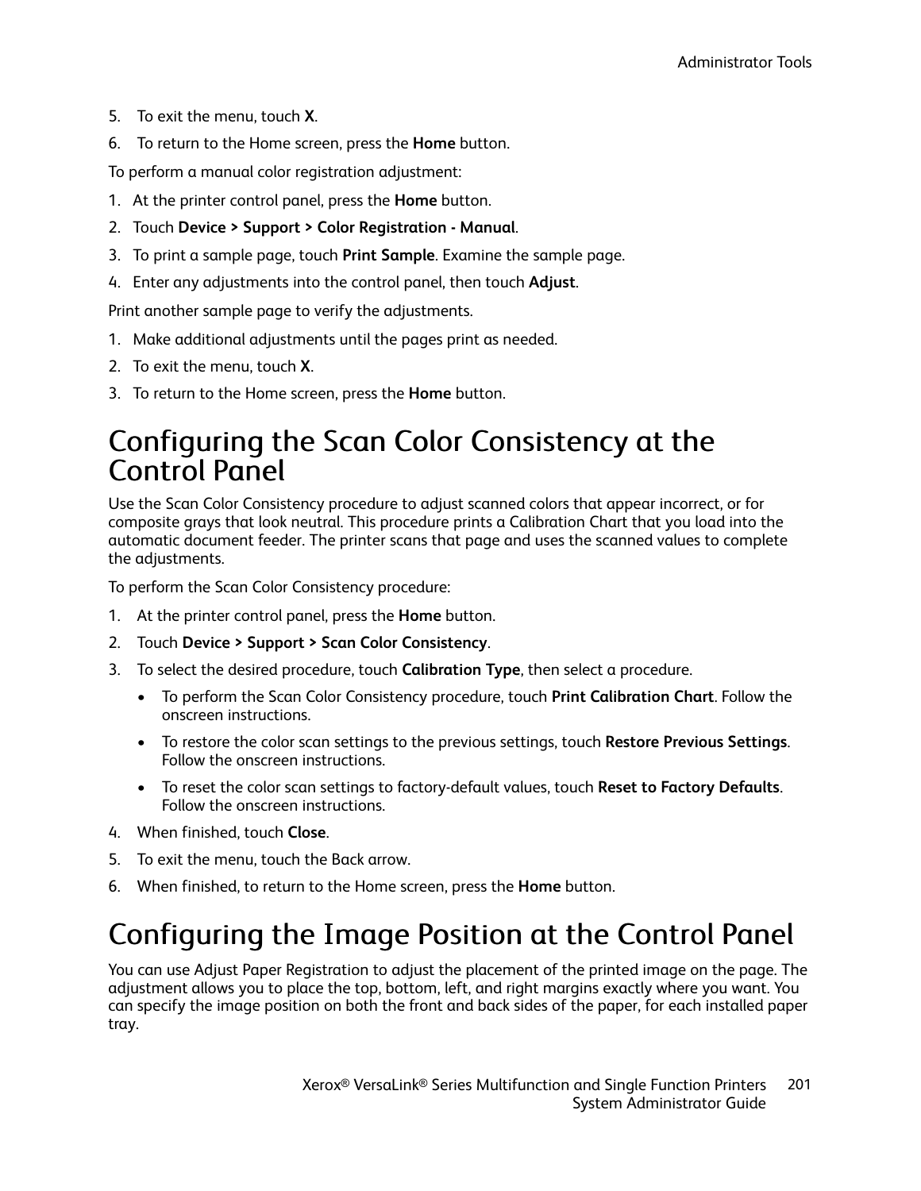5. To exit the menu, touch **X**.
6. To return to the Home screen, press the **Home** button.

To perform a manual color registration adjustment:

1. At the printer control panel, press the **Home** button.
2. Touch **Device > Support > Color Registration - Manual**.
3. To print a sample page, touch **Print Sample**. Examine the sample page.
4. Enter any adjustments into the control panel, then touch **Adjust**.

Print another sample page to verify the adjustments.

1. Make additional adjustments until the pages print as needed.
2. To exit the menu, touch **X**.
3. To return to the Home screen, press the **Home** button.

# Configuring the Scan Color Consistency at the Control Panel

Use the Scan Color Consistency procedure to adjust scanned colors that appear incorrect, or for composite grays that look neutral. This procedure prints a Calibration Chart that you load into the automatic document feeder. The printer scans that page and uses the scanned values to complete the adjustments.

To perform the Scan Color Consistency procedure:

1. At the printer control panel, press the **Home** button.
2. Touch **Device > Support > Scan Color Consistency**.
3. To select the desired procedure, touch **Calibration Type**, then select a procedure.
   - To perform the Scan Color Consistency procedure, touch **Print Calibration Chart**. Follow the onscreen instructions.
   - To restore the color scan settings to the previous settings, touch **Restore Previous Settings**. Follow the onscreen instructions.
   - To reset the color scan settings to factory-default values, touch **Reset to Factory Defaults**. Follow the onscreen instructions.
4. When finished, touch **Close**.
5. To exit the menu, touch the Back arrow.
6. When finished, to return to the Home screen, press the **Home** button.

# Configuring the Image Position at the Control Panel

You can use Adjust Paper Registration to adjust the placement of the printed image on the page. The adjustment allows you to place the top, bottom, left, and right margins exactly where you want. You can specify the image position on both the front and back sides of the paper, for each installed paper tray.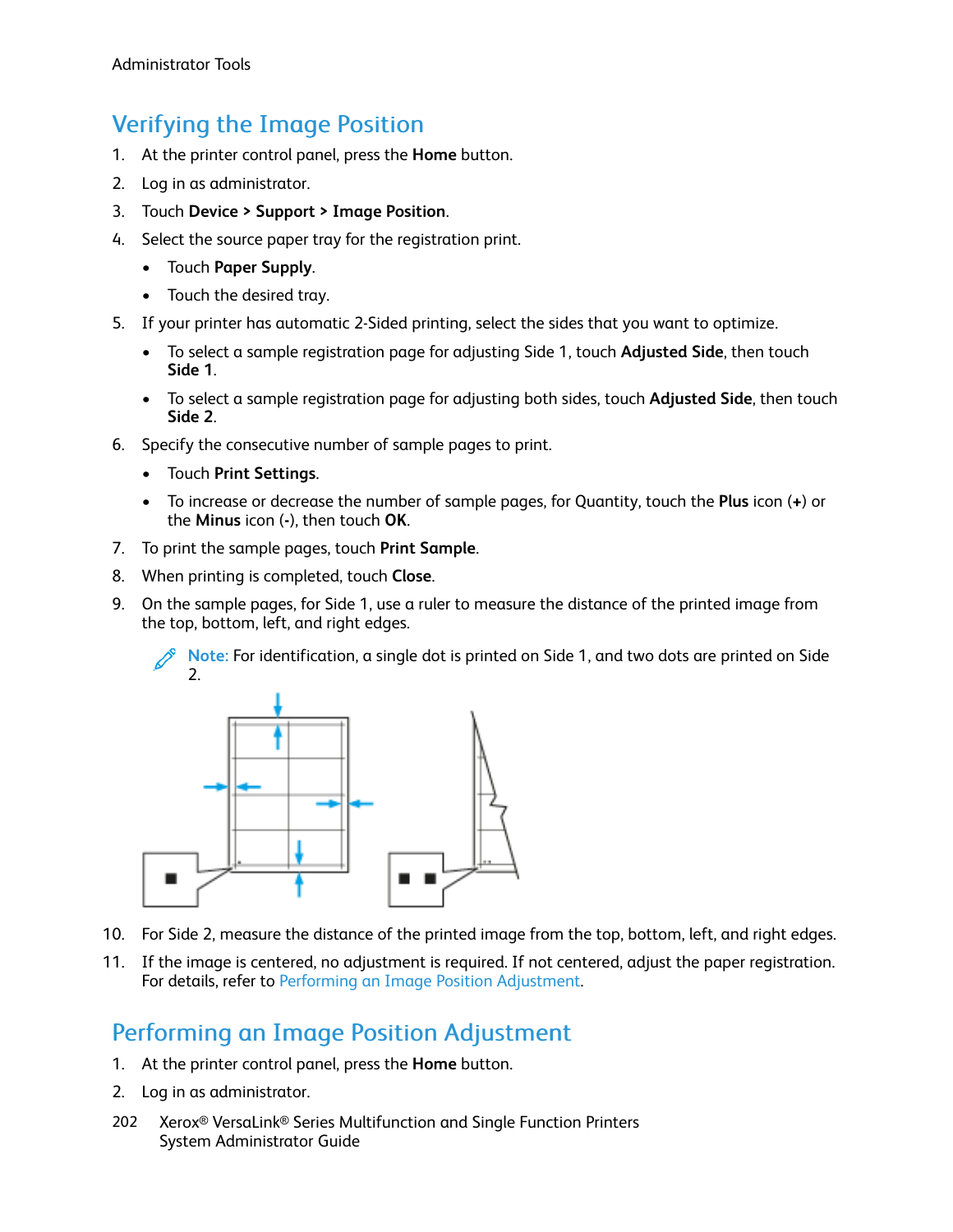## Verifying the Image Position

1. At the printer control panel, press the **Home** button.
2. Log in as administrator.
3. Touch **Device > Support > Image Position**.
4. Select the source paper tray for the registration print.
   - Touch **Paper Supply**.
   - Touch the desired tray.
5. If your printer has automatic 2-Sided printing, select the sides that you want to optimize.
   - To select a sample registration page for adjusting Side 1, touch **Adjusted Side**, then touch **Side 1**.
   - To select a sample registration page for adjusting both sides, touch **Adjusted Side**, then touch **Side 2**.
6. Specify the consecutive number of sample pages to print.
   - Touch **Print Settings**.
   - To increase or decrease the number of sample pages, for Quantity, touch the **Plus** icon (**+**) or the **Minus** icon (**-**), then touch **OK**.
7. To print the sample pages, touch **Print Sample**.
8. When printing is completed, touch **Close**.
9. On the sample pages, for Side 1, use a ruler to measure the distance of the printed image from the top, bottom, left, and right edges.

   Note: For identification, a single dot is printed on Side 1, and two dots are printed on Side 2.

10. For Side 2, measure the distance of the printed image from the top, bottom, left, and right edges.
11. If the image is centered, no adjustment is required. If not centered, adjust the paper registration. For details, refer to Performing an Image Position Adjustment.

## Performing an Image Position Adjustment

1. At the printer control panel, press the **Home** button.
2. Log in as administrator.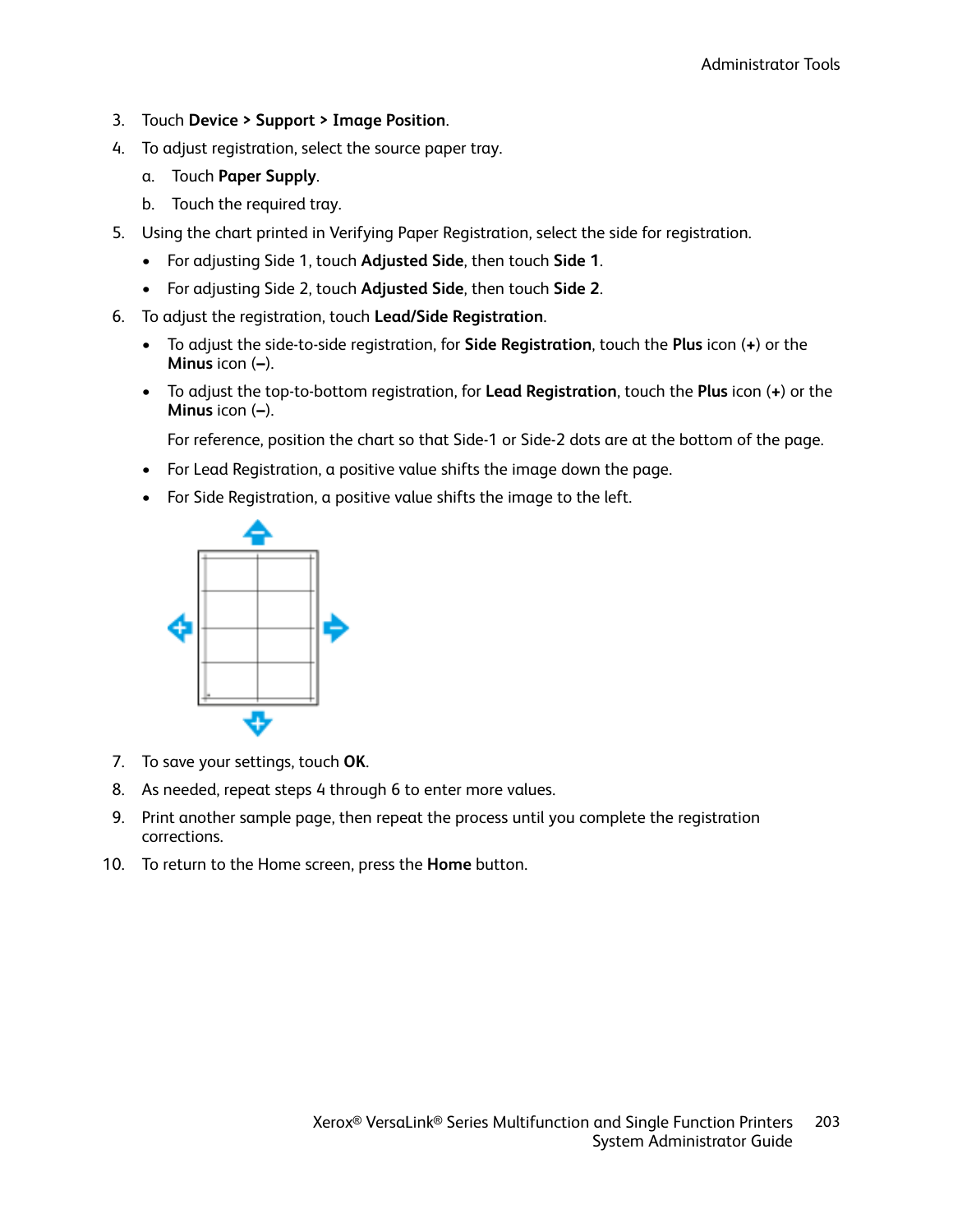3. Touch **Device** > **Support** > **Image Position**.
4. To adjust registration, select the source paper tray.
   a. Touch **Paper Supply**.
   b. Touch the required tray.
5. Using the chart printed in Verifying Paper Registration, select the side for registration.
   - For adjusting Side 1, touch **Adjusted Side**, then touch **Side 1**.
   - For adjusting Side 2, touch **Adjusted Side**, then touch **Side 2**.
6. To adjust the registration, touch **Lead/Side Registration**.
   - To adjust the side-to-side registration, for **Side Registration**, touch the **Plus** icon (**+**) or the **Minus** icon (**–**).
   - To adjust the top-to-bottom registration, for **Lead Registration**, touch the **Plus** icon (**+**) or the **Minus** icon (**–**).

     For reference, position the chart so that Side-1 or Side-2 dots are at the bottom of the page.
   - For Lead Registration, a positive value shifts the image down the page.
   - For Side Registration, a positive value shifts the image to the left.
7. To save your settings, touch **OK**.
8. As needed, repeat steps 4 through 6 to enter more values.
9. Print another sample page, then repeat the process until you complete the registration corrections.
10. To return to the Home screen, press the **Home** button.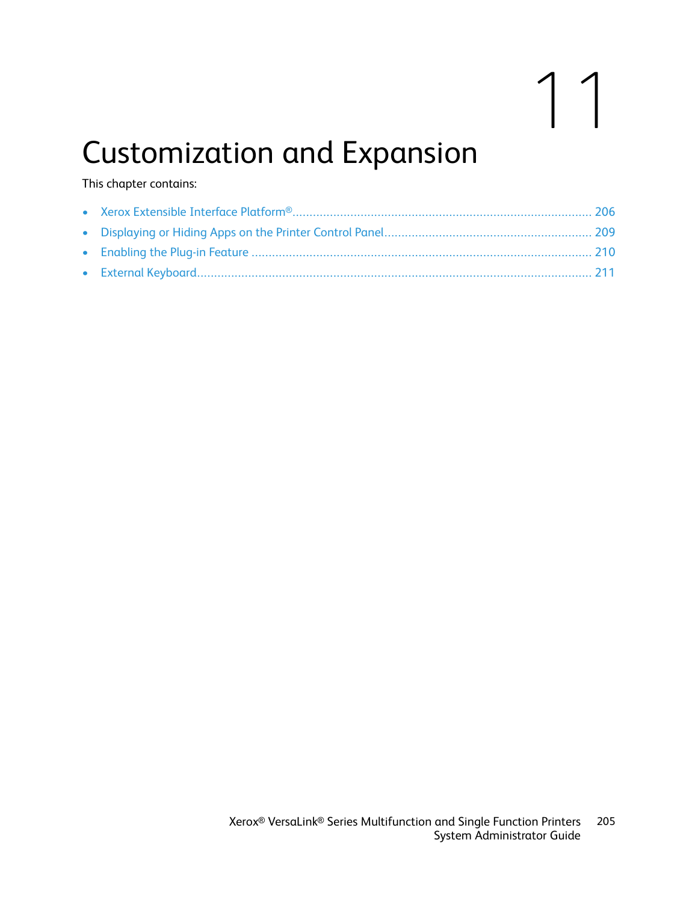# 11 Customization and Expansion

This chapter contains:

- Xerox Extensible Interface Platform® ........................................................................................ 206
- Displaying or Hiding Apps on the Printer Control Panel............................................................. 209
- Enabling the Plug-in Feature ...................................................................................................... 210
- External Keyboard...................................................................................................................... 211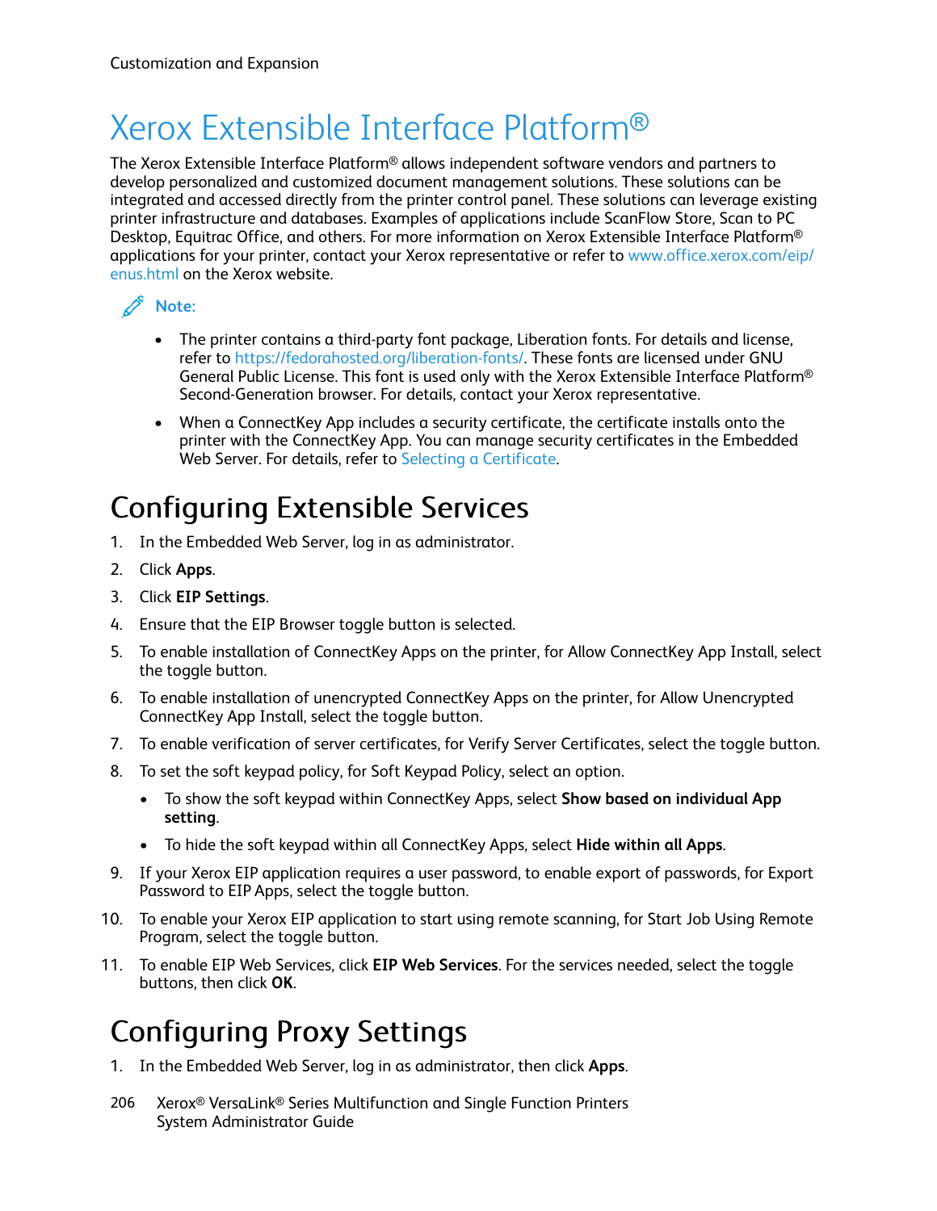# Xerox Extensible Interface Platform®

The Xerox Extensible Interface Platform® allows independent software vendors and partners to develop personalized and customized document management solutions. These solutions can be integrated and accessed directly from the printer control panel. These solutions can leverage existing printer infrastructure and databases. Examples of applications include ScanFlow Store, Scan to PC Desktop, Equitrac Office, and others. For more information on Xerox Extensible Interface Platform® applications for your printer, contact your Xerox representative or refer to www.office.xerox.com/eip/enus.html on the Xerox website.

**Note:**

- The printer contains a third-party font package, Liberation fonts. For details and license, refer to https://fedorahosted.org/liberation-fonts/. These fonts are licensed under GNU General Public License. This font is used only with the Xerox Extensible Interface Platform® Second-Generation browser. For details, contact your Xerox representative.
- When a ConnectKey App includes a security certificate, the certificate installs onto the printer with the ConnectKey App. You can manage security certificates in the Embedded Web Server. For details, refer to Selecting a Certificate.

## Configuring Extensible Services

1. In the Embedded Web Server, log in as administrator.
2. Click **Apps**.
3. Click **EIP Settings**.
4. Ensure that the EIP Browser toggle button is selected.
5. To enable installation of ConnectKey Apps on the printer, for Allow ConnectKey App Install, select the toggle button.
6. To enable installation of unencrypted ConnectKey Apps on the printer, for Allow Unencrypted ConnectKey App Install, select the toggle button.
7. To enable verification of server certificates, for Verify Server Certificates, select the toggle button.
8. To set the soft keypad policy, for Soft Keypad Policy, select an option.
   - To show the soft keypad within ConnectKey Apps, select **Show based on individual App setting**.
   - To hide the soft keypad within all ConnectKey Apps, select **Hide within all Apps**.
9. If your Xerox EIP application requires a user password, to enable export of passwords, for Export Password to EIP Apps, select the toggle button.
10. To enable your Xerox EIP application to start using remote scanning, for Start Job Using Remote Program, select the toggle button.
11. To enable EIP Web Services, click **EIP Web Services**. For the services needed, select the toggle buttons, then click **OK**.

## Configuring Proxy Settings

1. In the Embedded Web Server, log in as administrator, then click **Apps**.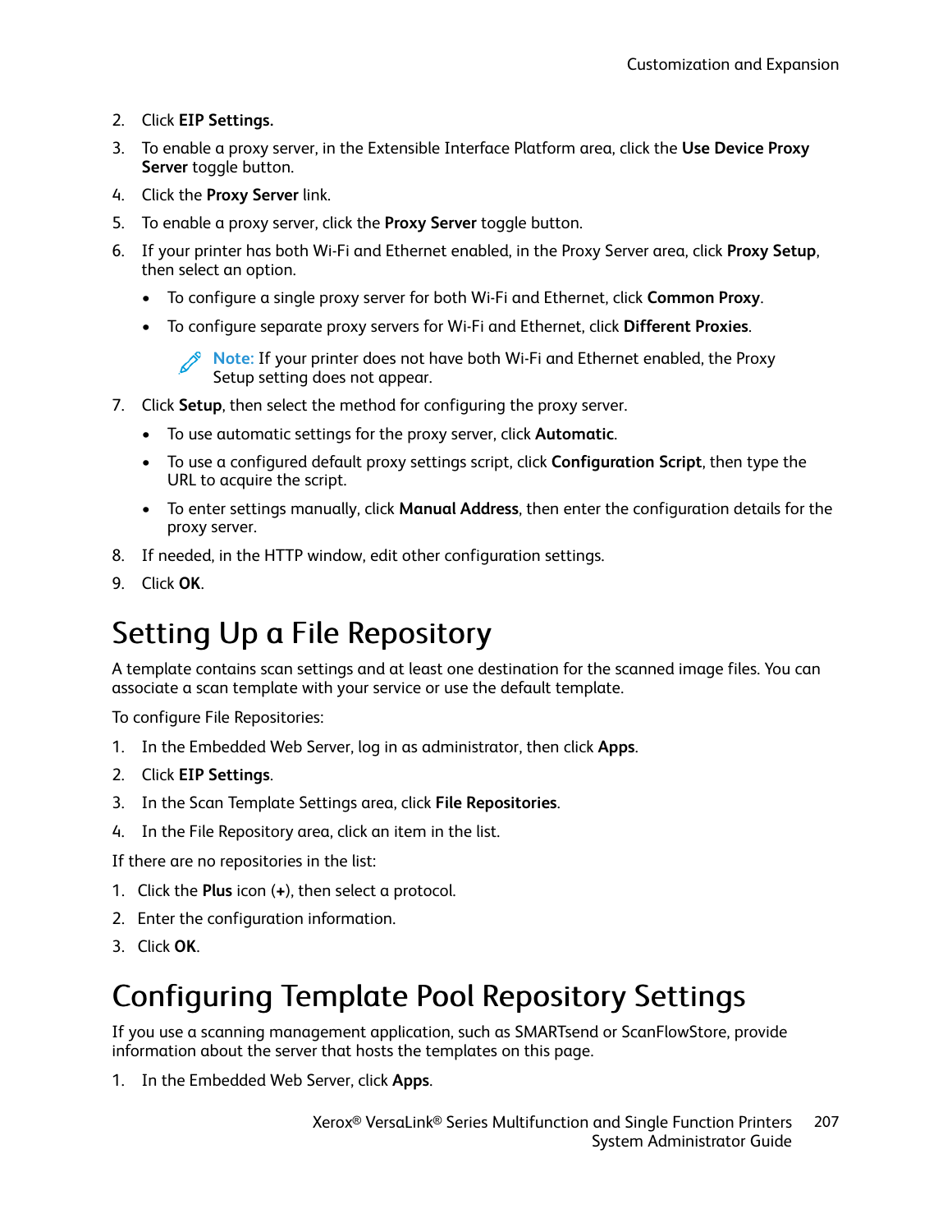2. Click **EIP Settings.**
3. To enable a proxy server, in the Extensible Interface Platform area, click the **Use Device Proxy Server** toggle button.
4. Click the **Proxy Server** link.
5. To enable a proxy server, click the **Proxy Server** toggle button.
6. If your printer has both Wi-Fi and Ethernet enabled, in the Proxy Server area, click **Proxy Setup**, then select an option.
   - To configure a single proxy server for both Wi-Fi and Ethernet, click **Common Proxy**.
   - To configure separate proxy servers for Wi-Fi and Ethernet, click **Different Proxies**.

   **Note:** If your printer does not have both Wi-Fi and Ethernet enabled, the Proxy Setup setting does not appear.
7. Click **Setup**, then select the method for configuring the proxy server.
   - To use automatic settings for the proxy server, click **Automatic**.
   - To use a configured default proxy settings script, click **Configuration Script**, then type the URL to acquire the script.
   - To enter settings manually, click **Manual Address**, then enter the configuration details for the proxy server.
8. If needed, in the HTTP window, edit other configuration settings.
9. Click **OK**.

# Setting Up a File Repository

A template contains scan settings and at least one destination for the scanned image files. You can associate a scan template with your service or use the default template.

To configure File Repositories:

1. In the Embedded Web Server, log in as administrator, then click **Apps**.
2. Click **EIP Settings**.
3. In the Scan Template Settings area, click **File Repositories**.
4. In the File Repository area, click an item in the list.

If there are no repositories in the list:

1. Click the **Plus** icon (**+**), then select a protocol.
2. Enter the configuration information.
3. Click **OK**.

# Configuring Template Pool Repository Settings

If you use a scanning management application, such as SMARTsend or ScanFlowStore, provide information about the server that hosts the templates on this page.

1. In the Embedded Web Server, click **Apps**.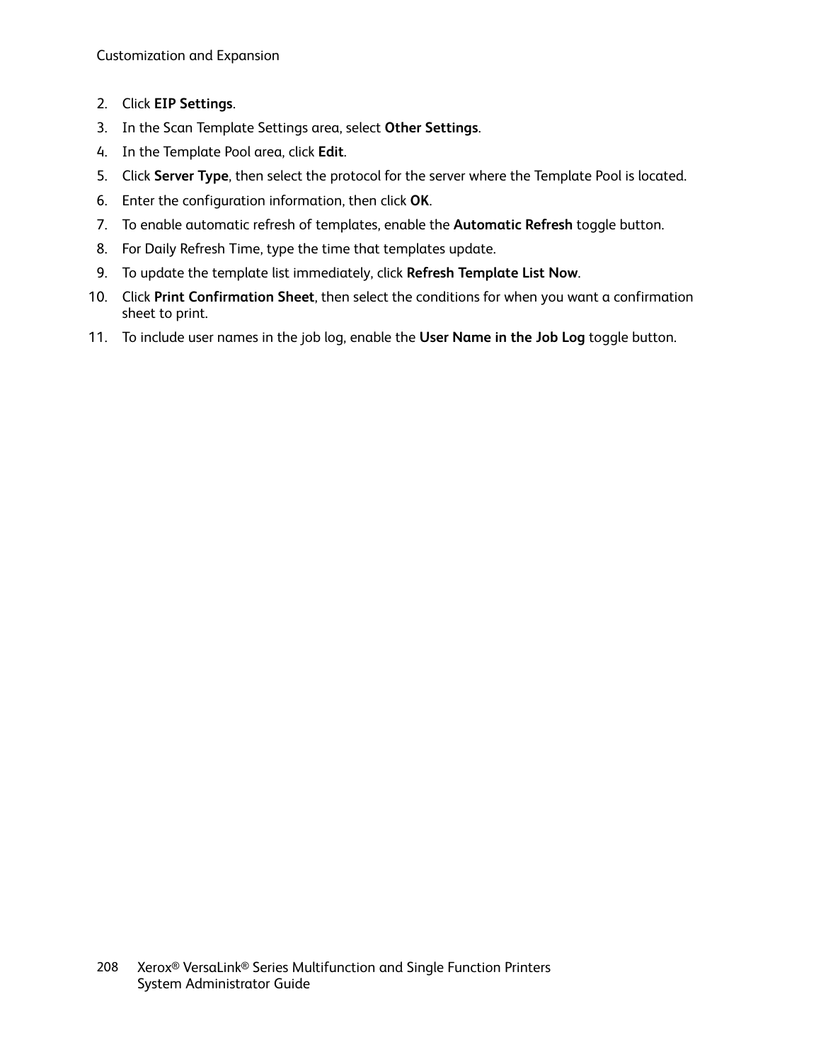2. Click **EIP Settings**.
3. In the Scan Template Settings area, select **Other Settings**.
4. In the Template Pool area, click **Edit**.
5. Click **Server Type**, then select the protocol for the server where the Template Pool is located.
6. Enter the configuration information, then click **OK**.
7. To enable automatic refresh of templates, enable the **Automatic Refresh** toggle button.
8. For Daily Refresh Time, type the time that templates update.
9. To update the template list immediately, click **Refresh Template List Now**.
10. Click **Print Confirmation Sheet**, then select the conditions for when you want a confirmation sheet to print.
11. To include user names in the job log, enable the **User Name in the Job Log** toggle button.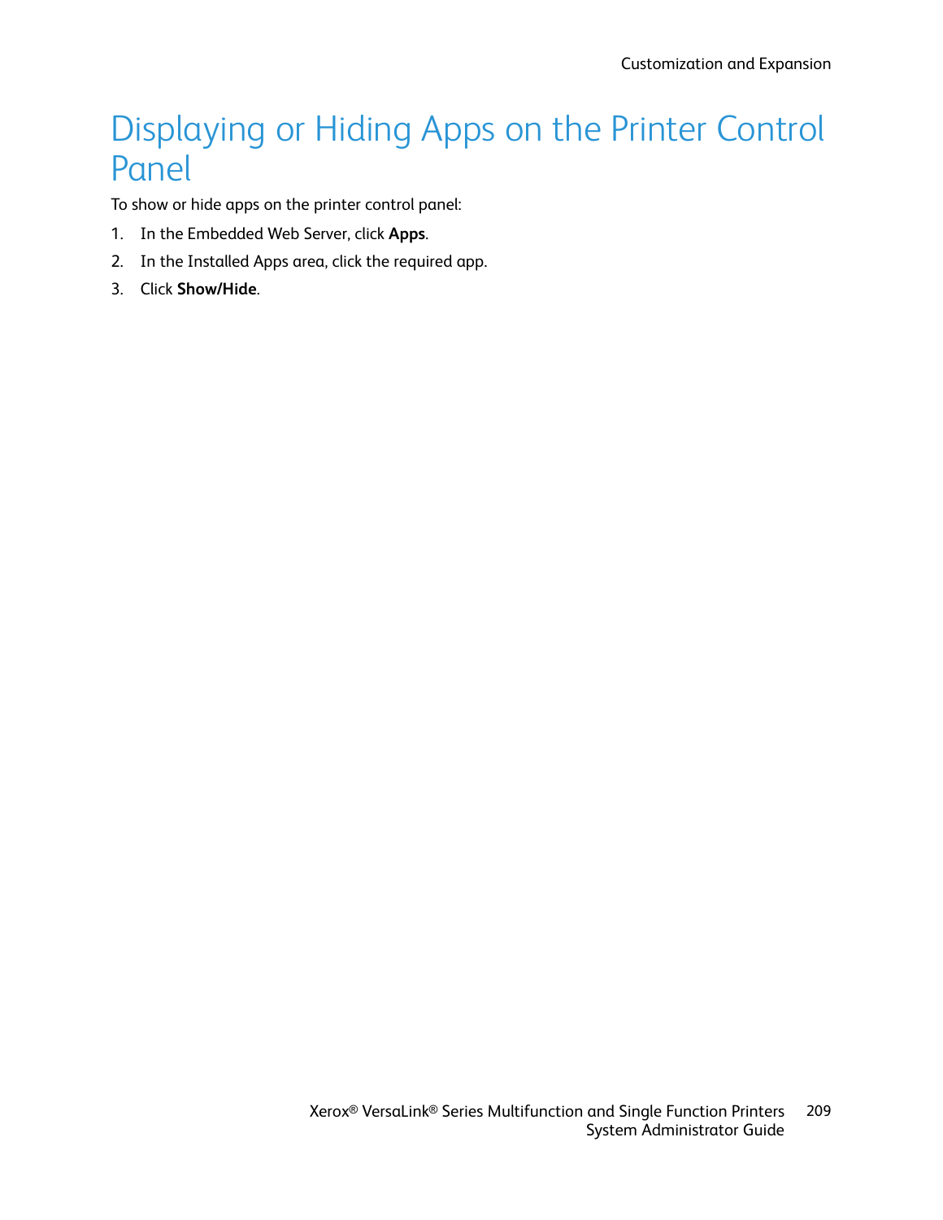# Displaying or Hiding Apps on the Printer Control Panel

To show or hide apps on the printer control panel:

1. In the Embedded Web Server, click **Apps**.
2. In the Installed Apps area, click the required app.
3. Click **Show/Hide**.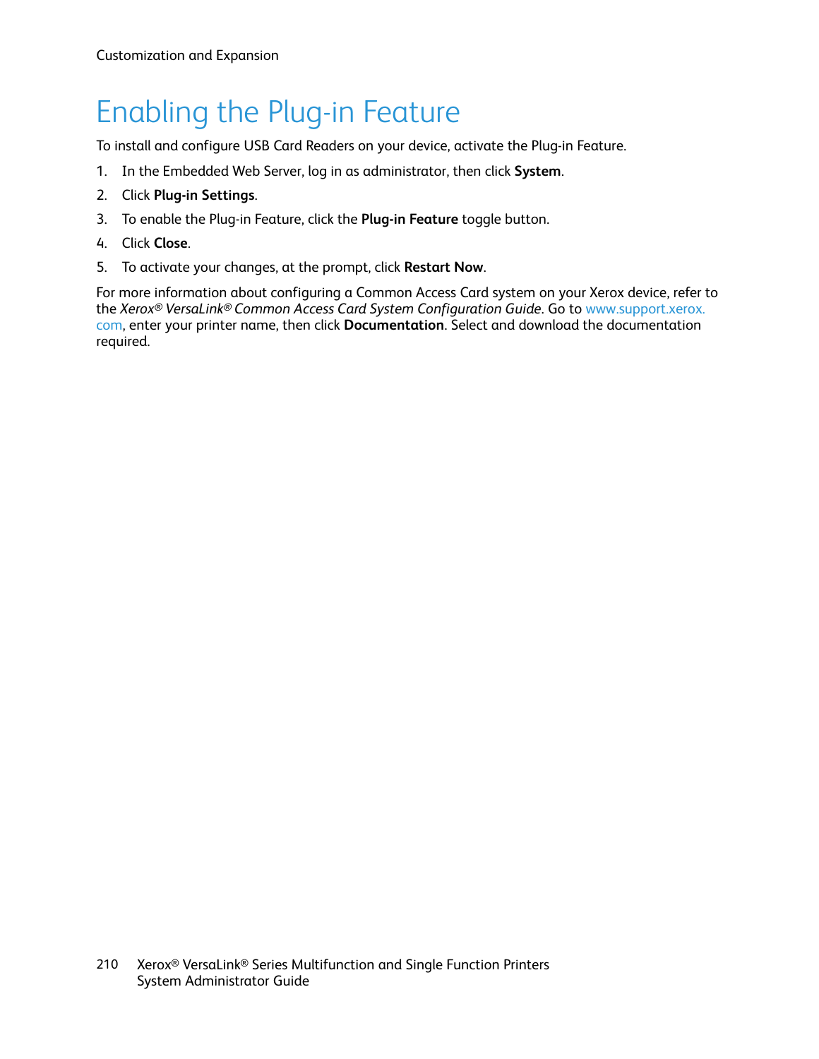# Enabling the Plug-in Feature

To install and configure USB Card Readers on your device, activate the Plug-in Feature.

1. In the Embedded Web Server, log in as administrator, then click **System**.
2. Click **Plug-in Settings**.
3. To enable the Plug-in Feature, click the **Plug-in Feature** toggle button.
4. Click **Close**.
5. To activate your changes, at the prompt, click **Restart Now**.

For more information about configuring a Common Access Card system on your Xerox device, refer to the *Xerox® VersaLink® Common Access Card System Configuration Guide*. Go to www.support.xerox.com, enter your printer name, then click **Documentation**. Select and download the documentation required.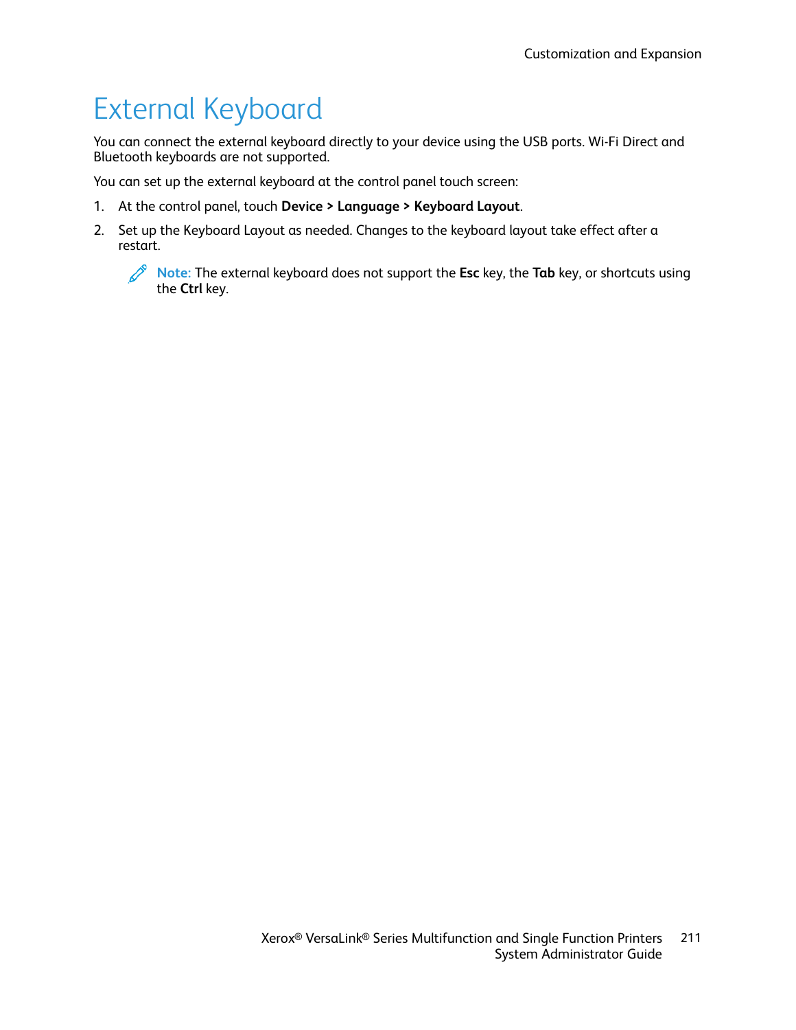# External Keyboard

You can connect the external keyboard directly to your device using the USB ports. Wi-Fi Direct and Bluetooth keyboards are not supported.

You can set up the external keyboard at the control panel touch screen:

1. At the control panel, touch **Device > Language > Keyboard Layout**.
2. Set up the Keyboard Layout as needed. Changes to the keyboard layout take effect after a restart.

   **Note:** The external keyboard does not support the **Esc** key, the **Tab** key, or shortcuts using the **Ctrl** key.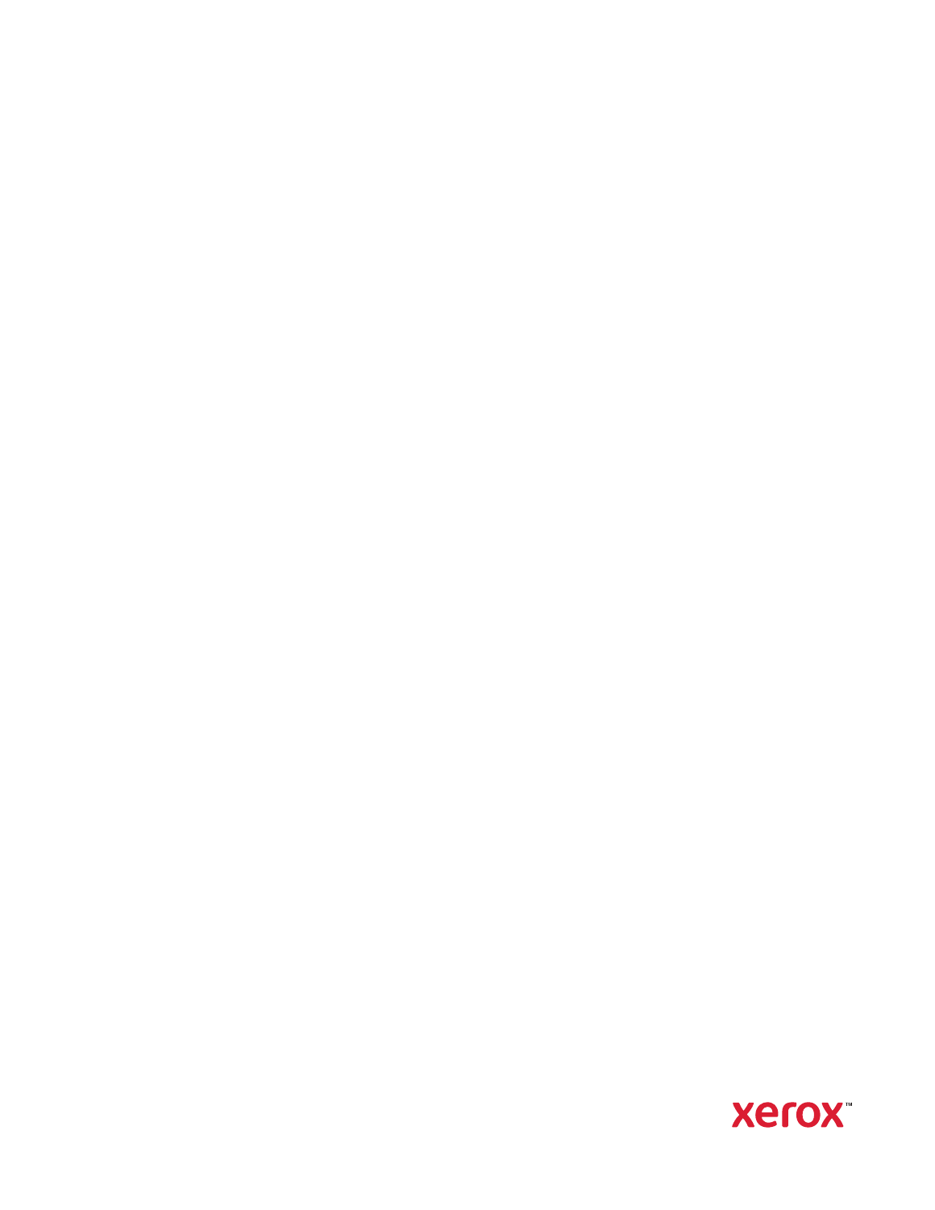xerox™